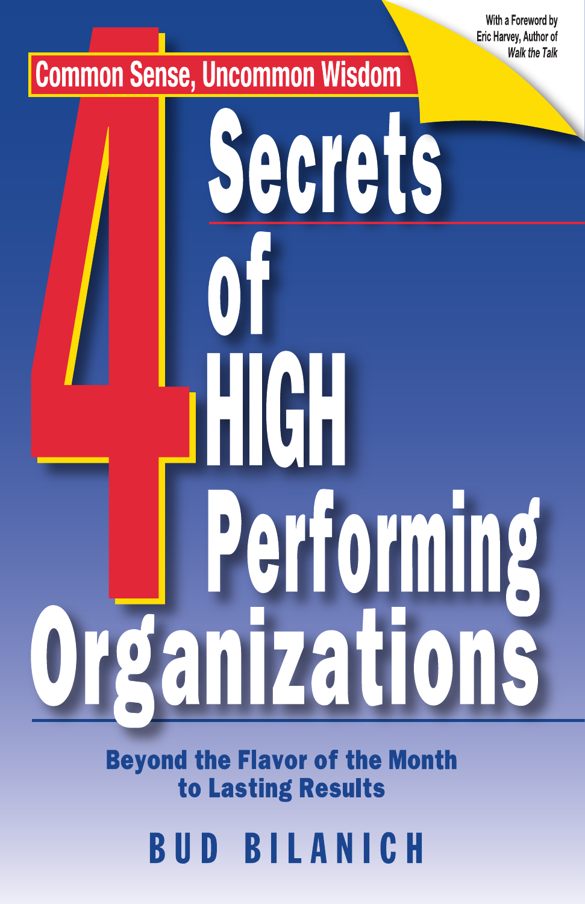With a Foreword by
Eric Harvey, Author of
*Walk the Talk*

**Common Sense, Uncommon Wisdom**

# 4 Secrets of HIGH Performing Organizations

## Beyond the Flavor of the Month to Lasting Results

**BUD BILANICH**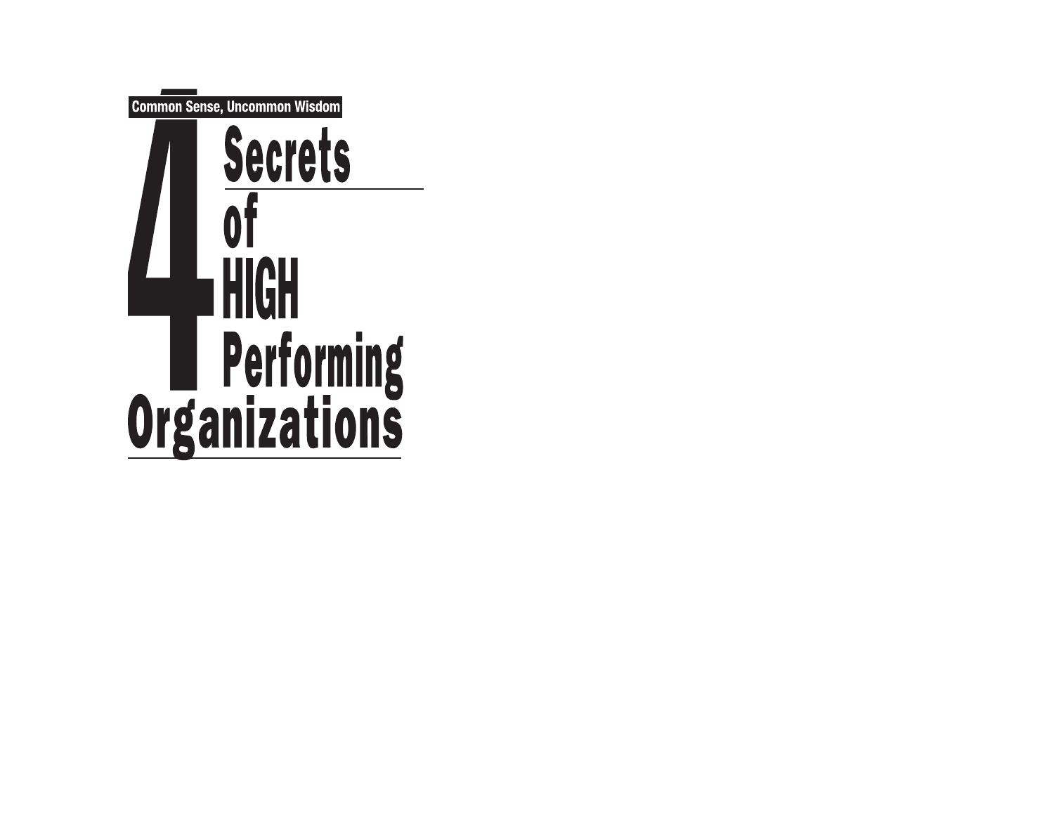Common Sense, Uncommon Wisdom

# 4 Secrets of HIGH Performing Organizations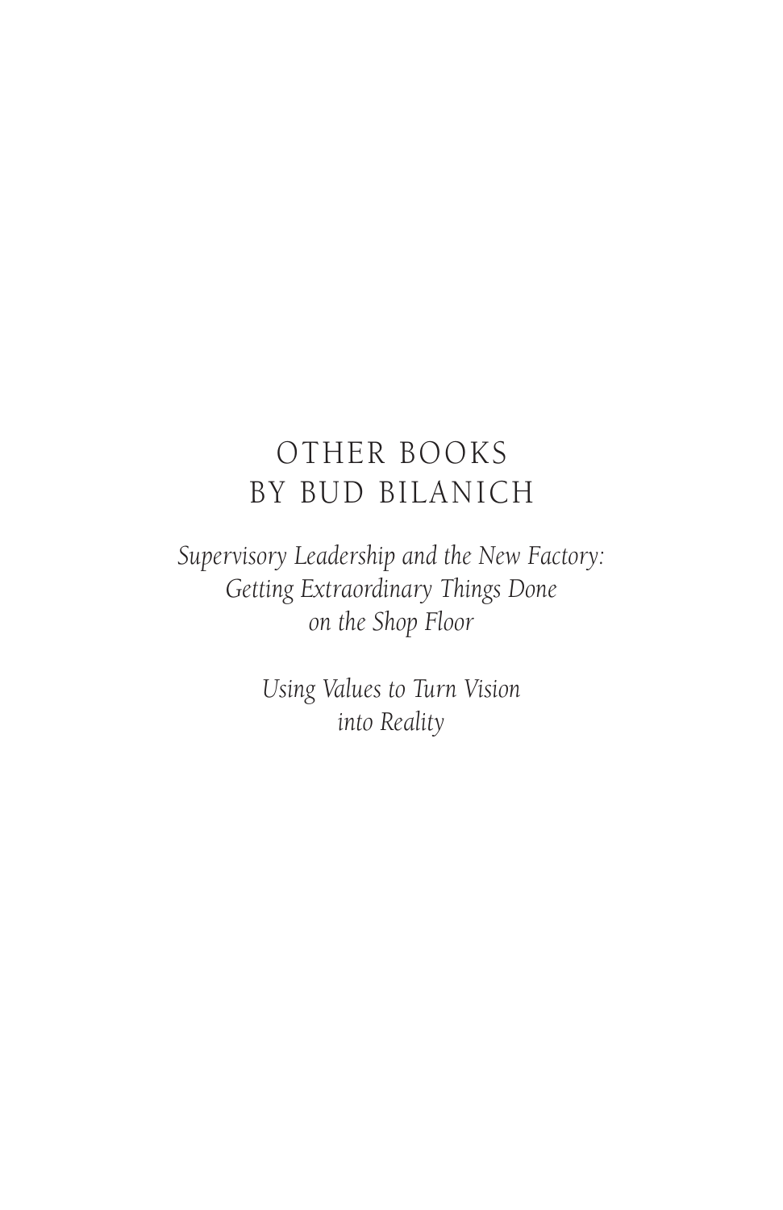# OTHER BOOKS BY BUD BILANICH

*Supervisory Leadership and the New Factory: Getting Extraordinary Things Done on the Shop Floor*

*Using Values to Turn Vision into Reality*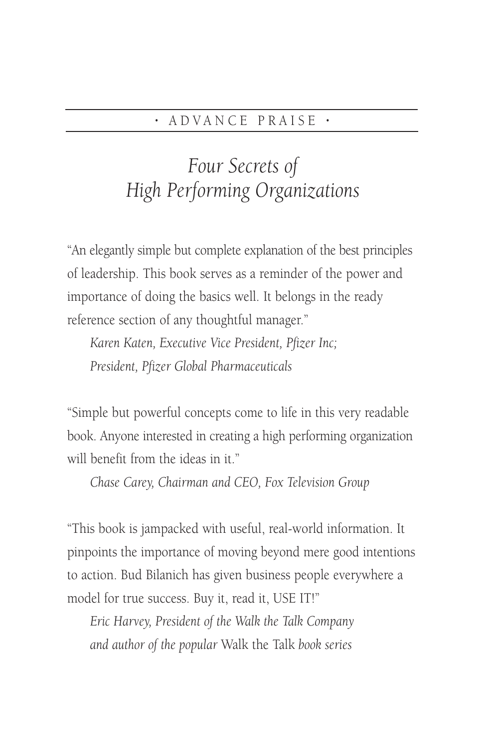## • ADVANCE PRAISE •

# *Four Secrets of High Performing Organizations*

"An elegantly simple but complete explanation of the best principles of leadership. This book serves as a reminder of the power and importance of doing the basics well. It belongs in the ready reference section of any thoughtful manager."

*Karen Katen, Executive Vice President, Pfizer Inc; President, Pfizer Global Pharmaceuticals*

"Simple but powerful concepts come to life in this very readable book. Anyone interested in creating a high performing organization will benefit from the ideas in it."

*Chase Carey, Chairman and CEO, Fox Television Group*

"This book is jampacked with useful, real-world information. It pinpoints the importance of moving beyond mere good intentions to action. Bud Bilanich has given business people everywhere a model for true success. Buy it, read it, USE IT!"

*Eric Harvey, President of the Walk the Talk Company and author of the popular* Walk the Talk *book series*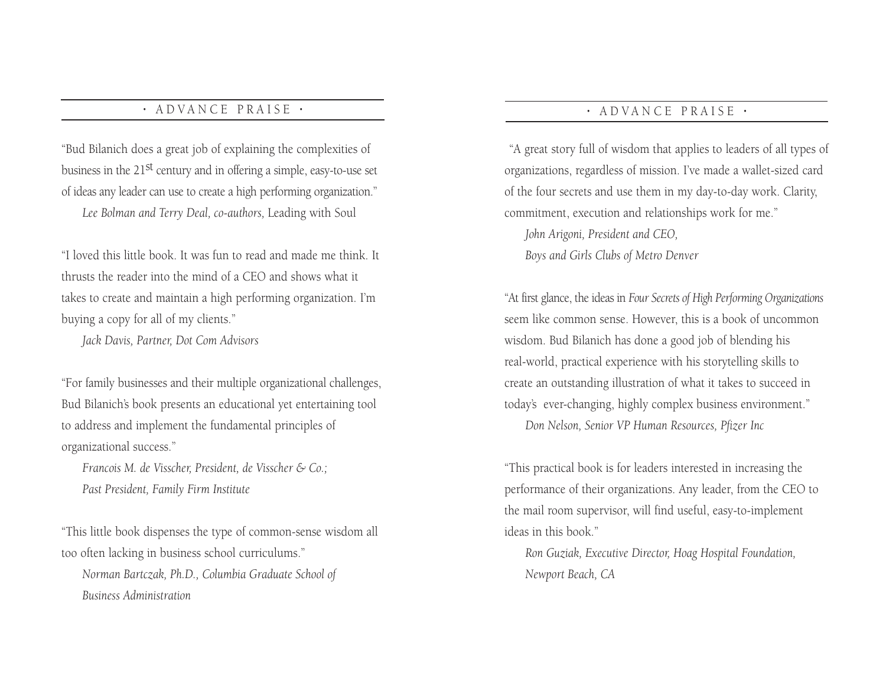## • ADVANCE PRAISE •

"Bud Bilanich does a great job of explaining the complexities of business in the 21st century and in offering a simple, easy-to-use set of ideas any leader can use to create a high performing organization."

*Lee Bolman and Terry Deal, co-authors,* Leading with Soul

"I loved this little book. It was fun to read and made me think. It thrusts the reader into the mind of a CEO and shows what it takes to create and maintain a high performing organization. I'm buying a copy for all of my clients."

*Jack Davis, Partner, Dot Com Advisors*

"For family businesses and their multiple organizational challenges, Bud Bilanich's book presents an educational yet entertaining tool to address and implement the fundamental principles of organizational success."

*Francois M. de Visscher, President, de Visscher & Co.; Past President, Family Firm Institute*

"This little book dispenses the type of common-sense wisdom all too often lacking in business school curriculums."

*Norman Bartczak, Ph.D., Columbia Graduate School of Business Administration*

## • ADVANCE PRAISE •

"A great story full of wisdom that applies to leaders of all types of organizations, regardless of mission. I've made a wallet-sized card of the four secrets and use them in my day-to-day work. Clarity, commitment, execution and relationships work for me."

*John Arigoni, President and CEO, Boys and Girls Clubs of Metro Denver*

"At first glance, the ideas in *Four Secrets of High Performing Organizations* seem like common sense. However, this is a book of uncommon wisdom. Bud Bilanich has done a good job of blending his real-world, practical experience with his storytelling skills to create an outstanding illustration of what it takes to succeed in today's ever-changing, highly complex business environment."

*Don Nelson, Senior VP Human Resources, Pfizer Inc*

"This practical book is for leaders interested in increasing the performance of their organizations. Any leader, from the CEO to the mail room supervisor, will find useful, easy-to-implement ideas in this book."

*Ron Guziak, Executive Director, Hoag Hospital Foundation, Newport Beach, CA*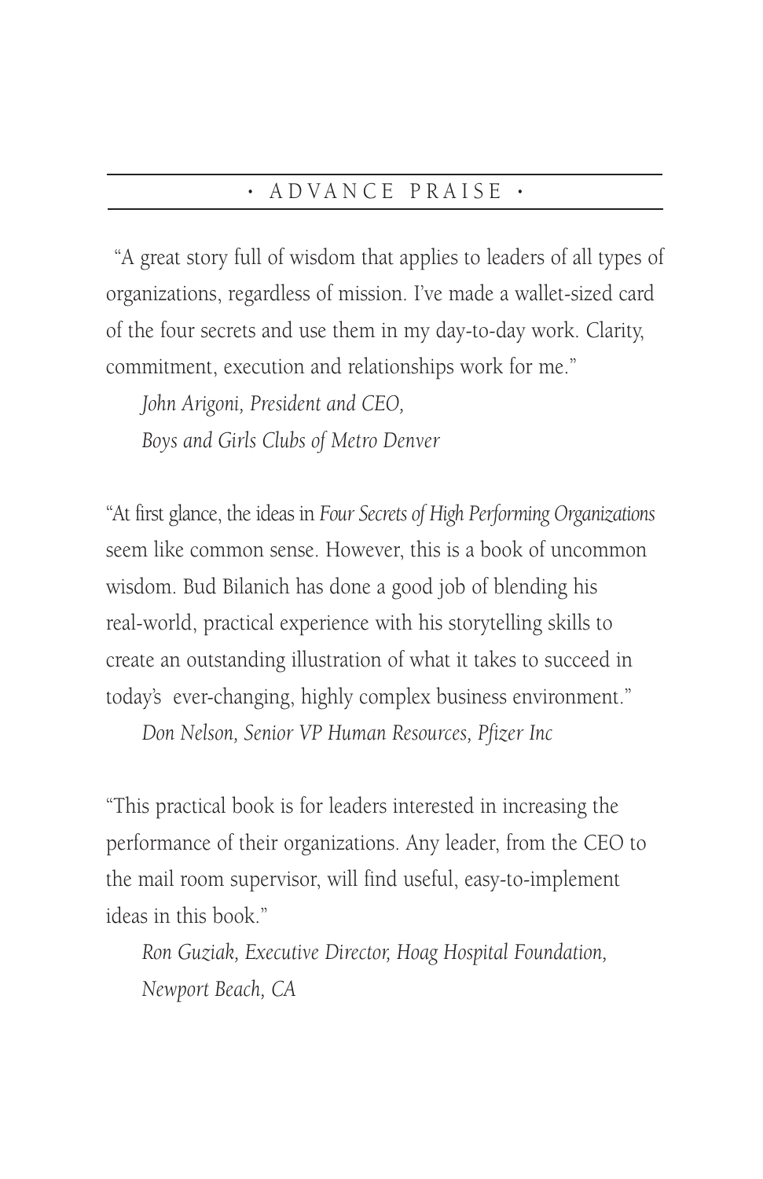## • ADVANCE PRAISE •

"A great story full of wisdom that applies to leaders of all types of organizations, regardless of mission. I've made a wallet-sized card of the four secrets and use them in my day-to-day work. Clarity, commitment, execution and relationships work for me."

*John Arigoni, President and CEO,*
*Boys and Girls Clubs of Metro Denver*

"At first glance, the ideas in *Four Secrets of High Performing Organizations* seem like common sense. However, this is a book of uncommon wisdom. Bud Bilanich has done a good job of blending his real-world, practical experience with his storytelling skills to create an outstanding illustration of what it takes to succeed in today's ever-changing, highly complex business environment."

*Don Nelson, Senior VP Human Resources, Pfizer Inc*

"This practical book is for leaders interested in increasing the performance of their organizations. Any leader, from the CEO to the mail room supervisor, will find useful, easy-to-implement ideas in this book."

*Ron Guziak, Executive Director, Hoag Hospital Foundation,*
*Newport Beach, CA*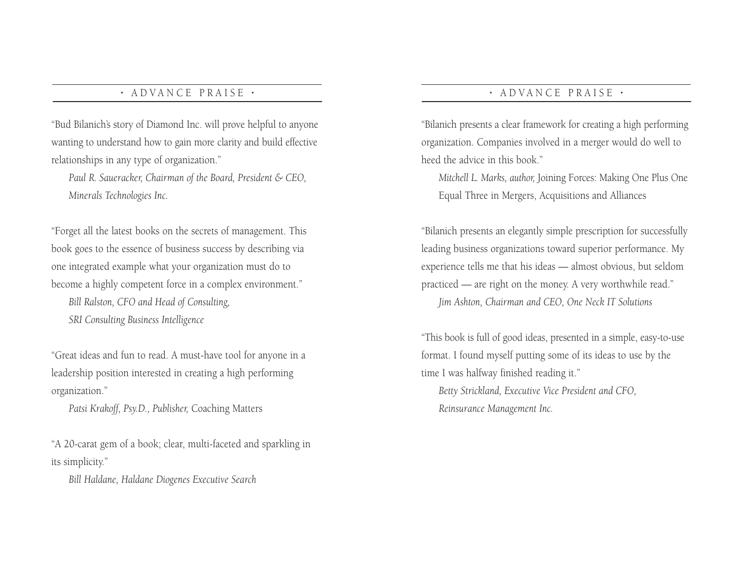## • ADVANCE PRAISE •

"Bud Bilanich's story of Diamond Inc. will prove helpful to anyone wanting to understand how to gain more clarity and build effective relationships in any type of organization."

*Paul R. Saueracker, Chairman of the Board, President & CEO, Minerals Technologies Inc.*

"Forget all the latest books on the secrets of management. This book goes to the essence of business success by describing via one integrated example what your organization must do to become a highly competent force in a complex environment."

*Bill Ralston, CFO and Head of Consulting, SRI Consulting Business Intelligence*

"Great ideas and fun to read. A must-have tool for anyone in a leadership position interested in creating a high performing organization."

*Patsi Krakoff, Psy.D., Publisher,* Coaching Matters

"A 20-carat gem of a book; clear, multi-faceted and sparkling in its simplicity."

*Bill Haldane, Haldane Diogenes Executive Search*

## • ADVANCE PRAISE •

"Bilanich presents a clear framework for creating a high performing organization. Companies involved in a merger would do well to heed the advice in this book."

*Mitchell L. Marks, author,* Joining Forces: Making One Plus One Equal Three in Mergers, Acquisitions and Alliances

"Bilanich presents an elegantly simple prescription for successfully leading business organizations toward superior performance. My experience tells me that his ideas — almost obvious, but seldom practiced — are right on the money. A very worthwhile read."

*Jim Ashton, Chairman and CEO, One Neck IT Solutions*

"This book is full of good ideas, presented in a simple, easy-to-use format. I found myself putting some of its ideas to use by the time I was halfway finished reading it."

*Betty Strickland, Executive Vice President and CFO, Reinsurance Management Inc.*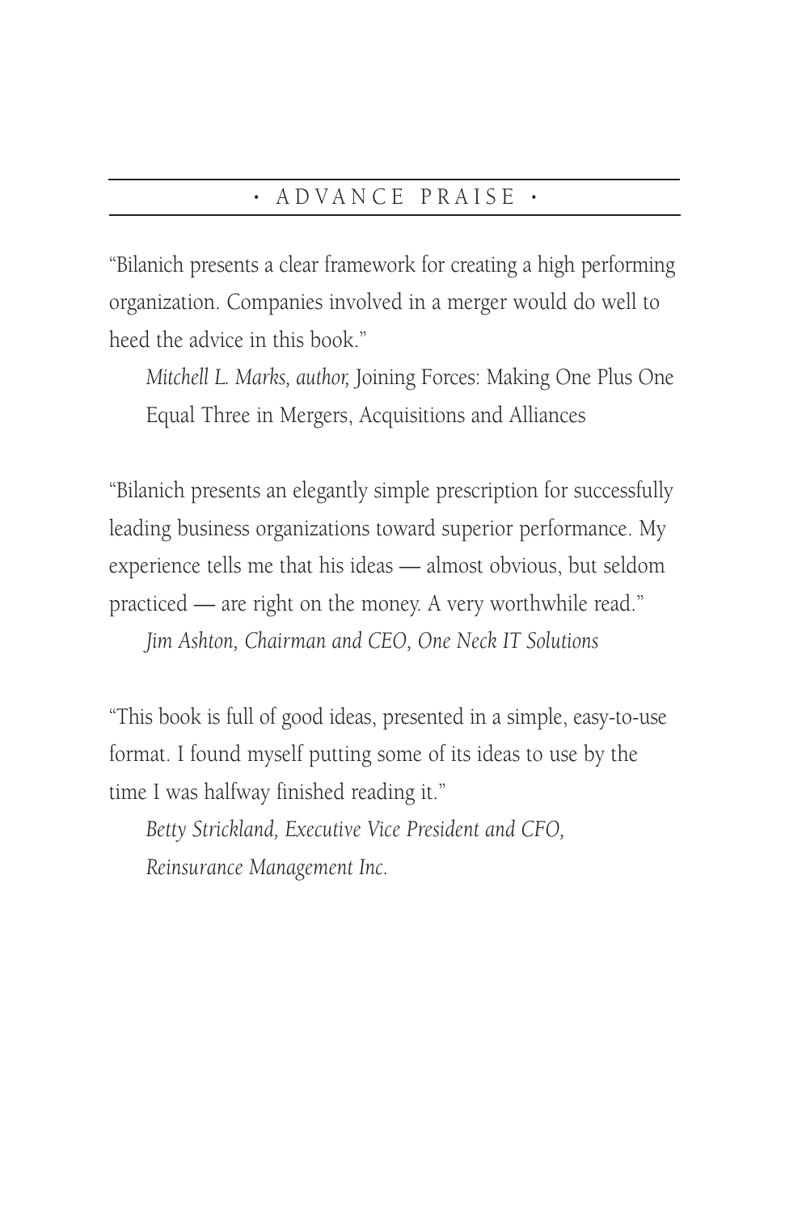## • ADVANCE PRAISE •

"Bilanich presents a clear framework for creating a high performing organization. Companies involved in a merger would do well to heed the advice in this book."

*Mitchell L. Marks, author,* Joining Forces: Making One Plus One Equal Three in Mergers, Acquisitions and Alliances

"Bilanich presents an elegantly simple prescription for successfully leading business organizations toward superior performance. My experience tells me that his ideas — almost obvious, but seldom practiced — are right on the money. A very worthwhile read."

*Jim Ashton, Chairman and CEO, One Neck IT Solutions*

"This book is full of good ideas, presented in a simple, easy-to-use format. I found myself putting some of its ideas to use by the time I was halfway finished reading it."

*Betty Strickland, Executive Vice President and CFO, Reinsurance Management Inc.*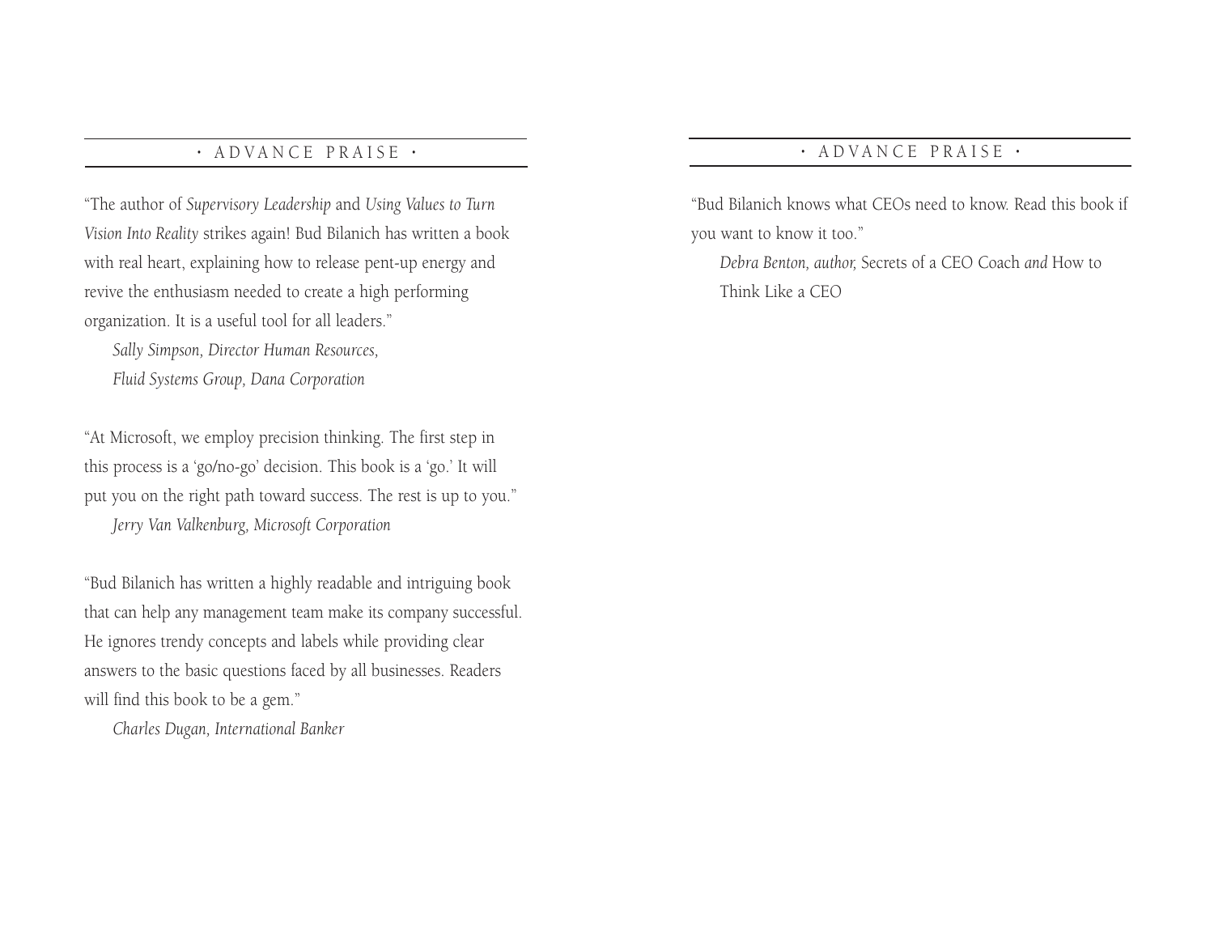## • ADVANCE PRAISE •

"The author of *Supervisory Leadership* and *Using Values to Turn Vision Into Reality* strikes again! Bud Bilanich has written a book with real heart, explaining how to release pent-up energy and revive the enthusiasm needed to create a high performing organization. It is a useful tool for all leaders."

*Sally Simpson, Director Human Resources, Fluid Systems Group, Dana Corporation*

"At Microsoft, we employ precision thinking. The first step in this process is a 'go/no-go' decision. This book is a 'go.' It will put you on the right path toward success. The rest is up to you."

*Jerry Van Valkenburg, Microsoft Corporation*

"Bud Bilanich has written a highly readable and intriguing book that can help any management team make its company successful. He ignores trendy concepts and labels while providing clear answers to the basic questions faced by all businesses. Readers will find this book to be a gem."

*Charles Dugan, International Banker*

## • ADVANCE PRAISE •

"Bud Bilanich knows what CEOs need to know. Read this book if you want to know it too."

*Debra Benton, author,* Secrets of a CEO Coach *and* How to Think Like a CEO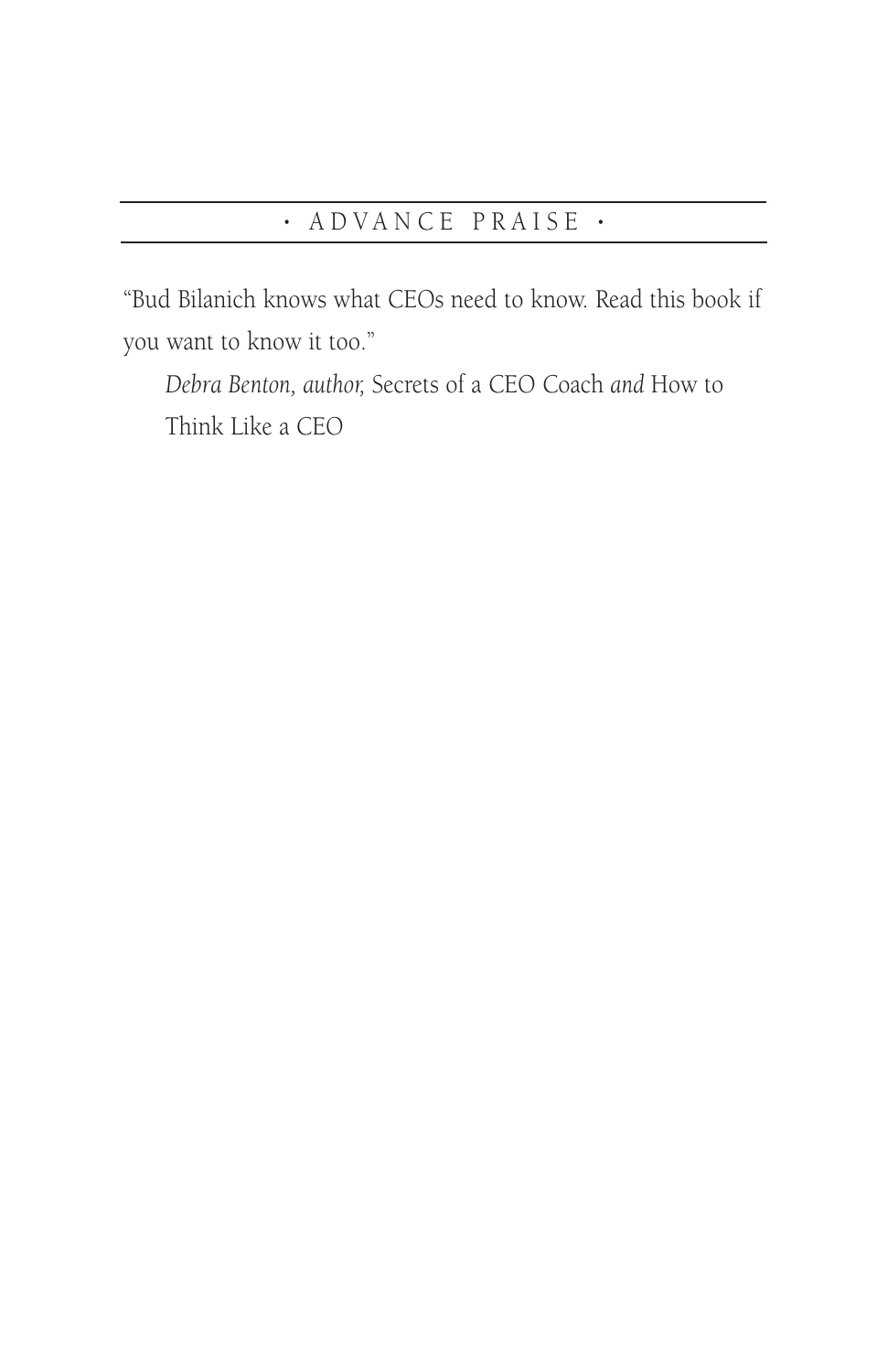## • ADVANCE PRAISE •

"Bud Bilanich knows what CEOs need to know. Read this book if you want to know it too."

*Debra Benton, author,* Secrets of a CEO Coach *and* How to Think Like a CEO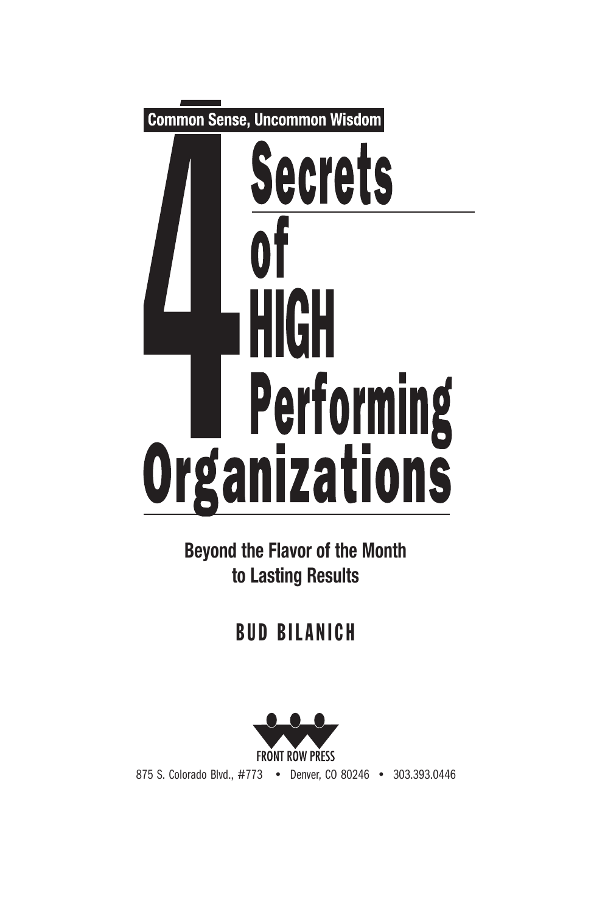**Common Sense, Uncommon Wisdom**

# 4 Secrets of HIGH Performing Organizations

**Beyond the Flavor of the Month to Lasting Results**

**BUD BILANICH**

FRONT ROW PRESS

875 S. Colorado Blvd., #773 • Denver, CO 80246 • 303.393.0446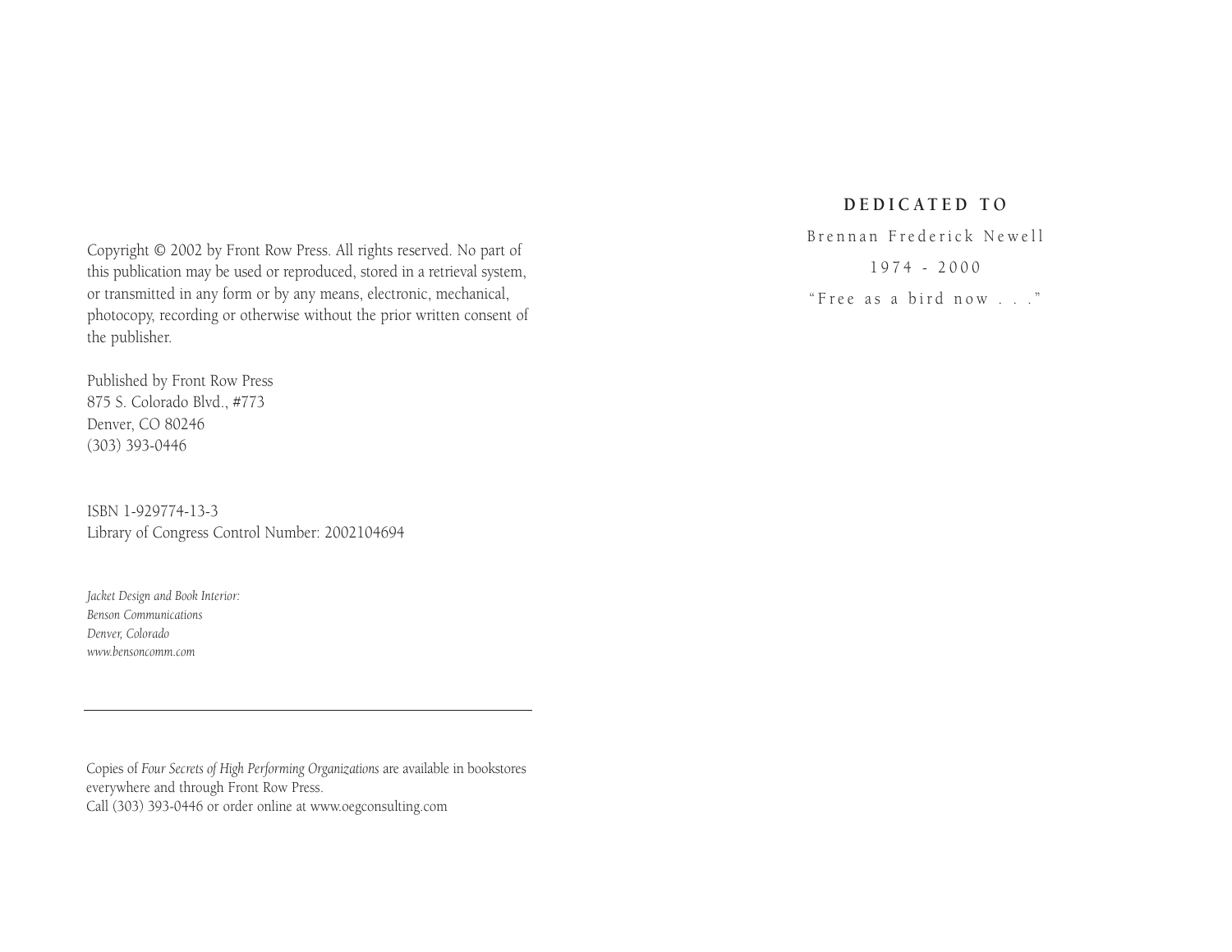Copyright © 2002 by Front Row Press. All rights reserved. No part of this publication may be used or reproduced, stored in a retrieval system, or transmitted in any form or by any means, electronic, mechanical, photocopy, recording or otherwise without the prior written consent of the publisher.

Published by Front Row Press
875 S. Colorado Blvd., #773
Denver, CO 80246
(303) 393-0446

ISBN 1-929774-13-3
Library of Congress Control Number: 2002104694

*Jacket Design and Book Interior:*
*Benson Communications*
*Denver, Colorado*
*www.bensoncomm.com*

---

Copies of *Four Secrets of High Performing Organizations* are available in bookstores everywhere and through Front Row Press.
Call (303) 393-0446 or order online at www.oegconsulting.com

**DEDICATED TO**

Brennan Frederick Newell

1974 - 2000

"Free as a bird now . . ."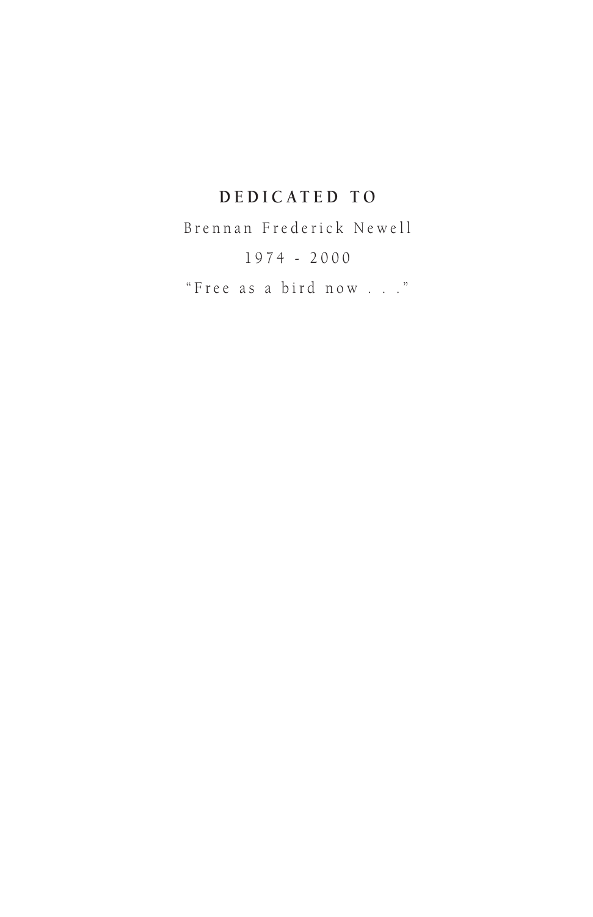**DEDICATED TO**

Brennan Frederick Newell

1974 - 2000

"Free as a bird now . . ."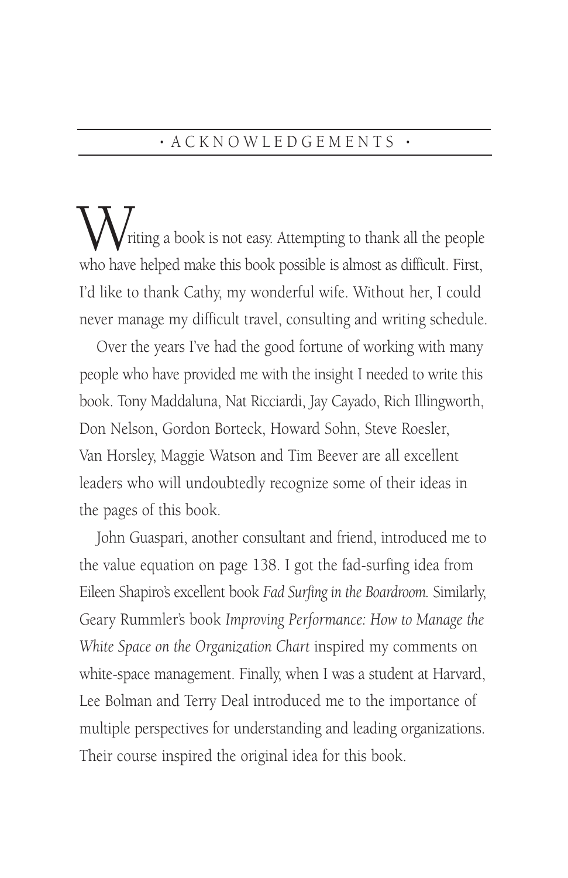# ACKNOWLEDGEMENTS

Writing a book is not easy. Attempting to thank all the people who have helped make this book possible is almost as difficult. First, I'd like to thank Cathy, my wonderful wife. Without her, I could never manage my difficult travel, consulting and writing schedule.

Over the years I've had the good fortune of working with many people who have provided me with the insight I needed to write this book. Tony Maddaluna, Nat Ricciardi, Jay Cayado, Rich Illingworth, Don Nelson, Gordon Borteck, Howard Sohn, Steve Roesler, Van Horsley, Maggie Watson and Tim Beever are all excellent leaders who will undoubtedly recognize some of their ideas in the pages of this book.

John Guaspari, another consultant and friend, introduced me to the value equation on page 138. I got the fad-surfing idea from Eileen Shapiro's excellent book *Fad Surfing in the Boardroom.* Similarly, Geary Rummler's book *Improving Performance: How to Manage the White Space on the Organization Chart* inspired my comments on white-space management. Finally, when I was a student at Harvard, Lee Bolman and Terry Deal introduced me to the importance of multiple perspectives for understanding and leading organizations. Their course inspired the original idea for this book.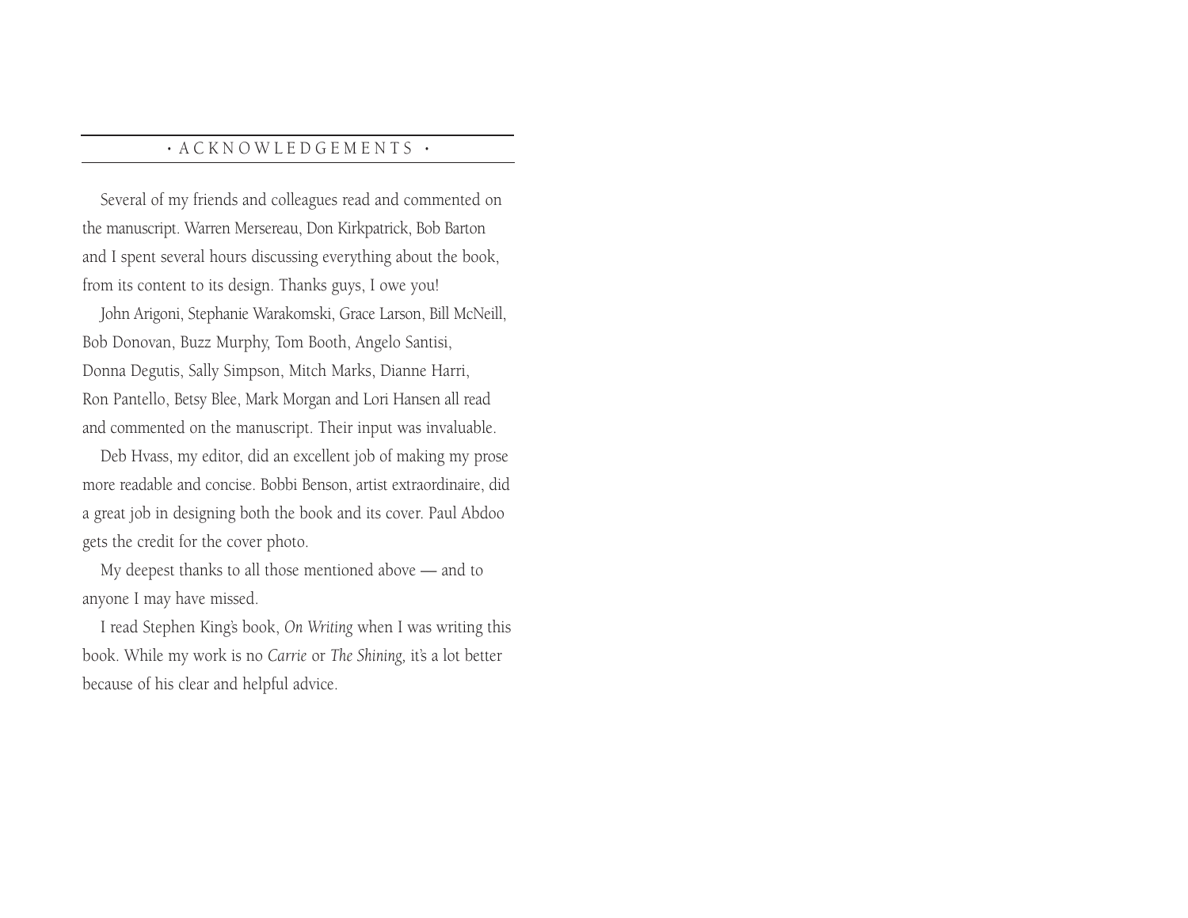# ACKNOWLEDGEMENTS

Several of my friends and colleagues read and commented on the manuscript. Warren Mersereau, Don Kirkpatrick, Bob Barton and I spent several hours discussing everything about the book, from its content to its design. Thanks guys, I owe you!

John Arigoni, Stephanie Warakomski, Grace Larson, Bill McNeill, Bob Donovan, Buzz Murphy, Tom Booth, Angelo Santisi, Donna Degutis, Sally Simpson, Mitch Marks, Dianne Harri, Ron Pantello, Betsy Blee, Mark Morgan and Lori Hansen all read and commented on the manuscript. Their input was invaluable.

Deb Hvass, my editor, did an excellent job of making my prose more readable and concise. Bobbi Benson, artist extraordinaire, did a great job in designing both the book and its cover. Paul Abdoo gets the credit for the cover photo.

My deepest thanks to all those mentioned above — and to anyone I may have missed.

I read Stephen King's book, *On Writing* when I was writing this book. While my work is no *Carrie* or *The Shining*, it's a lot better because of his clear and helpful advice.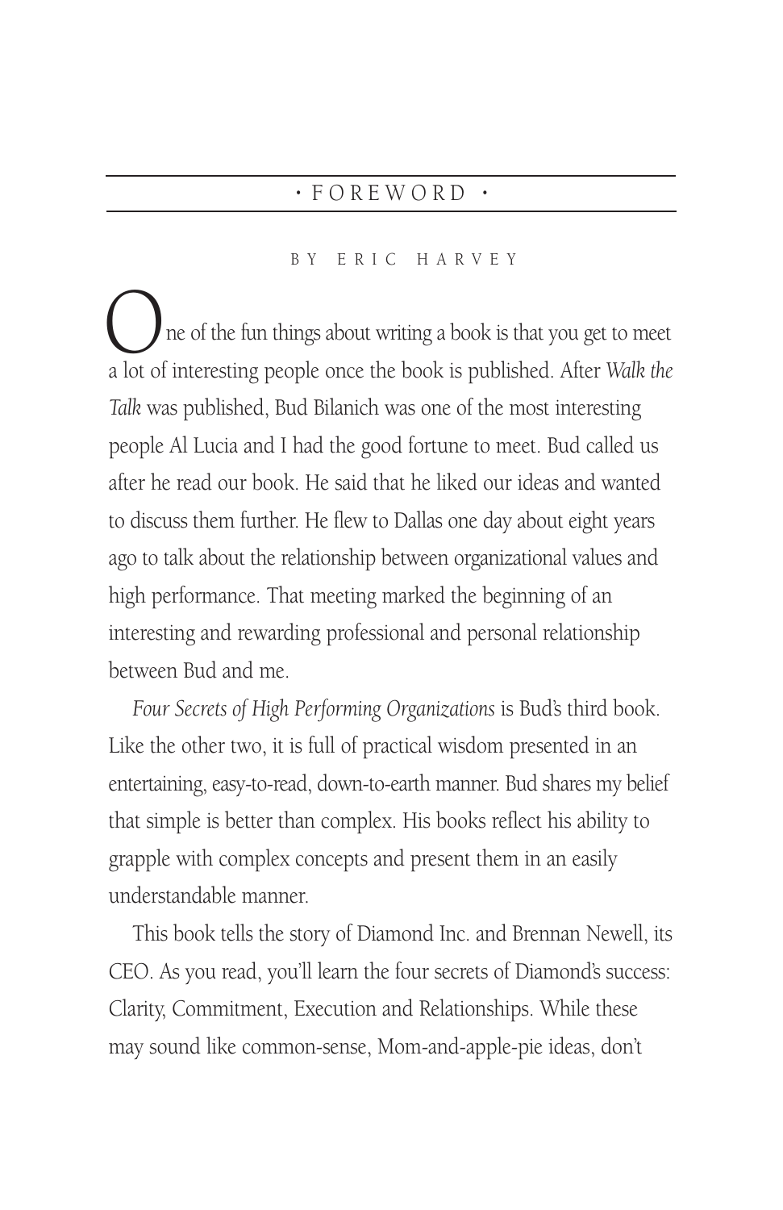# FOREWORD

BY ERIC HARVEY

One of the fun things about writing a book is that you get to meet a lot of interesting people once the book is published. After *Walk the Talk* was published, Bud Bilanich was one of the most interesting people Al Lucia and I had the good fortune to meet. Bud called us after he read our book. He said that he liked our ideas and wanted to discuss them further. He flew to Dallas one day about eight years ago to talk about the relationship between organizational values and high performance. That meeting marked the beginning of an interesting and rewarding professional and personal relationship between Bud and me.

*Four Secrets of High Performing Organizations* is Bud's third book. Like the other two, it is full of practical wisdom presented in an entertaining, easy-to-read, down-to-earth manner. Bud shares my belief that simple is better than complex. His books reflect his ability to grapple with complex concepts and present them in an easily understandable manner.

This book tells the story of Diamond Inc. and Brennan Newell, its CEO. As you read, you'll learn the four secrets of Diamond's success: Clarity, Commitment, Execution and Relationships. While these may sound like common-sense, Mom-and-apple-pie ideas, don't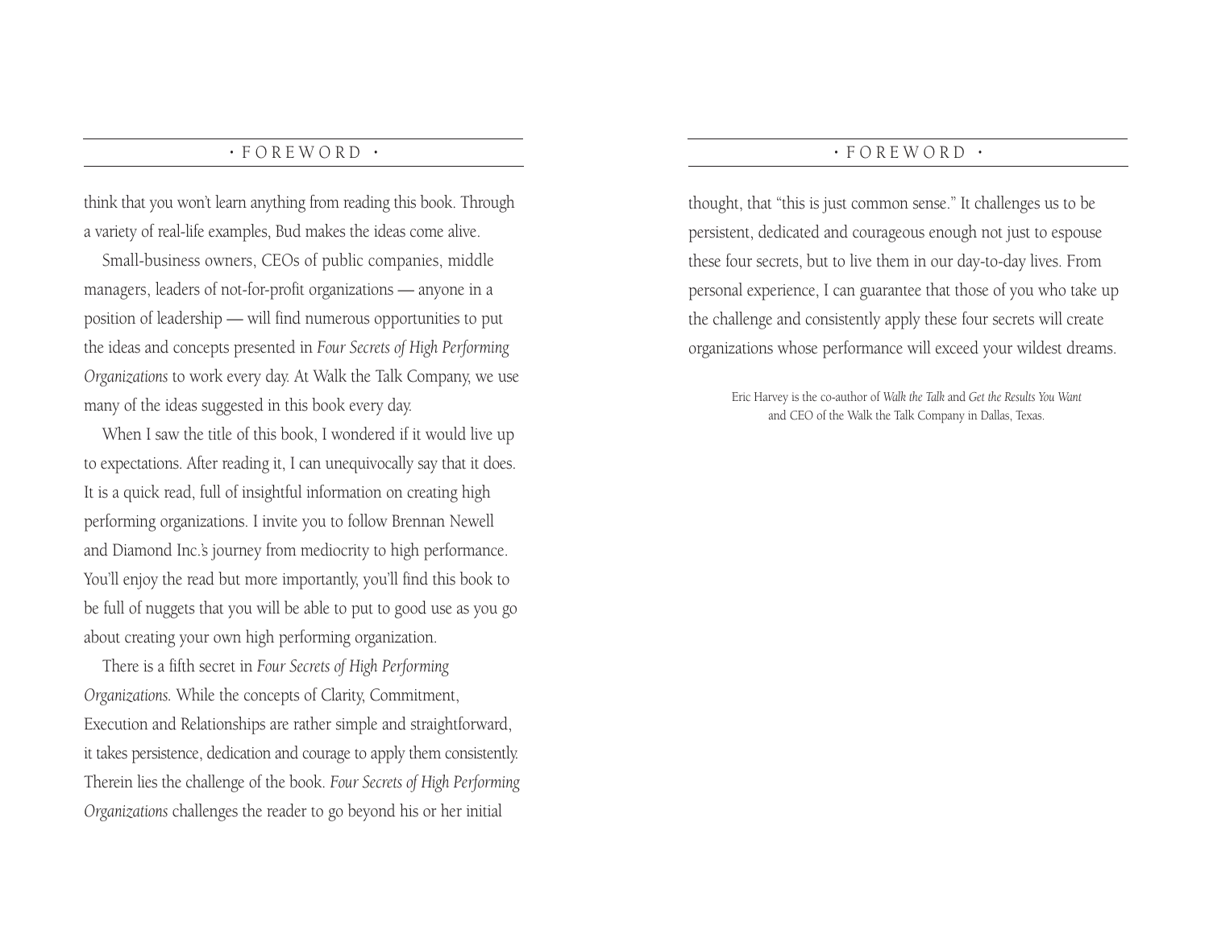think that you won't learn anything from reading this book. Through a variety of real-life examples, Bud makes the ideas come alive.

Small-business owners, CEOs of public companies, middle managers, leaders of not-for-profit organizations — anyone in a position of leadership — will find numerous opportunities to put the ideas and concepts presented in *Four Secrets of High Performing Organizations* to work every day. At Walk the Talk Company, we use many of the ideas suggested in this book every day.

When I saw the title of this book, I wondered if it would live up to expectations. After reading it, I can unequivocally say that it does. It is a quick read, full of insightful information on creating high performing organizations. I invite you to follow Brennan Newell and Diamond Inc.'s journey from mediocrity to high performance. You'll enjoy the read but more importantly, you'll find this book to be full of nuggets that you will be able to put to good use as you go about creating your own high performing organization.

There is a fifth secret in *Four Secrets of High Performing Organizations.* While the concepts of Clarity, Commitment, Execution and Relationships are rather simple and straightforward, it takes persistence, dedication and courage to apply them consistently. Therein lies the challenge of the book. *Four Secrets of High Performing Organizations* challenges the reader to go beyond his or her initial thought, that "this is just common sense." It challenges us to be persistent, dedicated and courageous enough not just to espouse these four secrets, but to live them in our day-to-day lives. From personal experience, I can guarantee that those of you who take up the challenge and consistently apply these four secrets will create organizations whose performance will exceed your wildest dreams.

Eric Harvey is the co-author of *Walk the Talk* and *Get the Results You Want* and CEO of the Walk the Talk Company in Dallas, Texas.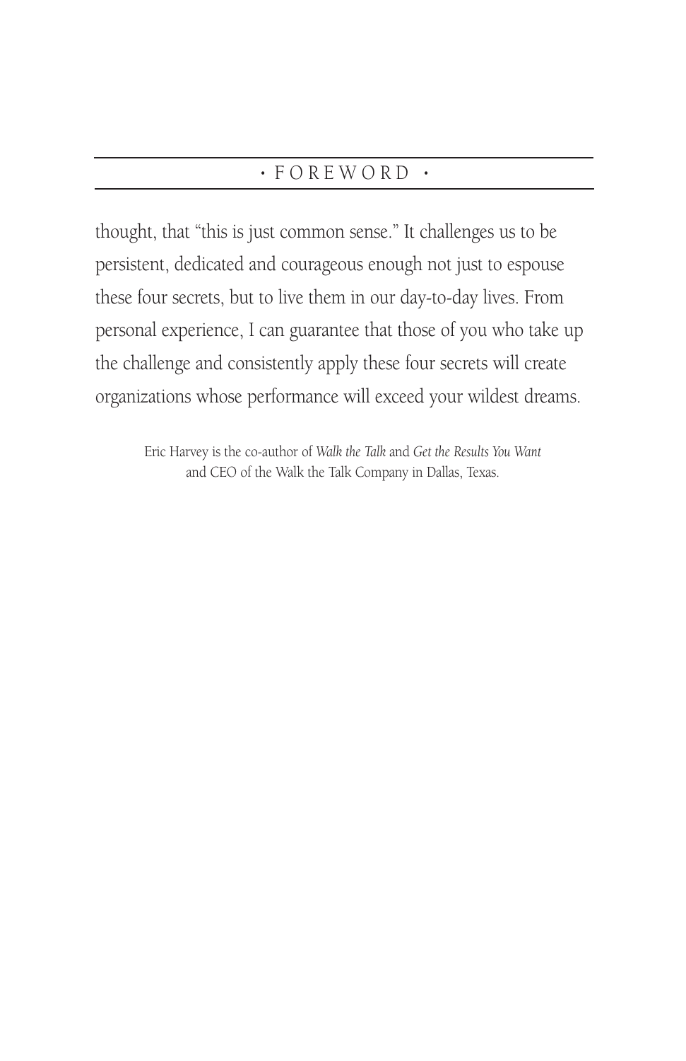thought, that "this is just common sense." It challenges us to be persistent, dedicated and courageous enough not just to espouse these four secrets, but to live them in our day-to-day lives. From personal experience, I can guarantee that those of you who take up the challenge and consistently apply these four secrets will create organizations whose performance will exceed your wildest dreams.

Eric Harvey is the co-author of *Walk the Talk* and *Get the Results You Want* and CEO of the Walk the Talk Company in Dallas, Texas.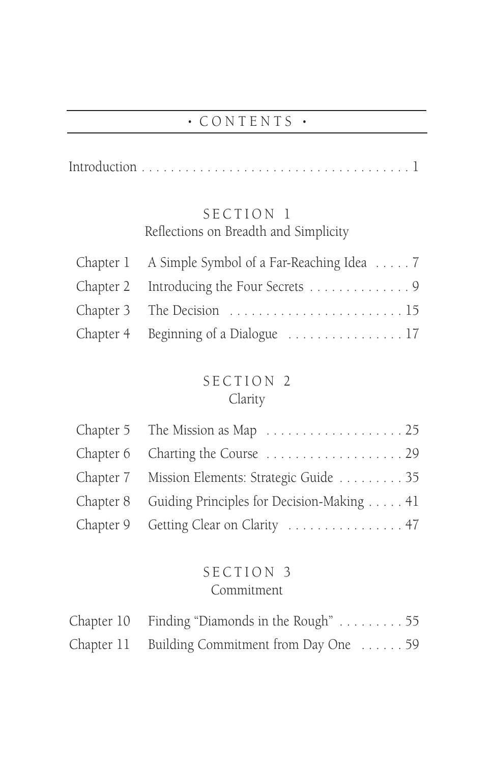# • CONTENTS •

Introduction . . . . . . . . . . . . . . . . . . . . . . . . . . . . . . . . . . . . . 1

## SECTION 1
### Reflections on Breadth and Simplicity

| | | |
|---|---|---|
| Chapter 1 | A Simple Symbol of a Far-Reaching Idea | 7 |
| Chapter 2 | Introducing the Four Secrets | 9 |
| Chapter 3 | The Decision | 15 |
| Chapter 4 | Beginning of a Dialogue | 17 |

## SECTION 2
### Clarity

| | | |
|---|---|---|
| Chapter 5 | The Mission as Map | 25 |
| Chapter 6 | Charting the Course | 29 |
| Chapter 7 | Mission Elements: Strategic Guide | 35 |
| Chapter 8 | Guiding Principles for Decision-Making | 41 |
| Chapter 9 | Getting Clear on Clarity | 47 |

## SECTION 3
### Commitment

| | | |
|---|---|---|
| Chapter 10 | Finding "Diamonds in the Rough" | 55 |
| Chapter 11 | Building Commitment from Day One | 59 |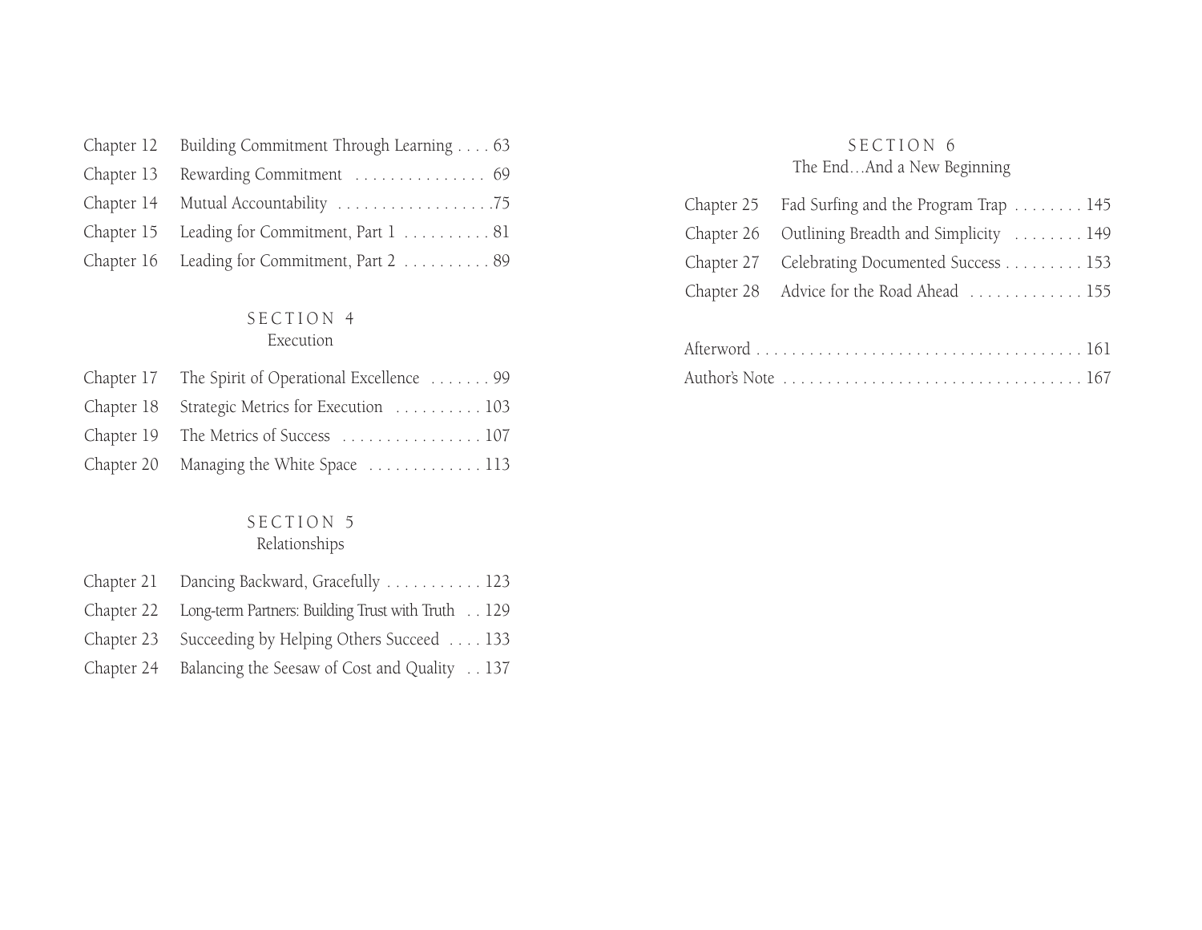Chapter 12 Building Commitment Through Learning . . . . 63

Chapter 13 Rewarding Commitment . . . . . . . . . . . . . . . 69

Chapter 14 Mutual Accountability . . . . . . . . . . . . . . . . . .75

Chapter 15 Leading for Commitment, Part 1 . . . . . . . . . . 81

Chapter 16 Leading for Commitment, Part 2 . . . . . . . . . . 89

## SECTION 4
Execution

Chapter 17 The Spirit of Operational Excellence . . . . . . . 99

Chapter 18 Strategic Metrics for Execution . . . . . . . . . . 103

Chapter 19 The Metrics of Success . . . . . . . . . . . . . . . . 107

Chapter 20 Managing the White Space . . . . . . . . . . . . . 113

## SECTION 5
Relationships

Chapter 21 Dancing Backward, Gracefully . . . . . . . . . . . 123

Chapter 22 Long-term Partners: Building Trust with Truth . . 129

Chapter 23 Succeeding by Helping Others Succeed . . . . 133

Chapter 24 Balancing the Seesaw of Cost and Quality . . 137

## SECTION 6
The End…And a New Beginning

Chapter 25 Fad Surfing and the Program Trap . . . . . . . . 145

Chapter 26 Outlining Breadth and Simplicity . . . . . . . . 149

Chapter 27 Celebrating Documented Success . . . . . . . . . 153

Chapter 28 Advice for the Road Ahead . . . . . . . . . . . . . 155

Afterword . . . . . . . . . . . . . . . . . . . . . . . . . . . . . . . . . . . . . 161

Author's Note . . . . . . . . . . . . . . . . . . . . . . . . . . . . . . . . . . 167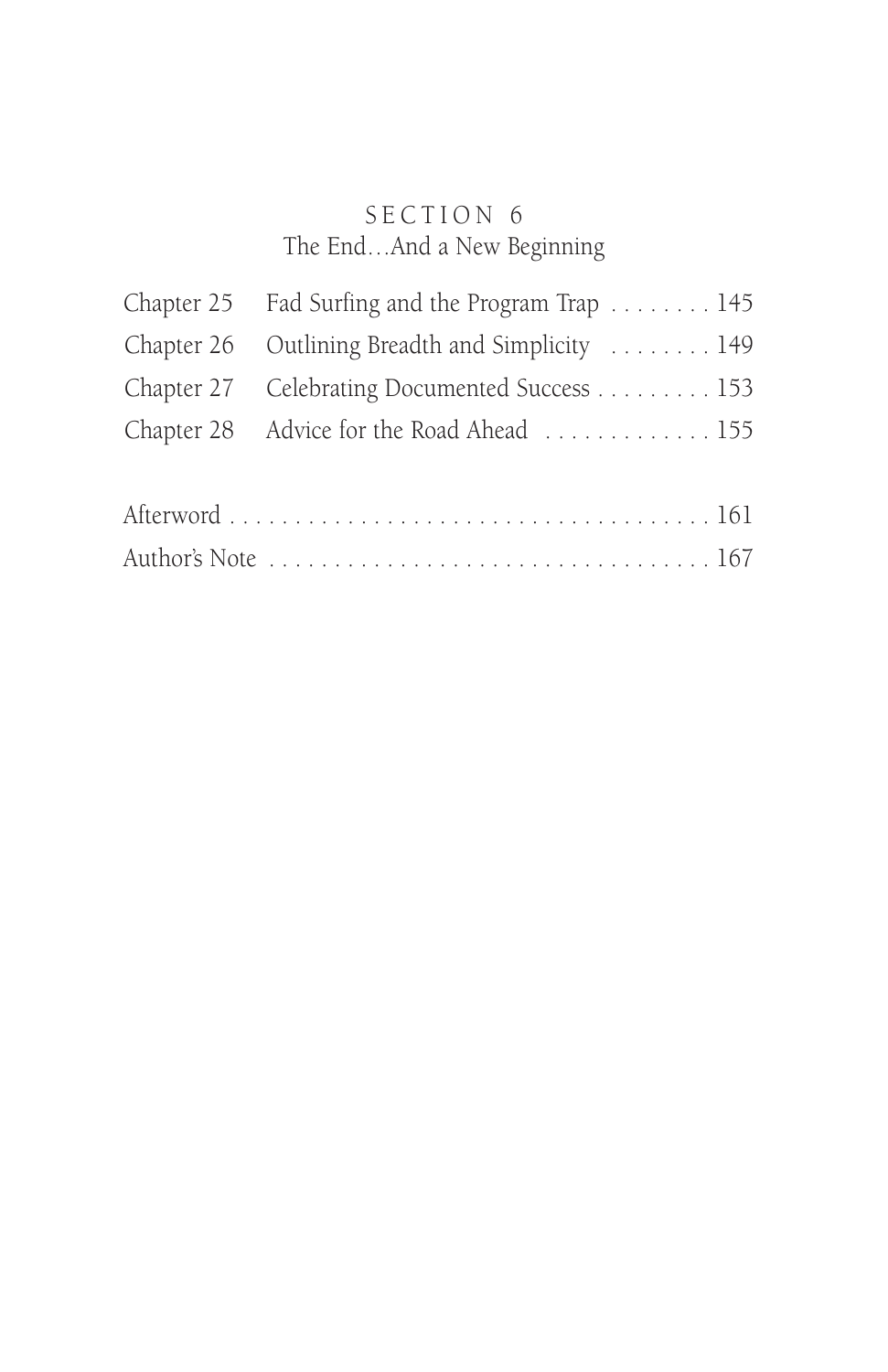## SECTION 6
### The End…And a New Beginning

| | | |
|---|---|---|
| Chapter 25 | Fad Surfing and the Program Trap | 145 |
| Chapter 26 | Outlining Breadth and Simplicity | 149 |
| Chapter 27 | Celebrating Documented Success | 153 |
| Chapter 28 | Advice for the Road Ahead | 155 |

Afterword . . . . . . . . . . . . . . . . . . . . . . . . . . . . . . . . . . . . 161

Author's Note . . . . . . . . . . . . . . . . . . . . . . . . . . . . . . . . . 167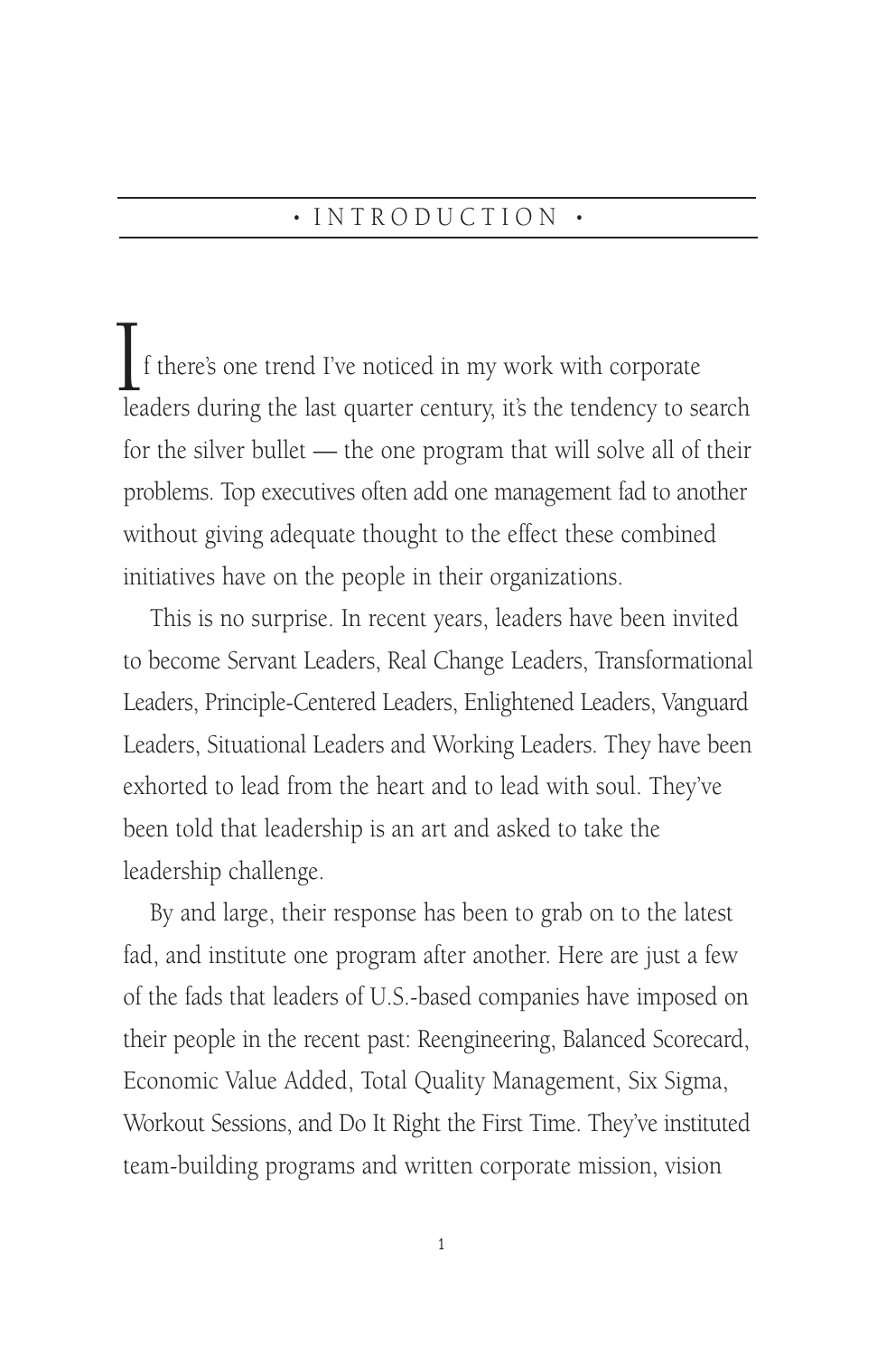# INTRODUCTION

If there's one trend I've noticed in my work with corporate leaders during the last quarter century, it's the tendency to search for the silver bullet — the one program that will solve all of their problems. Top executives often add one management fad to another without giving adequate thought to the effect these combined initiatives have on the people in their organizations.

This is no surprise. In recent years, leaders have been invited to become Servant Leaders, Real Change Leaders, Transformational Leaders, Principle-Centered Leaders, Enlightened Leaders, Vanguard Leaders, Situational Leaders and Working Leaders. They have been exhorted to lead from the heart and to lead with soul. They've been told that leadership is an art and asked to take the leadership challenge.

By and large, their response has been to grab on to the latest fad, and institute one program after another. Here are just a few of the fads that leaders of U.S.-based companies have imposed on their people in the recent past: Reengineering, Balanced Scorecard, Economic Value Added, Total Quality Management, Six Sigma, Workout Sessions, and Do It Right the First Time. They've instituted team-building programs and written corporate mission, vision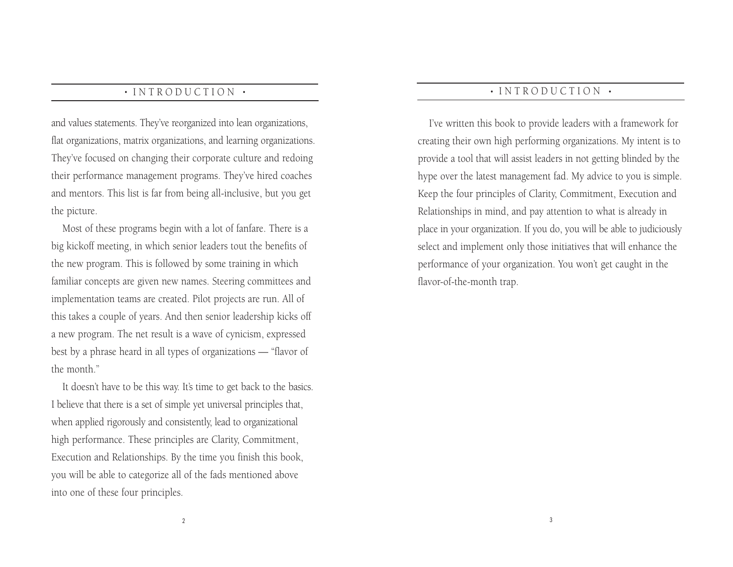and values statements. They've reorganized into lean organizations, flat organizations, matrix organizations, and learning organizations. They've focused on changing their corporate culture and redoing their performance management programs. They've hired coaches and mentors. This list is far from being all-inclusive, but you get the picture.

Most of these programs begin with a lot of fanfare. There is a big kickoff meeting, in which senior leaders tout the benefits of the new program. This is followed by some training in which familiar concepts are given new names. Steering committees and implementation teams are created. Pilot projects are run. All of this takes a couple of years. And then senior leadership kicks off a new program. The net result is a wave of cynicism, expressed best by a phrase heard in all types of organizations — "flavor of the month."

It doesn't have to be this way. It's time to get back to the basics. I believe that there is a set of simple yet universal principles that, when applied rigorously and consistently, lead to organizational high performance. These principles are Clarity, Commitment, Execution and Relationships. By the time you finish this book, you will be able to categorize all of the fads mentioned above into one of these four principles.

I've written this book to provide leaders with a framework for creating their own high performing organizations. My intent is to provide a tool that will assist leaders in not getting blinded by the hype over the latest management fad. My advice to you is simple. Keep the four principles of Clarity, Commitment, Execution and Relationships in mind, and pay attention to what is already in place in your organization. If you do, you will be able to judiciously select and implement only those initiatives that will enhance the performance of your organization. You won't get caught in the flavor-of-the-month trap.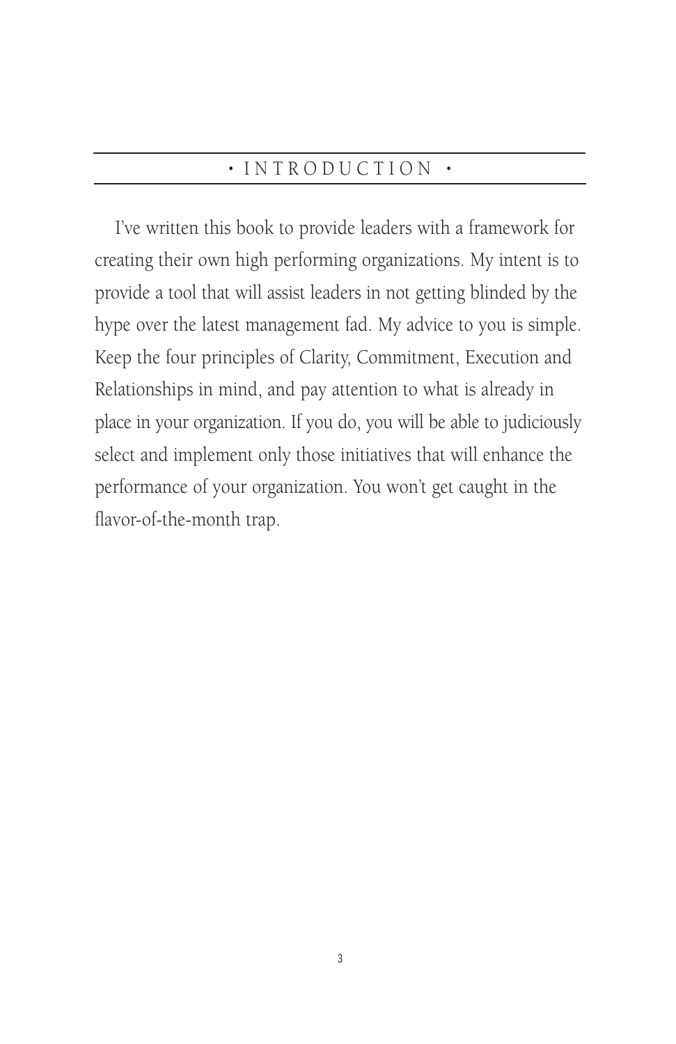# INTRODUCTION

I've written this book to provide leaders with a framework for creating their own high performing organizations. My intent is to provide a tool that will assist leaders in not getting blinded by the hype over the latest management fad. My advice to you is simple. Keep the four principles of Clarity, Commitment, Execution and Relationships in mind, and pay attention to what is already in place in your organization. If you do, you will be able to judiciously select and implement only those initiatives that will enhance the performance of your organization. You won't get caught in the flavor-of-the-month trap.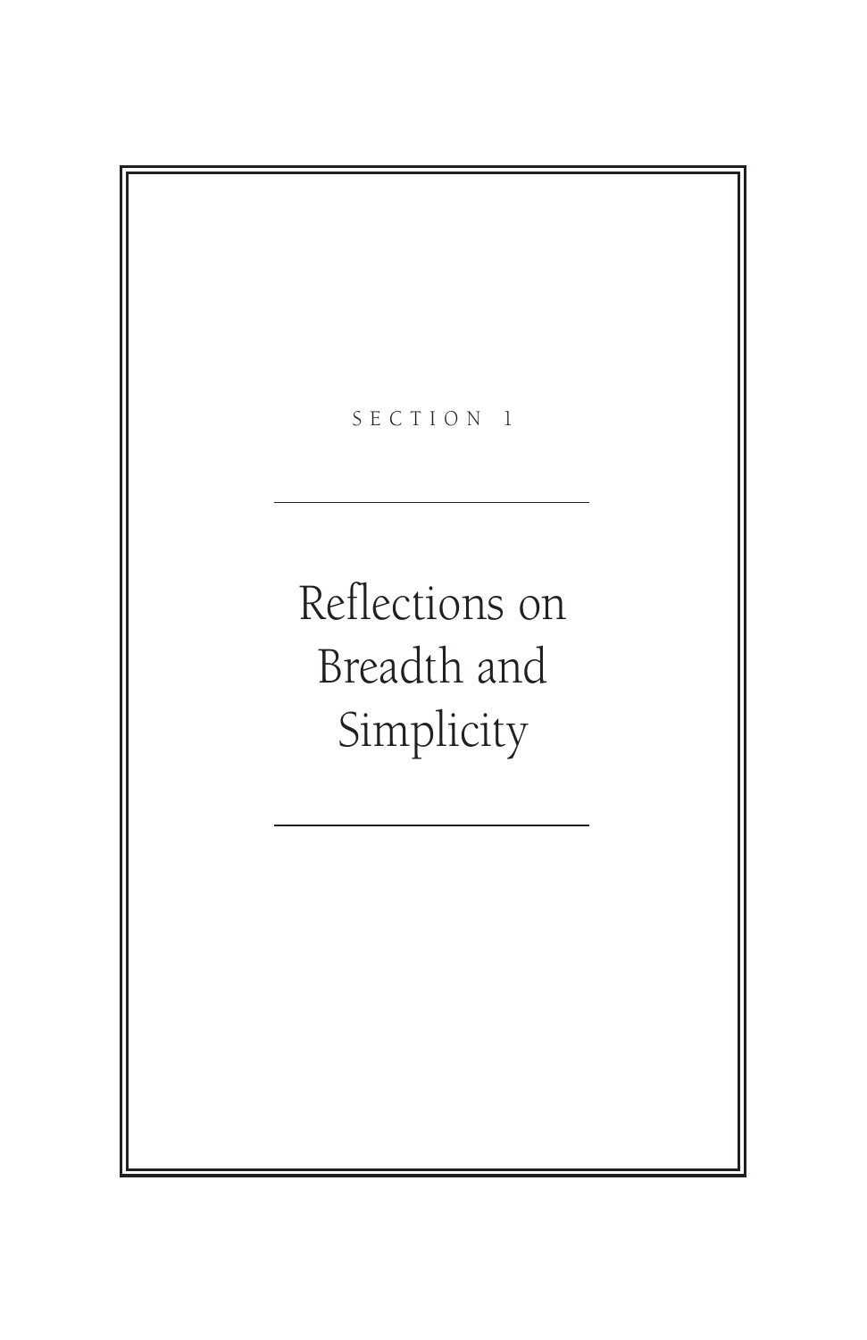SECTION 1

# Reflections on Breadth and Simplicity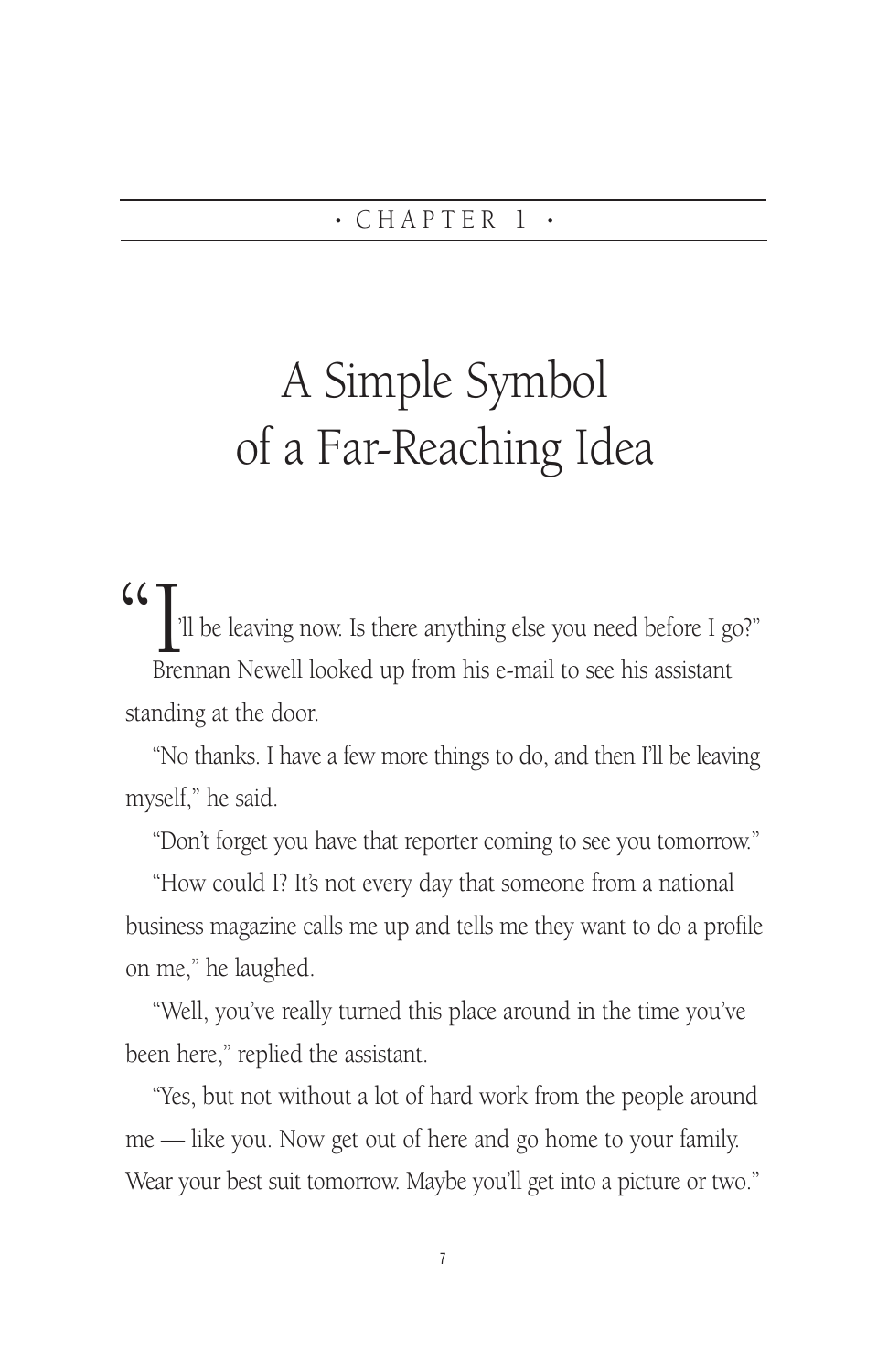• CHAPTER 1 •

# A Simple Symbol of a Far-Reaching Idea

"I'll be leaving now. Is there anything else you need before I go?"

Brennan Newell looked up from his e-mail to see his assistant standing at the door.

"No thanks. I have a few more things to do, and then I'll be leaving myself," he said.

"Don't forget you have that reporter coming to see you tomorrow."

"How could I? It's not every day that someone from a national business magazine calls me up and tells me they want to do a profile on me," he laughed.

"Well, you've really turned this place around in the time you've been here," replied the assistant.

"Yes, but not without a lot of hard work from the people around me — like you. Now get out of here and go home to your family. Wear your best suit tomorrow. Maybe you'll get into a picture or two."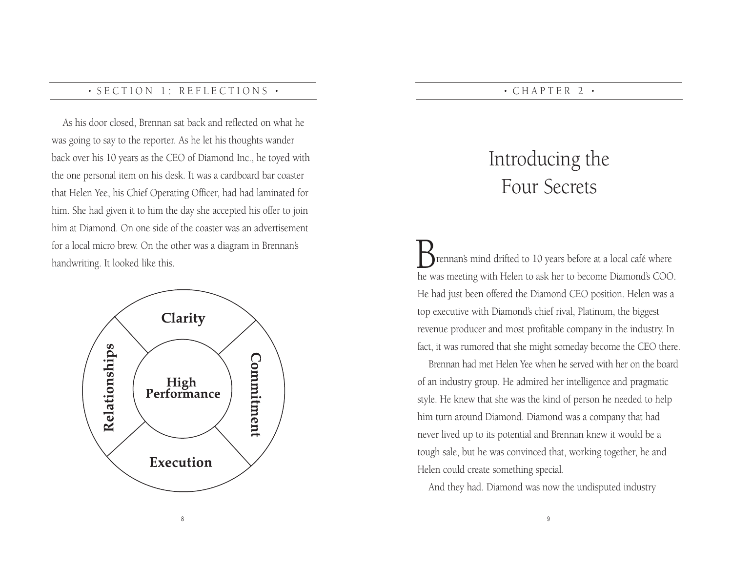As his door closed, Brennan sat back and reflected on what he was going to say to the reporter. As he let his thoughts wander back over his 10 years as the CEO of Diamond Inc., he toyed with the one personal item on his desk. It was a cardboard bar coaster that Helen Yee, his Chief Operating Officer, had had laminated for him. She had given it to him the day she accepted his offer to join him at Diamond. On one side of the coaster was an advertisement for a local micro brew. On the other was a diagram in Brennan's handwriting. It looked like this.

Clarity

Relationships

High Performance

Commitment

Execution

# Introducing the Four Secrets

Brennan's mind drifted to 10 years before at a local café where he was meeting with Helen to ask her to become Diamond's COO. He had just been offered the Diamond CEO position. Helen was a top executive with Diamond's chief rival, Platinum, the biggest revenue producer and most profitable company in the industry. In fact, it was rumored that she might someday become the CEO there.

Brennan had met Helen Yee when he served with her on the board of an industry group. He admired her intelligence and pragmatic style. He knew that she was the kind of person he needed to help him turn around Diamond. Diamond was a company that had never lived up to its potential and Brennan knew it would be a tough sale, but he was convinced that, working together, he and Helen could create something special.

And they had. Diamond was now the undisputed industry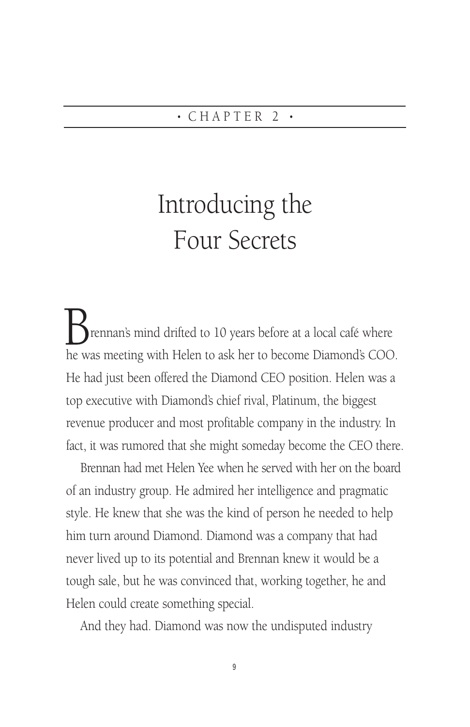• CHAPTER 2 •

# Introducing the Four Secrets

Brennan's mind drifted to 10 years before at a local café where he was meeting with Helen to ask her to become Diamond's COO. He had just been offered the Diamond CEO position. Helen was a top executive with Diamond's chief rival, Platinum, the biggest revenue producer and most profitable company in the industry. In fact, it was rumored that she might someday become the CEO there.

Brennan had met Helen Yee when he served with her on the board of an industry group. He admired her intelligence and pragmatic style. He knew that she was the kind of person he needed to help him turn around Diamond. Diamond was a company that had never lived up to its potential and Brennan knew it would be a tough sale, but he was convinced that, working together, he and Helen could create something special.

And they had. Diamond was now the undisputed industry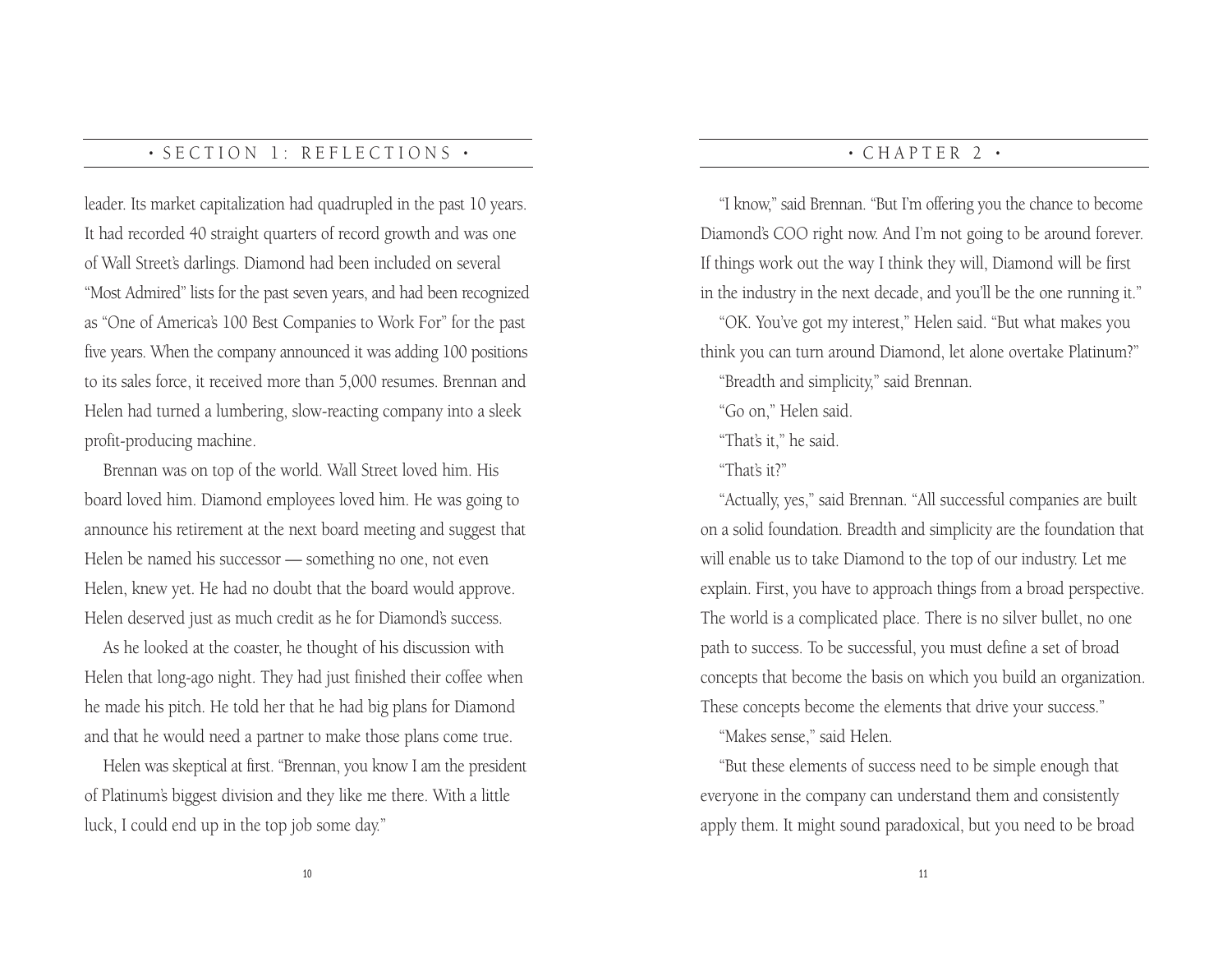leader. Its market capitalization had quadrupled in the past 10 years. It had recorded 40 straight quarters of record growth and was one of Wall Street's darlings. Diamond had been included on several "Most Admired" lists for the past seven years, and had been recognized as "One of America's 100 Best Companies to Work For" for the past five years. When the company announced it was adding 100 positions to its sales force, it received more than 5,000 resumes. Brennan and Helen had turned a lumbering, slow-reacting company into a sleek profit-producing machine.

Brennan was on top of the world. Wall Street loved him. His board loved him. Diamond employees loved him. He was going to announce his retirement at the next board meeting and suggest that Helen be named his successor — something no one, not even Helen, knew yet. He had no doubt that the board would approve. Helen deserved just as much credit as he for Diamond's success.

As he looked at the coaster, he thought of his discussion with Helen that long-ago night. They had just finished their coffee when he made his pitch. He told her that he had big plans for Diamond and that he would need a partner to make those plans come true.

Helen was skeptical at first. "Brennan, you know I am the president of Platinum's biggest division and they like me there. With a little luck, I could end up in the top job some day."

"I know," said Brennan. "But I'm offering you the chance to become Diamond's COO right now. And I'm not going to be around forever. If things work out the way I think they will, Diamond will be first in the industry in the next decade, and you'll be the one running it."

"OK. You've got my interest," Helen said. "But what makes you think you can turn around Diamond, let alone overtake Platinum?"

"Breadth and simplicity," said Brennan.

"Go on," Helen said.

"That's it," he said.

"That's it?"

"Actually, yes," said Brennan. "All successful companies are built on a solid foundation. Breadth and simplicity are the foundation that will enable us to take Diamond to the top of our industry. Let me explain. First, you have to approach things from a broad perspective. The world is a complicated place. There is no silver bullet, no one path to success. To be successful, you must define a set of broad concepts that become the basis on which you build an organization. These concepts become the elements that drive your success."

"Makes sense," said Helen.

"But these elements of success need to be simple enough that everyone in the company can understand them and consistently apply them. It might sound paradoxical, but you need to be broad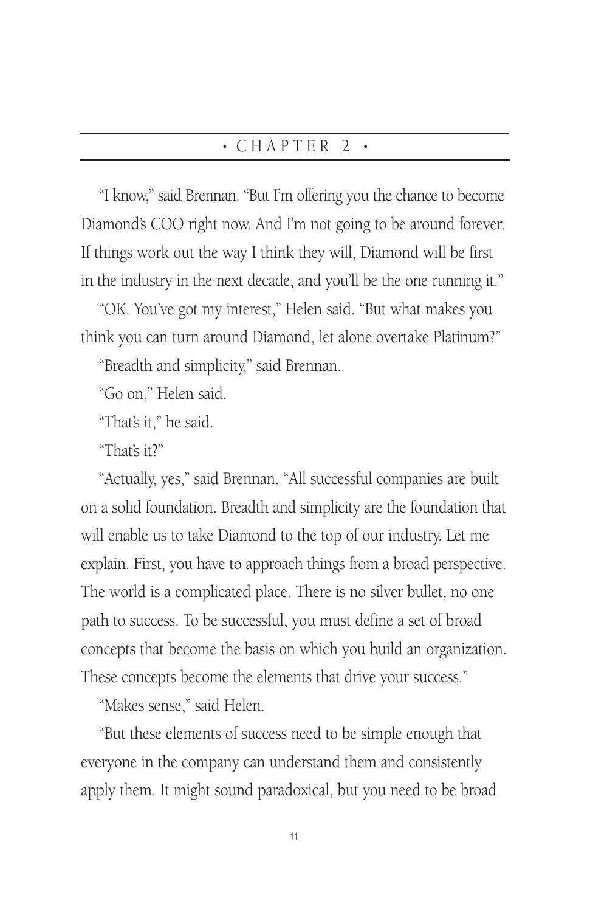# • CHAPTER 2 •

"I know," said Brennan. "But I'm offering you the chance to become Diamond's COO right now. And I'm not going to be around forever. If things work out the way I think they will, Diamond will be first in the industry in the next decade, and you'll be the one running it."

"OK. You've got my interest," Helen said. "But what makes you think you can turn around Diamond, let alone overtake Platinum?"

"Breadth and simplicity," said Brennan.

"Go on," Helen said.

"That's it," he said.

"That's it?"

"Actually, yes," said Brennan. "All successful companies are built on a solid foundation. Breadth and simplicity are the foundation that will enable us to take Diamond to the top of our industry. Let me explain. First, you have to approach things from a broad perspective. The world is a complicated place. There is no silver bullet, no one path to success. To be successful, you must define a set of broad concepts that become the basis on which you build an organization. These concepts become the elements that drive your success."

"Makes sense," said Helen.

"But these elements of success need to be simple enough that everyone in the company can understand them and consistently apply them. It might sound paradoxical, but you need to be broad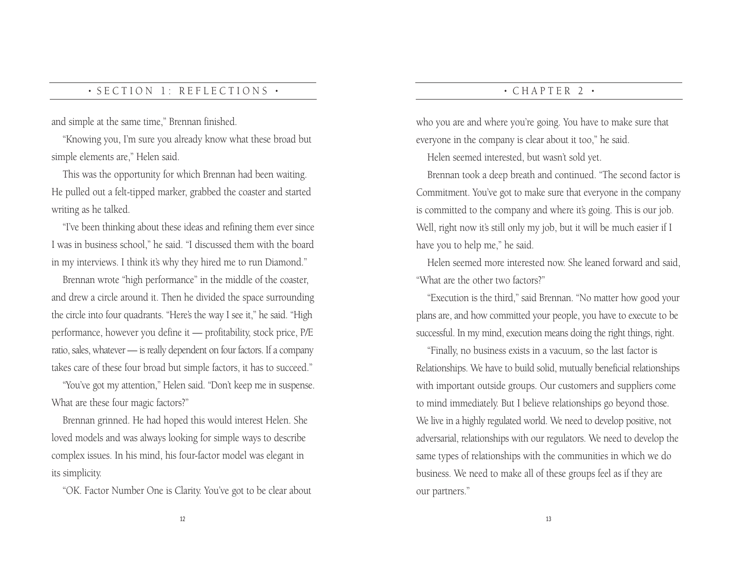and simple at the same time," Brennan finished.

"Knowing you, I'm sure you already know what these broad but simple elements are," Helen said.

This was the opportunity for which Brennan had been waiting. He pulled out a felt-tipped marker, grabbed the coaster and started writing as he talked.

"I've been thinking about these ideas and refining them ever since I was in business school," he said. "I discussed them with the board in my interviews. I think it's why they hired me to run Diamond."

Brennan wrote "high performance" in the middle of the coaster, and drew a circle around it. Then he divided the space surrounding the circle into four quadrants. "Here's the way I see it," he said. "High performance, however you define it — profitability, stock price, P/E ratio, sales, whatever — is really dependent on four factors. If a company takes care of these four broad but simple factors, it has to succeed."

"You've got my attention," Helen said. "Don't keep me in suspense. What are these four magic factors?"

Brennan grinned. He had hoped this would interest Helen. She loved models and was always looking for simple ways to describe complex issues. In his mind, his four-factor model was elegant in its simplicity.

"OK. Factor Number One is Clarity. You've got to be clear about who you are and where you're going. You have to make sure that everyone in the company is clear about it too," he said.

Helen seemed interested, but wasn't sold yet.

Brennan took a deep breath and continued. "The second factor is Commitment. You've got to make sure that everyone in the company is committed to the company and where it's going. This is our job. Well, right now it's still only my job, but it will be much easier if I have you to help me," he said.

Helen seemed more interested now. She leaned forward and said, "What are the other two factors?"

"Execution is the third," said Brennan. "No matter how good your plans are, and how committed your people, you have to execute to be successful. In my mind, execution means doing the right things, right.

"Finally, no business exists in a vacuum, so the last factor is Relationships. We have to build solid, mutually beneficial relationships with important outside groups. Our customers and suppliers come to mind immediately. But I believe relationships go beyond those. We live in a highly regulated world. We need to develop positive, not adversarial, relationships with our regulators. We need to develop the same types of relationships with the communities in which we do business. We need to make all of these groups feel as if they are our partners."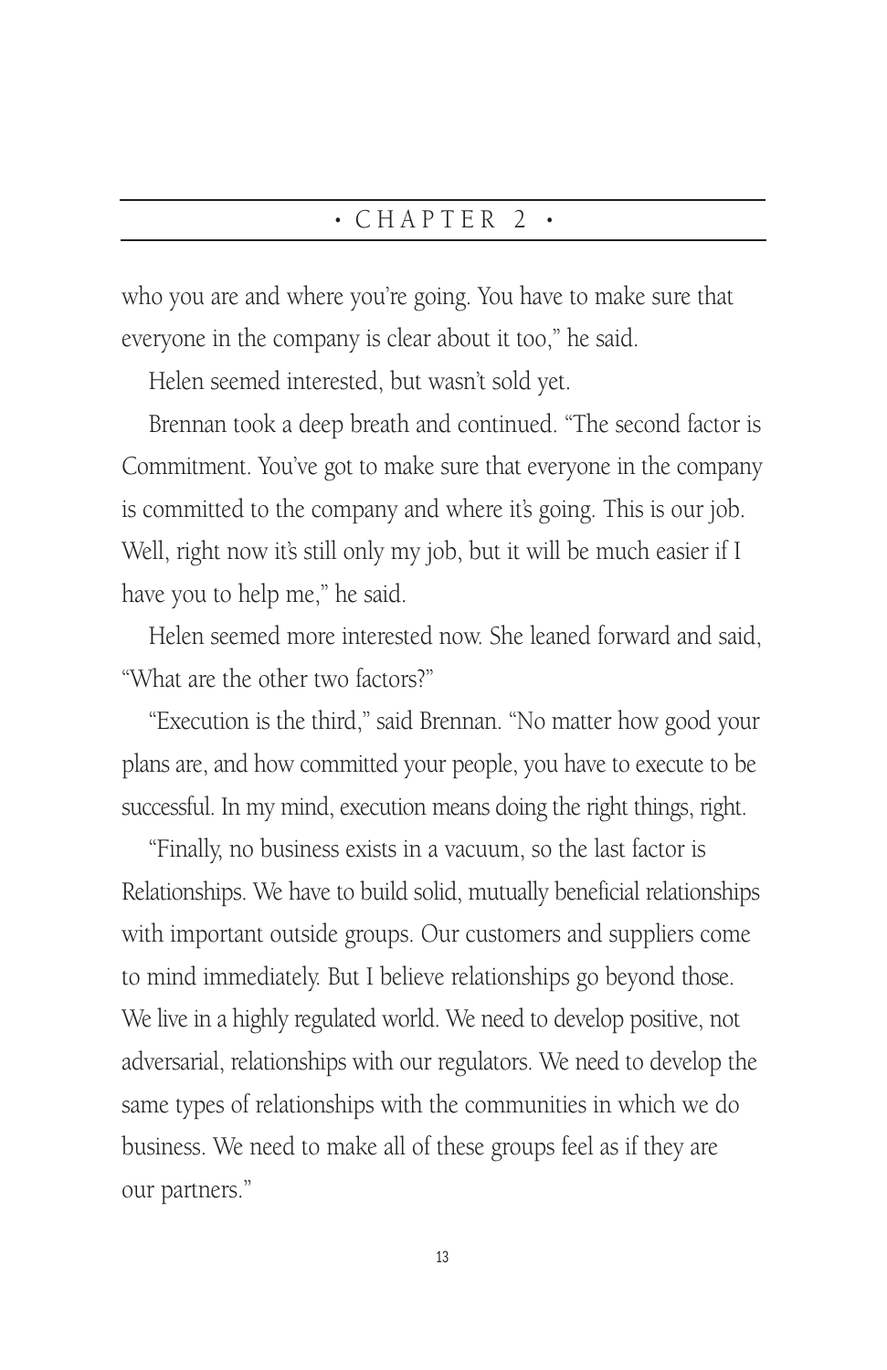who you are and where you're going. You have to make sure that everyone in the company is clear about it too," he said.

Helen seemed interested, but wasn't sold yet.

Brennan took a deep breath and continued. "The second factor is Commitment. You've got to make sure that everyone in the company is committed to the company and where it's going. This is our job. Well, right now it's still only my job, but it will be much easier if I have you to help me," he said.

Helen seemed more interested now. She leaned forward and said, "What are the other two factors?"

"Execution is the third," said Brennan. "No matter how good your plans are, and how committed your people, you have to execute to be successful. In my mind, execution means doing the right things, right.

"Finally, no business exists in a vacuum, so the last factor is Relationships. We have to build solid, mutually beneficial relationships with important outside groups. Our customers and suppliers come to mind immediately. But I believe relationships go beyond those. We live in a highly regulated world. We need to develop positive, not adversarial, relationships with our regulators. We need to develop the same types of relationships with the communities in which we do business. We need to make all of these groups feel as if they are our partners."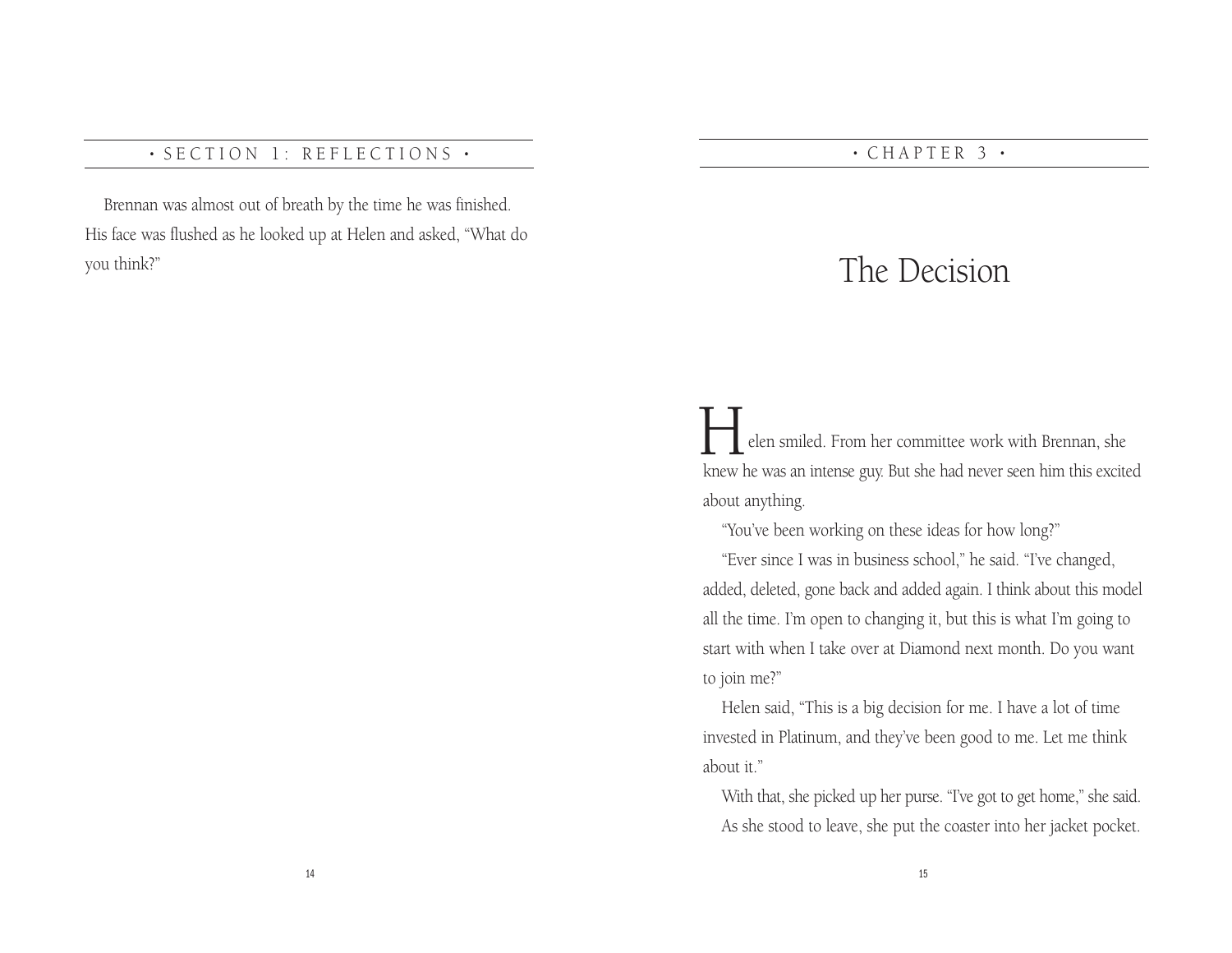Brennan was almost out of breath by the time he was finished. His face was flushed as he looked up at Helen and asked, "What do you think?"

# The Decision

Helen smiled. From her committee work with Brennan, she knew he was an intense guy. But she had never seen him this excited about anything.

"You've been working on these ideas for how long?"

"Ever since I was in business school," he said. "I've changed, added, deleted, gone back and added again. I think about this model all the time. I'm open to changing it, but this is what I'm going to start with when I take over at Diamond next month. Do you want to join me?"

Helen said, "This is a big decision for me. I have a lot of time invested in Platinum, and they've been good to me. Let me think about it."

With that, she picked up her purse. "I've got to get home," she said. As she stood to leave, she put the coaster into her jacket pocket.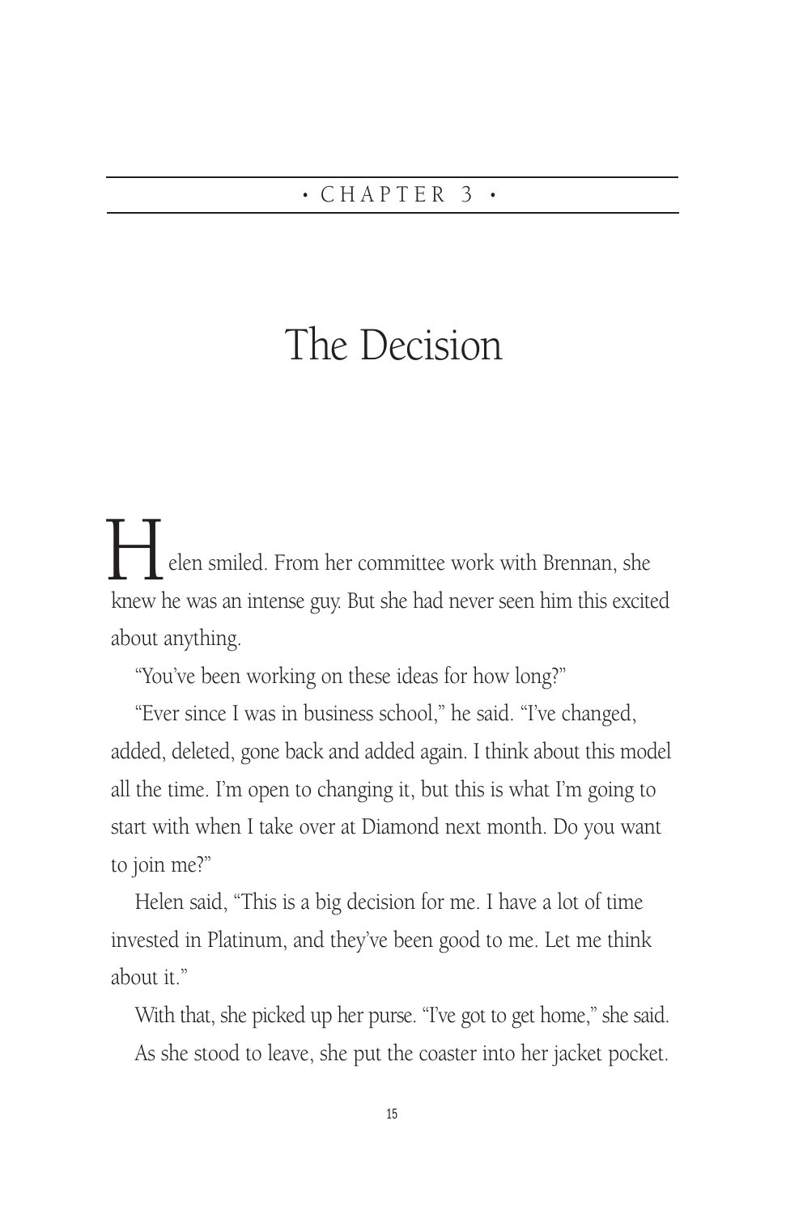# • CHAPTER 3 •

# The Decision

Helen smiled. From her committee work with Brennan, she knew he was an intense guy. But she had never seen him this excited about anything.

"You've been working on these ideas for how long?"

"Ever since I was in business school," he said. "I've changed, added, deleted, gone back and added again. I think about this model all the time. I'm open to changing it, but this is what I'm going to start with when I take over at Diamond next month. Do you want to join me?"

Helen said, "This is a big decision for me. I have a lot of time invested in Platinum, and they've been good to me. Let me think about it."

With that, she picked up her purse. "I've got to get home," she said. As she stood to leave, she put the coaster into her jacket pocket.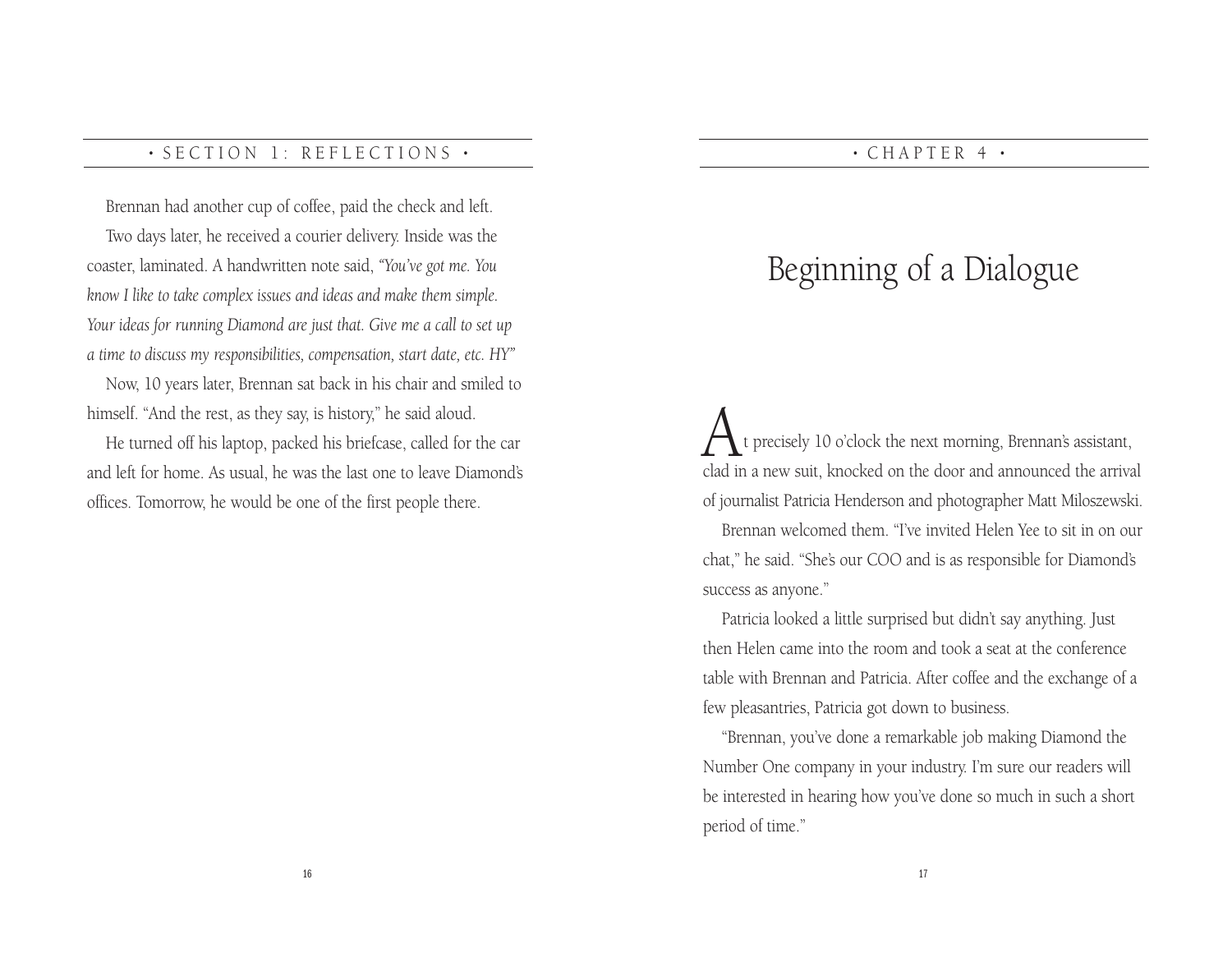Brennan had another cup of coffee, paid the check and left.

Two days later, he received a courier delivery. Inside was the coaster, laminated. A handwritten note said, *"You've got me. You know I like to take complex issues and ideas and make them simple. Your ideas for running Diamond are just that. Give me a call to set up a time to discuss my responsibilities, compensation, start date, etc. HY"*

Now, 10 years later, Brennan sat back in his chair and smiled to himself. "And the rest, as they say, is history," he said aloud.

He turned off his laptop, packed his briefcase, called for the car and left for home. As usual, he was the last one to leave Diamond's offices. Tomorrow, he would be one of the first people there.

# Beginning of a Dialogue

At precisely 10 o'clock the next morning, Brennan's assistant, clad in a new suit, knocked on the door and announced the arrival of journalist Patricia Henderson and photographer Matt Miloszewski.

Brennan welcomed them. "I've invited Helen Yee to sit in on our chat," he said. "She's our COO and is as responsible for Diamond's success as anyone."

Patricia looked a little surprised but didn't say anything. Just then Helen came into the room and took a seat at the conference table with Brennan and Patricia. After coffee and the exchange of a few pleasantries, Patricia got down to business.

"Brennan, you've done a remarkable job making Diamond the Number One company in your industry. I'm sure our readers will be interested in hearing how you've done so much in such a short period of time."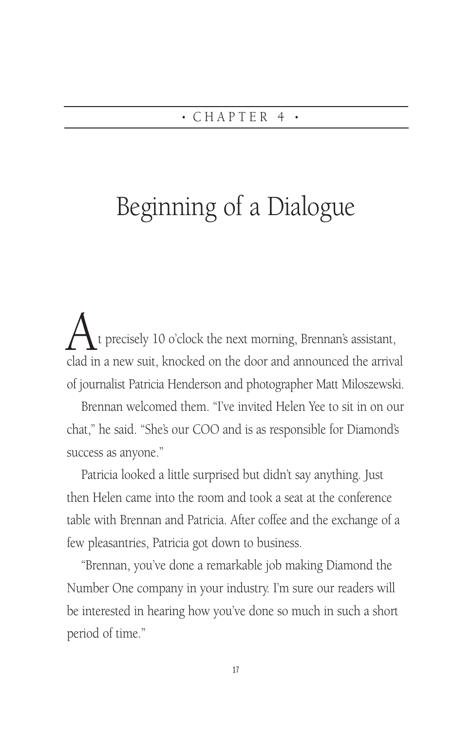• CHAPTER 4 •

# Beginning of a Dialogue

At precisely 10 o'clock the next morning, Brennan's assistant, clad in a new suit, knocked on the door and announced the arrival of journalist Patricia Henderson and photographer Matt Miloszewski.

Brennan welcomed them. "I've invited Helen Yee to sit in on our chat," he said. "She's our COO and is as responsible for Diamond's success as anyone."

Patricia looked a little surprised but didn't say anything. Just then Helen came into the room and took a seat at the conference table with Brennan and Patricia. After coffee and the exchange of a few pleasantries, Patricia got down to business.

"Brennan, you've done a remarkable job making Diamond the Number One company in your industry. I'm sure our readers will be interested in hearing how you've done so much in such a short period of time."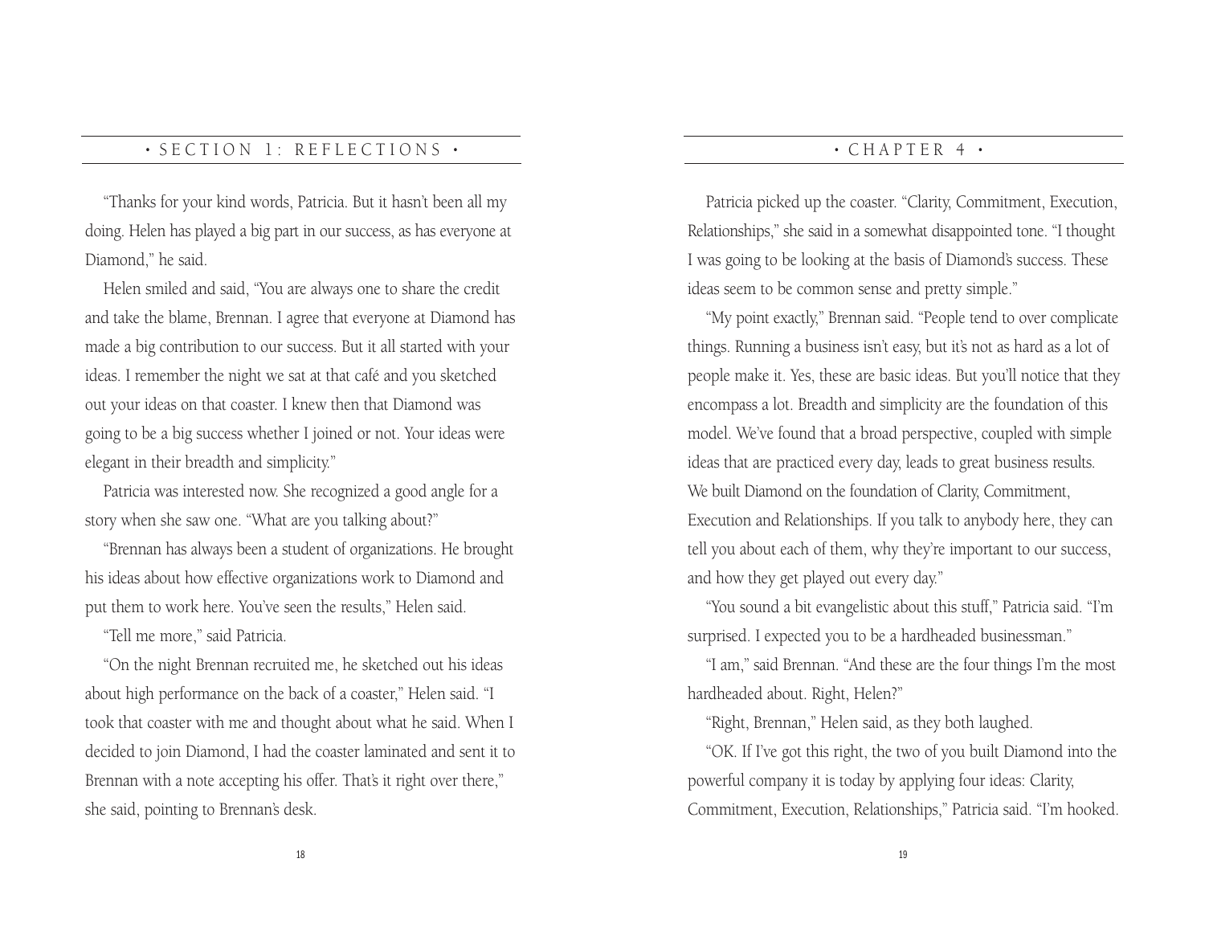"Thanks for your kind words, Patricia. But it hasn't been all my doing. Helen has played a big part in our success, as has everyone at Diamond," he said.

Helen smiled and said, "You are always one to share the credit and take the blame, Brennan. I agree that everyone at Diamond has made a big contribution to our success. But it all started with your ideas. I remember the night we sat at that café and you sketched out your ideas on that coaster. I knew then that Diamond was going to be a big success whether I joined or not. Your ideas were elegant in their breadth and simplicity."

Patricia was interested now. She recognized a good angle for a story when she saw one. "What are you talking about?"

"Brennan has always been a student of organizations. He brought his ideas about how effective organizations work to Diamond and put them to work here. You've seen the results," Helen said.

"Tell me more," said Patricia.

"On the night Brennan recruited me, he sketched out his ideas about high performance on the back of a coaster," Helen said. "I took that coaster with me and thought about what he said. When I decided to join Diamond, I had the coaster laminated and sent it to Brennan with a note accepting his offer. That's it right over there," she said, pointing to Brennan's desk.

Patricia picked up the coaster. "Clarity, Commitment, Execution, Relationships," she said in a somewhat disappointed tone. "I thought I was going to be looking at the basis of Diamond's success. These ideas seem to be common sense and pretty simple."

"My point exactly," Brennan said. "People tend to over complicate things. Running a business isn't easy, but it's not as hard as a lot of people make it. Yes, these are basic ideas. But you'll notice that they encompass a lot. Breadth and simplicity are the foundation of this model. We've found that a broad perspective, coupled with simple ideas that are practiced every day, leads to great business results. We built Diamond on the foundation of Clarity, Commitment, Execution and Relationships. If you talk to anybody here, they can tell you about each of them, why they're important to our success, and how they get played out every day."

"You sound a bit evangelistic about this stuff," Patricia said. "I'm surprised. I expected you to be a hardheaded businessman."

"I am," said Brennan. "And these are the four things I'm the most hardheaded about. Right, Helen?"

"Right, Brennan," Helen said, as they both laughed.

"OK. If I've got this right, the two of you built Diamond into the powerful company it is today by applying four ideas: Clarity, Commitment, Execution, Relationships," Patricia said. "I'm hooked.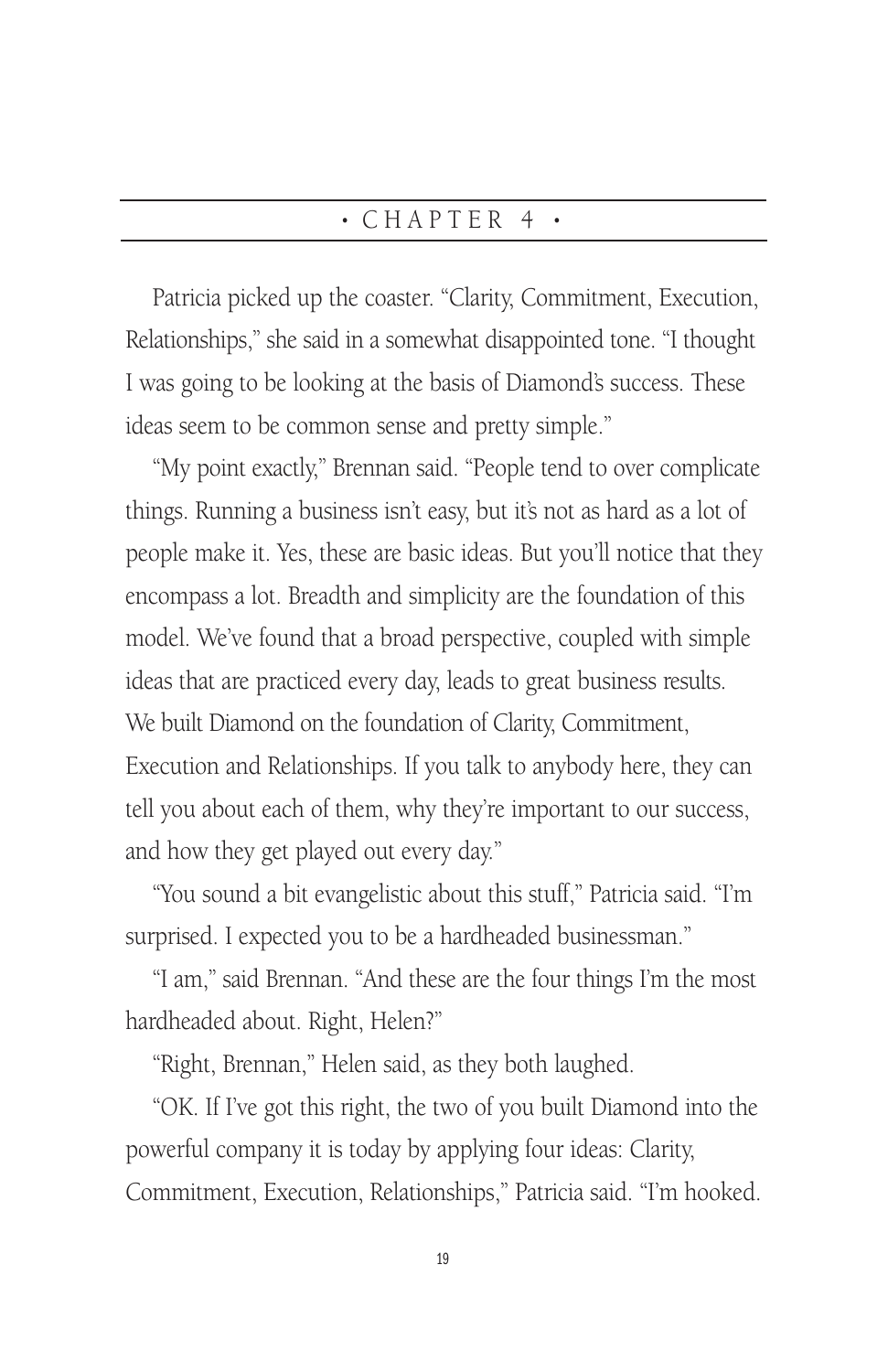# • CHAPTER 4 •

Patricia picked up the coaster. "Clarity, Commitment, Execution, Relationships," she said in a somewhat disappointed tone. "I thought I was going to be looking at the basis of Diamond's success. These ideas seem to be common sense and pretty simple."

"My point exactly," Brennan said. "People tend to over complicate things. Running a business isn't easy, but it's not as hard as a lot of people make it. Yes, these are basic ideas. But you'll notice that they encompass a lot. Breadth and simplicity are the foundation of this model. We've found that a broad perspective, coupled with simple ideas that are practiced every day, leads to great business results. We built Diamond on the foundation of Clarity, Commitment, Execution and Relationships. If you talk to anybody here, they can tell you about each of them, why they're important to our success, and how they get played out every day."

"You sound a bit evangelistic about this stuff," Patricia said. "I'm surprised. I expected you to be a hardheaded businessman."

"I am," said Brennan. "And these are the four things I'm the most hardheaded about. Right, Helen?"

"Right, Brennan," Helen said, as they both laughed.

"OK. If I've got this right, the two of you built Diamond into the powerful company it is today by applying four ideas: Clarity, Commitment, Execution, Relationships," Patricia said. "I'm hooked.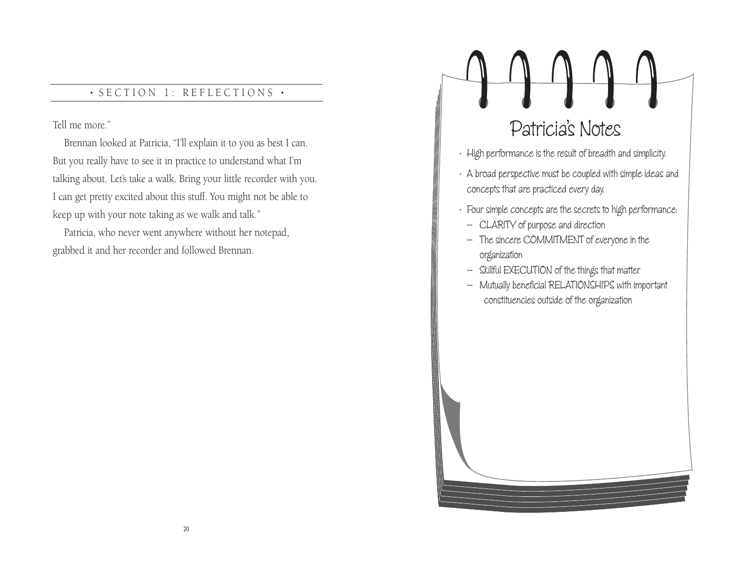Tell me more."

Brennan looked at Patricia, "I'll explain it to you as best I can. But you really have to see it in practice to understand what I'm talking about. Let's take a walk. Bring your little recorder with you. I can get pretty excited about this stuff. You might not be able to keep up with your note taking as we walk and talk."

Patricia, who never went anywhere without her notepad, grabbed it and her recorder and followed Brennan.

## Patricia's Notes

- High performance is the result of breadth and simplicity.
- A broad perspective must be coupled with simple ideas and concepts that are practiced every day.
- Four simple concepts are the secrets to high performance:
  - CLARITY of purpose and direction
  - The sincere COMMITMENT of everyone in the organization
  - Skillful EXECUTION of the things that matter
  - Mutually beneficial RELATIONSHIPS with important constituencies outside of the organization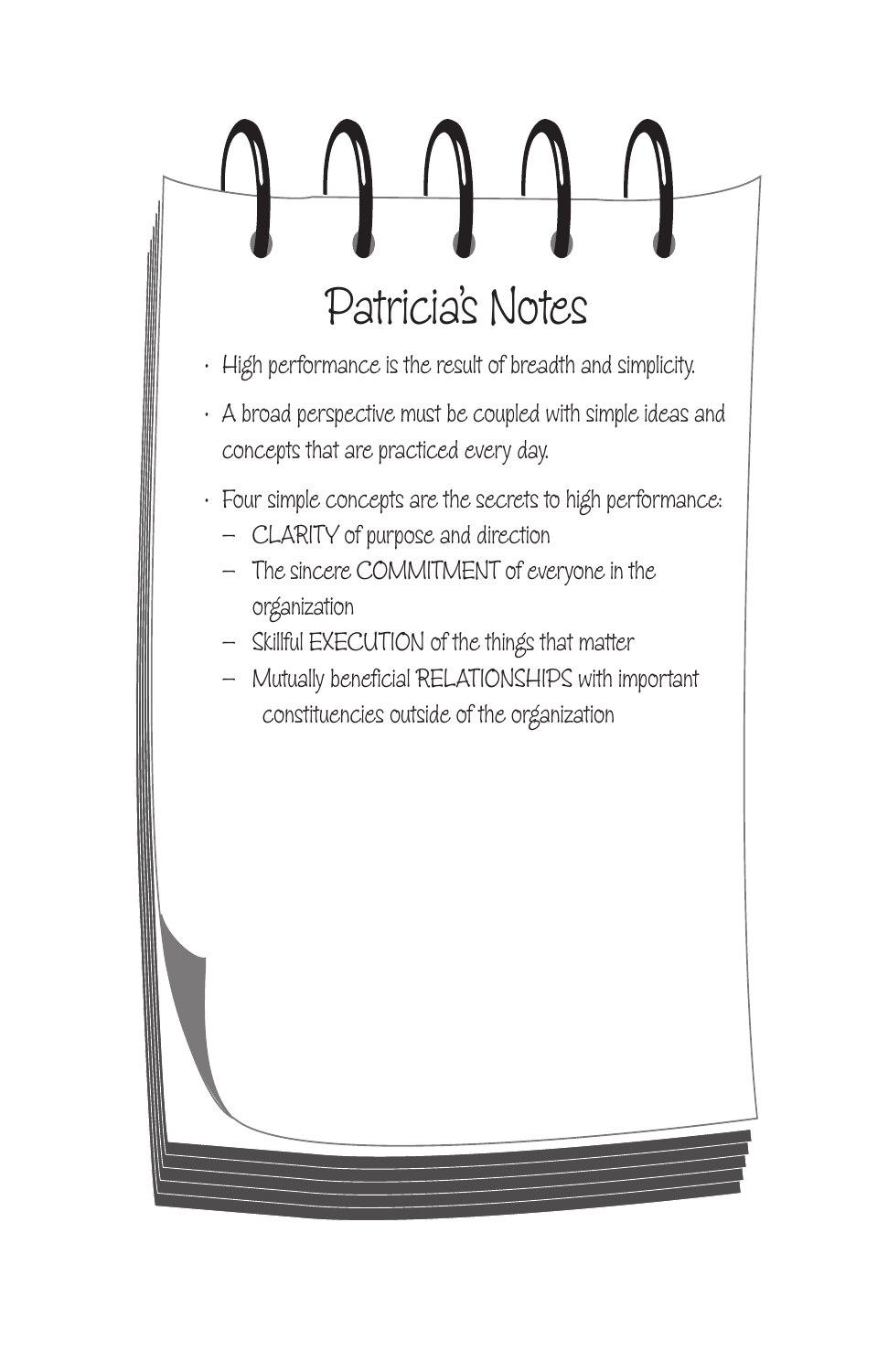# Patricia's Notes

- High performance is the result of breadth and simplicity.
- A broad perspective must be coupled with simple ideas and concepts that are practiced every day.
- Four simple concepts are the secrets to high performance:
  - CLARITY of purpose and direction
  - The sincere COMMITMENT of everyone in the organization
  - Skillful EXECUTION of the things that matter
  - Mutually beneficial RELATIONSHIPS with important constituencies outside of the organization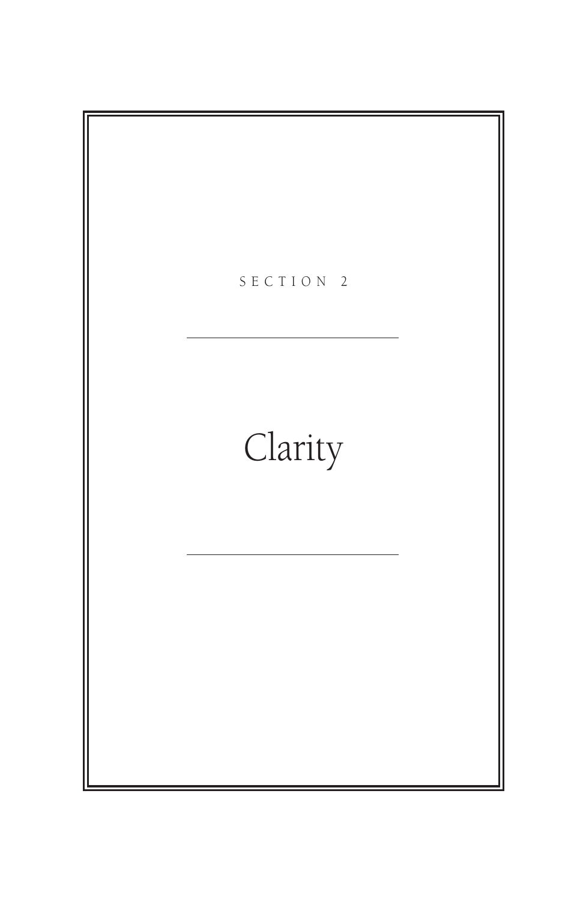SECTION 2

# Clarity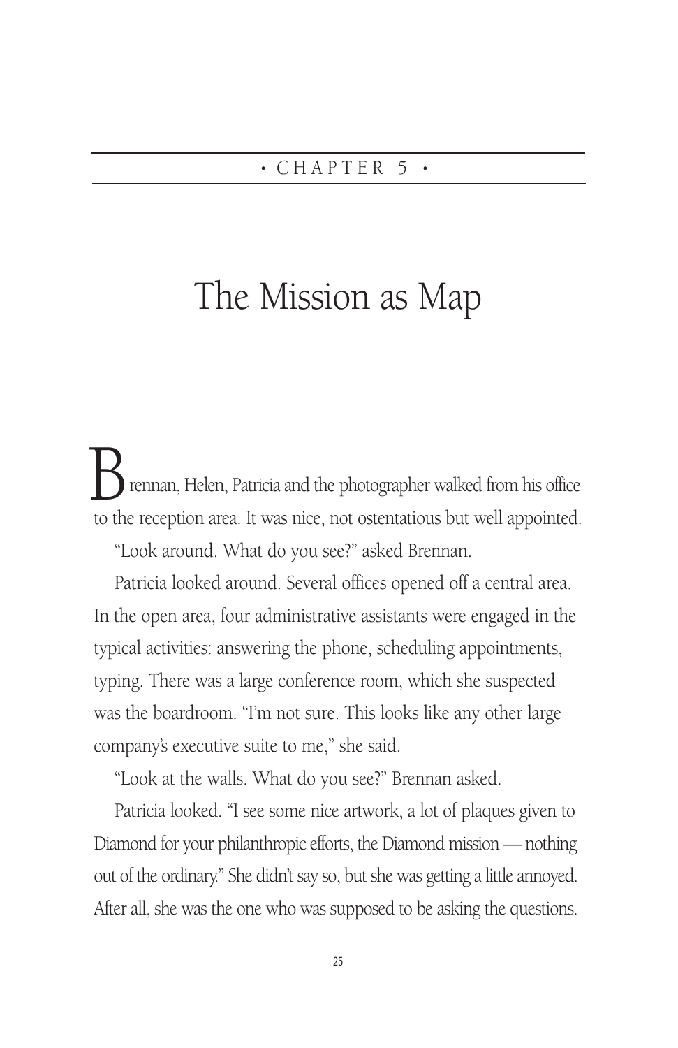• CHAPTER 5 •

# The Mission as Map

Brennan, Helen, Patricia and the photographer walked from his office to the reception area. It was nice, not ostentatious but well appointed.

"Look around. What do you see?" asked Brennan.

Patricia looked around. Several offices opened off a central area. In the open area, four administrative assistants were engaged in the typical activities: answering the phone, scheduling appointments, typing. There was a large conference room, which she suspected was the boardroom. "I'm not sure. This looks like any other large company's executive suite to me," she said.

"Look at the walls. What do you see?" Brennan asked.

Patricia looked. "I see some nice artwork, a lot of plaques given to Diamond for your philanthropic efforts, the Diamond mission — nothing out of the ordinary." She didn't say so, but she was getting a little annoyed. After all, she was the one who was supposed to be asking the questions.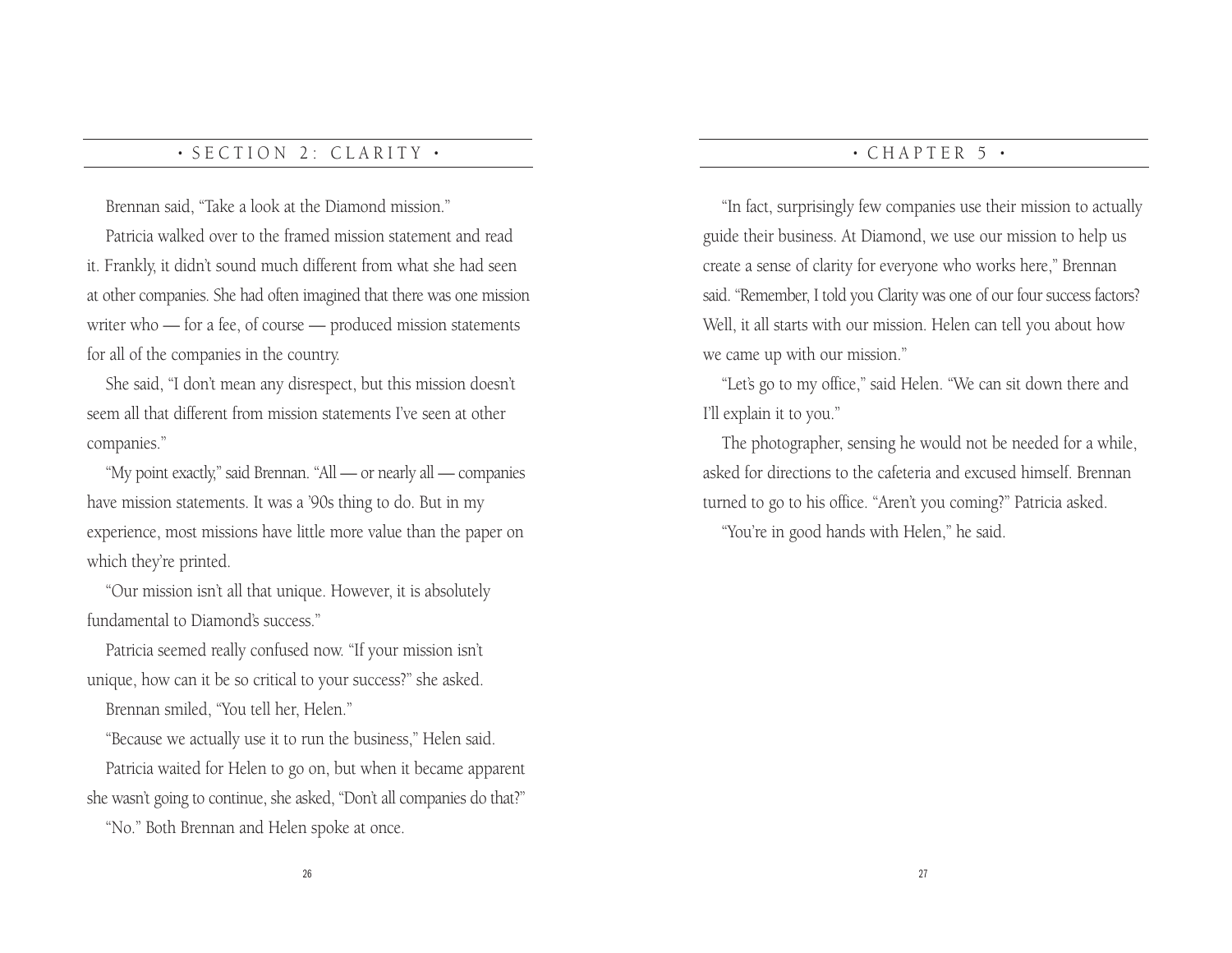Brennan said, "Take a look at the Diamond mission."

Patricia walked over to the framed mission statement and read it. Frankly, it didn't sound much different from what she had seen at other companies. She had often imagined that there was one mission writer who — for a fee, of course — produced mission statements for all of the companies in the country.

She said, "I don't mean any disrespect, but this mission doesn't seem all that different from mission statements I've seen at other companies."

"My point exactly," said Brennan. "All — or nearly all — companies have mission statements. It was a '90s thing to do. But in my experience, most missions have little more value than the paper on which they're printed.

"Our mission isn't all that unique. However, it is absolutely fundamental to Diamond's success."

Patricia seemed really confused now. "If your mission isn't unique, how can it be so critical to your success?" she asked.

Brennan smiled, "You tell her, Helen."

"Because we actually use it to run the business," Helen said.

Patricia waited for Helen to go on, but when it became apparent she wasn't going to continue, she asked, "Don't all companies do that?"

"No." Both Brennan and Helen spoke at once.

"In fact, surprisingly few companies use their mission to actually guide their business. At Diamond, we use our mission to help us create a sense of clarity for everyone who works here," Brennan said. "Remember, I told you Clarity was one of our four success factors? Well, it all starts with our mission. Helen can tell you about how we came up with our mission."

"Let's go to my office," said Helen. "We can sit down there and I'll explain it to you."

The photographer, sensing he would not be needed for a while, asked for directions to the cafeteria and excused himself. Brennan turned to go to his office. "Aren't you coming?" Patricia asked.

"You're in good hands with Helen," he said.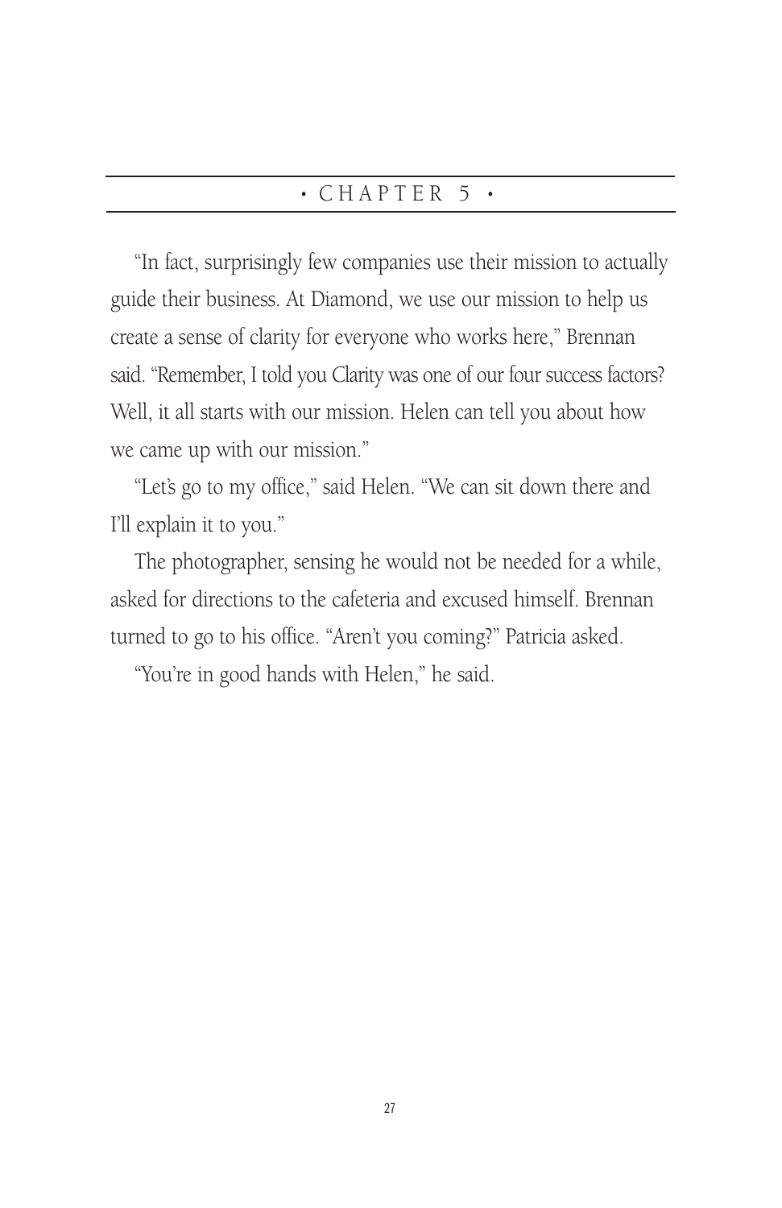# • CHAPTER 5 •

"In fact, surprisingly few companies use their mission to actually guide their business. At Diamond, we use our mission to help us create a sense of clarity for everyone who works here," Brennan said. "Remember, I told you Clarity was one of our four success factors? Well, it all starts with our mission. Helen can tell you about how we came up with our mission."

"Let's go to my office," said Helen. "We can sit down there and I'll explain it to you."

The photographer, sensing he would not be needed for a while, asked for directions to the cafeteria and excused himself. Brennan turned to go to his office. "Aren't you coming?" Patricia asked.

"You're in good hands with Helen," he said.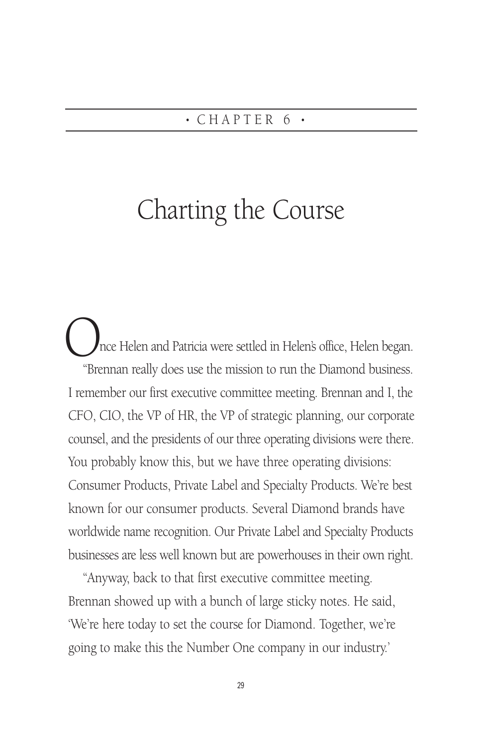• CHAPTER 6 •

# Charting the Course

Once Helen and Patricia were settled in Helen's office, Helen began.

"Brennan really does use the mission to run the Diamond business. I remember our first executive committee meeting. Brennan and I, the CFO, CIO, the VP of HR, the VP of strategic planning, our corporate counsel, and the presidents of our three operating divisions were there. You probably know this, but we have three operating divisions: Consumer Products, Private Label and Specialty Products. We're best known for our consumer products. Several Diamond brands have worldwide name recognition. Our Private Label and Specialty Products businesses are less well known but are powerhouses in their own right.

"Anyway, back to that first executive committee meeting. Brennan showed up with a bunch of large sticky notes. He said, 'We're here today to set the course for Diamond. Together, we're going to make this the Number One company in our industry.'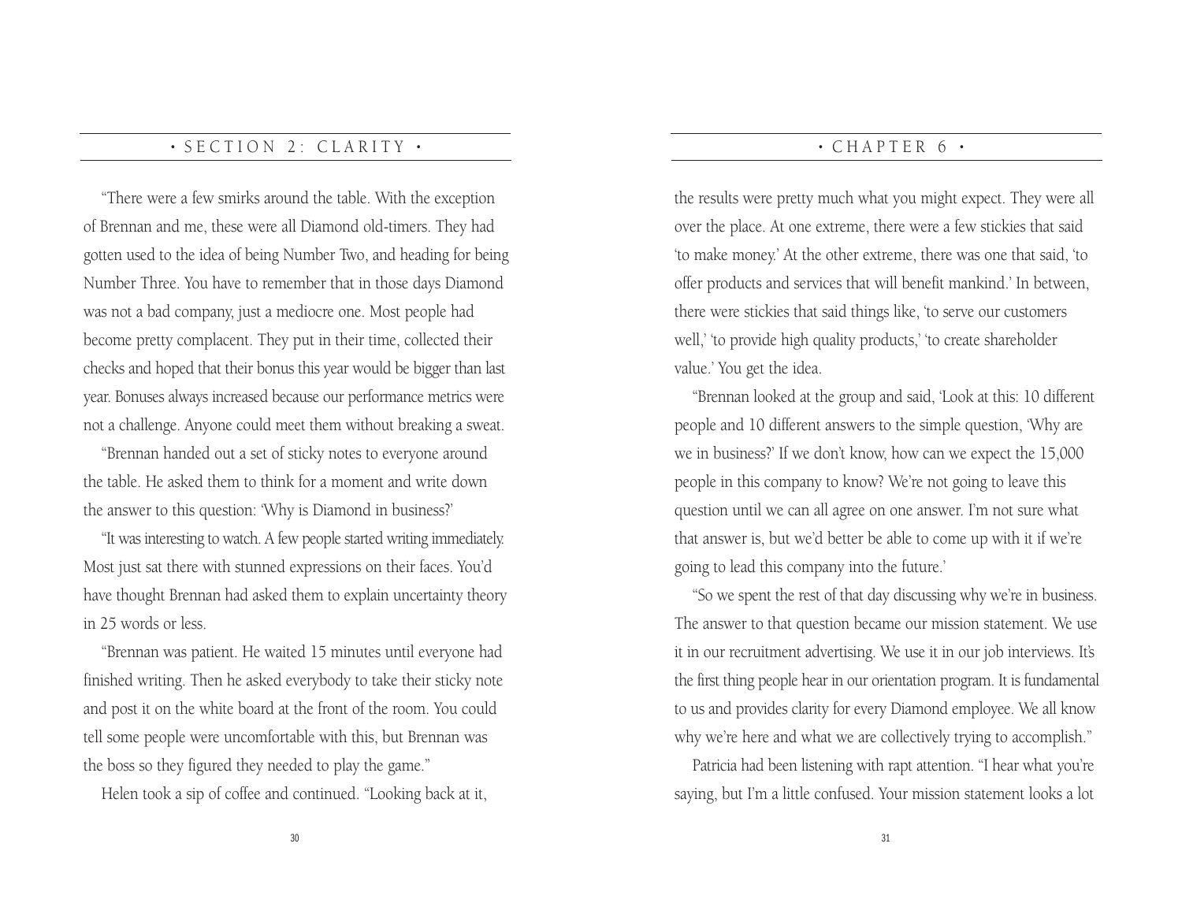"There were a few smirks around the table. With the exception of Brennan and me, these were all Diamond old-timers. They had gotten used to the idea of being Number Two, and heading for being Number Three. You have to remember that in those days Diamond was not a bad company, just a mediocre one. Most people had become pretty complacent. They put in their time, collected their checks and hoped that their bonus this year would be bigger than last year. Bonuses always increased because our performance metrics were not a challenge. Anyone could meet them without breaking a sweat.

"Brennan handed out a set of sticky notes to everyone around the table. He asked them to think for a moment and write down the answer to this question: 'Why is Diamond in business?'

"It was interesting to watch. A few people started writing immediately. Most just sat there with stunned expressions on their faces. You'd have thought Brennan had asked them to explain uncertainty theory in 25 words or less.

"Brennan was patient. He waited 15 minutes until everyone had finished writing. Then he asked everybody to take their sticky note and post it on the white board at the front of the room. You could tell some people were uncomfortable with this, but Brennan was the boss so they figured they needed to play the game."

Helen took a sip of coffee and continued. "Looking back at it, the results were pretty much what you might expect. They were all over the place. At one extreme, there were a few stickies that said 'to make money.' At the other extreme, there was one that said, 'to offer products and services that will benefit mankind.' In between, there were stickies that said things like, 'to serve our customers well,' 'to provide high quality products,' 'to create shareholder value.' You get the idea.

"Brennan looked at the group and said, 'Look at this: 10 different people and 10 different answers to the simple question, 'Why are we in business?' If we don't know, how can we expect the 15,000 people in this company to know? We're not going to leave this question until we can all agree on one answer. I'm not sure what that answer is, but we'd better be able to come up with it if we're going to lead this company into the future.'

"So we spent the rest of that day discussing why we're in business. The answer to that question became our mission statement. We use it in our recruitment advertising. We use it in our job interviews. It's the first thing people hear in our orientation program. It is fundamental to us and provides clarity for every Diamond employee. We all know why we're here and what we are collectively trying to accomplish."

Patricia had been listening with rapt attention. "I hear what you're saying, but I'm a little confused. Your mission statement looks a lot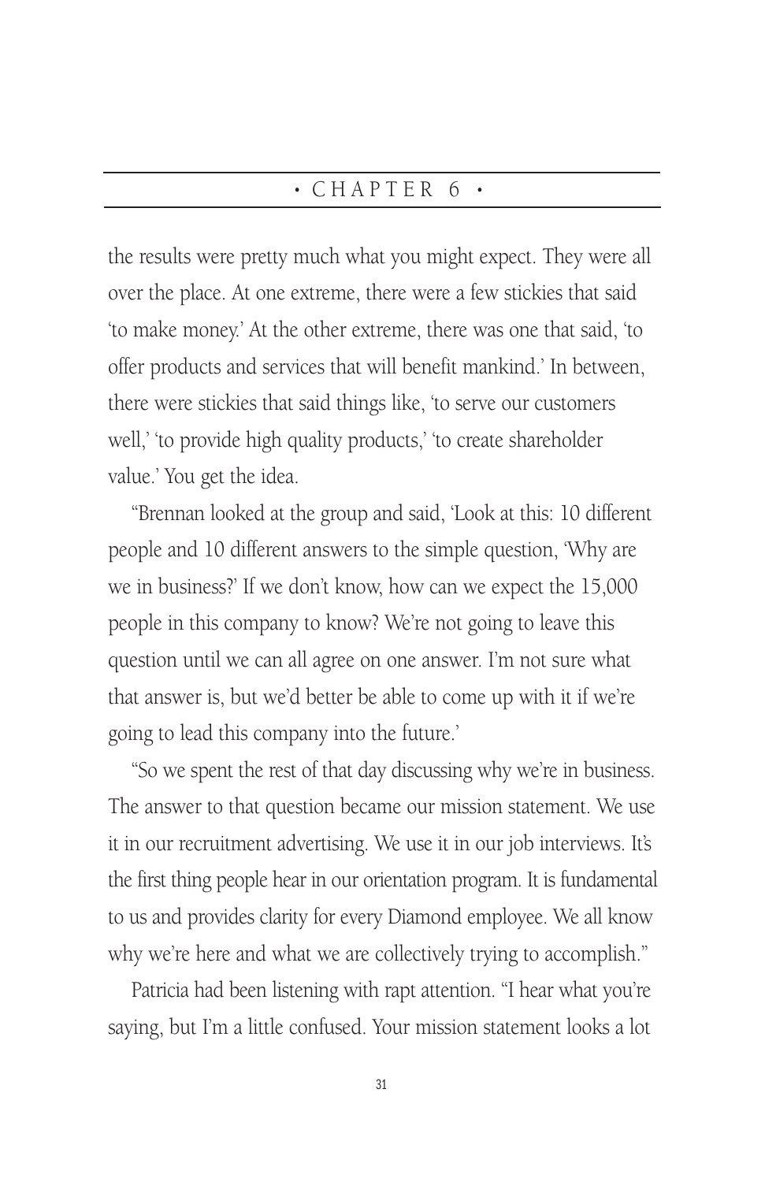the results were pretty much what you might expect. They were all over the place. At one extreme, there were a few stickies that said 'to make money.' At the other extreme, there was one that said, 'to offer products and services that will benefit mankind.' In between, there were stickies that said things like, 'to serve our customers well,' 'to provide high quality products,' 'to create shareholder value.' You get the idea.

"Brennan looked at the group and said, 'Look at this: 10 different people and 10 different answers to the simple question, 'Why are we in business?' If we don't know, how can we expect the 15,000 people in this company to know? We're not going to leave this question until we can all agree on one answer. I'm not sure what that answer is, but we'd better be able to come up with it if we're going to lead this company into the future.'

"So we spent the rest of that day discussing why we're in business. The answer to that question became our mission statement. We use it in our recruitment advertising. We use it in our job interviews. It's the first thing people hear in our orientation program. It is fundamental to us and provides clarity for every Diamond employee. We all know why we're here and what we are collectively trying to accomplish."

Patricia had been listening with rapt attention. "I hear what you're saying, but I'm a little confused. Your mission statement looks a lot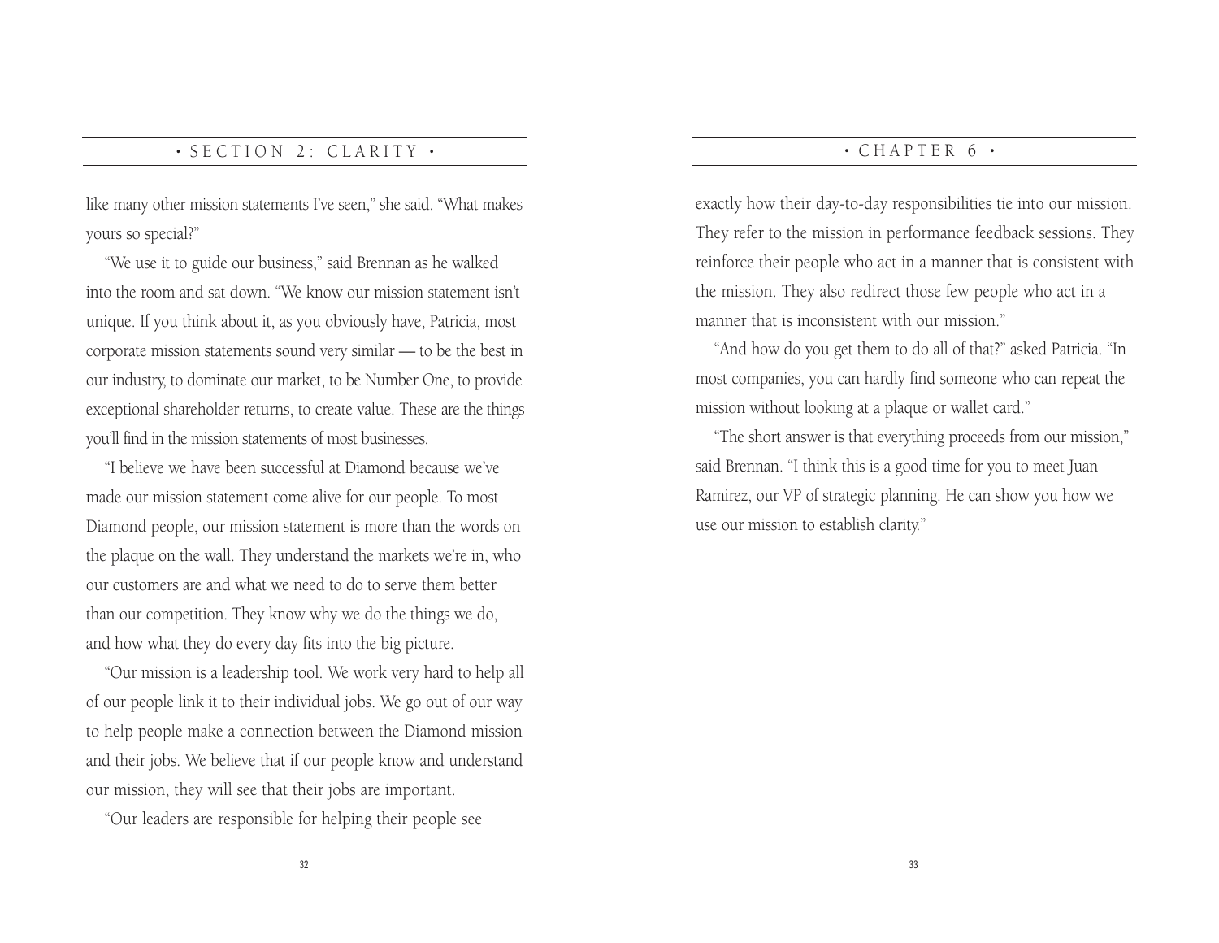like many other mission statements I've seen," she said. "What makes yours so special?"

"We use it to guide our business," said Brennan as he walked into the room and sat down. "We know our mission statement isn't unique. If you think about it, as you obviously have, Patricia, most corporate mission statements sound very similar — to be the best in our industry, to dominate our market, to be Number One, to provide exceptional shareholder returns, to create value. These are the things you'll find in the mission statements of most businesses.

"I believe we have been successful at Diamond because we've made our mission statement come alive for our people. To most Diamond people, our mission statement is more than the words on the plaque on the wall. They understand the markets we're in, who our customers are and what we need to do to serve them better than our competition. They know why we do the things we do, and how what they do every day fits into the big picture.

"Our mission is a leadership tool. We work very hard to help all of our people link it to their individual jobs. We go out of our way to help people make a connection between the Diamond mission and their jobs. We believe that if our people know and understand our mission, they will see that their jobs are important.

"Our leaders are responsible for helping their people see exactly how their day-to-day responsibilities tie into our mission. They refer to the mission in performance feedback sessions. They reinforce their people who act in a manner that is consistent with the mission. They also redirect those few people who act in a manner that is inconsistent with our mission."

"And how do you get them to do all of that?" asked Patricia. "In most companies, you can hardly find someone who can repeat the mission without looking at a plaque or wallet card."

"The short answer is that everything proceeds from our mission," said Brennan. "I think this is a good time for you to meet Juan Ramirez, our VP of strategic planning. He can show you how we use our mission to establish clarity."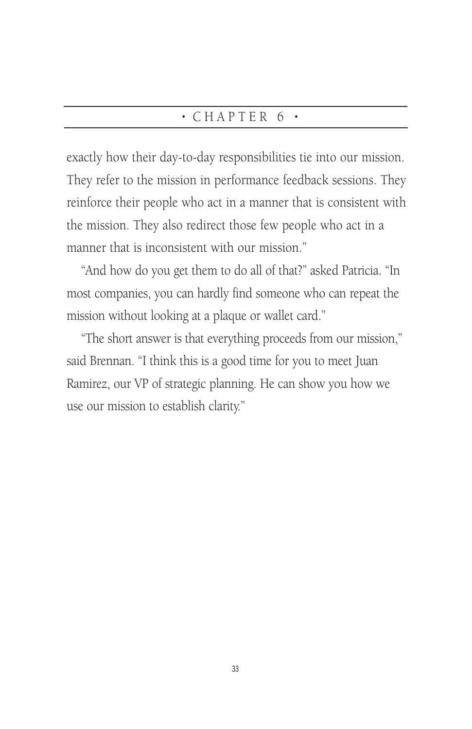exactly how their day-to-day responsibilities tie into our mission. They refer to the mission in performance feedback sessions. They reinforce their people who act in a manner that is consistent with the mission. They also redirect those few people who act in a manner that is inconsistent with our mission."

"And how do you get them to do all of that?" asked Patricia. "In most companies, you can hardly find someone who can repeat the mission without looking at a plaque or wallet card."

"The short answer is that everything proceeds from our mission," said Brennan. "I think this is a good time for you to meet Juan Ramirez, our VP of strategic planning. He can show you how we use our mission to establish clarity."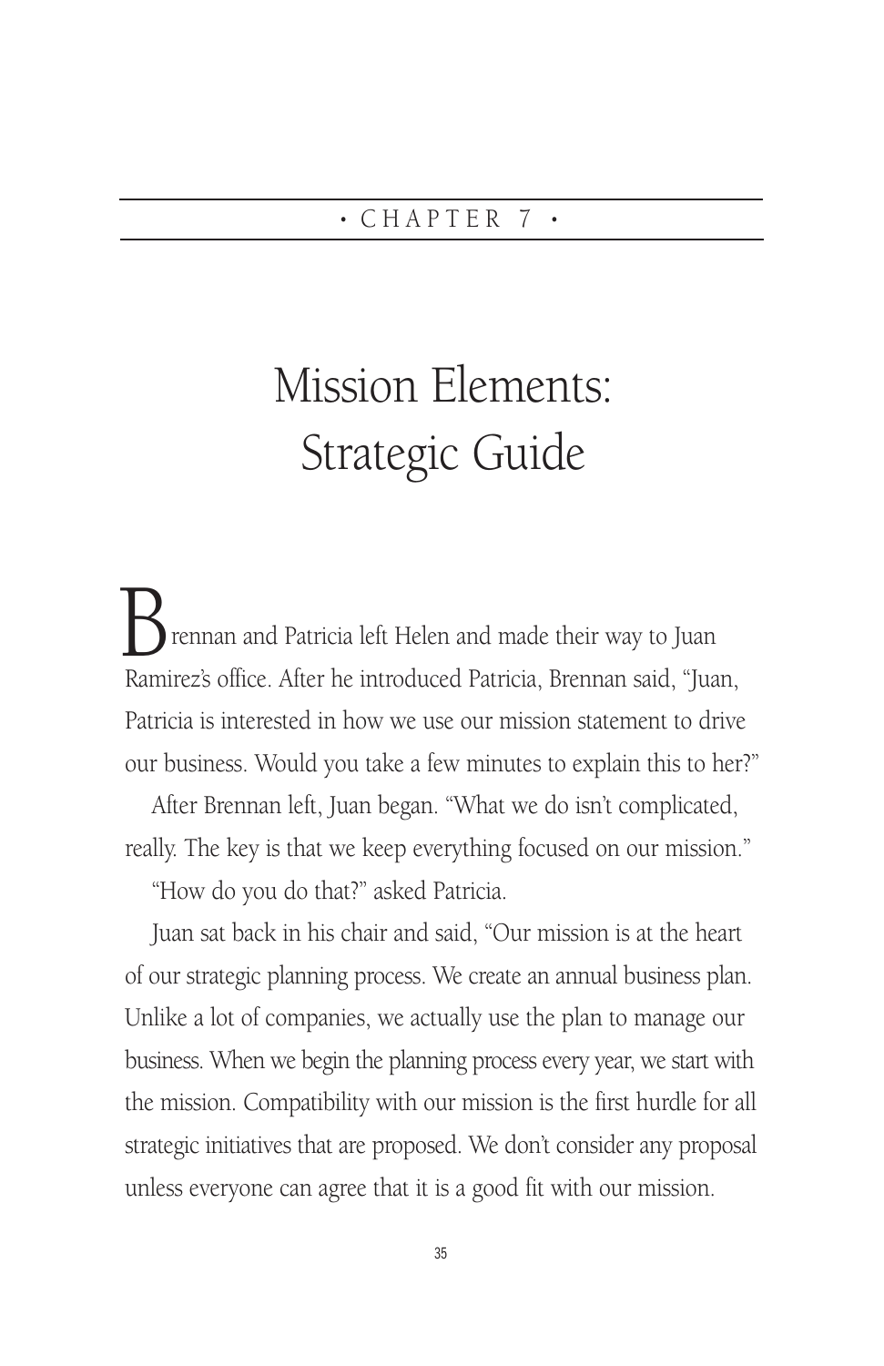• CHAPTER 7 •

# Mission Elements: Strategic Guide

Brennan and Patricia left Helen and made their way to Juan Ramirez's office. After he introduced Patricia, Brennan said, "Juan, Patricia is interested in how we use our mission statement to drive our business. Would you take a few minutes to explain this to her?"

After Brennan left, Juan began. "What we do isn't complicated, really. The key is that we keep everything focused on our mission."

"How do you do that?" asked Patricia.

Juan sat back in his chair and said, "Our mission is at the heart of our strategic planning process. We create an annual business plan. Unlike a lot of companies, we actually use the plan to manage our business. When we begin the planning process every year, we start with the mission. Compatibility with our mission is the first hurdle for all strategic initiatives that are proposed. We don't consider any proposal unless everyone can agree that it is a good fit with our mission.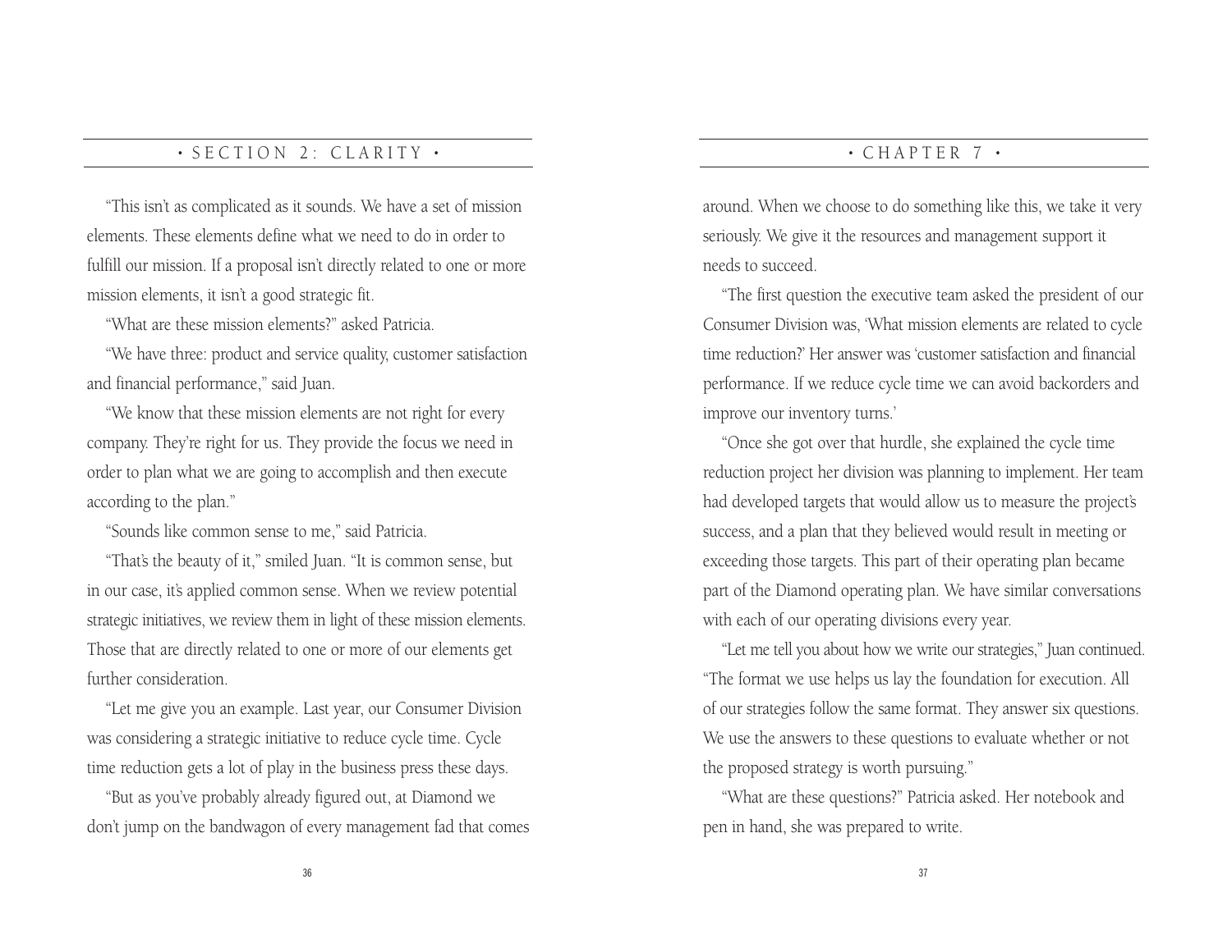"This isn't as complicated as it sounds. We have a set of mission elements. These elements define what we need to do in order to fulfill our mission. If a proposal isn't directly related to one or more mission elements, it isn't a good strategic fit.

"What are these mission elements?" asked Patricia.

"We have three: product and service quality, customer satisfaction and financial performance," said Juan.

"We know that these mission elements are not right for every company. They're right for us. They provide the focus we need in order to plan what we are going to accomplish and then execute according to the plan."

"Sounds like common sense to me," said Patricia.

"That's the beauty of it," smiled Juan. "It is common sense, but in our case, it's applied common sense. When we review potential strategic initiatives, we review them in light of these mission elements. Those that are directly related to one or more of our elements get further consideration.

"Let me give you an example. Last year, our Consumer Division was considering a strategic initiative to reduce cycle time. Cycle time reduction gets a lot of play in the business press these days.

"But as you've probably already figured out, at Diamond we don't jump on the bandwagon of every management fad that comes around. When we choose to do something like this, we take it very seriously. We give it the resources and management support it needs to succeed.

"The first question the executive team asked the president of our Consumer Division was, 'What mission elements are related to cycle time reduction?' Her answer was 'customer satisfaction and financial performance. If we reduce cycle time we can avoid backorders and improve our inventory turns.'

"Once she got over that hurdle, she explained the cycle time reduction project her division was planning to implement. Her team had developed targets that would allow us to measure the project's success, and a plan that they believed would result in meeting or exceeding those targets. This part of their operating plan became part of the Diamond operating plan. We have similar conversations with each of our operating divisions every year.

"Let me tell you about how we write our strategies," Juan continued. "The format we use helps us lay the foundation for execution. All of our strategies follow the same format. They answer six questions. We use the answers to these questions to evaluate whether or not the proposed strategy is worth pursuing."

"What are these questions?" Patricia asked. Her notebook and pen in hand, she was prepared to write.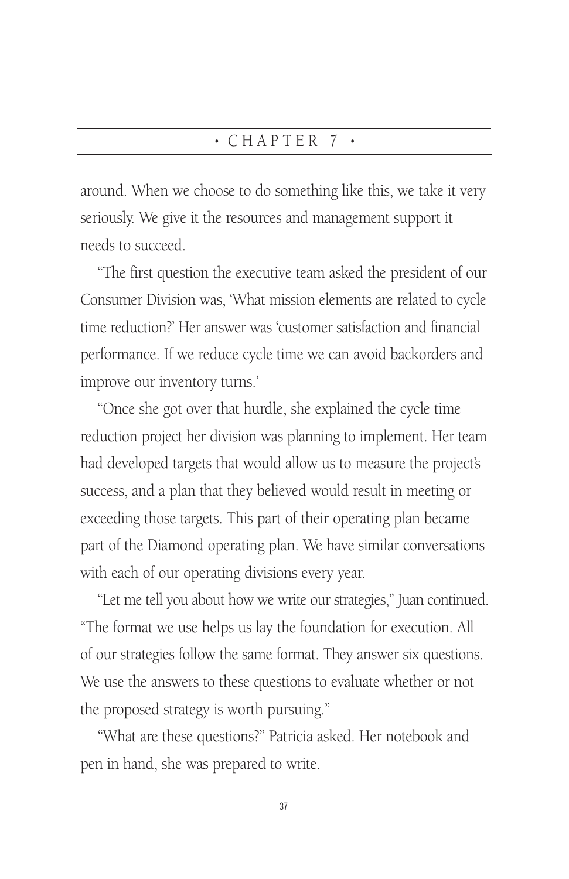around. When we choose to do something like this, we take it very seriously. We give it the resources and management support it needs to succeed.

"The first question the executive team asked the president of our Consumer Division was, 'What mission elements are related to cycle time reduction?' Her answer was 'customer satisfaction and financial performance. If we reduce cycle time we can avoid backorders and improve our inventory turns.'

"Once she got over that hurdle, she explained the cycle time reduction project her division was planning to implement. Her team had developed targets that would allow us to measure the project's success, and a plan that they believed would result in meeting or exceeding those targets. This part of their operating plan became part of the Diamond operating plan. We have similar conversations with each of our operating divisions every year.

"Let me tell you about how we write our strategies," Juan continued. "The format we use helps us lay the foundation for execution. All of our strategies follow the same format. They answer six questions. We use the answers to these questions to evaluate whether or not the proposed strategy is worth pursuing."

"What are these questions?" Patricia asked. Her notebook and pen in hand, she was prepared to write.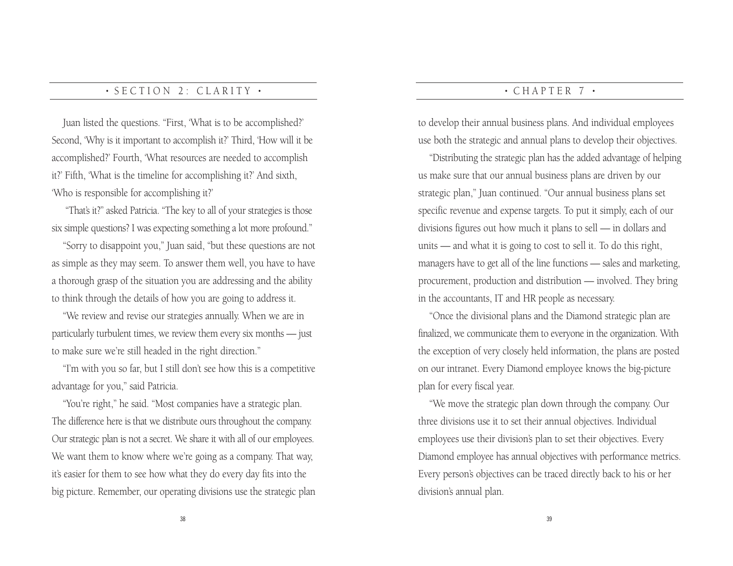Juan listed the questions. "First, 'What is to be accomplished?' Second, 'Why is it important to accomplish it?' Third, 'How will it be accomplished?' Fourth, 'What resources are needed to accomplish it?' Fifth, 'What is the timeline for accomplishing it?' And sixth, 'Who is responsible for accomplishing it?'

"That's it?" asked Patricia. "The key to all of your strategies is those six simple questions? I was expecting something a lot more profound."

"Sorry to disappoint you," Juan said, "but these questions are not as simple as they may seem. To answer them well, you have to have a thorough grasp of the situation you are addressing and the ability to think through the details of how you are going to address it.

"We review and revise our strategies annually. When we are in particularly turbulent times, we review them every six months — just to make sure we're still headed in the right direction."

"I'm with you so far, but I still don't see how this is a competitive advantage for you," said Patricia.

"You're right," he said. "Most companies have a strategic plan. The difference here is that we distribute ours throughout the company. Our strategic plan is not a secret. We share it with all of our employees. We want them to know where we're going as a company. That way, it's easier for them to see how what they do every day fits into the big picture. Remember, our operating divisions use the strategic plan to develop their annual business plans. And individual employees use both the strategic and annual plans to develop their objectives.

"Distributing the strategic plan has the added advantage of helping us make sure that our annual business plans are driven by our strategic plan," Juan continued. "Our annual business plans set specific revenue and expense targets. To put it simply, each of our divisions figures out how much it plans to sell — in dollars and units — and what it is going to cost to sell it. To do this right, managers have to get all of the line functions — sales and marketing, procurement, production and distribution — involved. They bring in the accountants, IT and HR people as necessary.

"Once the divisional plans and the Diamond strategic plan are finalized, we communicate them to everyone in the organization. With the exception of very closely held information, the plans are posted on our intranet. Every Diamond employee knows the big-picture plan for every fiscal year.

"We move the strategic plan down through the company. Our three divisions use it to set their annual objectives. Individual employees use their division's plan to set their objectives. Every Diamond employee has annual objectives with performance metrics. Every person's objectives can be traced directly back to his or her division's annual plan.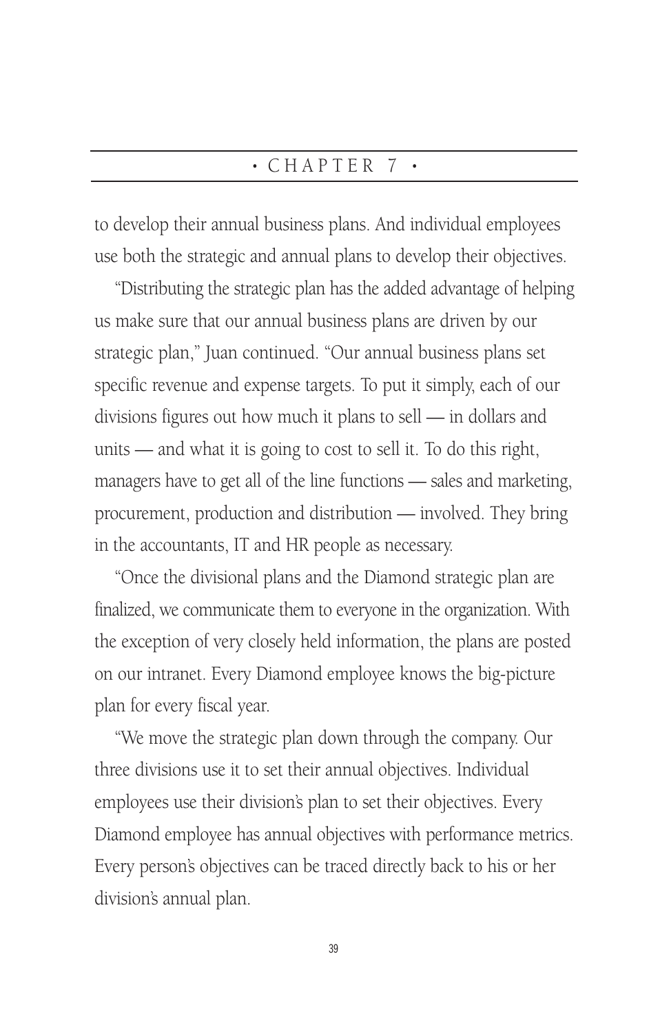to develop their annual business plans. And individual employees use both the strategic and annual plans to develop their objectives.

"Distributing the strategic plan has the added advantage of helping us make sure that our annual business plans are driven by our strategic plan," Juan continued. "Our annual business plans set specific revenue and expense targets. To put it simply, each of our divisions figures out how much it plans to sell — in dollars and units — and what it is going to cost to sell it. To do this right, managers have to get all of the line functions — sales and marketing, procurement, production and distribution — involved. They bring in the accountants, IT and HR people as necessary.

"Once the divisional plans and the Diamond strategic plan are finalized, we communicate them to everyone in the organization. With the exception of very closely held information, the plans are posted on our intranet. Every Diamond employee knows the big-picture plan for every fiscal year.

"We move the strategic plan down through the company. Our three divisions use it to set their annual objectives. Individual employees use their division's plan to set their objectives. Every Diamond employee has annual objectives with performance metrics. Every person's objectives can be traced directly back to his or her division's annual plan.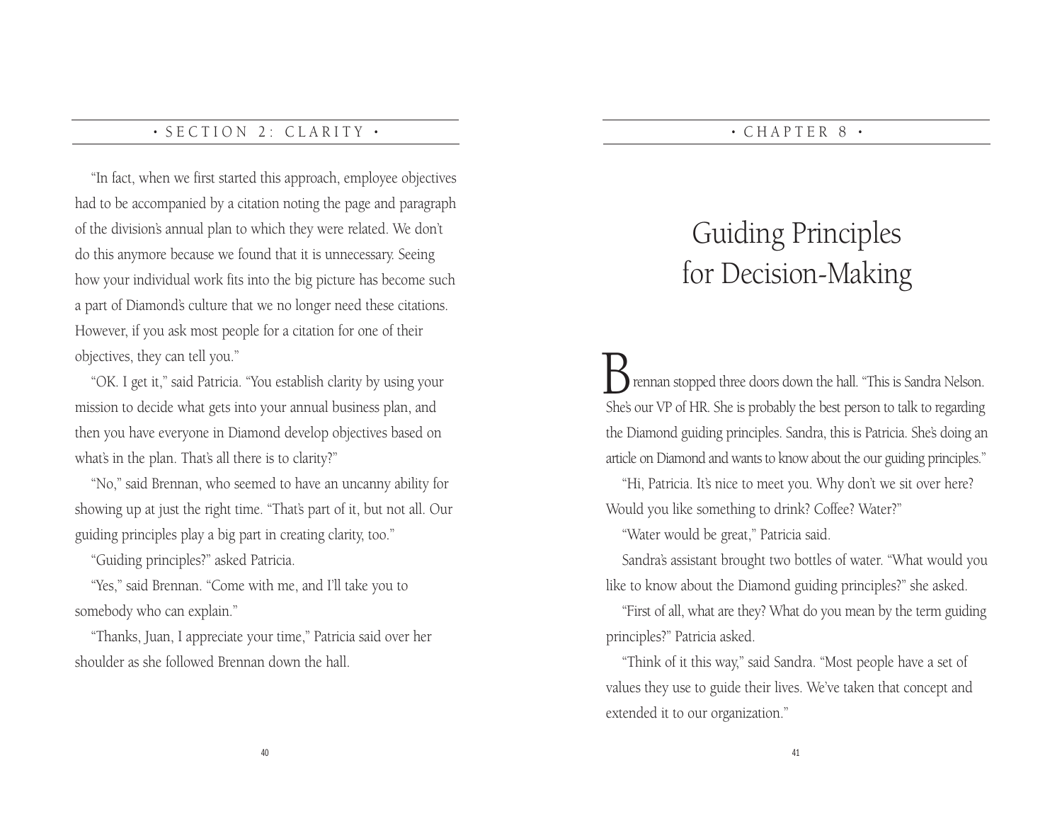"In fact, when we first started this approach, employee objectives had to be accompanied by a citation noting the page and paragraph of the division's annual plan to which they were related. We don't do this anymore because we found that it is unnecessary. Seeing how your individual work fits into the big picture has become such a part of Diamond's culture that we no longer need these citations. However, if you ask most people for a citation for one of their objectives, they can tell you."

"OK. I get it," said Patricia. "You establish clarity by using your mission to decide what gets into your annual business plan, and then you have everyone in Diamond develop objectives based on what's in the plan. That's all there is to clarity?"

"No," said Brennan, who seemed to have an uncanny ability for showing up at just the right time. "That's part of it, but not all. Our guiding principles play a big part in creating clarity, too."

"Guiding principles?" asked Patricia.

"Yes," said Brennan. "Come with me, and I'll take you to somebody who can explain."

"Thanks, Juan, I appreciate your time," Patricia said over her shoulder as she followed Brennan down the hall.

# CHAPTER 8

## Guiding Principles for Decision-Making

Brennan stopped three doors down the hall. "This is Sandra Nelson. She's our VP of HR. She is probably the best person to talk to regarding the Diamond guiding principles. Sandra, this is Patricia. She's doing an article on Diamond and wants to know about the our guiding principles."

"Hi, Patricia. It's nice to meet you. Why don't we sit over here? Would you like something to drink? Coffee? Water?"

"Water would be great," Patricia said.

Sandra's assistant brought two bottles of water. "What would you like to know about the Diamond guiding principles?" she asked.

"First of all, what are they? What do you mean by the term guiding principles?" Patricia asked.

"Think of it this way," said Sandra. "Most people have a set of values they use to guide their lives. We've taken that concept and extended it to our organization."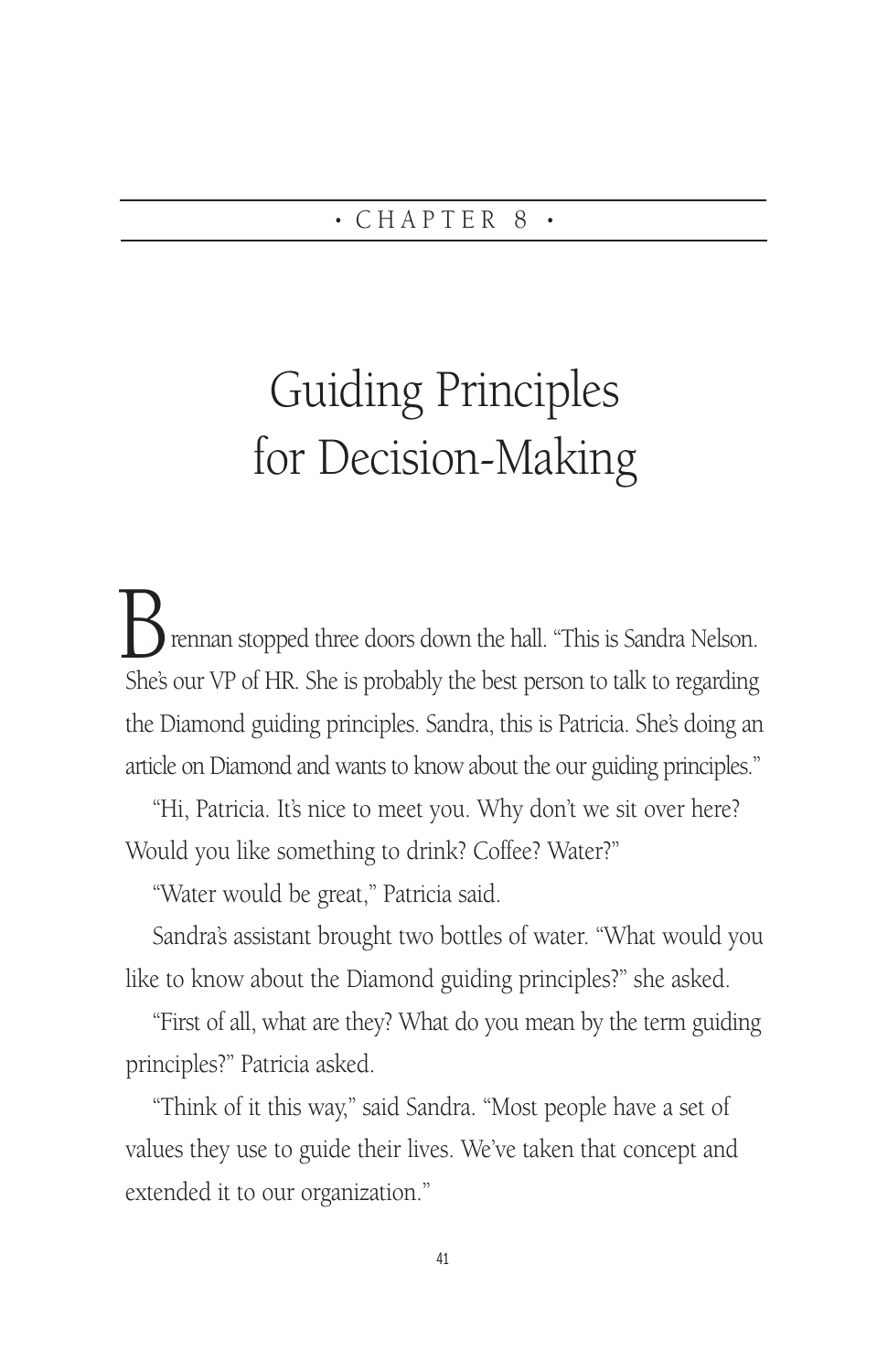• CHAPTER 8 •

# Guiding Principles for Decision-Making

Brennan stopped three doors down the hall. "This is Sandra Nelson. She's our VP of HR. She is probably the best person to talk to regarding the Diamond guiding principles. Sandra, this is Patricia. She's doing an article on Diamond and wants to know about the our guiding principles."

"Hi, Patricia. It's nice to meet you. Why don't we sit over here? Would you like something to drink? Coffee? Water?"

"Water would be great," Patricia said.

Sandra's assistant brought two bottles of water. "What would you like to know about the Diamond guiding principles?" she asked.

"First of all, what are they? What do you mean by the term guiding principles?" Patricia asked.

"Think of it this way," said Sandra. "Most people have a set of values they use to guide their lives. We've taken that concept and extended it to our organization."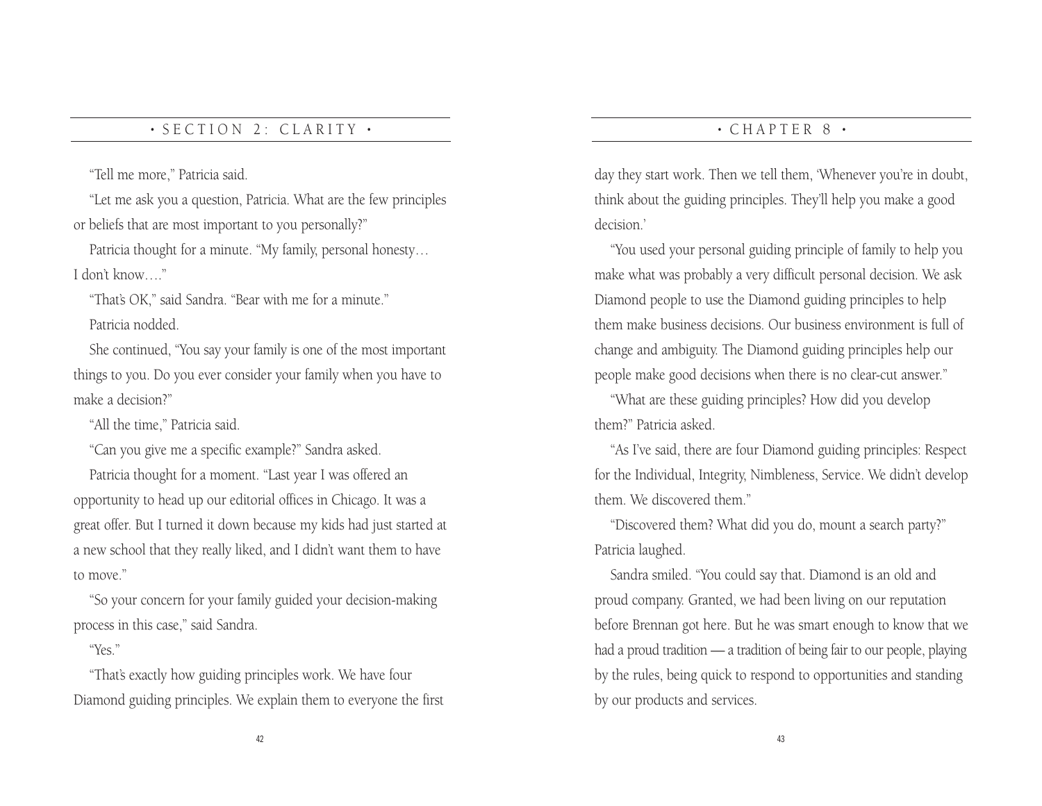"Tell me more," Patricia said.

"Let me ask you a question, Patricia. What are the few principles or beliefs that are most important to you personally?"

Patricia thought for a minute. "My family, personal honesty… I don't know…."

"That's OK," said Sandra. "Bear with me for a minute."

Patricia nodded.

She continued, "You say your family is one of the most important things to you. Do you ever consider your family when you have to make a decision?"

"All the time," Patricia said.

"Can you give me a specific example?" Sandra asked.

Patricia thought for a moment. "Last year I was offered an opportunity to head up our editorial offices in Chicago. It was a great offer. But I turned it down because my kids had just started at a new school that they really liked, and I didn't want them to have to move."

"So your concern for your family guided your decision-making process in this case," said Sandra.

"Yes."

"That's exactly how guiding principles work. We have four Diamond guiding principles. We explain them to everyone the first day they start work. Then we tell them, 'Whenever you're in doubt, think about the guiding principles. They'll help you make a good decision.'

"You used your personal guiding principle of family to help you make what was probably a very difficult personal decision. We ask Diamond people to use the Diamond guiding principles to help them make business decisions. Our business environment is full of change and ambiguity. The Diamond guiding principles help our people make good decisions when there is no clear-cut answer."

"What are these guiding principles? How did you develop them?" Patricia asked.

"As I've said, there are four Diamond guiding principles: Respect for the Individual, Integrity, Nimbleness, Service. We didn't develop them. We discovered them."

"Discovered them? What did you do, mount a search party?" Patricia laughed.

Sandra smiled. "You could say that. Diamond is an old and proud company. Granted, we had been living on our reputation before Brennan got here. But he was smart enough to know that we had a proud tradition — a tradition of being fair to our people, playing by the rules, being quick to respond to opportunities and standing by our products and services.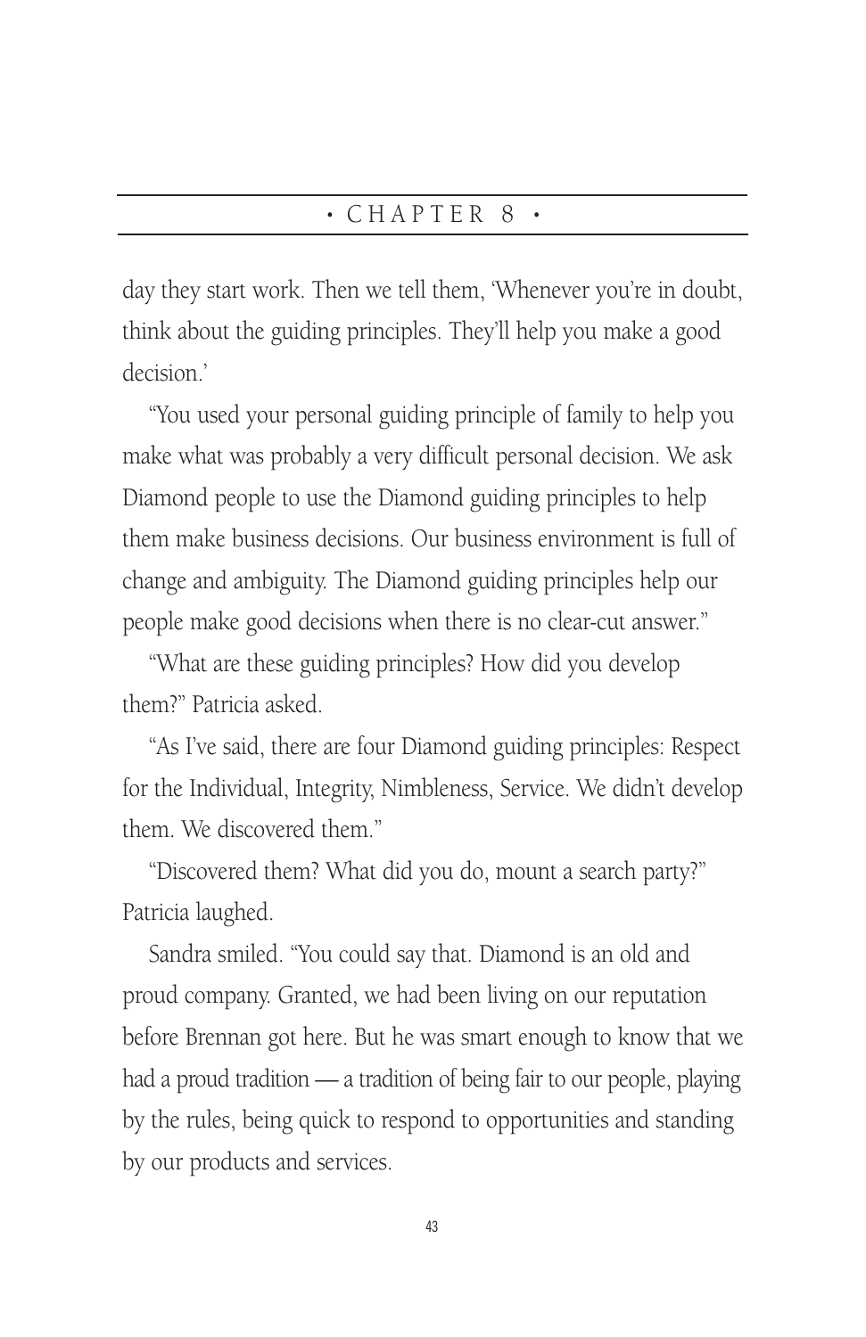day they start work. Then we tell them, 'Whenever you're in doubt, think about the guiding principles. They'll help you make a good decision.'

"You used your personal guiding principle of family to help you make what was probably a very difficult personal decision. We ask Diamond people to use the Diamond guiding principles to help them make business decisions. Our business environment is full of change and ambiguity. The Diamond guiding principles help our people make good decisions when there is no clear-cut answer."

"What are these guiding principles? How did you develop them?" Patricia asked.

"As I've said, there are four Diamond guiding principles: Respect for the Individual, Integrity, Nimbleness, Service. We didn't develop them. We discovered them."

"Discovered them? What did you do, mount a search party?" Patricia laughed.

Sandra smiled. "You could say that. Diamond is an old and proud company. Granted, we had been living on our reputation before Brennan got here. But he was smart enough to know that we had a proud tradition — a tradition of being fair to our people, playing by the rules, being quick to respond to opportunities and standing by our products and services.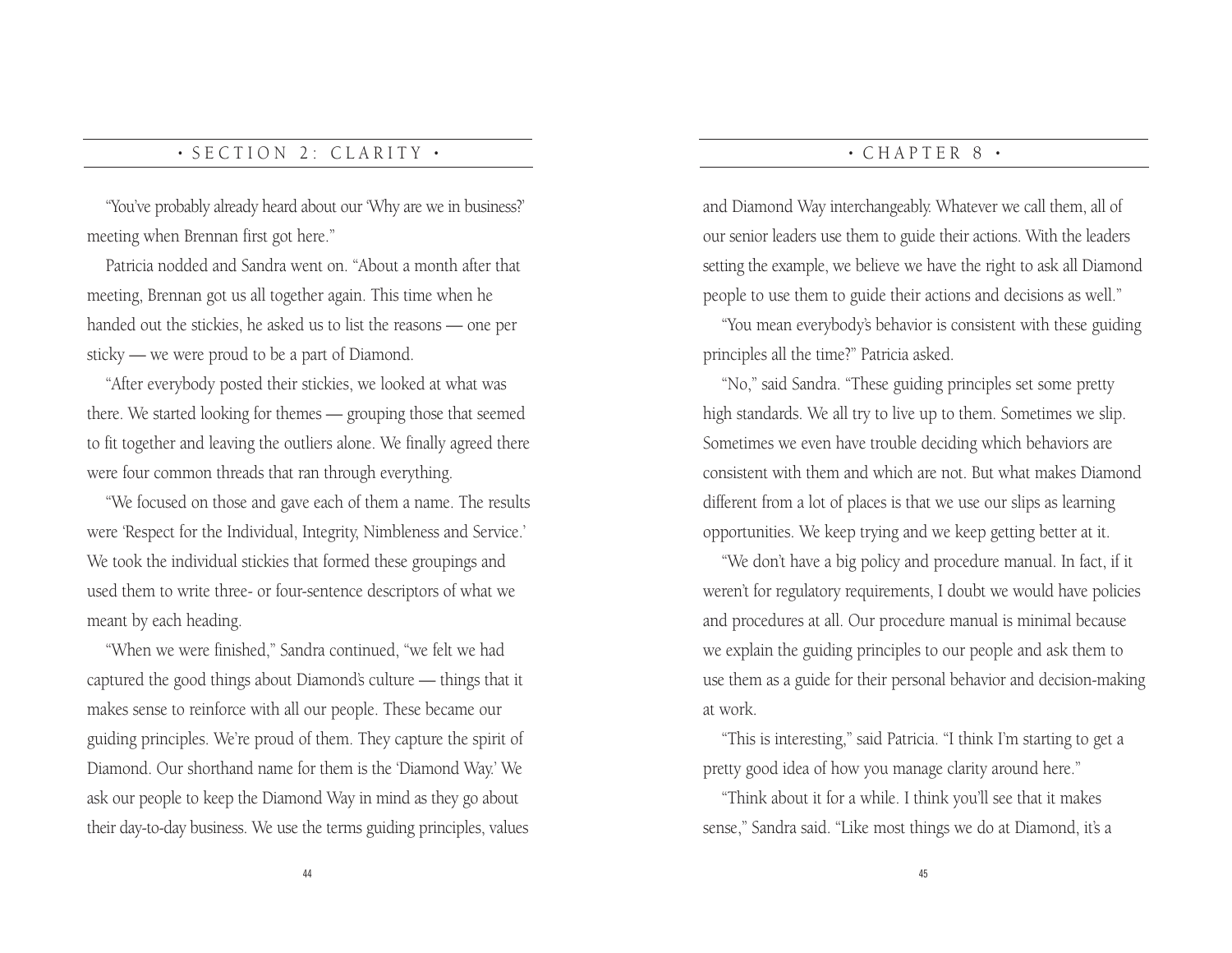"You've probably already heard about our 'Why are we in business?' meeting when Brennan first got here."

Patricia nodded and Sandra went on. "About a month after that meeting, Brennan got us all together again. This time when he handed out the stickies, he asked us to list the reasons — one per sticky — we were proud to be a part of Diamond.

"After everybody posted their stickies, we looked at what was there. We started looking for themes — grouping those that seemed to fit together and leaving the outliers alone. We finally agreed there were four common threads that ran through everything.

"We focused on those and gave each of them a name. The results were 'Respect for the Individual, Integrity, Nimbleness and Service.' We took the individual stickies that formed these groupings and used them to write three- or four-sentence descriptors of what we meant by each heading.

"When we were finished," Sandra continued, "we felt we had captured the good things about Diamond's culture — things that it makes sense to reinforce with all our people. These became our guiding principles. We're proud of them. They capture the spirit of Diamond. Our shorthand name for them is the 'Diamond Way.' We ask our people to keep the Diamond Way in mind as they go about their day-to-day business. We use the terms guiding principles, values and Diamond Way interchangeably. Whatever we call them, all of our senior leaders use them to guide their actions. With the leaders setting the example, we believe we have the right to ask all Diamond people to use them to guide their actions and decisions as well."

"You mean everybody's behavior is consistent with these guiding principles all the time?" Patricia asked.

"No," said Sandra. "These guiding principles set some pretty high standards. We all try to live up to them. Sometimes we slip. Sometimes we even have trouble deciding which behaviors are consistent with them and which are not. But what makes Diamond different from a lot of places is that we use our slips as learning opportunities. We keep trying and we keep getting better at it.

"We don't have a big policy and procedure manual. In fact, if it weren't for regulatory requirements, I doubt we would have policies and procedures at all. Our procedure manual is minimal because we explain the guiding principles to our people and ask them to use them as a guide for their personal behavior and decision-making at work.

"This is interesting," said Patricia. "I think I'm starting to get a pretty good idea of how you manage clarity around here."

"Think about it for a while. I think you'll see that it makes sense," Sandra said. "Like most things we do at Diamond, it's a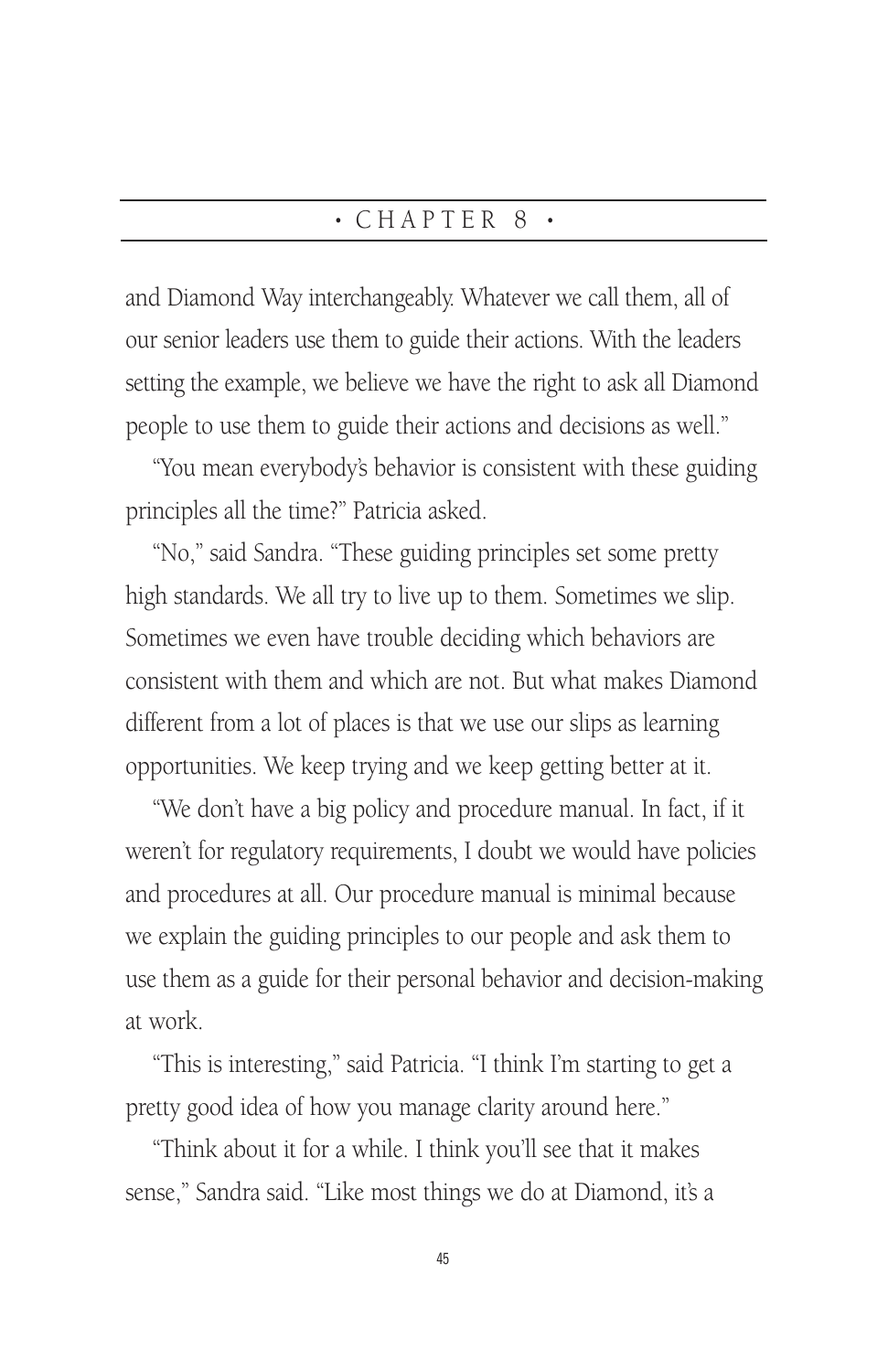and Diamond Way interchangeably. Whatever we call them, all of our senior leaders use them to guide their actions. With the leaders setting the example, we believe we have the right to ask all Diamond people to use them to guide their actions and decisions as well."

"You mean everybody's behavior is consistent with these guiding principles all the time?" Patricia asked.

"No," said Sandra. "These guiding principles set some pretty high standards. We all try to live up to them. Sometimes we slip. Sometimes we even have trouble deciding which behaviors are consistent with them and which are not. But what makes Diamond different from a lot of places is that we use our slips as learning opportunities. We keep trying and we keep getting better at it.

"We don't have a big policy and procedure manual. In fact, if it weren't for regulatory requirements, I doubt we would have policies and procedures at all. Our procedure manual is minimal because we explain the guiding principles to our people and ask them to use them as a guide for their personal behavior and decision-making at work.

"This is interesting," said Patricia. "I think I'm starting to get a pretty good idea of how you manage clarity around here."

"Think about it for a while. I think you'll see that it makes sense," Sandra said. "Like most things we do at Diamond, it's a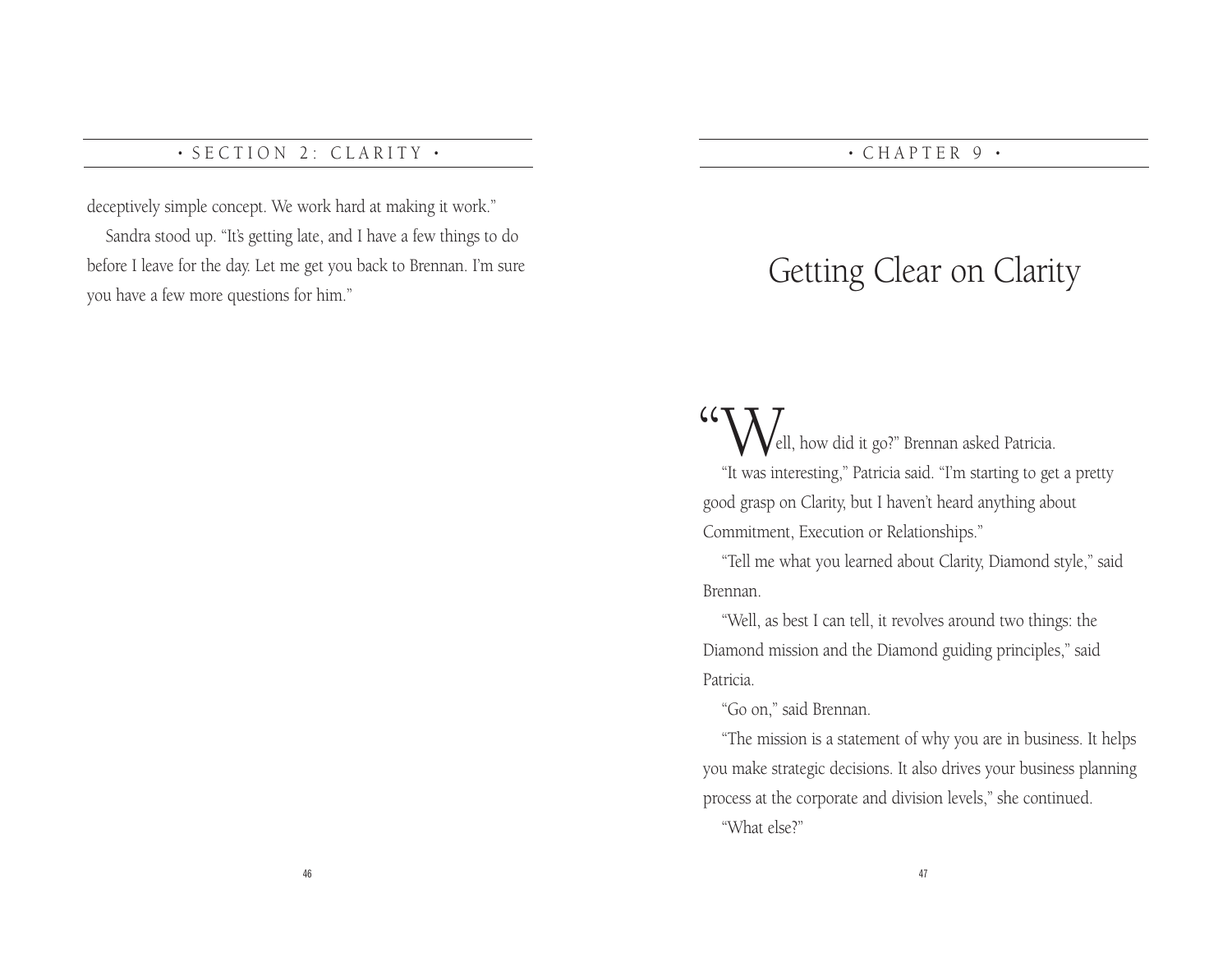deceptively simple concept. We work hard at making it work."

Sandra stood up. "It's getting late, and I have a few things to do before I leave for the day. Let me get you back to Brennan. I'm sure you have a few more questions for him."

# Getting Clear on Clarity

"Well, how did it go?" Brennan asked Patricia.

"It was interesting," Patricia said. "I'm starting to get a pretty good grasp on Clarity, but I haven't heard anything about Commitment, Execution or Relationships."

"Tell me what you learned about Clarity, Diamond style," said Brennan.

"Well, as best I can tell, it revolves around two things: the Diamond mission and the Diamond guiding principles," said Patricia.

"Go on," said Brennan.

"The mission is a statement of why you are in business. It helps you make strategic decisions. It also drives your business planning process at the corporate and division levels," she continued.

"What else?"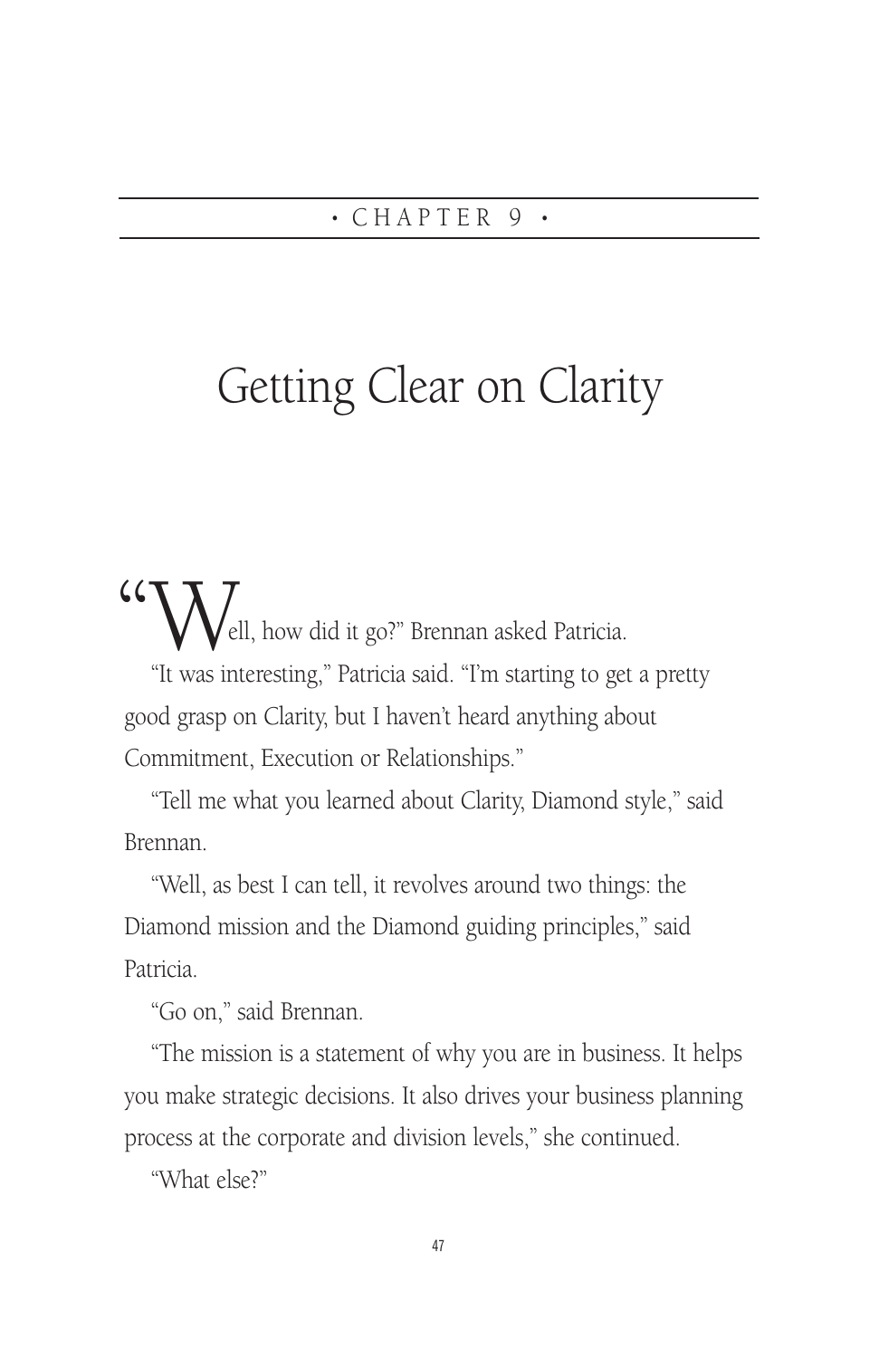• CHAPTER 9 •

# Getting Clear on Clarity

"Well, how did it go?" Brennan asked Patricia.

"It was interesting," Patricia said. "I'm starting to get a pretty good grasp on Clarity, but I haven't heard anything about Commitment, Execution or Relationships."

"Tell me what you learned about Clarity, Diamond style," said Brennan.

"Well, as best I can tell, it revolves around two things: the Diamond mission and the Diamond guiding principles," said Patricia.

"Go on," said Brennan.

"The mission is a statement of why you are in business. It helps you make strategic decisions. It also drives your business planning process at the corporate and division levels," she continued.

"What else?"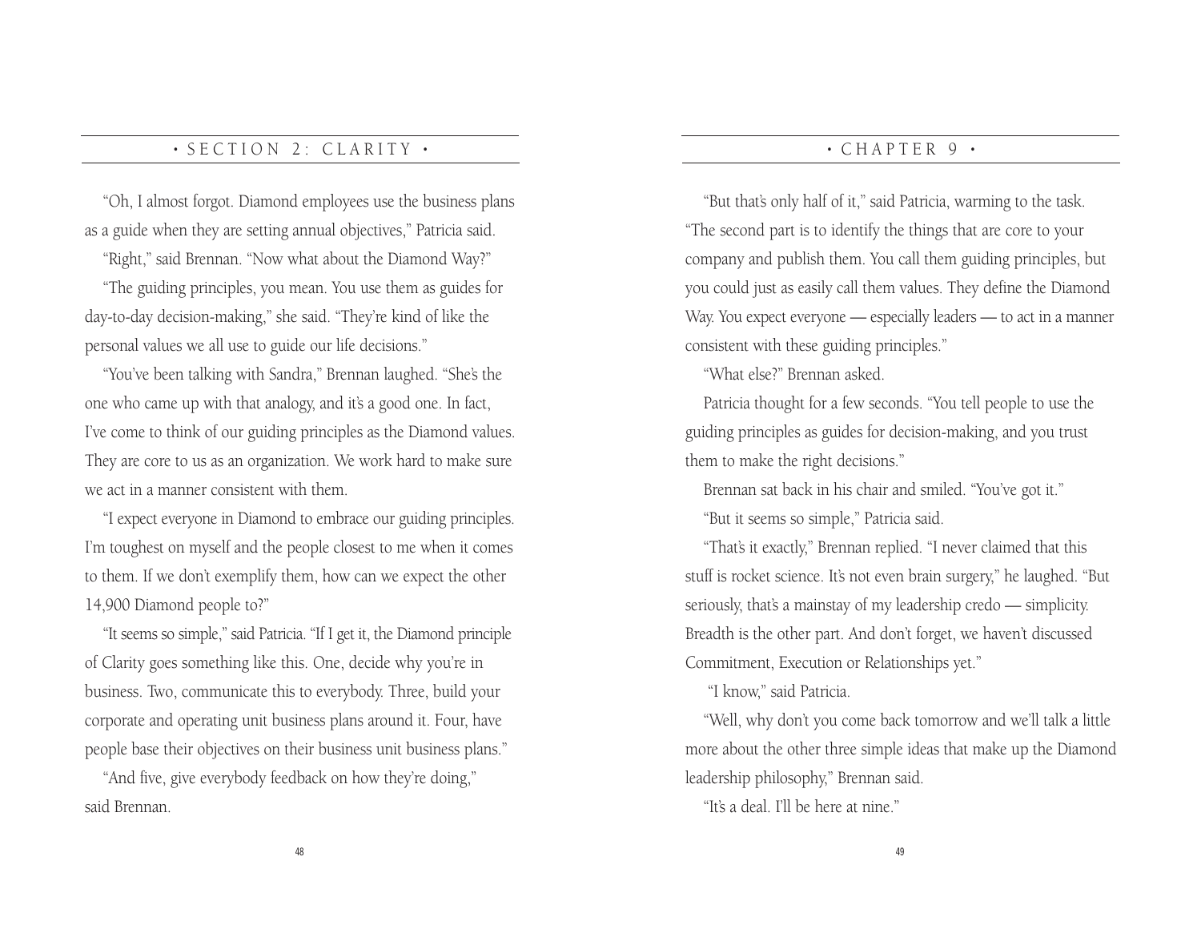"Oh, I almost forgot. Diamond employees use the business plans as a guide when they are setting annual objectives," Patricia said.

"Right," said Brennan. "Now what about the Diamond Way?"

"The guiding principles, you mean. You use them as guides for day-to-day decision-making," she said. "They're kind of like the personal values we all use to guide our life decisions."

"You've been talking with Sandra," Brennan laughed. "She's the one who came up with that analogy, and it's a good one. In fact, I've come to think of our guiding principles as the Diamond values. They are core to us as an organization. We work hard to make sure we act in a manner consistent with them.

"I expect everyone in Diamond to embrace our guiding principles. I'm toughest on myself and the people closest to me when it comes to them. If we don't exemplify them, how can we expect the other 14,900 Diamond people to?"

"It seems so simple," said Patricia. "If I get it, the Diamond principle of Clarity goes something like this. One, decide why you're in business. Two, communicate this to everybody. Three, build your corporate and operating unit business plans around it. Four, have people base their objectives on their business unit business plans."

"And five, give everybody feedback on how they're doing," said Brennan.

"But that's only half of it," said Patricia, warming to the task. "The second part is to identify the things that are core to your company and publish them. You call them guiding principles, but you could just as easily call them values. They define the Diamond Way. You expect everyone — especially leaders — to act in a manner consistent with these guiding principles."

"What else?" Brennan asked.

Patricia thought for a few seconds. "You tell people to use the guiding principles as guides for decision-making, and you trust them to make the right decisions."

Brennan sat back in his chair and smiled. "You've got it."

"But it seems so simple," Patricia said.

"That's it exactly," Brennan replied. "I never claimed that this stuff is rocket science. It's not even brain surgery," he laughed. "But seriously, that's a mainstay of my leadership credo — simplicity. Breadth is the other part. And don't forget, we haven't discussed Commitment, Execution or Relationships yet."

"I know," said Patricia.

"Well, why don't you come back tomorrow and we'll talk a little more about the other three simple ideas that make up the Diamond leadership philosophy," Brennan said.

"It's a deal. I'll be here at nine."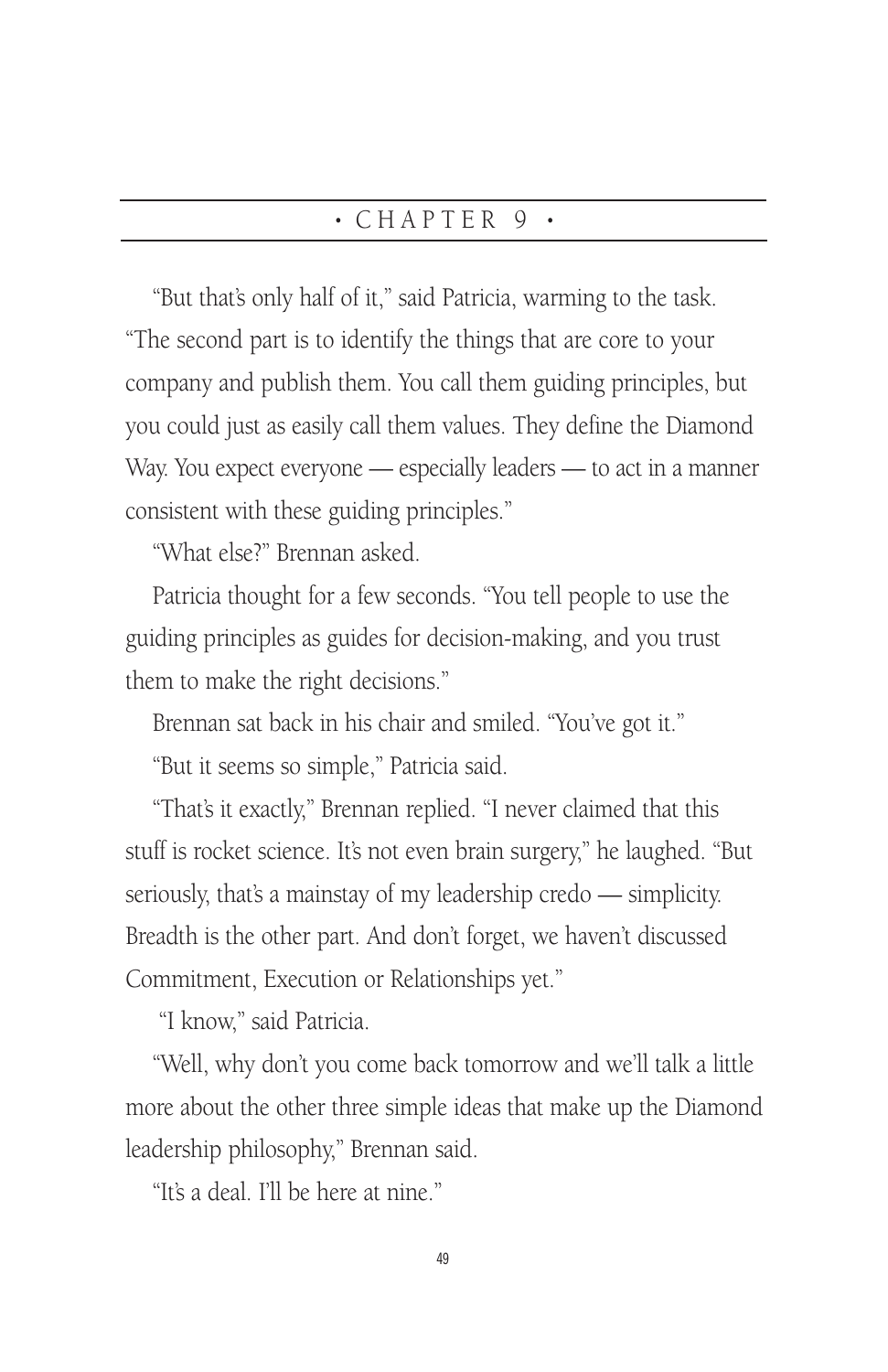# • CHAPTER 9 •

"But that's only half of it," said Patricia, warming to the task. "The second part is to identify the things that are core to your company and publish them. You call them guiding principles, but you could just as easily call them values. They define the Diamond Way. You expect everyone — especially leaders — to act in a manner consistent with these guiding principles."

"What else?" Brennan asked.

Patricia thought for a few seconds. "You tell people to use the guiding principles as guides for decision-making, and you trust them to make the right decisions."

Brennan sat back in his chair and smiled. "You've got it."

"But it seems so simple," Patricia said.

"That's it exactly," Brennan replied. "I never claimed that this stuff is rocket science. It's not even brain surgery," he laughed. "But seriously, that's a mainstay of my leadership credo — simplicity. Breadth is the other part. And don't forget, we haven't discussed Commitment, Execution or Relationships yet."

"I know," said Patricia.

"Well, why don't you come back tomorrow and we'll talk a little more about the other three simple ideas that make up the Diamond leadership philosophy," Brennan said.

"It's a deal. I'll be here at nine."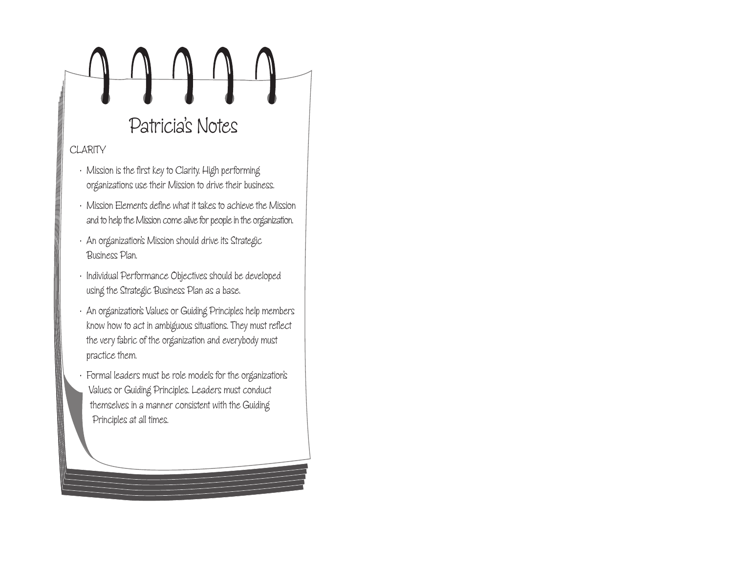# Patricia's Notes

CLARITY

- Mission is the first key to Clarity. High performing organizations use their Mission to drive their business.
- Mission Elements define what it takes to achieve the Mission and to help the Mission come alive for people in the organization.
- An organization's Mission should drive its Strategic Business Plan.
- Individual Performance Objectives should be developed using the Strategic Business Plan as a base.
- An organization's Values or Guiding Principles help members know how to act in ambiguous situations. They must reflect the very fabric of the organization and everybody must practice them.
- Formal leaders must be role models for the organization's Values or Guiding Principles. Leaders must conduct themselves in a manner consistent with the Guiding Principles at all times.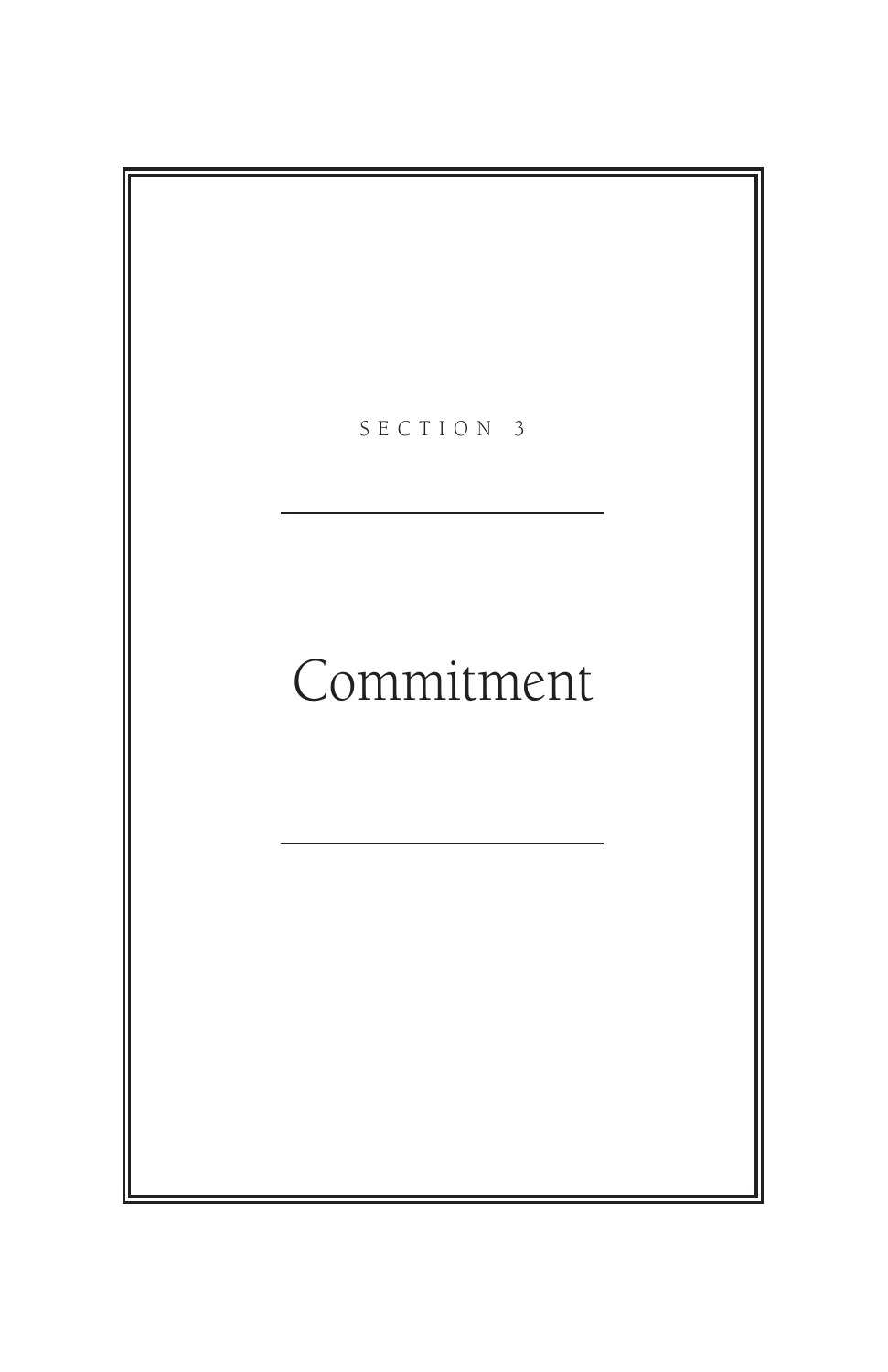SECTION 3

# Commitment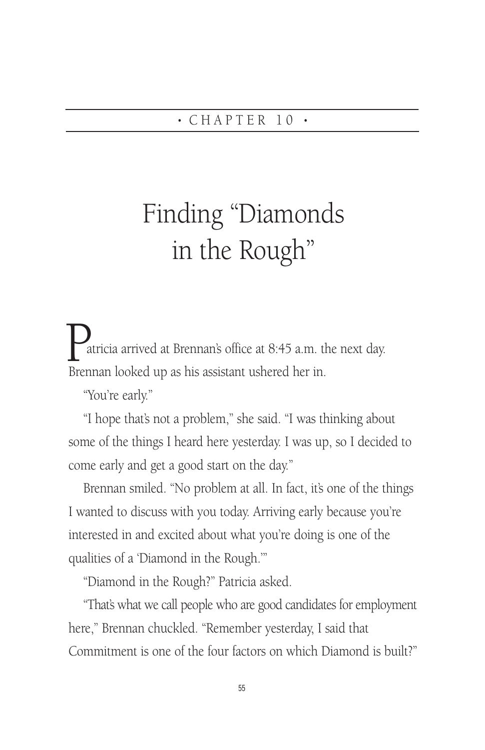• CHAPTER 10 •

# Finding "Diamonds in the Rough"

Patricia arrived at Brennan's office at 8:45 a.m. the next day. Brennan looked up as his assistant ushered her in.

"You're early."

"I hope that's not a problem," she said. "I was thinking about some of the things I heard here yesterday. I was up, so I decided to come early and get a good start on the day."

Brennan smiled. "No problem at all. In fact, it's one of the things I wanted to discuss with you today. Arriving early because you're interested in and excited about what you're doing is one of the qualities of a 'Diamond in the Rough.'"

"Diamond in the Rough?" Patricia asked.

"That's what we call people who are good candidates for employment here," Brennan chuckled. "Remember yesterday, I said that Commitment is one of the four factors on which Diamond is built?"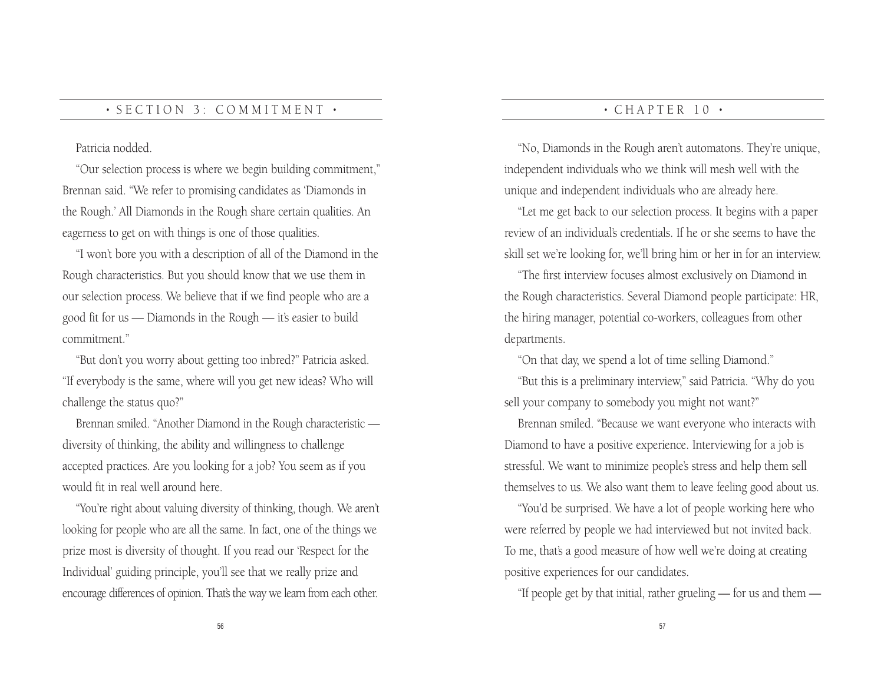Patricia nodded.

"Our selection process is where we begin building commitment," Brennan said. "We refer to promising candidates as 'Diamonds in the Rough.' All Diamonds in the Rough share certain qualities. An eagerness to get on with things is one of those qualities.

"I won't bore you with a description of all of the Diamond in the Rough characteristics. But you should know that we use them in our selection process. We believe that if we find people who are a good fit for us — Diamonds in the Rough — it's easier to build commitment."

"But don't you worry about getting too inbred?" Patricia asked. "If everybody is the same, where will you get new ideas? Who will challenge the status quo?"

Brennan smiled. "Another Diamond in the Rough characteristic — diversity of thinking, the ability and willingness to challenge accepted practices. Are you looking for a job? You seem as if you would fit in real well around here.

"You're right about valuing diversity of thinking, though. We aren't looking for people who are all the same. In fact, one of the things we prize most is diversity of thought. If you read our 'Respect for the Individual' guiding principle, you'll see that we really prize and encourage differences of opinion. That's the way we learn from each other.

"No, Diamonds in the Rough aren't automatons. They're unique, independent individuals who we think will mesh well with the unique and independent individuals who are already here.

"Let me get back to our selection process. It begins with a paper review of an individual's credentials. If he or she seems to have the skill set we're looking for, we'll bring him or her in for an interview.

"The first interview focuses almost exclusively on Diamond in the Rough characteristics. Several Diamond people participate: HR, the hiring manager, potential co-workers, colleagues from other departments.

"On that day, we spend a lot of time selling Diamond."

"But this is a preliminary interview," said Patricia. "Why do you sell your company to somebody you might not want?"

Brennan smiled. "Because we want everyone who interacts with Diamond to have a positive experience. Interviewing for a job is stressful. We want to minimize people's stress and help them sell themselves to us. We also want them to leave feeling good about us.

"You'd be surprised. We have a lot of people working here who were referred by people we had interviewed but not invited back. To me, that's a good measure of how well we're doing at creating positive experiences for our candidates.

"If people get by that initial, rather grueling — for us and them —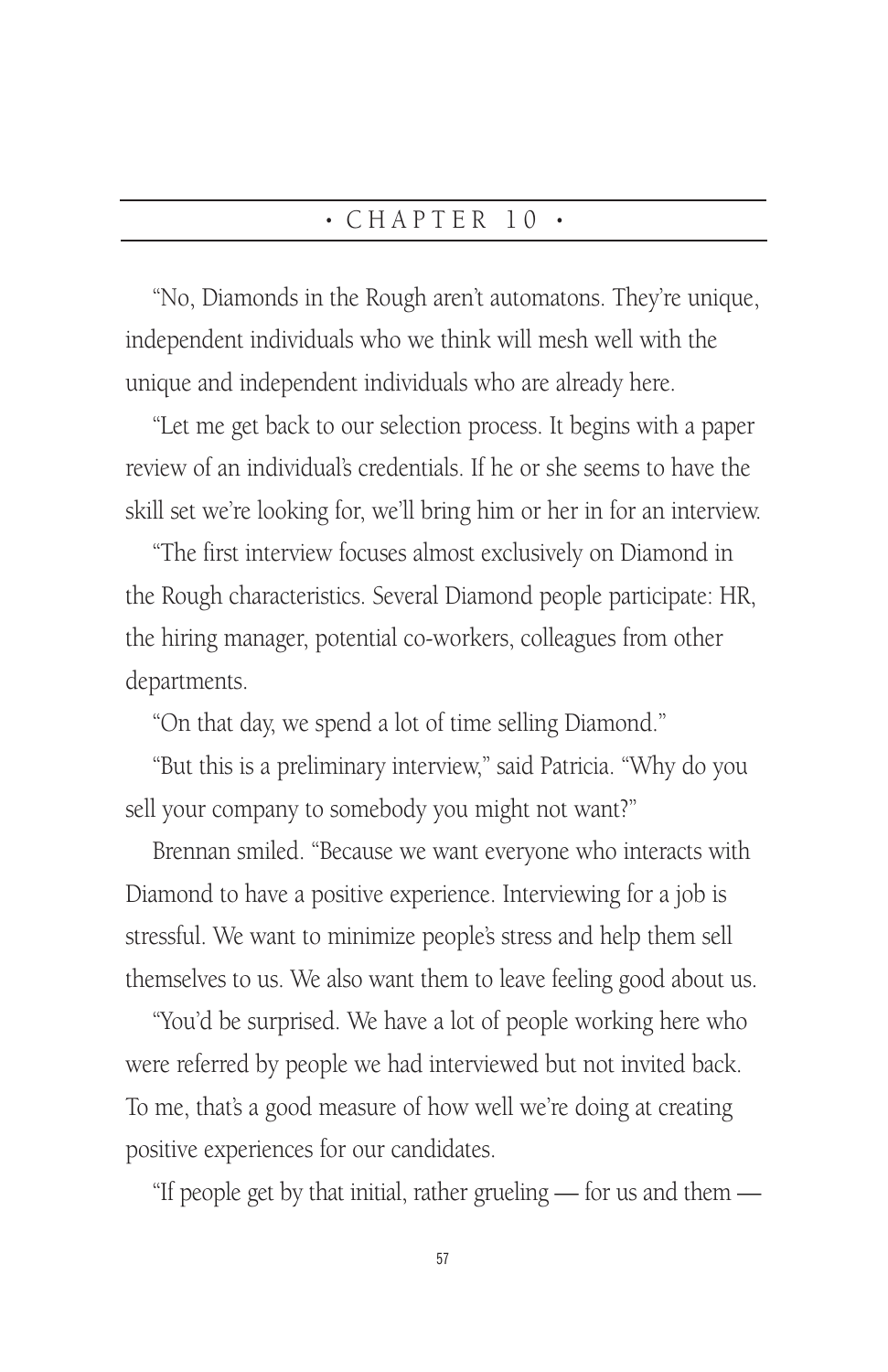# • CHAPTER 10 •

"No, Diamonds in the Rough aren't automatons. They're unique, independent individuals who we think will mesh well with the unique and independent individuals who are already here.

"Let me get back to our selection process. It begins with a paper review of an individual's credentials. If he or she seems to have the skill set we're looking for, we'll bring him or her in for an interview.

"The first interview focuses almost exclusively on Diamond in the Rough characteristics. Several Diamond people participate: HR, the hiring manager, potential co-workers, colleagues from other departments.

"On that day, we spend a lot of time selling Diamond."

"But this is a preliminary interview," said Patricia. "Why do you sell your company to somebody you might not want?"

Brennan smiled. "Because we want everyone who interacts with Diamond to have a positive experience. Interviewing for a job is stressful. We want to minimize people's stress and help them sell themselves to us. We also want them to leave feeling good about us.

"You'd be surprised. We have a lot of people working here who were referred by people we had interviewed but not invited back. To me, that's a good measure of how well we're doing at creating positive experiences for our candidates.

"If people get by that initial, rather grueling — for us and them —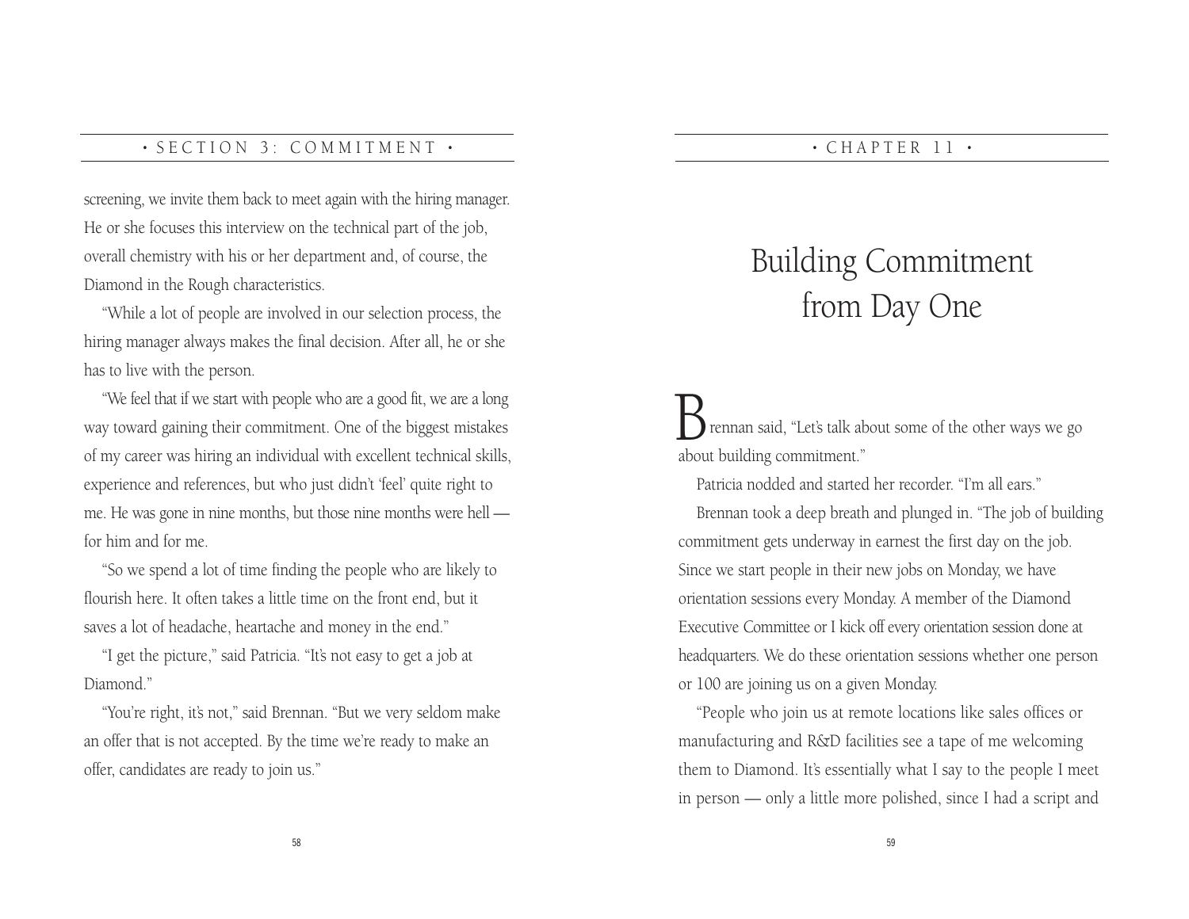screening, we invite them back to meet again with the hiring manager. He or she focuses this interview on the technical part of the job, overall chemistry with his or her department and, of course, the Diamond in the Rough characteristics.

"While a lot of people are involved in our selection process, the hiring manager always makes the final decision. After all, he or she has to live with the person.

"We feel that if we start with people who are a good fit, we are a long way toward gaining their commitment. One of the biggest mistakes of my career was hiring an individual with excellent technical skills, experience and references, but who just didn't 'feel' quite right to me. He was gone in nine months, but those nine months were hell — for him and for me.

"So we spend a lot of time finding the people who are likely to flourish here. It often takes a little time on the front end, but it saves a lot of headache, heartache and money in the end."

"I get the picture," said Patricia. "It's not easy to get a job at Diamond."

"You're right, it's not," said Brennan. "But we very seldom make an offer that is not accepted. By the time we're ready to make an offer, candidates are ready to join us."

# Building Commitment from Day One

Brennan said, "Let's talk about some of the other ways we go about building commitment."

Patricia nodded and started her recorder. "I'm all ears."

Brennan took a deep breath and plunged in. "The job of building commitment gets underway in earnest the first day on the job. Since we start people in their new jobs on Monday, we have orientation sessions every Monday. A member of the Diamond Executive Committee or I kick off every orientation session done at headquarters. We do these orientation sessions whether one person or 100 are joining us on a given Monday.

"People who join us at remote locations like sales offices or manufacturing and R&D facilities see a tape of me welcoming them to Diamond. It's essentially what I say to the people I meet in person — only a little more polished, since I had a script and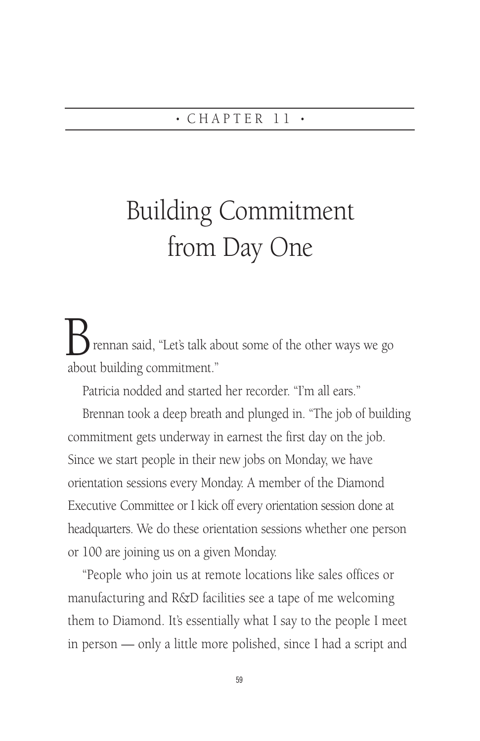• CHAPTER 11 •

# Building Commitment from Day One

Brennan said, "Let's talk about some of the other ways we go about building commitment."

Patricia nodded and started her recorder. "I'm all ears."

Brennan took a deep breath and plunged in. "The job of building commitment gets underway in earnest the first day on the job. Since we start people in their new jobs on Monday, we have orientation sessions every Monday. A member of the Diamond Executive Committee or I kick off every orientation session done at headquarters. We do these orientation sessions whether one person or 100 are joining us on a given Monday.

"People who join us at remote locations like sales offices or manufacturing and R&D facilities see a tape of me welcoming them to Diamond. It's essentially what I say to the people I meet in person — only a little more polished, since I had a script and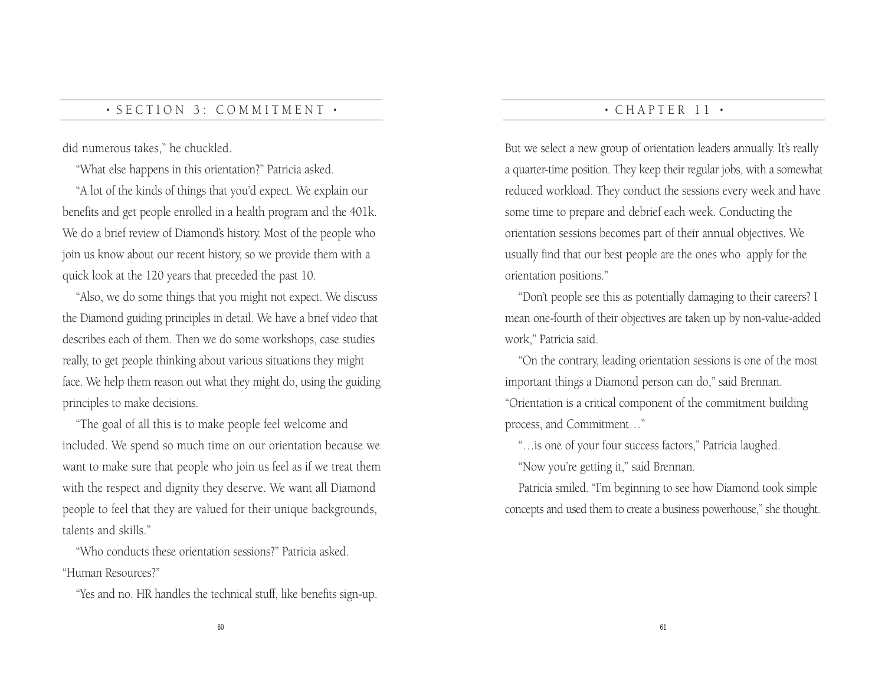did numerous takes," he chuckled.

"What else happens in this orientation?" Patricia asked.

"A lot of the kinds of things that you'd expect. We explain our benefits and get people enrolled in a health program and the 401k. We do a brief review of Diamond's history. Most of the people who join us know about our recent history, so we provide them with a quick look at the 120 years that preceded the past 10.

"Also, we do some things that you might not expect. We discuss the Diamond guiding principles in detail. We have a brief video that describes each of them. Then we do some workshops, case studies really, to get people thinking about various situations they might face. We help them reason out what they might do, using the guiding principles to make decisions.

"The goal of all this is to make people feel welcome and included. We spend so much time on our orientation because we want to make sure that people who join us feel as if we treat them with the respect and dignity they deserve. We want all Diamond people to feel that they are valued for their unique backgrounds, talents and skills."

"Who conducts these orientation sessions?" Patricia asked. "Human Resources?"

"Yes and no. HR handles the technical stuff, like benefits sign-up. But we select a new group of orientation leaders annually. It's really a quarter-time position. They keep their regular jobs, with a somewhat reduced workload. They conduct the sessions every week and have some time to prepare and debrief each week. Conducting the orientation sessions becomes part of their annual objectives. We usually find that our best people are the ones who apply for the orientation positions."

"Don't people see this as potentially damaging to their careers? I mean one-fourth of their objectives are taken up by non-value-added work," Patricia said.

"On the contrary, leading orientation sessions is one of the most important things a Diamond person can do," said Brennan. "Orientation is a critical component of the commitment building process, and Commitment…"

"…is one of your four success factors," Patricia laughed.

"Now you're getting it," said Brennan.

Patricia smiled. "I'm beginning to see how Diamond took simple concepts and used them to create a business powerhouse," she thought.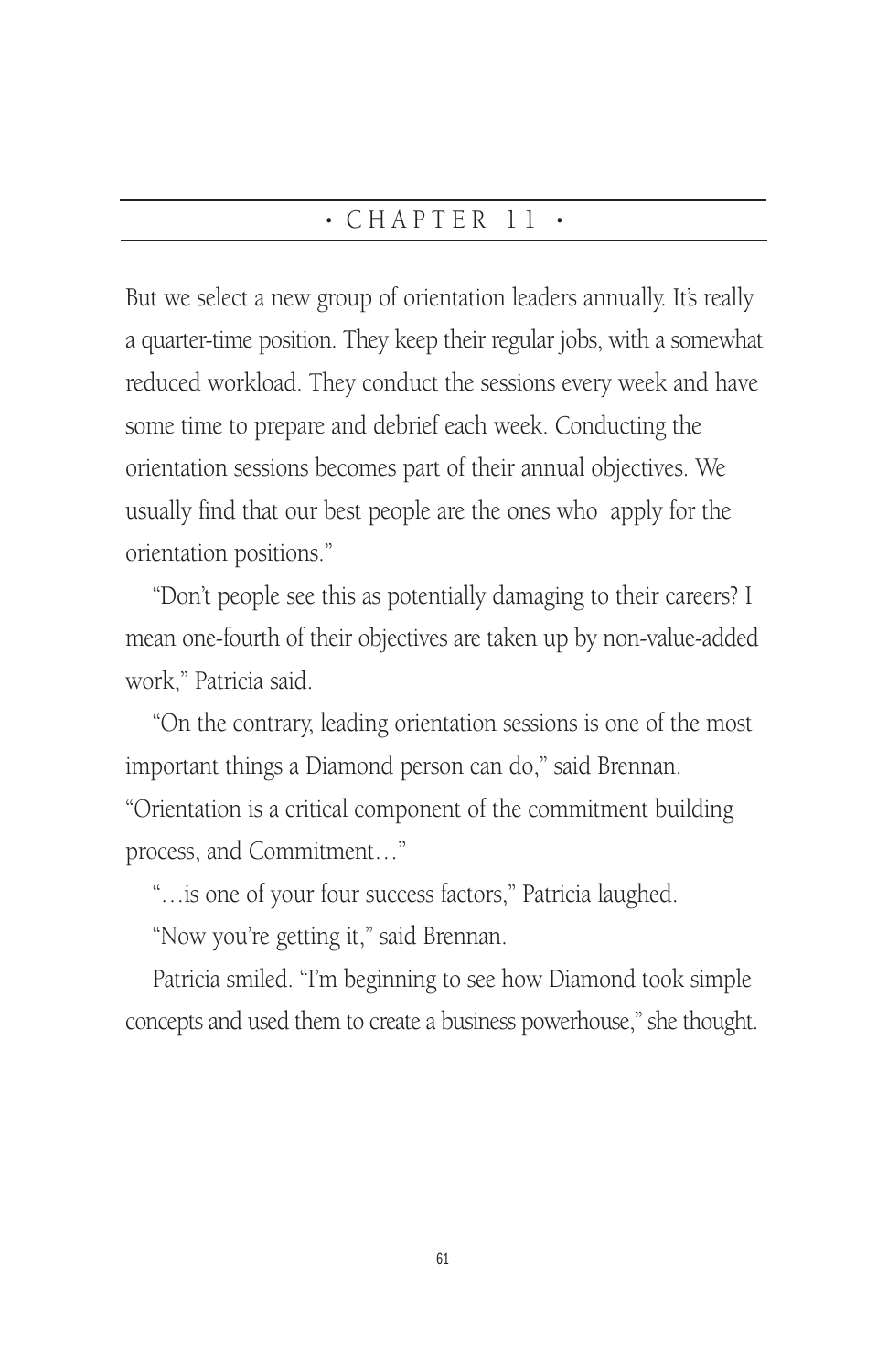But we select a new group of orientation leaders annually. It's really a quarter-time position. They keep their regular jobs, with a somewhat reduced workload. They conduct the sessions every week and have some time to prepare and debrief each week. Conducting the orientation sessions becomes part of their annual objectives. We usually find that our best people are the ones who apply for the orientation positions."

"Don't people see this as potentially damaging to their careers? I mean one-fourth of their objectives are taken up by non-value-added work," Patricia said.

"On the contrary, leading orientation sessions is one of the most important things a Diamond person can do," said Brennan. "Orientation is a critical component of the commitment building process, and Commitment…"

"…is one of your four success factors," Patricia laughed.

"Now you're getting it," said Brennan.

Patricia smiled. "I'm beginning to see how Diamond took simple concepts and used them to create a business powerhouse," she thought.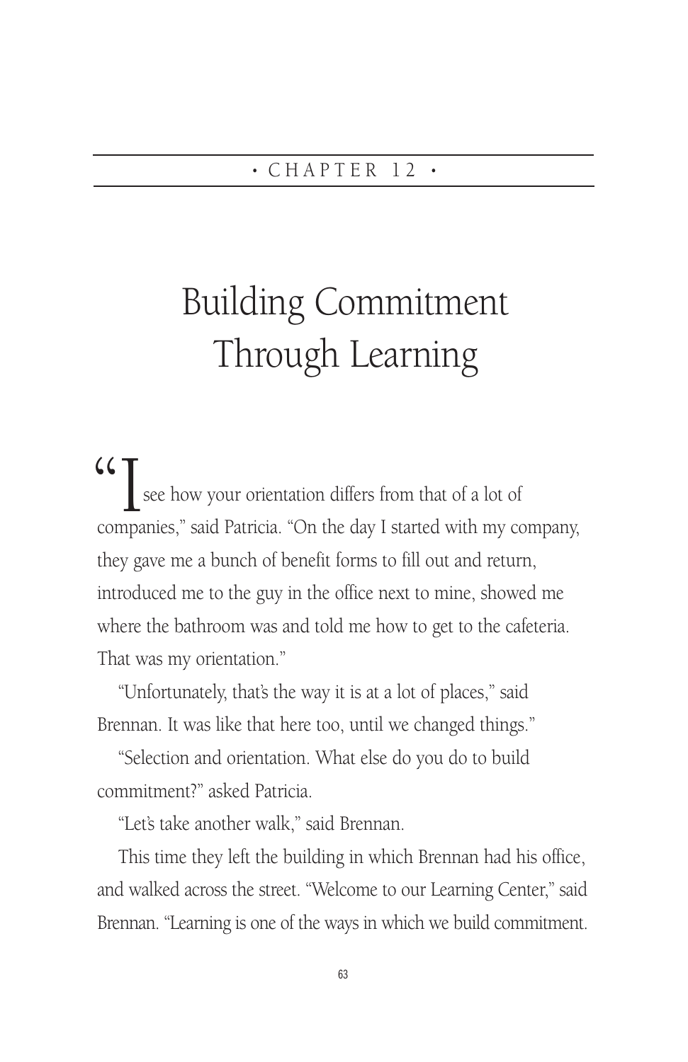• CHAPTER 12 •

# Building Commitment Through Learning

"I see how your orientation differs from that of a lot of companies," said Patricia. "On the day I started with my company, they gave me a bunch of benefit forms to fill out and return, introduced me to the guy in the office next to mine, showed me where the bathroom was and told me how to get to the cafeteria. That was my orientation."

"Unfortunately, that's the way it is at a lot of places," said Brennan. It was like that here too, until we changed things."

"Selection and orientation. What else do you do to build commitment?" asked Patricia.

"Let's take another walk," said Brennan.

This time they left the building in which Brennan had his office, and walked across the street. "Welcome to our Learning Center," said Brennan. "Learning is one of the ways in which we build commitment.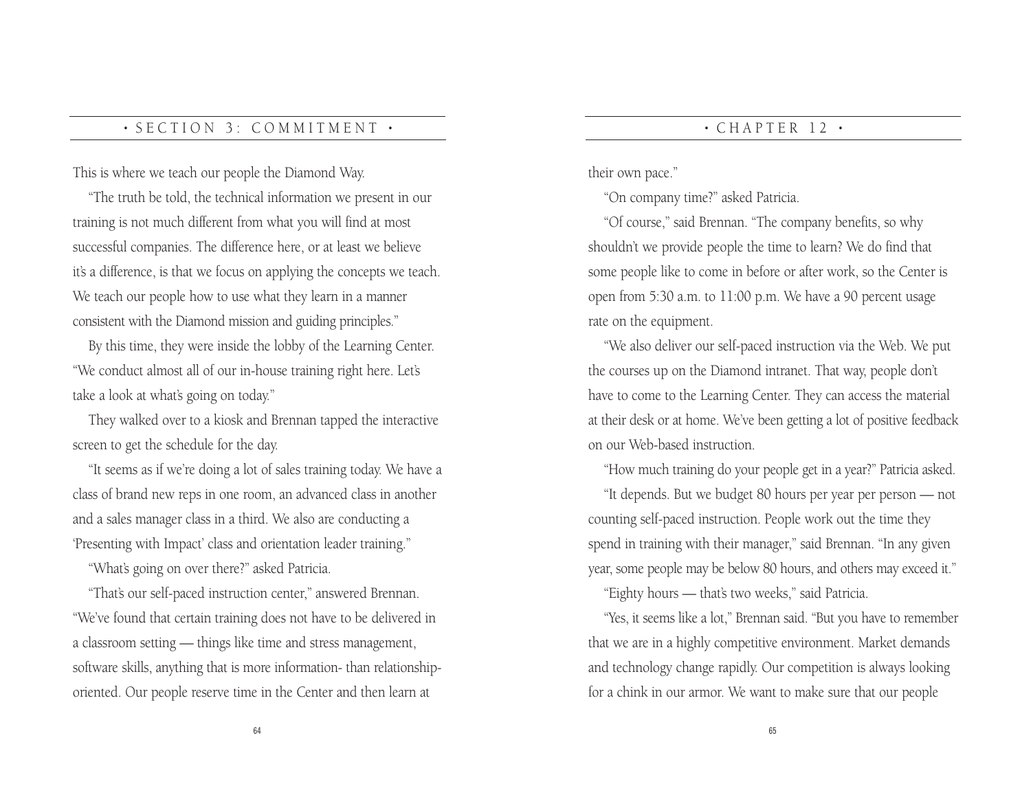This is where we teach our people the Diamond Way.

"The truth be told, the technical information we present in our training is not much different from what you will find at most successful companies. The difference here, or at least we believe it's a difference, is that we focus on applying the concepts we teach. We teach our people how to use what they learn in a manner consistent with the Diamond mission and guiding principles."

By this time, they were inside the lobby of the Learning Center. "We conduct almost all of our in-house training right here. Let's take a look at what's going on today."

They walked over to a kiosk and Brennan tapped the interactive screen to get the schedule for the day.

"It seems as if we're doing a lot of sales training today. We have a class of brand new reps in one room, an advanced class in another and a sales manager class in a third. We also are conducting a 'Presenting with Impact' class and orientation leader training."

"What's going on over there?" asked Patricia.

"That's our self-paced instruction center," answered Brennan. "We've found that certain training does not have to be delivered in a classroom setting — things like time and stress management, software skills, anything that is more information- than relationship-oriented. Our people reserve time in the Center and then learn at their own pace."

"On company time?" asked Patricia.

"Of course," said Brennan. "The company benefits, so why shouldn't we provide people the time to learn? We do find that some people like to come in before or after work, so the Center is open from 5:30 a.m. to 11:00 p.m. We have a 90 percent usage rate on the equipment.

"We also deliver our self-paced instruction via the Web. We put the courses up on the Diamond intranet. That way, people don't have to come to the Learning Center. They can access the material at their desk or at home. We've been getting a lot of positive feedback on our Web-based instruction.

"How much training do your people get in a year?" Patricia asked.

"It depends. But we budget 80 hours per year per person — not counting self-paced instruction. People work out the time they spend in training with their manager," said Brennan. "In any given year, some people may be below 80 hours, and others may exceed it."

"Eighty hours — that's two weeks," said Patricia.

"Yes, it seems like a lot," Brennan said. "But you have to remember that we are in a highly competitive environment. Market demands and technology change rapidly. Our competition is always looking for a chink in our armor. We want to make sure that our people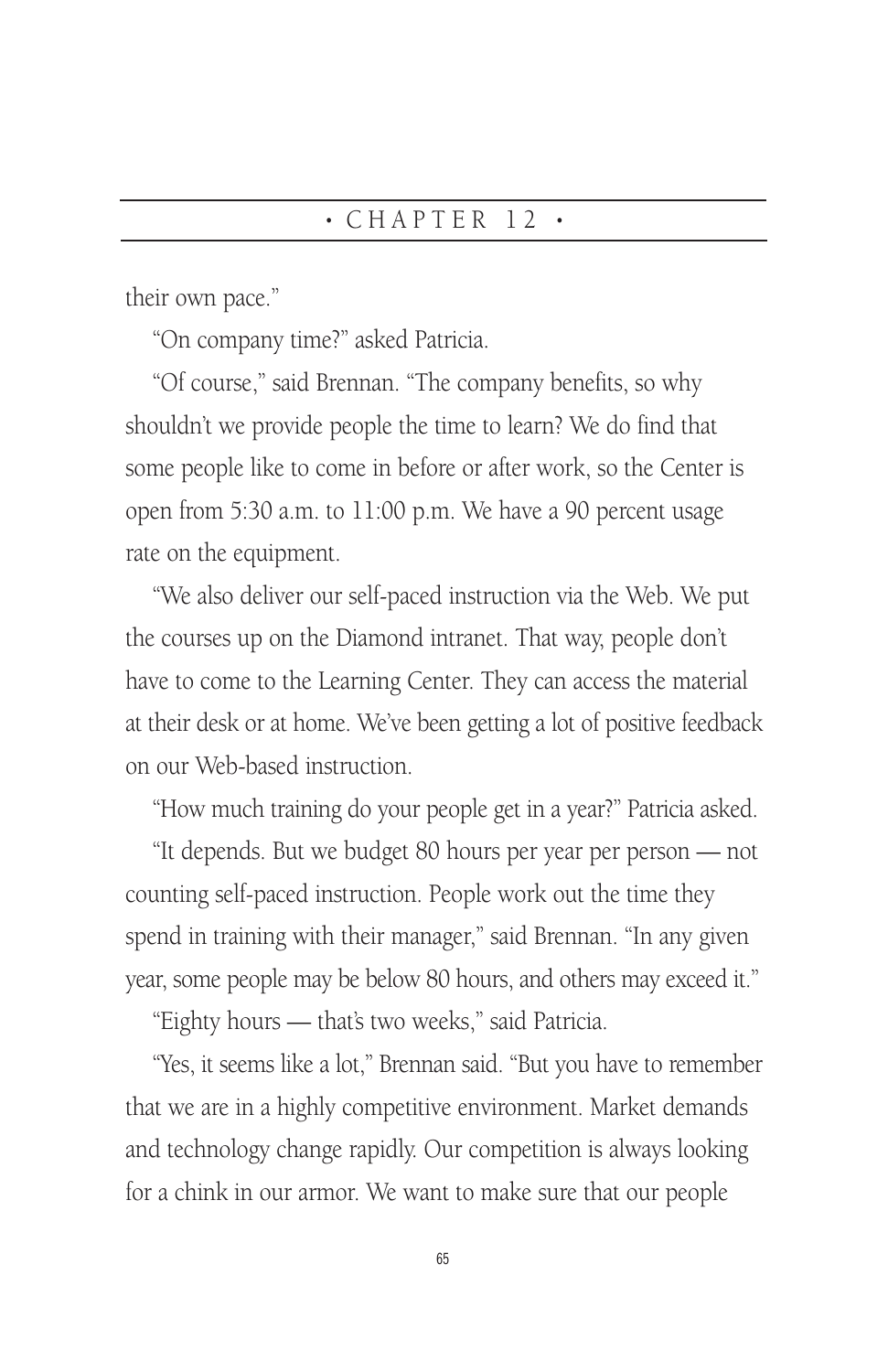their own pace."

"On company time?" asked Patricia.

"Of course," said Brennan. "The company benefits, so why shouldn't we provide people the time to learn? We do find that some people like to come in before or after work, so the Center is open from 5:30 a.m. to 11:00 p.m. We have a 90 percent usage rate on the equipment.

"We also deliver our self-paced instruction via the Web. We put the courses up on the Diamond intranet. That way, people don't have to come to the Learning Center. They can access the material at their desk or at home. We've been getting a lot of positive feedback on our Web-based instruction.

"How much training do your people get in a year?" Patricia asked.

"It depends. But we budget 80 hours per year per person — not counting self-paced instruction. People work out the time they spend in training with their manager," said Brennan. "In any given year, some people may be below 80 hours, and others may exceed it."

"Eighty hours — that's two weeks," said Patricia.

"Yes, it seems like a lot," Brennan said. "But you have to remember that we are in a highly competitive environment. Market demands and technology change rapidly. Our competition is always looking for a chink in our armor. We want to make sure that our people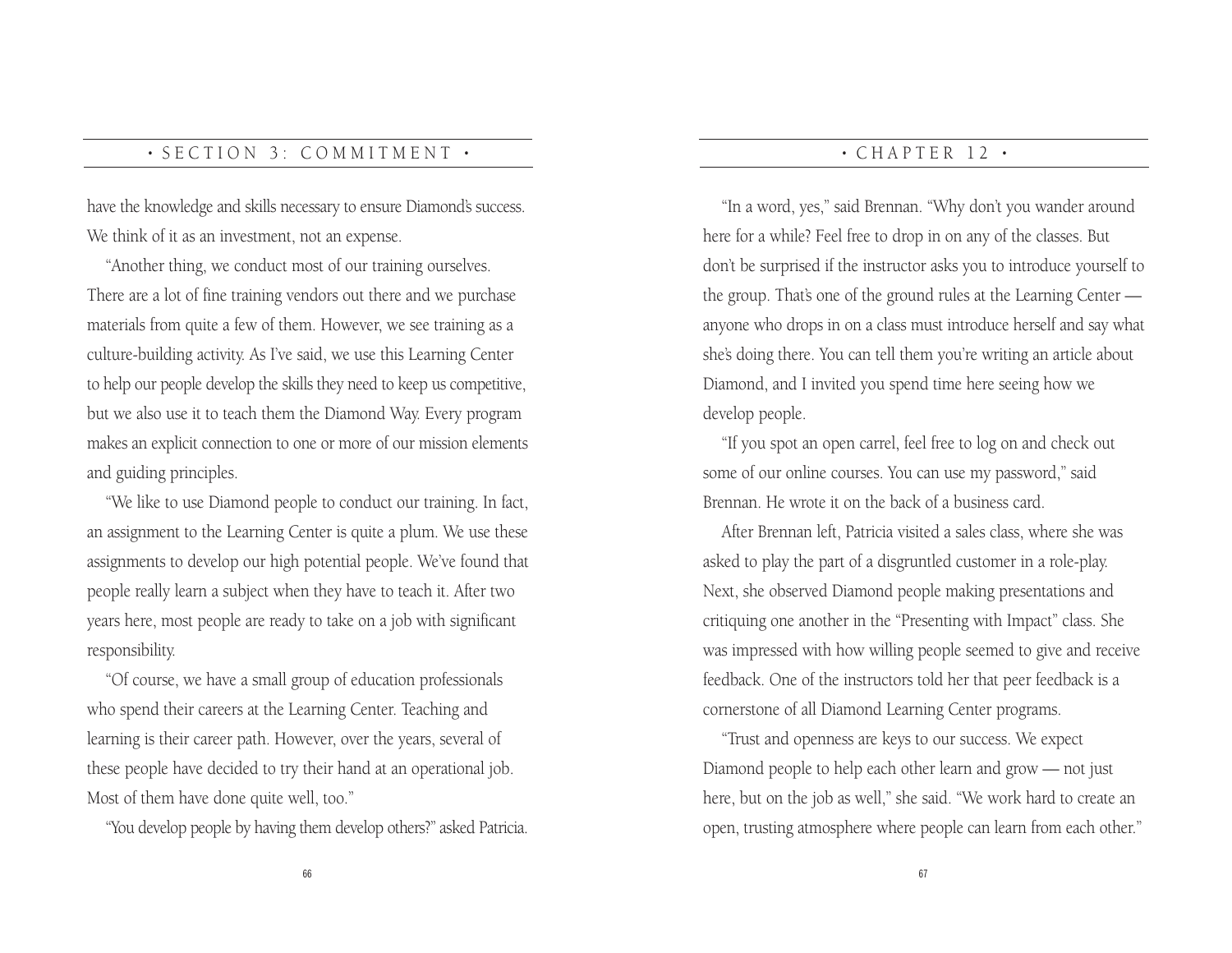have the knowledge and skills necessary to ensure Diamond's success. We think of it as an investment, not an expense.

"Another thing, we conduct most of our training ourselves. There are a lot of fine training vendors out there and we purchase materials from quite a few of them. However, we see training as a culture-building activity. As I've said, we use this Learning Center to help our people develop the skills they need to keep us competitive, but we also use it to teach them the Diamond Way. Every program makes an explicit connection to one or more of our mission elements and guiding principles.

"We like to use Diamond people to conduct our training. In fact, an assignment to the Learning Center is quite a plum. We use these assignments to develop our high potential people. We've found that people really learn a subject when they have to teach it. After two years here, most people are ready to take on a job with significant responsibility.

"Of course, we have a small group of education professionals who spend their careers at the Learning Center. Teaching and learning is their career path. However, over the years, several of these people have decided to try their hand at an operational job. Most of them have done quite well, too."

"You develop people by having them develop others?" asked Patricia.

"In a word, yes," said Brennan. "Why don't you wander around here for a while? Feel free to drop in on any of the classes. But don't be surprised if the instructor asks you to introduce yourself to the group. That's one of the ground rules at the Learning Center — anyone who drops in on a class must introduce herself and say what she's doing there. You can tell them you're writing an article about Diamond, and I invited you spend time here seeing how we develop people.

"If you spot an open carrel, feel free to log on and check out some of our online courses. You can use my password," said Brennan. He wrote it on the back of a business card.

After Brennan left, Patricia visited a sales class, where she was asked to play the part of a disgruntled customer in a role-play. Next, she observed Diamond people making presentations and critiquing one another in the "Presenting with Impact" class. She was impressed with how willing people seemed to give and receive feedback. One of the instructors told her that peer feedback is a cornerstone of all Diamond Learning Center programs.

"Trust and openness are keys to our success. We expect Diamond people to help each other learn and grow — not just here, but on the job as well," she said. "We work hard to create an open, trusting atmosphere where people can learn from each other."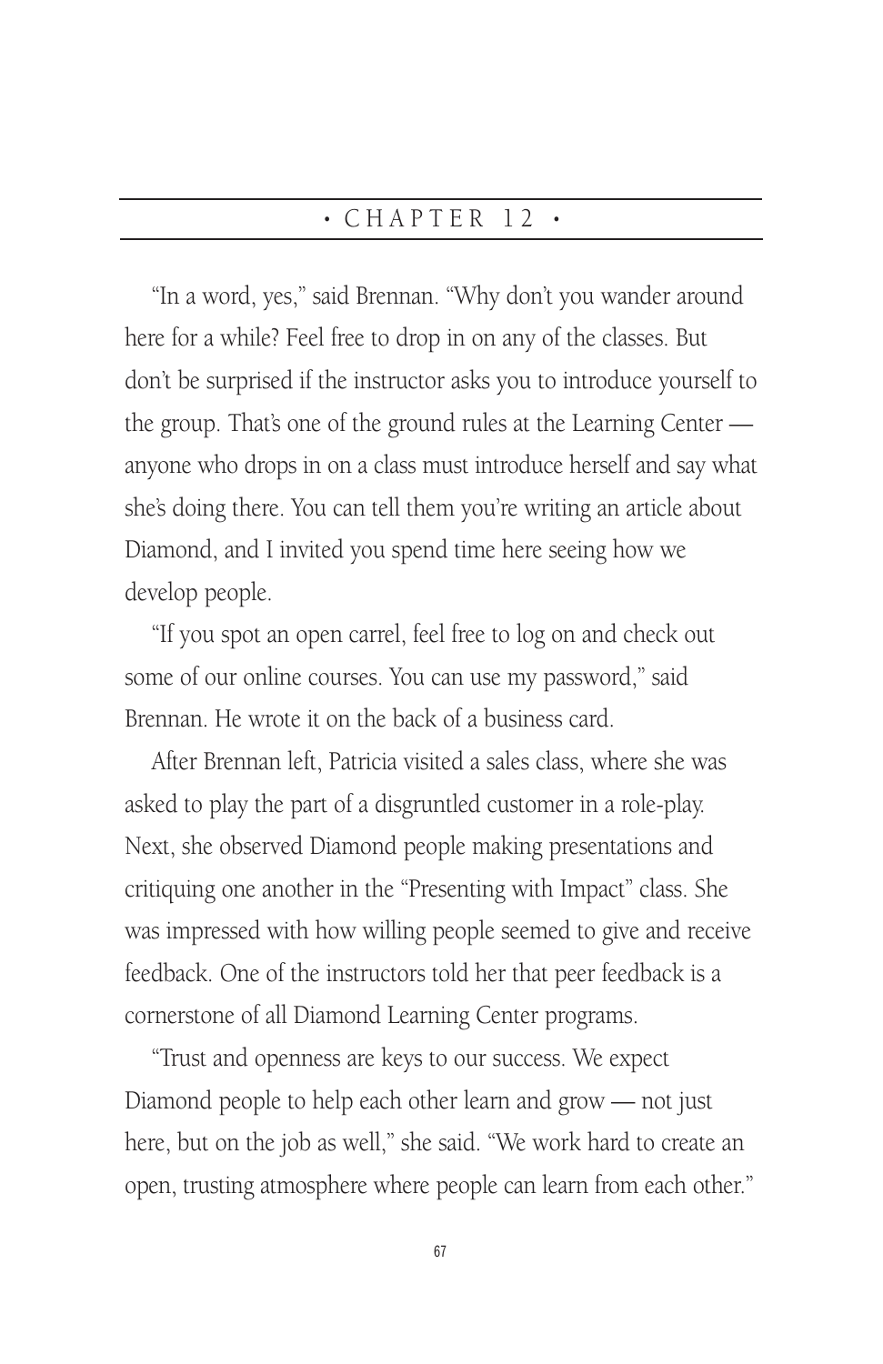# • CHAPTER 12 •

"In a word, yes," said Brennan. "Why don't you wander around here for a while? Feel free to drop in on any of the classes. But don't be surprised if the instructor asks you to introduce yourself to the group. That's one of the ground rules at the Learning Center — anyone who drops in on a class must introduce herself and say what she's doing there. You can tell them you're writing an article about Diamond, and I invited you spend time here seeing how we develop people.

"If you spot an open carrel, feel free to log on and check out some of our online courses. You can use my password," said Brennan. He wrote it on the back of a business card.

After Brennan left, Patricia visited a sales class, where she was asked to play the part of a disgruntled customer in a role-play. Next, she observed Diamond people making presentations and critiquing one another in the "Presenting with Impact" class. She was impressed with how willing people seemed to give and receive feedback. One of the instructors told her that peer feedback is a cornerstone of all Diamond Learning Center programs.

"Trust and openness are keys to our success. We expect Diamond people to help each other learn and grow — not just here, but on the job as well," she said. "We work hard to create an open, trusting atmosphere where people can learn from each other."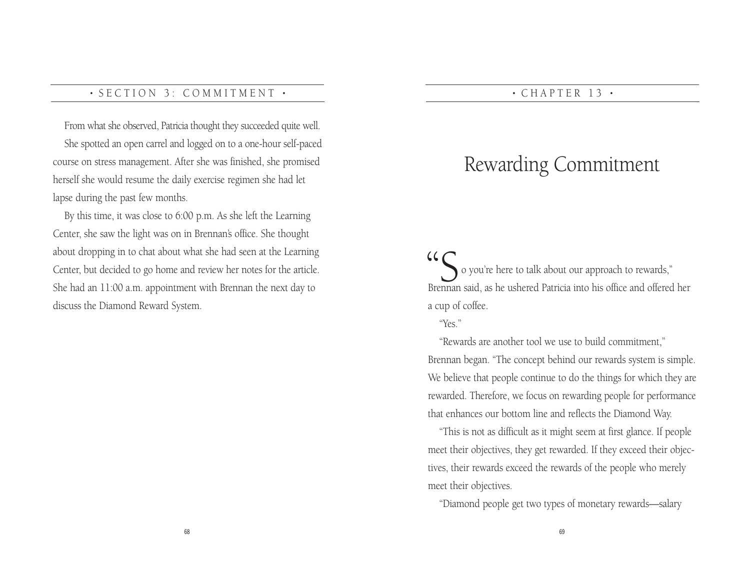From what she observed, Patricia thought they succeeded quite well.

She spotted an open carrel and logged on to a one-hour self-paced course on stress management. After she was finished, she promised herself she would resume the daily exercise regimen she had let lapse during the past few months.

By this time, it was close to 6:00 p.m. As she left the Learning Center, she saw the light was on in Brennan's office. She thought about dropping in to chat about what she had seen at the Learning Center, but decided to go home and review her notes for the article. She had an 11:00 a.m. appointment with Brennan the next day to discuss the Diamond Reward System.

# Rewarding Commitment

"So you're here to talk about our approach to rewards," Brennan said, as he ushered Patricia into his office and offered her a cup of coffee.

"Yes."

"Rewards are another tool we use to build commitment," Brennan began. "The concept behind our rewards system is simple. We believe that people continue to do the things for which they are rewarded. Therefore, we focus on rewarding people for performance that enhances our bottom line and reflects the Diamond Way.

"This is not as difficult as it might seem at first glance. If people meet their objectives, they get rewarded. If they exceed their objectives, their rewards exceed the rewards of the people who merely meet their objectives.

"Diamond people get two types of monetary rewards—salary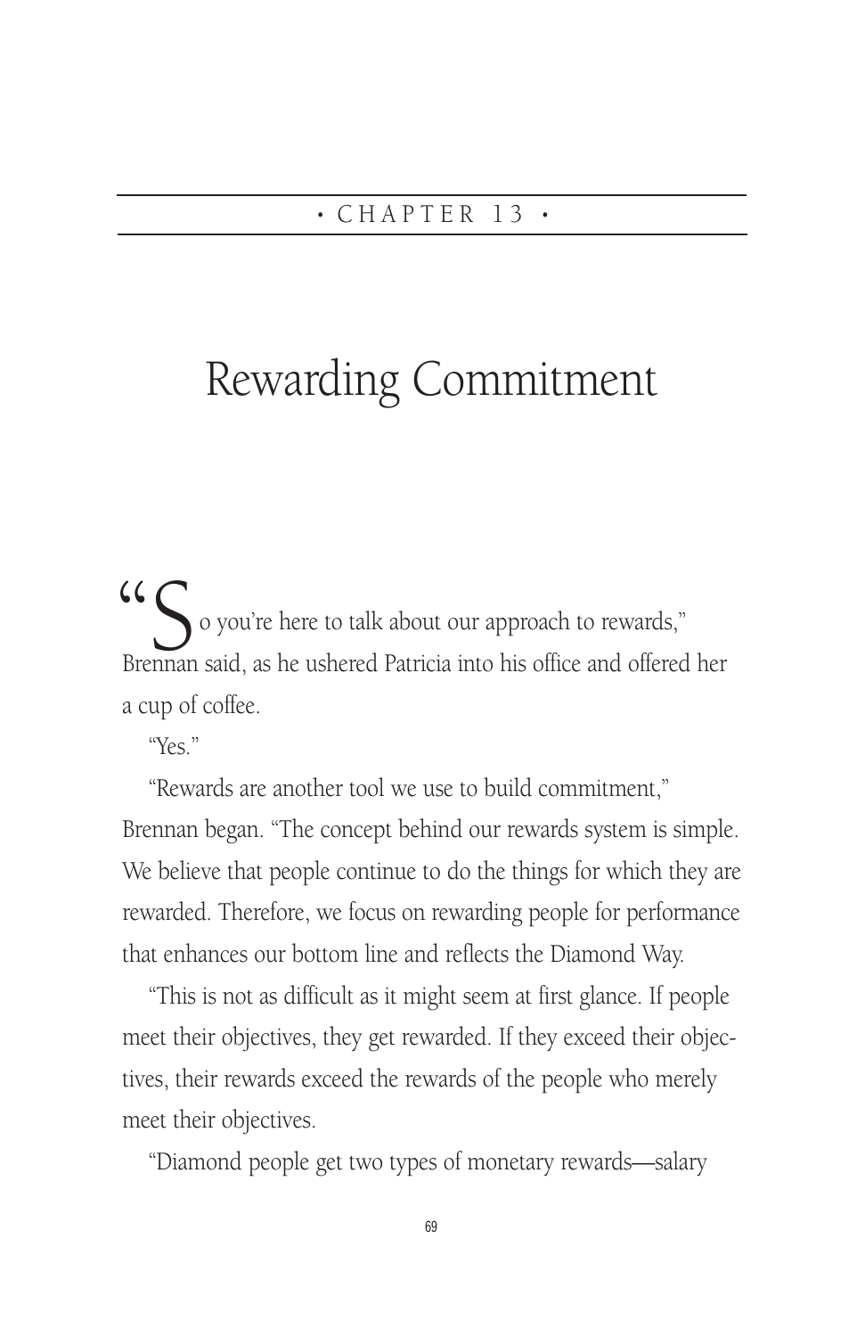# • CHAPTER 13 •

# Rewarding Commitment

"So you're here to talk about our approach to rewards," Brennan said, as he ushered Patricia into his office and offered her a cup of coffee.

"Yes."

"Rewards are another tool we use to build commitment," Brennan began. "The concept behind our rewards system is simple. We believe that people continue to do the things for which they are rewarded. Therefore, we focus on rewarding people for performance that enhances our bottom line and reflects the Diamond Way.

"This is not as difficult as it might seem at first glance. If people meet their objectives, they get rewarded. If they exceed their objectives, their rewards exceed the rewards of the people who merely meet their objectives.

"Diamond people get two types of monetary rewards—salary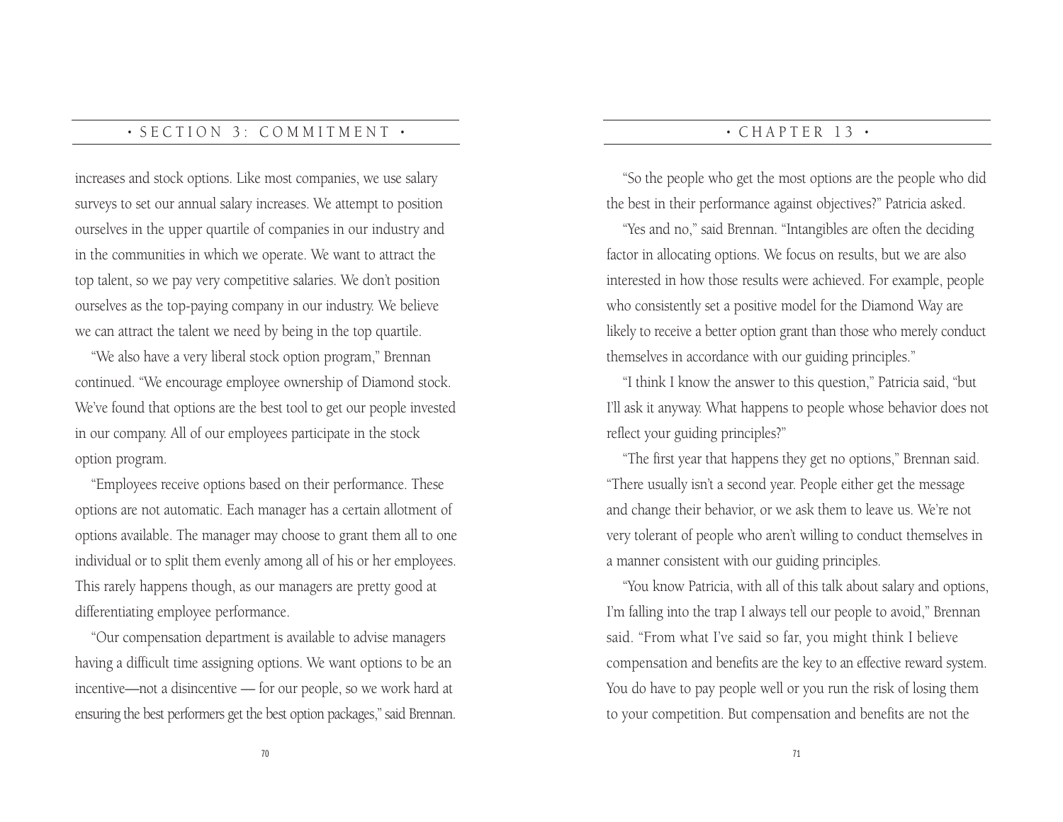increases and stock options. Like most companies, we use salary surveys to set our annual salary increases. We attempt to position ourselves in the upper quartile of companies in our industry and in the communities in which we operate. We want to attract the top talent, so we pay very competitive salaries. We don't position ourselves as the top-paying company in our industry. We believe we can attract the talent we need by being in the top quartile.

"We also have a very liberal stock option program," Brennan continued. "We encourage employee ownership of Diamond stock. We've found that options are the best tool to get our people invested in our company. All of our employees participate in the stock option program.

"Employees receive options based on their performance. These options are not automatic. Each manager has a certain allotment of options available. The manager may choose to grant them all to one individual or to split them evenly among all of his or her employees. This rarely happens though, as our managers are pretty good at differentiating employee performance.

"Our compensation department is available to advise managers having a difficult time assigning options. We want options to be an incentive—not a disincentive — for our people, so we work hard at ensuring the best performers get the best option packages," said Brennan.

"So the people who get the most options are the people who did the best in their performance against objectives?" Patricia asked.

"Yes and no," said Brennan. "Intangibles are often the deciding factor in allocating options. We focus on results, but we are also interested in how those results were achieved. For example, people who consistently set a positive model for the Diamond Way are likely to receive a better option grant than those who merely conduct themselves in accordance with our guiding principles."

"I think I know the answer to this question," Patricia said, "but I'll ask it anyway. What happens to people whose behavior does not reflect your guiding principles?"

"The first year that happens they get no options," Brennan said. "There usually isn't a second year. People either get the message and change their behavior, or we ask them to leave us. We're not very tolerant of people who aren't willing to conduct themselves in a manner consistent with our guiding principles.

"You know Patricia, with all of this talk about salary and options, I'm falling into the trap I always tell our people to avoid," Brennan said. "From what I've said so far, you might think I believe compensation and benefits are the key to an effective reward system. You do have to pay people well or you run the risk of losing them to your competition. But compensation and benefits are not the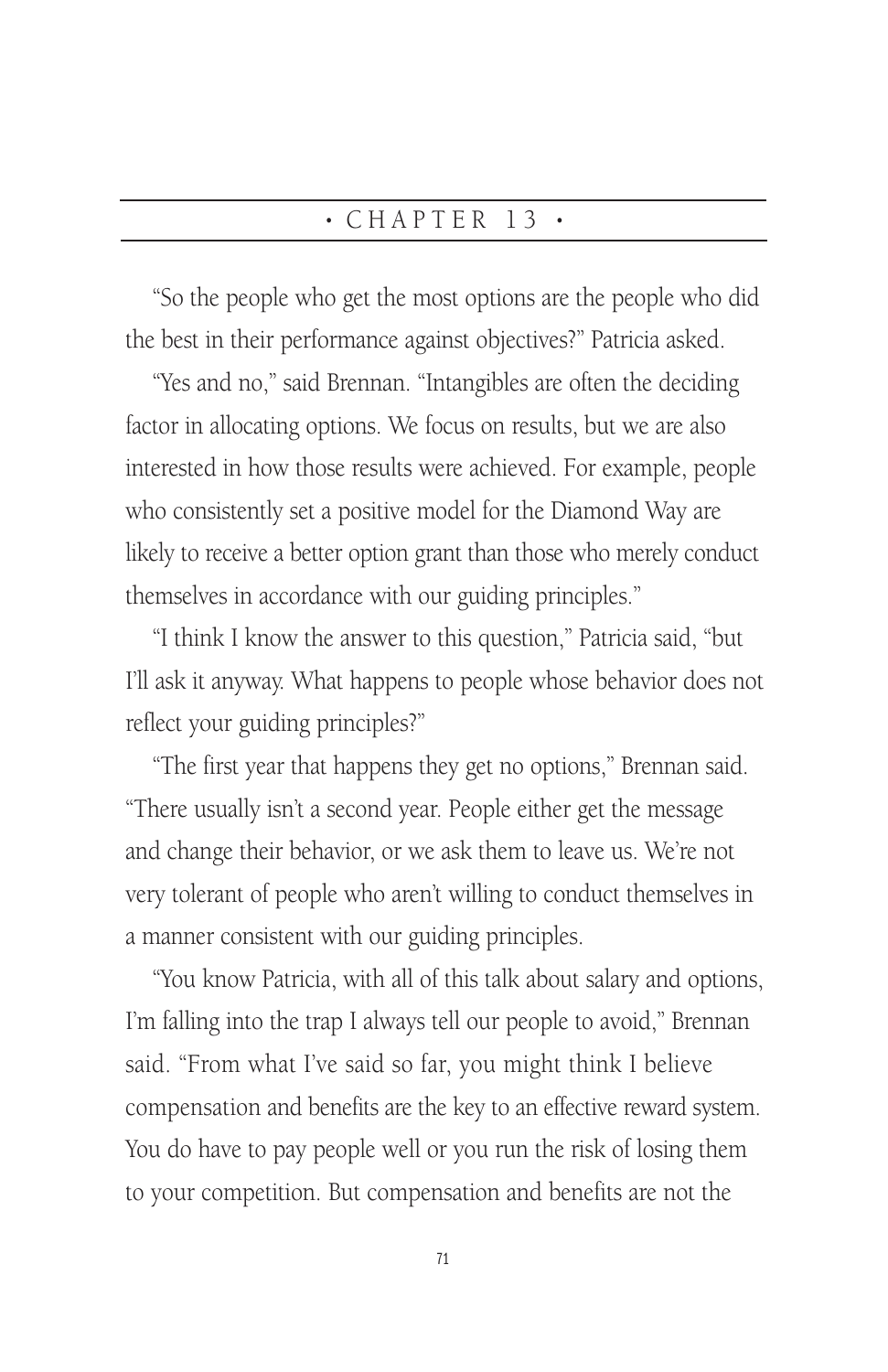# • CHAPTER 13 •

"So the people who get the most options are the people who did the best in their performance against objectives?" Patricia asked.

"Yes and no," said Brennan. "Intangibles are often the deciding factor in allocating options. We focus on results, but we are also interested in how those results were achieved. For example, people who consistently set a positive model for the Diamond Way are likely to receive a better option grant than those who merely conduct themselves in accordance with our guiding principles."

"I think I know the answer to this question," Patricia said, "but I'll ask it anyway. What happens to people whose behavior does not reflect your guiding principles?"

"The first year that happens they get no options," Brennan said. "There usually isn't a second year. People either get the message and change their behavior, or we ask them to leave us. We're not very tolerant of people who aren't willing to conduct themselves in a manner consistent with our guiding principles.

"You know Patricia, with all of this talk about salary and options, I'm falling into the trap I always tell our people to avoid," Brennan said. "From what I've said so far, you might think I believe compensation and benefits are the key to an effective reward system. You do have to pay people well or you run the risk of losing them to your competition. But compensation and benefits are not the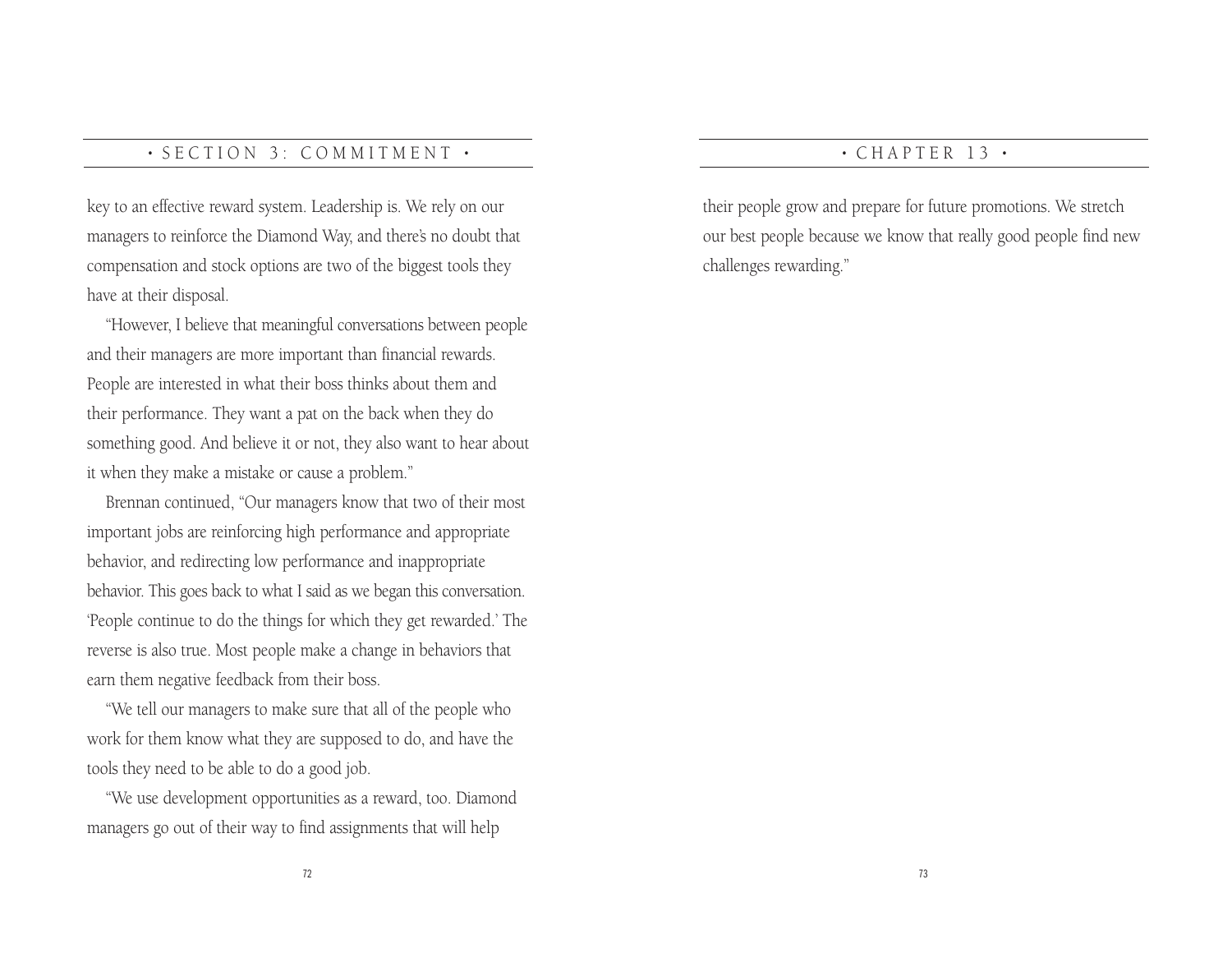key to an effective reward system. Leadership is. We rely on our managers to reinforce the Diamond Way, and there's no doubt that compensation and stock options are two of the biggest tools they have at their disposal.

"However, I believe that meaningful conversations between people and their managers are more important than financial rewards. People are interested in what their boss thinks about them and their performance. They want a pat on the back when they do something good. And believe it or not, they also want to hear about it when they make a mistake or cause a problem."

Brennan continued, "Our managers know that two of their most important jobs are reinforcing high performance and appropriate behavior, and redirecting low performance and inappropriate behavior. This goes back to what I said as we began this conversation. 'People continue to do the things for which they get rewarded.' The reverse is also true. Most people make a change in behaviors that earn them negative feedback from their boss.

"We tell our managers to make sure that all of the people who work for them know what they are supposed to do, and have the tools they need to be able to do a good job.

"We use development opportunities as a reward, too. Diamond managers go out of their way to find assignments that will help their people grow and prepare for future promotions. We stretch our best people because we know that really good people find new challenges rewarding."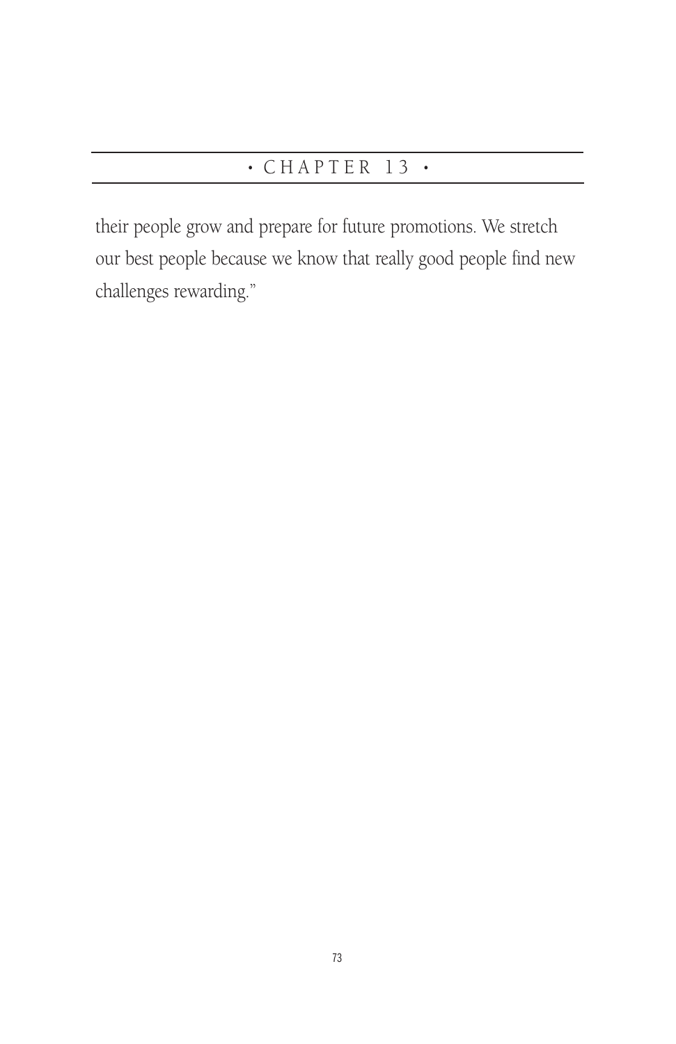their people grow and prepare for future promotions. We stretch our best people because we know that really good people find new challenges rewarding."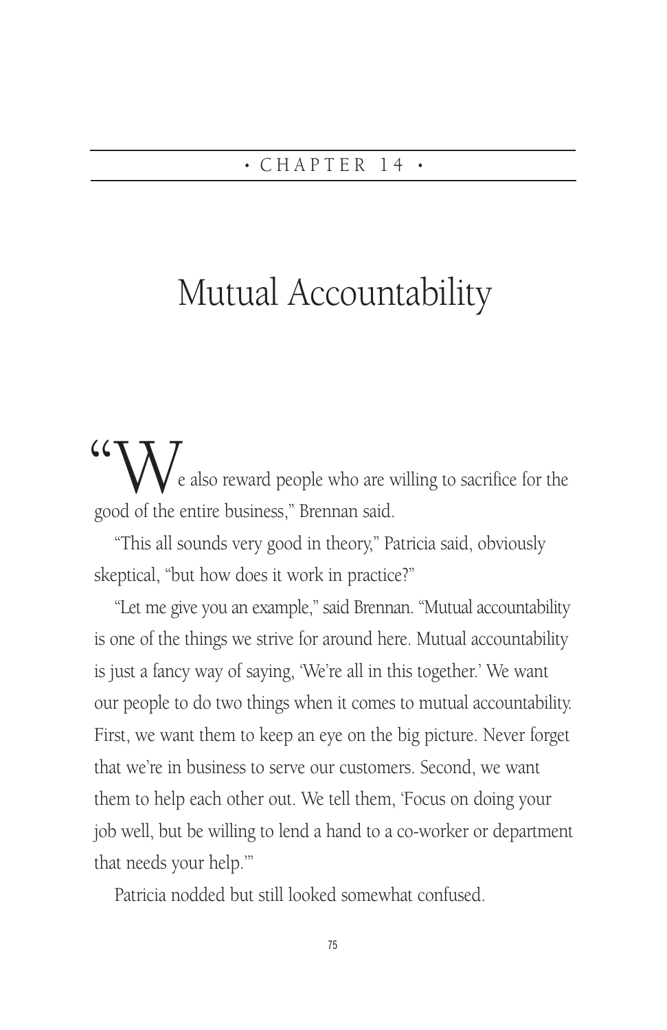• CHAPTER 14 •

# Mutual Accountability

"We also reward people who are willing to sacrifice for the good of the entire business," Brennan said.

"This all sounds very good in theory," Patricia said, obviously skeptical, "but how does it work in practice?"

"Let me give you an example," said Brennan. "Mutual accountability is one of the things we strive for around here. Mutual accountability is just a fancy way of saying, 'We're all in this together.' We want our people to do two things when it comes to mutual accountability. First, we want them to keep an eye on the big picture. Never forget that we're in business to serve our customers. Second, we want them to help each other out. We tell them, 'Focus on doing your job well, but be willing to lend a hand to a co-worker or department that needs your help.'"

Patricia nodded but still looked somewhat confused.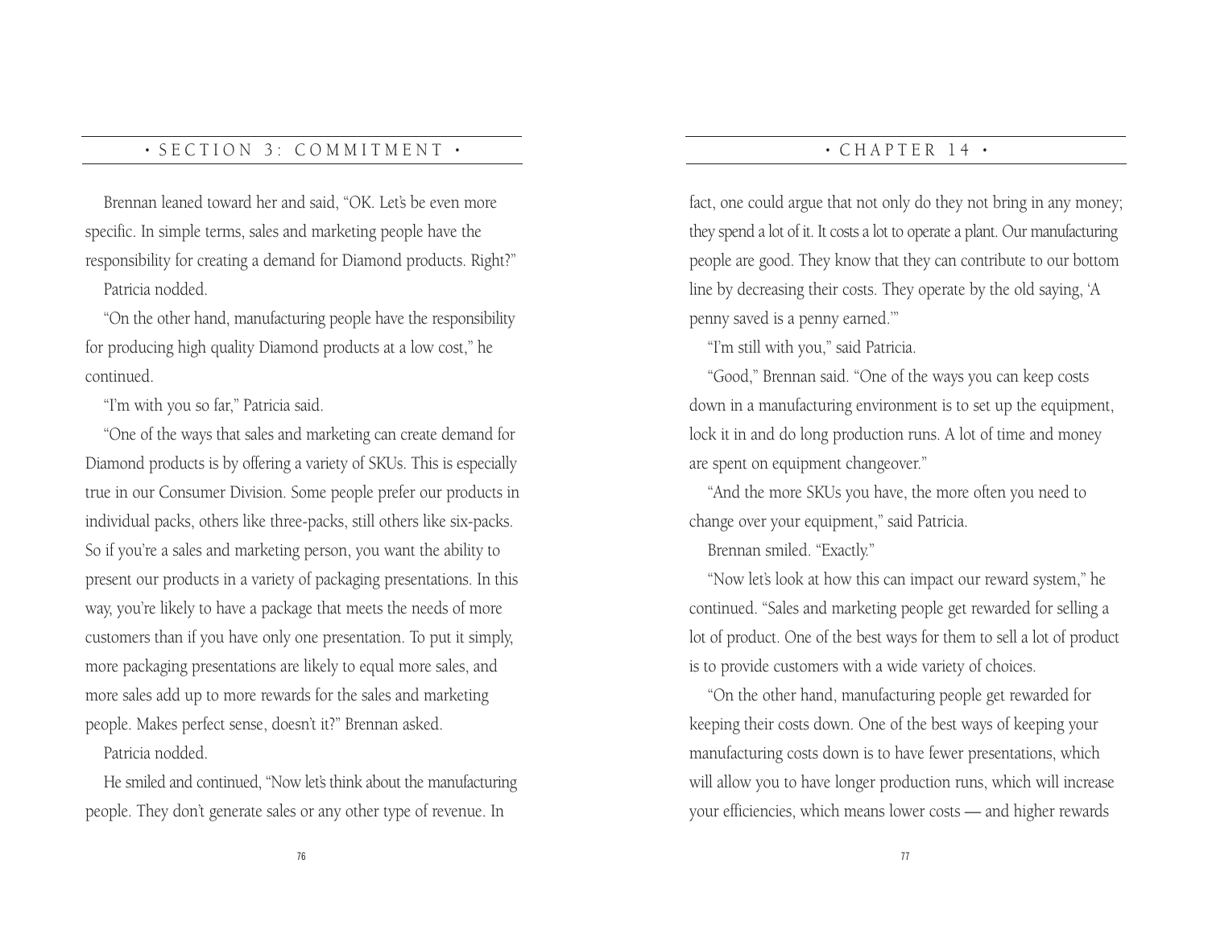Brennan leaned toward her and said, "OK. Let's be even more specific. In simple terms, sales and marketing people have the responsibility for creating a demand for Diamond products. Right?"

Patricia nodded.

"On the other hand, manufacturing people have the responsibility for producing high quality Diamond products at a low cost," he continued.

"I'm with you so far," Patricia said.

"One of the ways that sales and marketing can create demand for Diamond products is by offering a variety of SKUs. This is especially true in our Consumer Division. Some people prefer our products in individual packs, others like three-packs, still others like six-packs. So if you're a sales and marketing person, you want the ability to present our products in a variety of packaging presentations. In this way, you're likely to have a package that meets the needs of more customers than if you have only one presentation. To put it simply, more packaging presentations are likely to equal more sales, and more sales add up to more rewards for the sales and marketing people. Makes perfect sense, doesn't it?" Brennan asked.

Patricia nodded.

He smiled and continued, "Now let's think about the manufacturing people. They don't generate sales or any other type of revenue. In fact, one could argue that not only do they not bring in any money; they spend a lot of it. It costs a lot to operate a plant. Our manufacturing people are good. They know that they can contribute to our bottom line by decreasing their costs. They operate by the old saying, 'A penny saved is a penny earned.'"

"I'm still with you," said Patricia.

"Good," Brennan said. "One of the ways you can keep costs down in a manufacturing environment is to set up the equipment, lock it in and do long production runs. A lot of time and money are spent on equipment changeover."

"And the more SKUs you have, the more often you need to change over your equipment," said Patricia.

Brennan smiled. "Exactly."

"Now let's look at how this can impact our reward system," he continued. "Sales and marketing people get rewarded for selling a lot of product. One of the best ways for them to sell a lot of product is to provide customers with a wide variety of choices.

"On the other hand, manufacturing people get rewarded for keeping their costs down. One of the best ways of keeping your manufacturing costs down is to have fewer presentations, which will allow you to have longer production runs, which will increase your efficiencies, which means lower costs — and higher rewards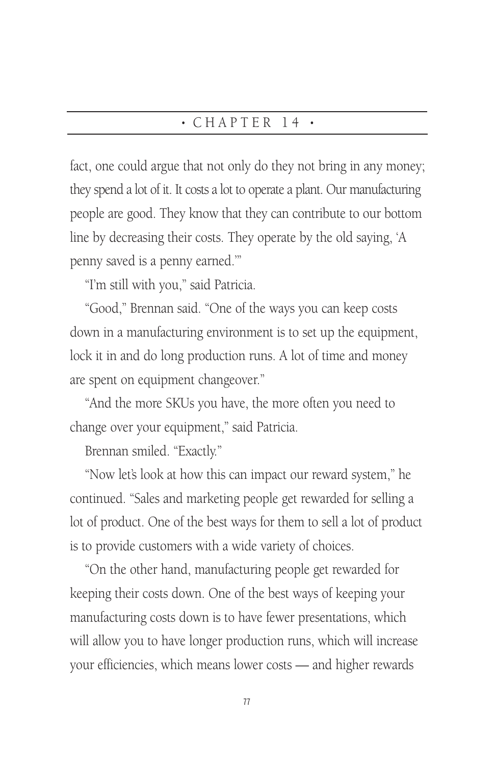fact, one could argue that not only do they not bring in any money; they spend a lot of it. It costs a lot to operate a plant. Our manufacturing people are good. They know that they can contribute to our bottom line by decreasing their costs. They operate by the old saying, 'A penny saved is a penny earned.'"

"I'm still with you," said Patricia.

"Good," Brennan said. "One of the ways you can keep costs down in a manufacturing environment is to set up the equipment, lock it in and do long production runs. A lot of time and money are spent on equipment changeover."

"And the more SKUs you have, the more often you need to change over your equipment," said Patricia.

Brennan smiled. "Exactly."

"Now let's look at how this can impact our reward system," he continued. "Sales and marketing people get rewarded for selling a lot of product. One of the best ways for them to sell a lot of product is to provide customers with a wide variety of choices.

"On the other hand, manufacturing people get rewarded for keeping their costs down. One of the best ways of keeping your manufacturing costs down is to have fewer presentations, which will allow you to have longer production runs, which will increase your efficiencies, which means lower costs — and higher rewards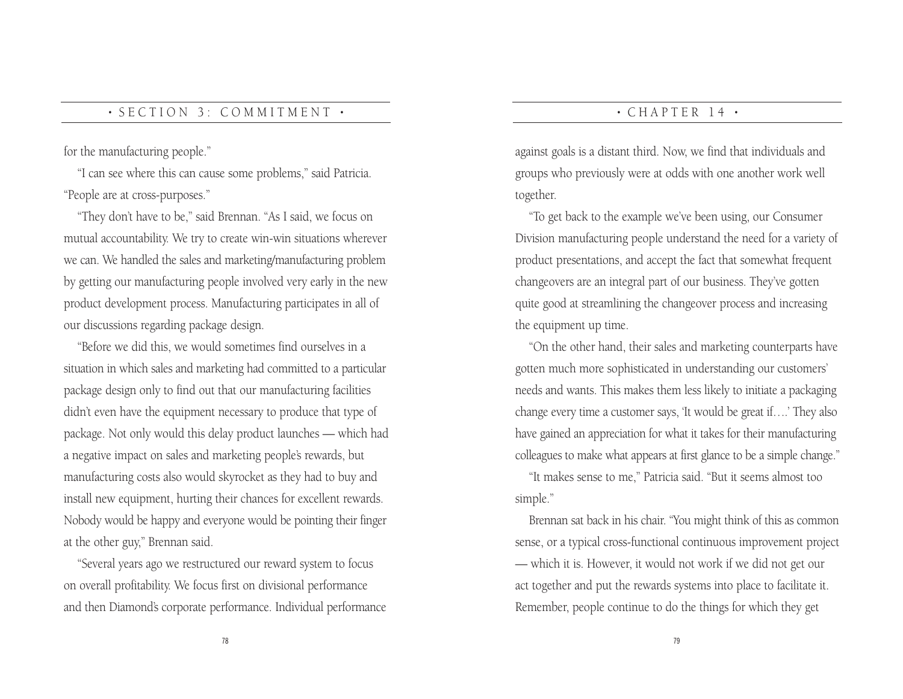for the manufacturing people."

"I can see where this can cause some problems," said Patricia. "People are at cross-purposes."

"They don't have to be," said Brennan. "As I said, we focus on mutual accountability. We try to create win-win situations wherever we can. We handled the sales and marketing/manufacturing problem by getting our manufacturing people involved very early in the new product development process. Manufacturing participates in all of our discussions regarding package design.

"Before we did this, we would sometimes find ourselves in a situation in which sales and marketing had committed to a particular package design only to find out that our manufacturing facilities didn't even have the equipment necessary to produce that type of package. Not only would this delay product launches — which had a negative impact on sales and marketing people's rewards, but manufacturing costs also would skyrocket as they had to buy and install new equipment, hurting their chances for excellent rewards. Nobody would be happy and everyone would be pointing their finger at the other guy," Brennan said.

"Several years ago we restructured our reward system to focus on overall profitability. We focus first on divisional performance and then Diamond's corporate performance. Individual performance against goals is a distant third. Now, we find that individuals and groups who previously were at odds with one another work well together.

"To get back to the example we've been using, our Consumer Division manufacturing people understand the need for a variety of product presentations, and accept the fact that somewhat frequent changeovers are an integral part of our business. They've gotten quite good at streamlining the changeover process and increasing the equipment up time.

"On the other hand, their sales and marketing counterparts have gotten much more sophisticated in understanding our customers' needs and wants. This makes them less likely to initiate a packaging change every time a customer says, 'It would be great if….' They also have gained an appreciation for what it takes for their manufacturing colleagues to make what appears at first glance to be a simple change."

"It makes sense to me," Patricia said. "But it seems almost too simple."

Brennan sat back in his chair. "You might think of this as common sense, or a typical cross-functional continuous improvement project — which it is. However, it would not work if we did not get our act together and put the rewards systems into place to facilitate it. Remember, people continue to do the things for which they get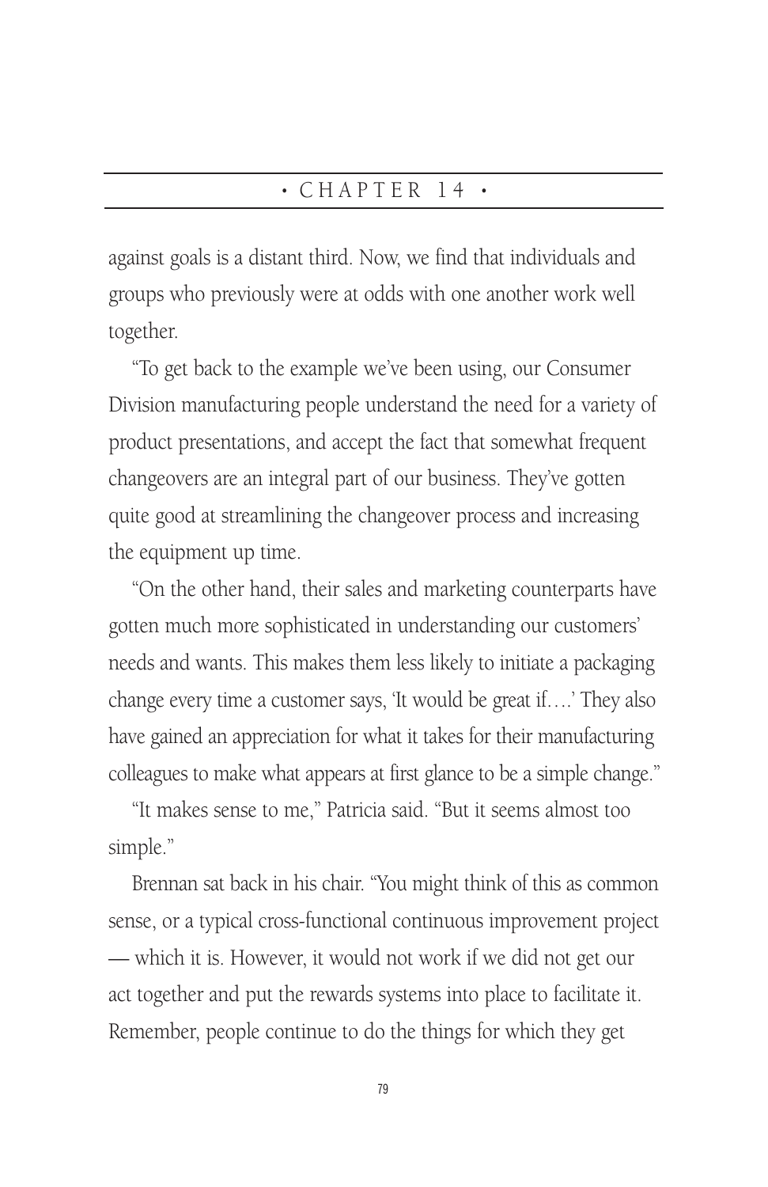against goals is a distant third. Now, we find that individuals and groups who previously were at odds with one another work well together.

"To get back to the example we've been using, our Consumer Division manufacturing people understand the need for a variety of product presentations, and accept the fact that somewhat frequent changeovers are an integral part of our business. They've gotten quite good at streamlining the changeover process and increasing the equipment up time.

"On the other hand, their sales and marketing counterparts have gotten much more sophisticated in understanding our customers' needs and wants. This makes them less likely to initiate a packaging change every time a customer says, 'It would be great if….' They also have gained an appreciation for what it takes for their manufacturing colleagues to make what appears at first glance to be a simple change."

"It makes sense to me," Patricia said. "But it seems almost too simple."

Brennan sat back in his chair. "You might think of this as common sense, or a typical cross-functional continuous improvement project — which it is. However, it would not work if we did not get our act together and put the rewards systems into place to facilitate it. Remember, people continue to do the things for which they get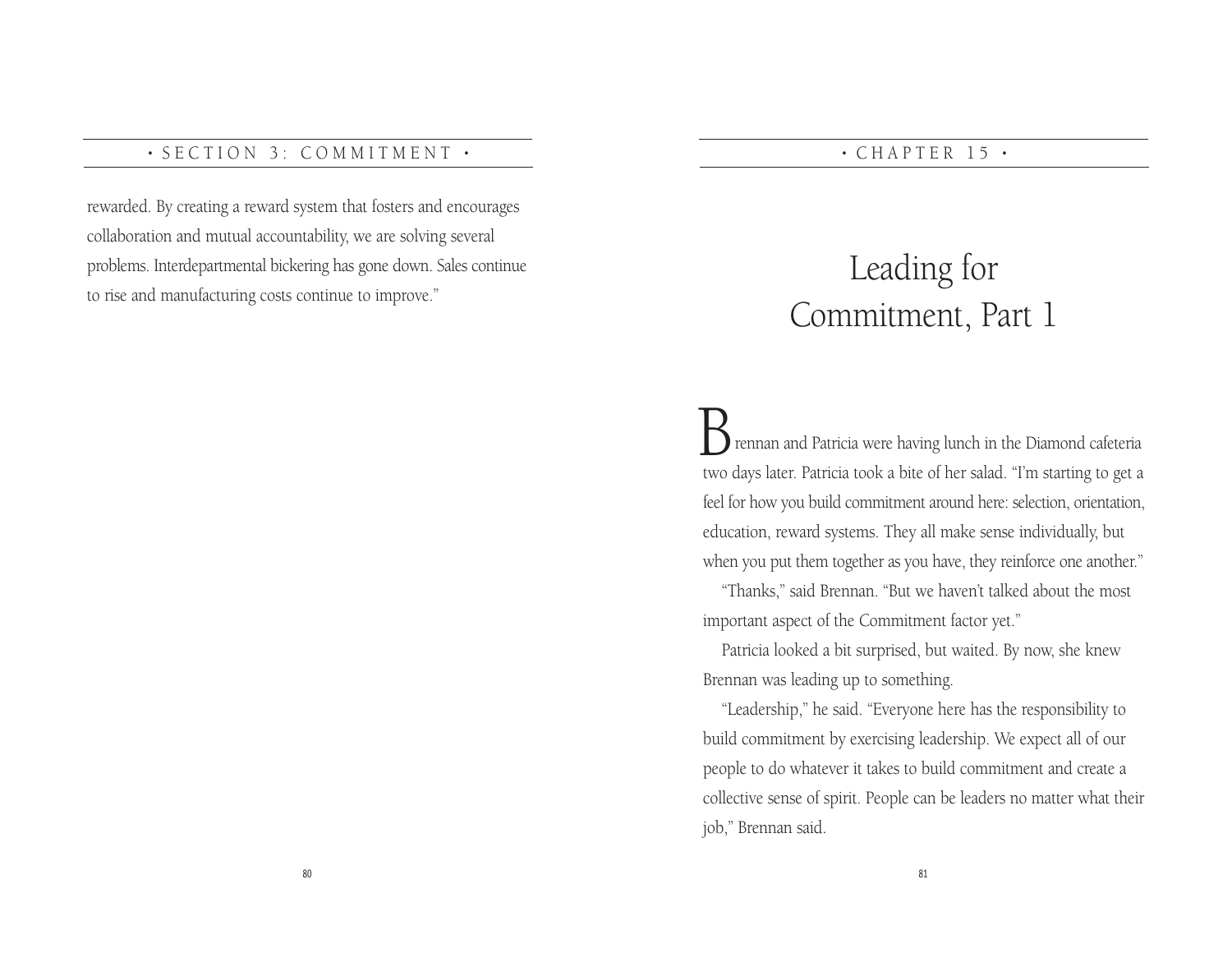rewarded. By creating a reward system that fosters and encourages collaboration and mutual accountability, we are solving several problems. Interdepartmental bickering has gone down. Sales continue to rise and manufacturing costs continue to improve."

# Leading for Commitment, Part 1

Brennan and Patricia were having lunch in the Diamond cafeteria two days later. Patricia took a bite of her salad. "I'm starting to get a feel for how you build commitment around here: selection, orientation, education, reward systems. They all make sense individually, but when you put them together as you have, they reinforce one another."

"Thanks," said Brennan. "But we haven't talked about the most important aspect of the Commitment factor yet."

Patricia looked a bit surprised, but waited. By now, she knew Brennan was leading up to something.

"Leadership," he said. "Everyone here has the responsibility to build commitment by exercising leadership. We expect all of our people to do whatever it takes to build commitment and create a collective sense of spirit. People can be leaders no matter what their job," Brennan said.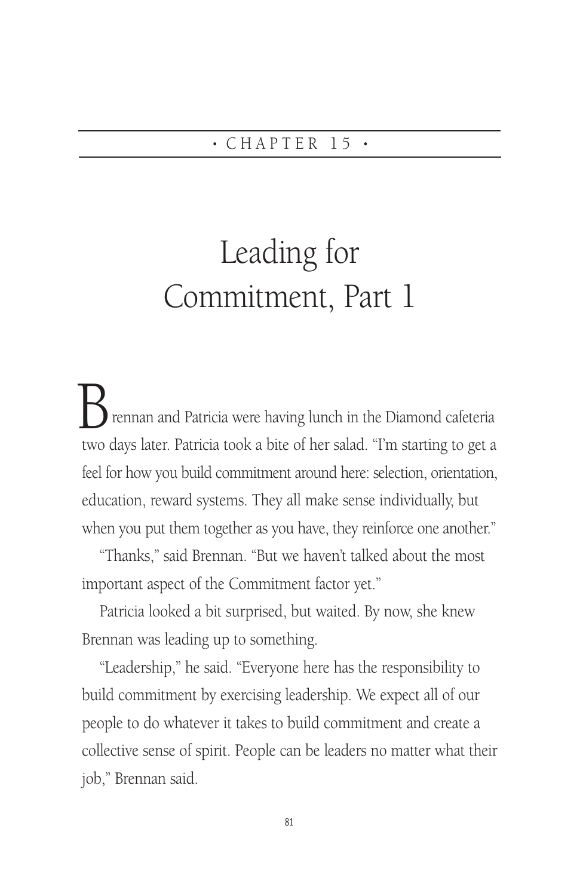• CHAPTER 15 •

# Leading for Commitment, Part 1

Brennan and Patricia were having lunch in the Diamond cafeteria two days later. Patricia took a bite of her salad. "I'm starting to get a feel for how you build commitment around here: selection, orientation, education, reward systems. They all make sense individually, but when you put them together as you have, they reinforce one another."

"Thanks," said Brennan. "But we haven't talked about the most important aspect of the Commitment factor yet."

Patricia looked a bit surprised, but waited. By now, she knew Brennan was leading up to something.

"Leadership," he said. "Everyone here has the responsibility to build commitment by exercising leadership. We expect all of our people to do whatever it takes to build commitment and create a collective sense of spirit. People can be leaders no matter what their job," Brennan said.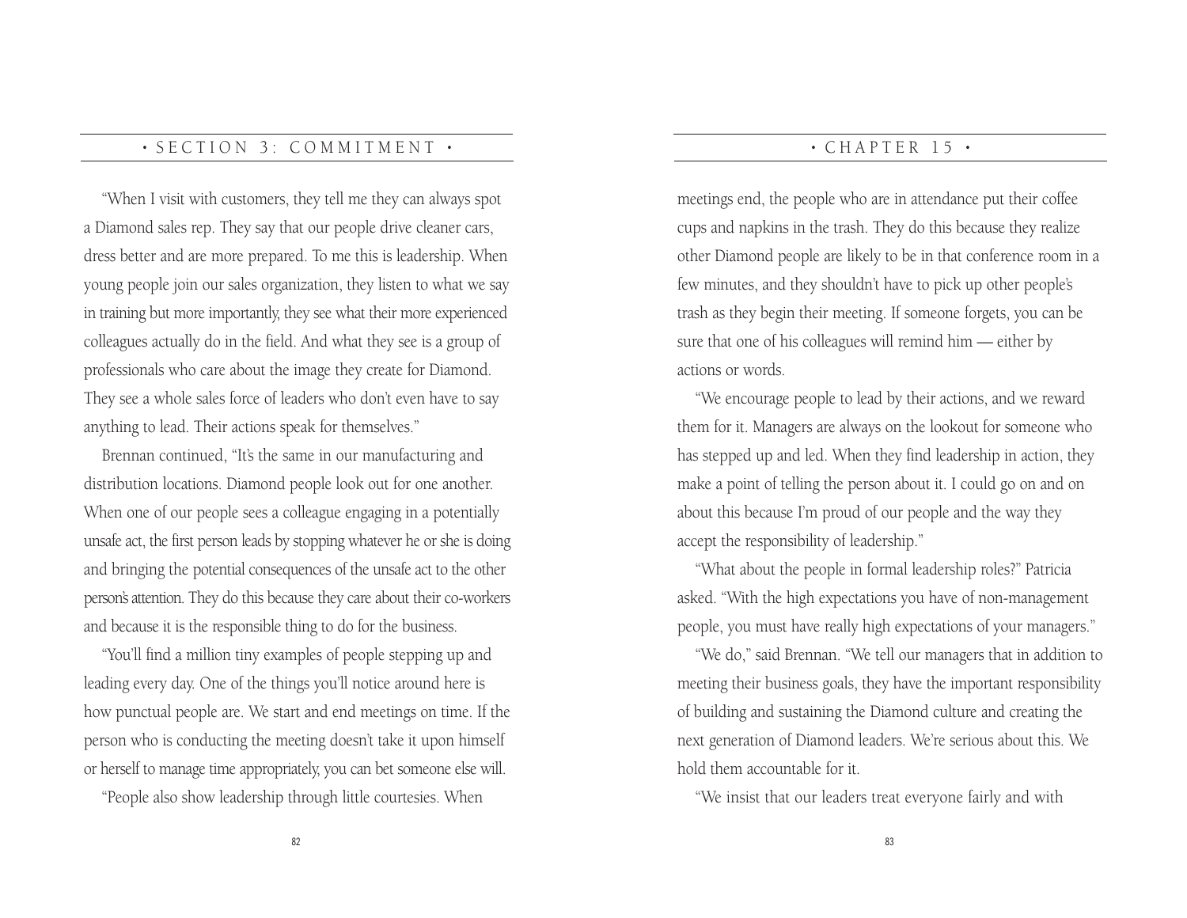"When I visit with customers, they tell me they can always spot a Diamond sales rep. They say that our people drive cleaner cars, dress better and are more prepared. To me this is leadership. When young people join our sales organization, they listen to what we say in training but more importantly, they see what their more experienced colleagues actually do in the field. And what they see is a group of professionals who care about the image they create for Diamond. They see a whole sales force of leaders who don't even have to say anything to lead. Their actions speak for themselves."

Brennan continued, "It's the same in our manufacturing and distribution locations. Diamond people look out for one another. When one of our people sees a colleague engaging in a potentially unsafe act, the first person leads by stopping whatever he or she is doing and bringing the potential consequences of the unsafe act to the other person's attention. They do this because they care about their co-workers and because it is the responsible thing to do for the business.

"You'll find a million tiny examples of people stepping up and leading every day. One of the things you'll notice around here is how punctual people are. We start and end meetings on time. If the person who is conducting the meeting doesn't take it upon himself or herself to manage time appropriately, you can bet someone else will.

"People also show leadership through little courtesies. When meetings end, the people who are in attendance put their coffee cups and napkins in the trash. They do this because they realize other Diamond people are likely to be in that conference room in a few minutes, and they shouldn't have to pick up other people's trash as they begin their meeting. If someone forgets, you can be sure that one of his colleagues will remind him — either by actions or words.

"We encourage people to lead by their actions, and we reward them for it. Managers are always on the lookout for someone who has stepped up and led. When they find leadership in action, they make a point of telling the person about it. I could go on and on about this because I'm proud of our people and the way they accept the responsibility of leadership."

"What about the people in formal leadership roles?" Patricia asked. "With the high expectations you have of non-management people, you must have really high expectations of your managers."

"We do," said Brennan. "We tell our managers that in addition to meeting their business goals, they have the important responsibility of building and sustaining the Diamond culture and creating the next generation of Diamond leaders. We're serious about this. We hold them accountable for it.

"We insist that our leaders treat everyone fairly and with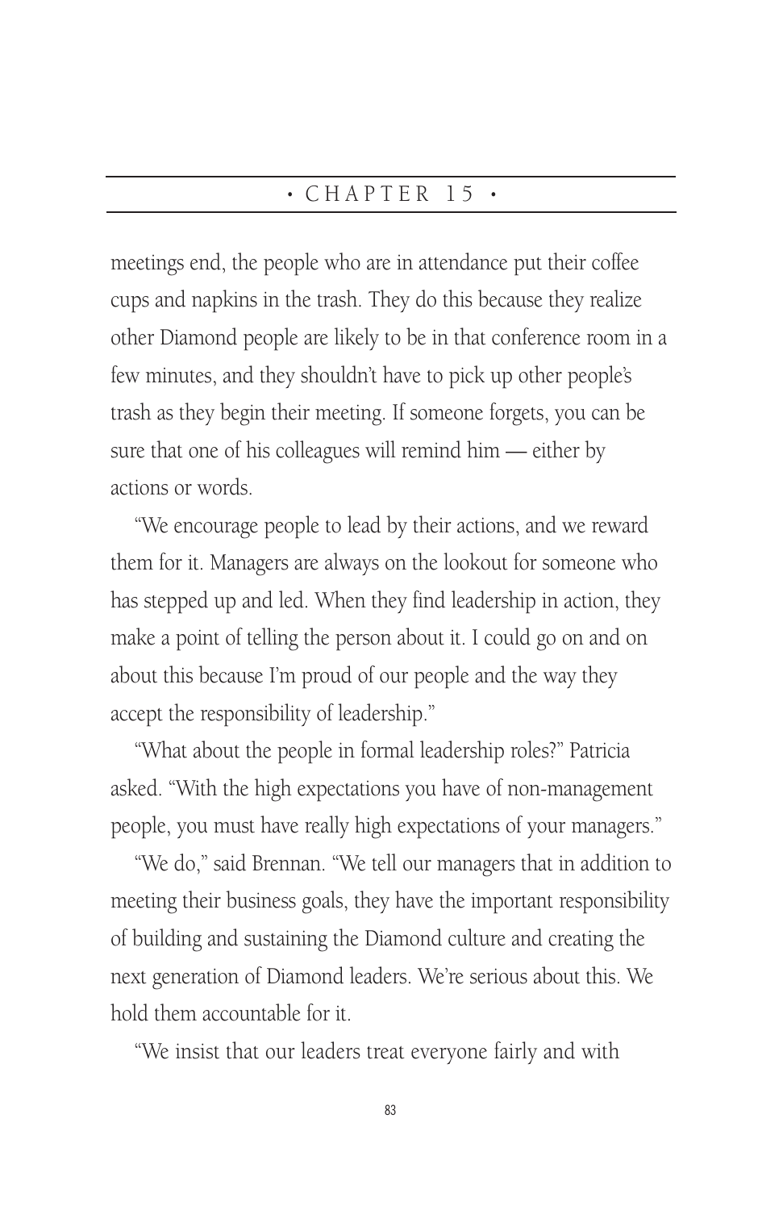meetings end, the people who are in attendance put their coffee cups and napkins in the trash. They do this because they realize other Diamond people are likely to be in that conference room in a few minutes, and they shouldn't have to pick up other people's trash as they begin their meeting. If someone forgets, you can be sure that one of his colleagues will remind him — either by actions or words.

"We encourage people to lead by their actions, and we reward them for it. Managers are always on the lookout for someone who has stepped up and led. When they find leadership in action, they make a point of telling the person about it. I could go on and on about this because I'm proud of our people and the way they accept the responsibility of leadership."

"What about the people in formal leadership roles?" Patricia asked. "With the high expectations you have of non-management people, you must have really high expectations of your managers."

"We do," said Brennan. "We tell our managers that in addition to meeting their business goals, they have the important responsibility of building and sustaining the Diamond culture and creating the next generation of Diamond leaders. We're serious about this. We hold them accountable for it.

"We insist that our leaders treat everyone fairly and with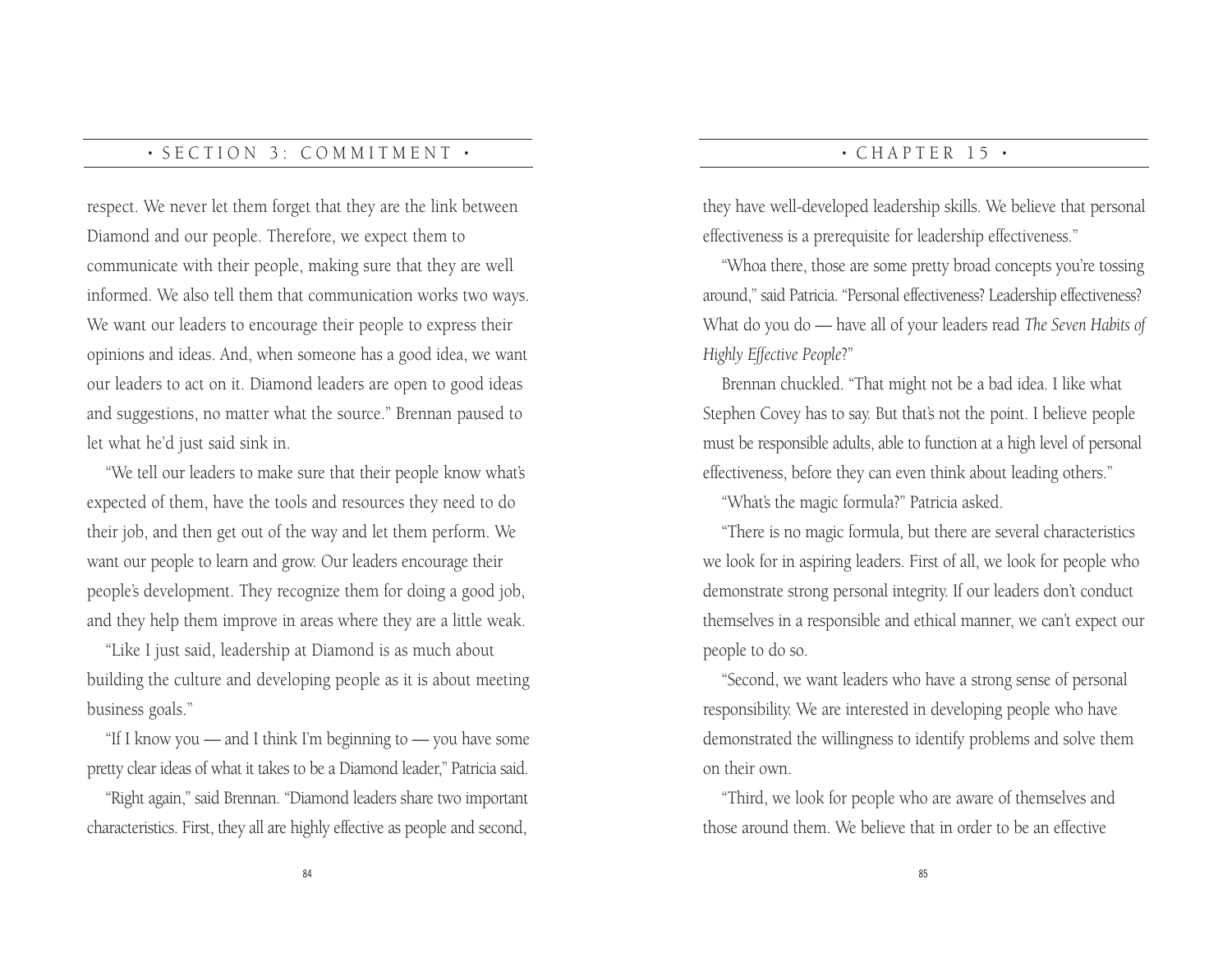respect. We never let them forget that they are the link between Diamond and our people. Therefore, we expect them to communicate with their people, making sure that they are well informed. We also tell them that communication works two ways. We want our leaders to encourage their people to express their opinions and ideas. And, when someone has a good idea, we want our leaders to act on it. Diamond leaders are open to good ideas and suggestions, no matter what the source." Brennan paused to let what he'd just said sink in.

"We tell our leaders to make sure that their people know what's expected of them, have the tools and resources they need to do their job, and then get out of the way and let them perform. We want our people to learn and grow. Our leaders encourage their people's development. They recognize them for doing a good job, and they help them improve in areas where they are a little weak.

"Like I just said, leadership at Diamond is as much about building the culture and developing people as it is about meeting business goals."

"If I know you — and I think I'm beginning to — you have some pretty clear ideas of what it takes to be a Diamond leader," Patricia said.

"Right again," said Brennan. "Diamond leaders share two important characteristics. First, they all are highly effective as people and second, they have well-developed leadership skills. We believe that personal effectiveness is a prerequisite for leadership effectiveness."

"Whoa there, those are some pretty broad concepts you're tossing around," said Patricia. "Personal effectiveness? Leadership effectiveness? What do you do — have all of your leaders read *The Seven Habits of Highly Effective People*?"

Brennan chuckled. "That might not be a bad idea. I like what Stephen Covey has to say. But that's not the point. I believe people must be responsible adults, able to function at a high level of personal effectiveness, before they can even think about leading others."

"What's the magic formula?" Patricia asked.

"There is no magic formula, but there are several characteristics we look for in aspiring leaders. First of all, we look for people who demonstrate strong personal integrity. If our leaders don't conduct themselves in a responsible and ethical manner, we can't expect our people to do so.

"Second, we want leaders who have a strong sense of personal responsibility. We are interested in developing people who have demonstrated the willingness to identify problems and solve them on their own.

"Third, we look for people who are aware of themselves and those around them. We believe that in order to be an effective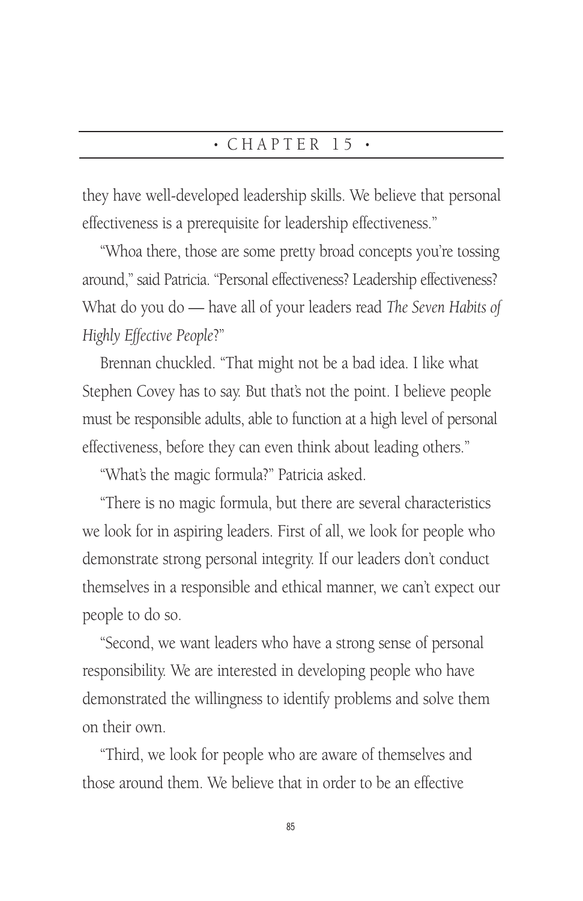they have well-developed leadership skills. We believe that personal effectiveness is a prerequisite for leadership effectiveness."

"Whoa there, those are some pretty broad concepts you're tossing around," said Patricia. "Personal effectiveness? Leadership effectiveness? What do you do — have all of your leaders read *The Seven Habits of Highly Effective People*?"

Brennan chuckled. "That might not be a bad idea. I like what Stephen Covey has to say. But that's not the point. I believe people must be responsible adults, able to function at a high level of personal effectiveness, before they can even think about leading others."

"What's the magic formula?" Patricia asked.

"There is no magic formula, but there are several characteristics we look for in aspiring leaders. First of all, we look for people who demonstrate strong personal integrity. If our leaders don't conduct themselves in a responsible and ethical manner, we can't expect our people to do so.

"Second, we want leaders who have a strong sense of personal responsibility. We are interested in developing people who have demonstrated the willingness to identify problems and solve them on their own.

"Third, we look for people who are aware of themselves and those around them. We believe that in order to be an effective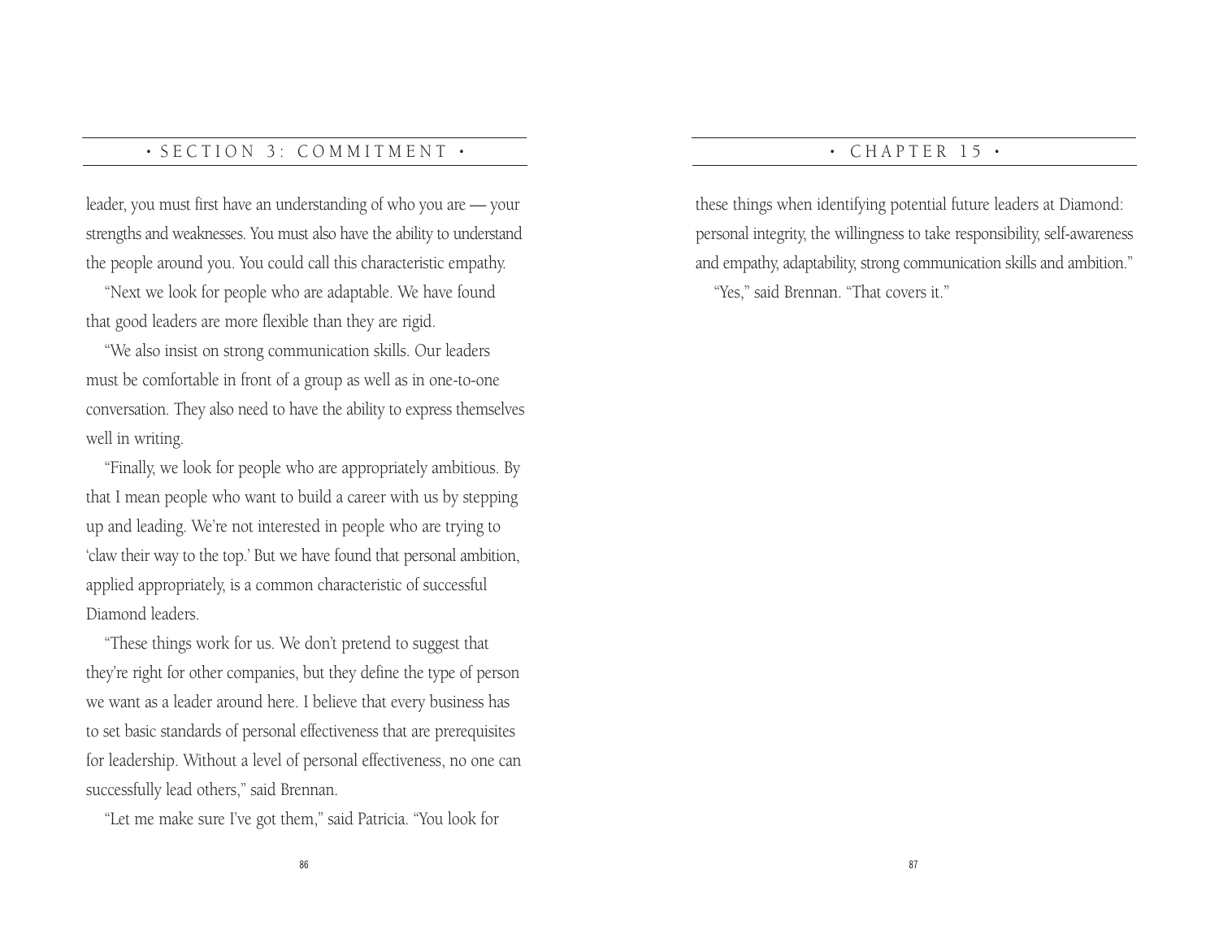leader, you must first have an understanding of who you are — your strengths and weaknesses. You must also have the ability to understand the people around you. You could call this characteristic empathy.

"Next we look for people who are adaptable. We have found that good leaders are more flexible than they are rigid.

"We also insist on strong communication skills. Our leaders must be comfortable in front of a group as well as in one-to-one conversation. They also need to have the ability to express themselves well in writing.

"Finally, we look for people who are appropriately ambitious. By that I mean people who want to build a career with us by stepping up and leading. We're not interested in people who are trying to 'claw their way to the top.' But we have found that personal ambition, applied appropriately, is a common characteristic of successful Diamond leaders.

"These things work for us. We don't pretend to suggest that they're right for other companies, but they define the type of person we want as a leader around here. I believe that every business has to set basic standards of personal effectiveness that are prerequisites for leadership. Without a level of personal effectiveness, no one can successfully lead others," said Brennan.

"Let me make sure I've got them," said Patricia. "You look for these things when identifying potential future leaders at Diamond: personal integrity, the willingness to take responsibility, self-awareness and empathy, adaptability, strong communication skills and ambition."

"Yes," said Brennan. "That covers it."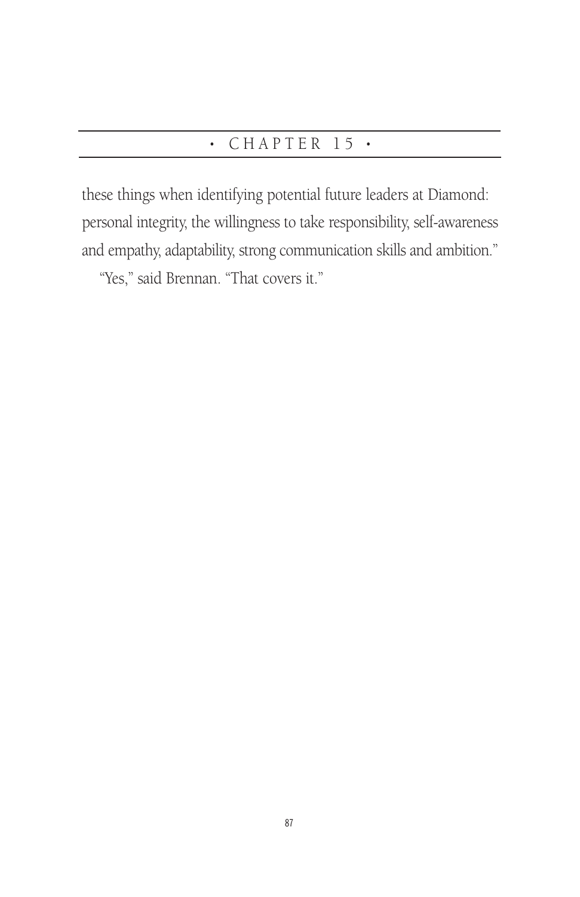these things when identifying potential future leaders at Diamond: personal integrity, the willingness to take responsibility, self-awareness and empathy, adaptability, strong communication skills and ambition."

"Yes," said Brennan. "That covers it."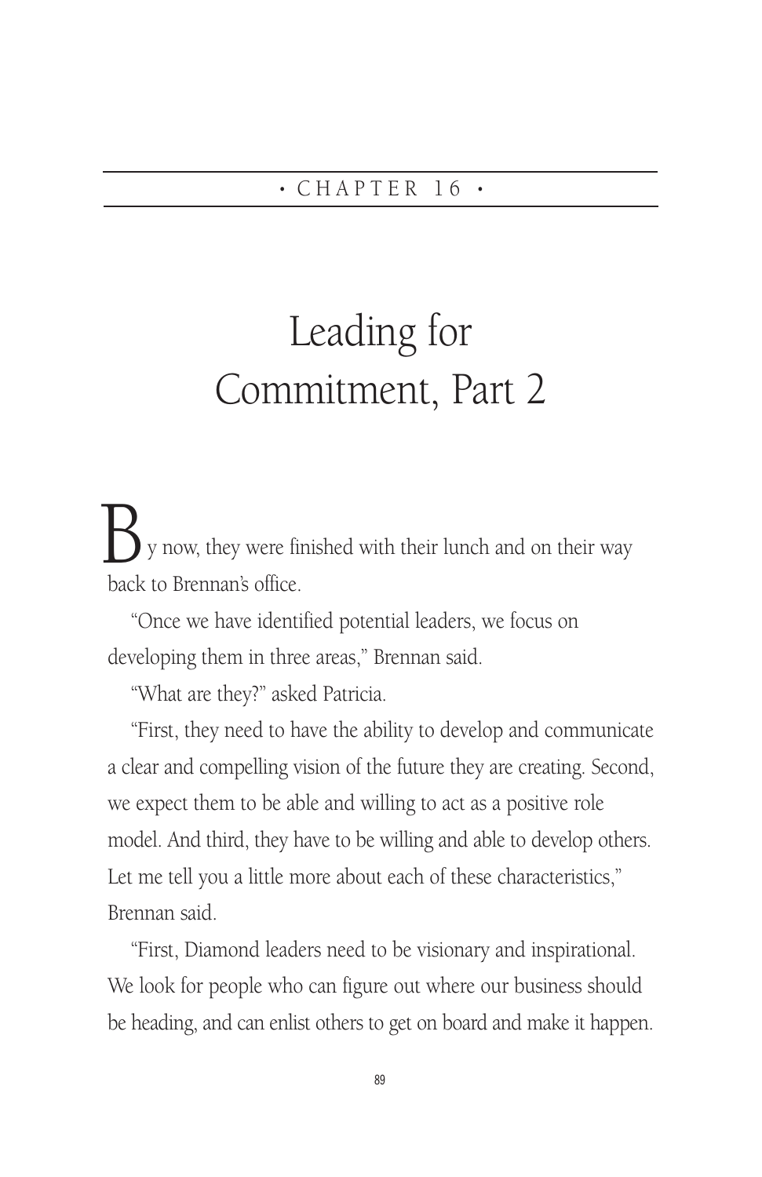• CHAPTER 16 •

# Leading for Commitment, Part 2

By now, they were finished with their lunch and on their way back to Brennan's office.

"Once we have identified potential leaders, we focus on developing them in three areas," Brennan said.

"What are they?" asked Patricia.

"First, they need to have the ability to develop and communicate a clear and compelling vision of the future they are creating. Second, we expect them to be able and willing to act as a positive role model. And third, they have to be willing and able to develop others. Let me tell you a little more about each of these characteristics," Brennan said.

"First, Diamond leaders need to be visionary and inspirational. We look for people who can figure out where our business should be heading, and can enlist others to get on board and make it happen.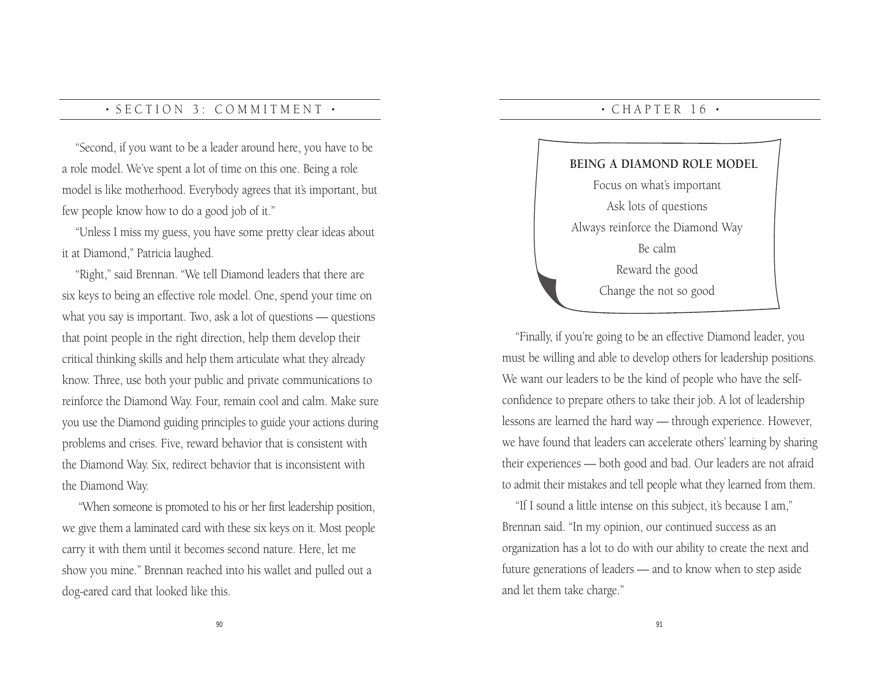"Second, if you want to be a leader around here, you have to be a role model. We've spent a lot of time on this one. Being a role model is like motherhood. Everybody agrees that it's important, but few people know how to do a good job of it."

"Unless I miss my guess, you have some pretty clear ideas about it at Diamond," Patricia laughed.

"Right," said Brennan. "We tell Diamond leaders that there are six keys to being an effective role model. One, spend your time on what you say is important. Two, ask a lot of questions — questions that point people in the right direction, help them develop their critical thinking skills and help them articulate what they already know. Three, use both your public and private communications to reinforce the Diamond Way. Four, remain cool and calm. Make sure you use the Diamond guiding principles to guide your actions during problems and crises. Five, reward behavior that is consistent with the Diamond Way. Six, redirect behavior that is inconsistent with the Diamond Way.

"When someone is promoted to his or her first leadership position, we give them a laminated card with these six keys on it. Most people carry it with them until it becomes second nature. Here, let me show you mine." Brennan reached into his wallet and pulled out a dog-eared card that looked like this.

**BEING A DIAMOND ROLE MODEL**

Focus on what's important
Ask lots of questions
Always reinforce the Diamond Way
Be calm
Reward the good
Change the not so good

"Finally, if you're going to be an effective Diamond leader, you must be willing and able to develop others for leadership positions. We want our leaders to be the kind of people who have the self-confidence to prepare others to take their job. A lot of leadership lessons are learned the hard way — through experience. However, we have found that leaders can accelerate others' learning by sharing their experiences — both good and bad. Our leaders are not afraid to admit their mistakes and tell people what they learned from them.

"If I sound a little intense on this subject, it's because I am," Brennan said. "In my opinion, our continued success as an organization has a lot to do with our ability to create the next and future generations of leaders — and to know when to step aside and let them take charge."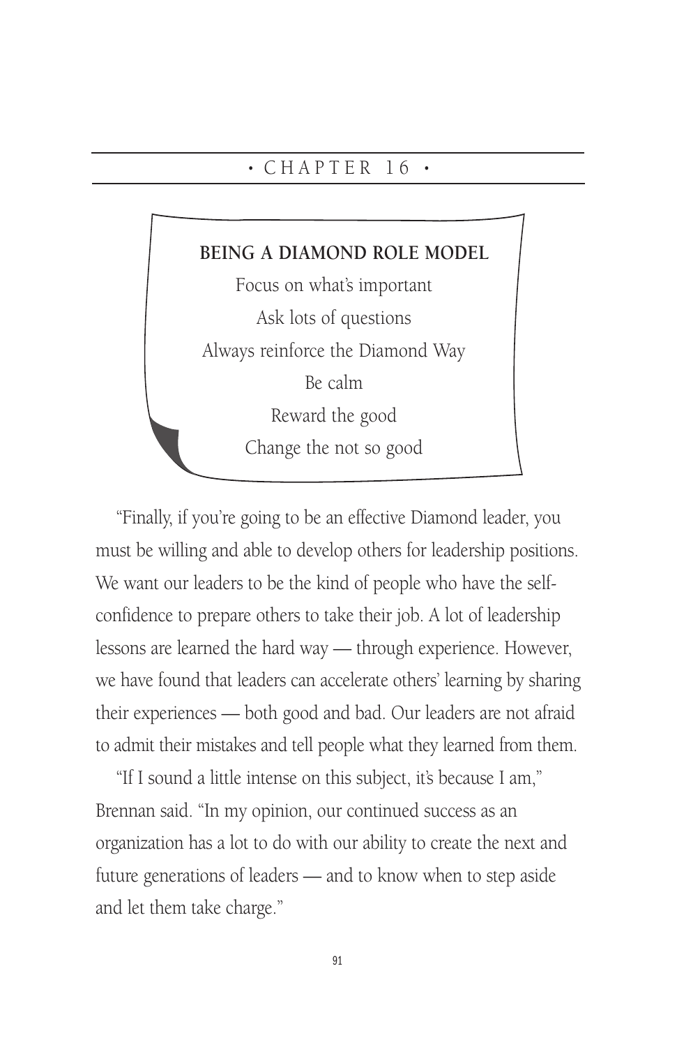# • CHAPTER 16 •

**BEING A DIAMOND ROLE MODEL**

Focus on what's important

Ask lots of questions

Always reinforce the Diamond Way

Be calm

Reward the good

Change the not so good

"Finally, if you're going to be an effective Diamond leader, you must be willing and able to develop others for leadership positions. We want our leaders to be the kind of people who have the self-confidence to prepare others to take their job. A lot of leadership lessons are learned the hard way — through experience. However, we have found that leaders can accelerate others' learning by sharing their experiences — both good and bad. Our leaders are not afraid to admit their mistakes and tell people what they learned from them.

"If I sound a little intense on this subject, it's because I am," Brennan said. "In my opinion, our continued success as an organization has a lot to do with our ability to create the next and future generations of leaders — and to know when to step aside and let them take charge."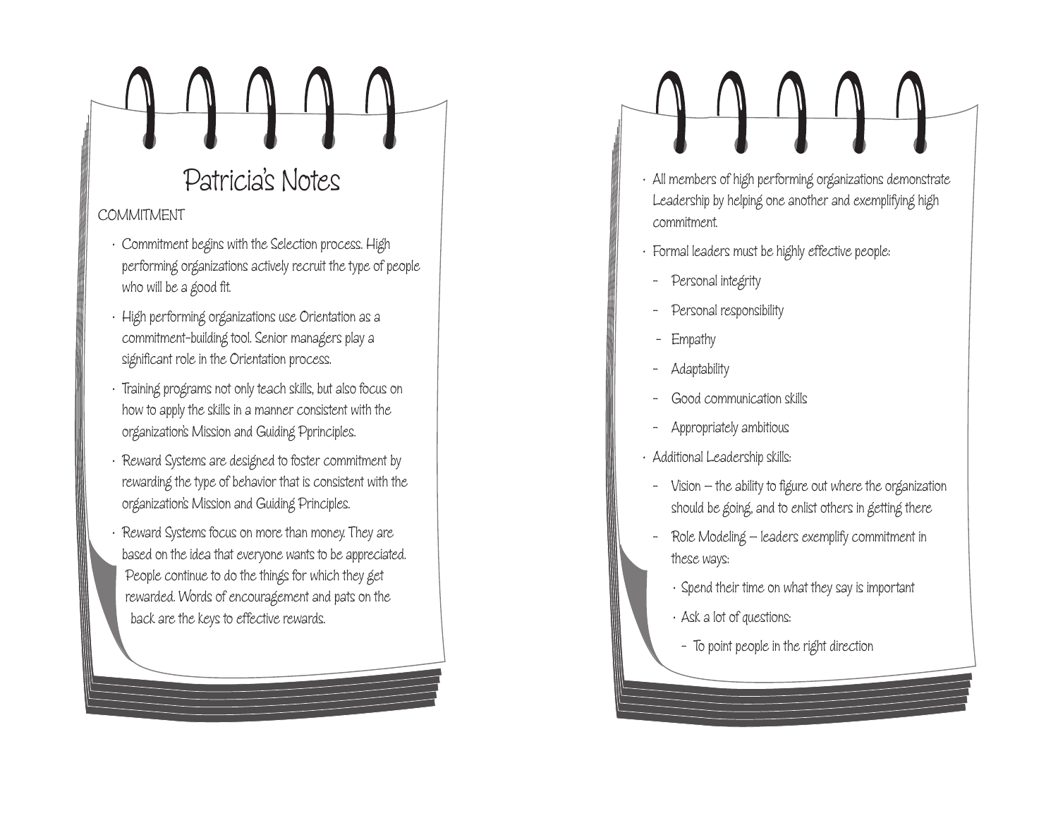# Patricia's Notes

COMMITMENT

- Commitment begins with the Selection process. High performing organizations actively recruit the type of people who will be a good fit.
- High performing organizations use Orientation as a commitment-building tool. Senior managers play a significant role in the Orientation process.
- Training programs not only teach skills, but also focus on how to apply the skills in a manner consistent with the organization's Mission and Guiding Pprinciples.
- Reward Systems are designed to foster commitment by rewarding the type of behavior that is consistent with the organization's Mission and Guiding Principles.
- Reward Systems focus on more than money. They are based on the idea that everyone wants to be appreciated. People continue to do the things for which they get rewarded. Words of encouragement and pats on the back are the keys to effective rewards.

- All members of high performing organizations demonstrate Leadership by helping one another and exemplifying high commitment.
- Formal leaders must be highly effective people:
  - Personal integrity
  - Personal responsibility
  - Empathy
  - Adaptability
  - Good communication skills
  - Appropriately ambitious
- Additional Leadership skills:
  - Vision – the ability to figure out where the organization should be going, and to enlist others in getting there
  - Role Modeling – leaders exemplify commitment in these ways:
    - Spend their time on what they say is important
    - Ask a lot of questions:
      - To point people in the right direction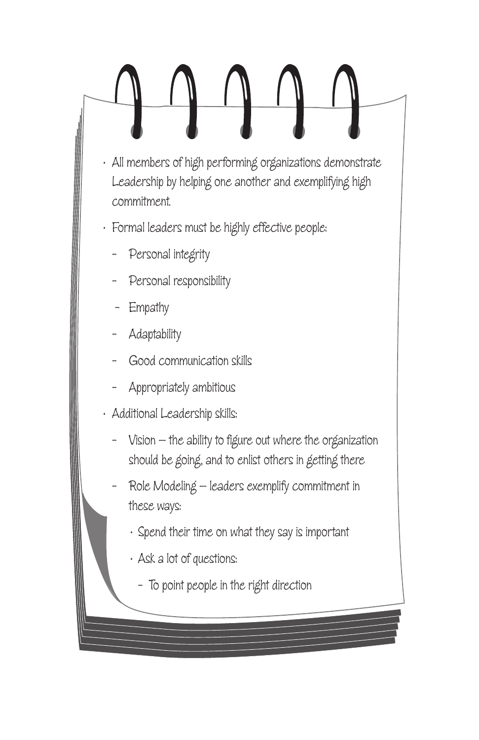- All members of high performing organizations demonstrate Leadership by helping one another and exemplifying high commitment.
- Formal leaders must be highly effective people:
  - Personal integrity
  - Personal responsibility
  - Empathy
  - Adaptability
  - Good communication skills
  - Appropriately ambitious
- Additional Leadership skills:
  - Vision – the ability to figure out where the organization should be going, and to enlist others in getting there
  - Role Modeling – leaders exemplify commitment in these ways:
    - Spend their time on what they say is important
    - Ask a lot of questions:
      - To point people in the right direction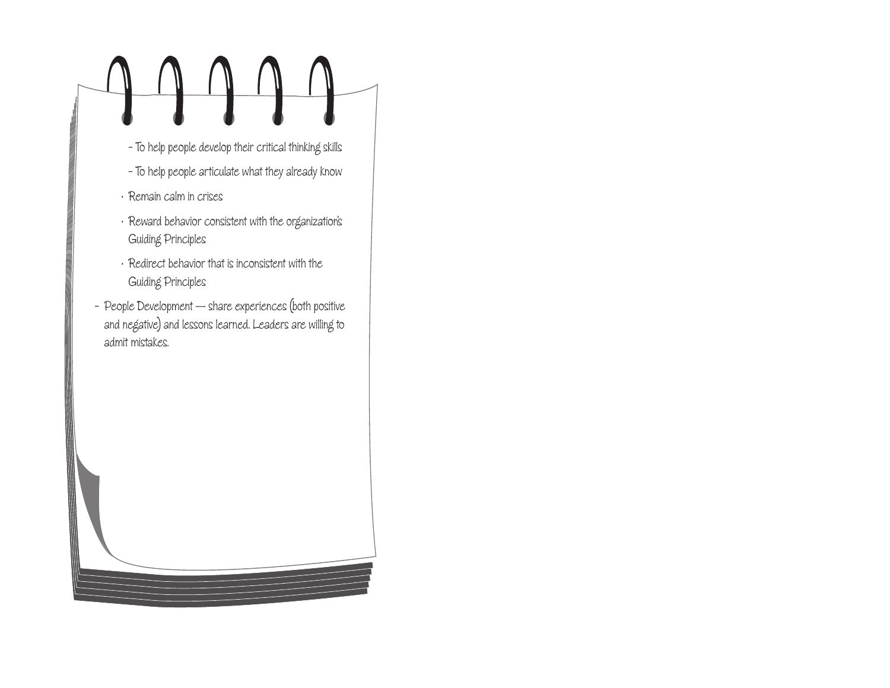- To help people develop their critical thinking skills
    - To help people articulate what they already know
  - Remain calm in crises
  - Reward behavior consistent with the organization's Guiding Principles
  - Redirect behavior that is inconsistent with the Guiding Principles
- People Development — share experiences (both positive and negative) and lessons learned. Leaders are willing to admit mistakes.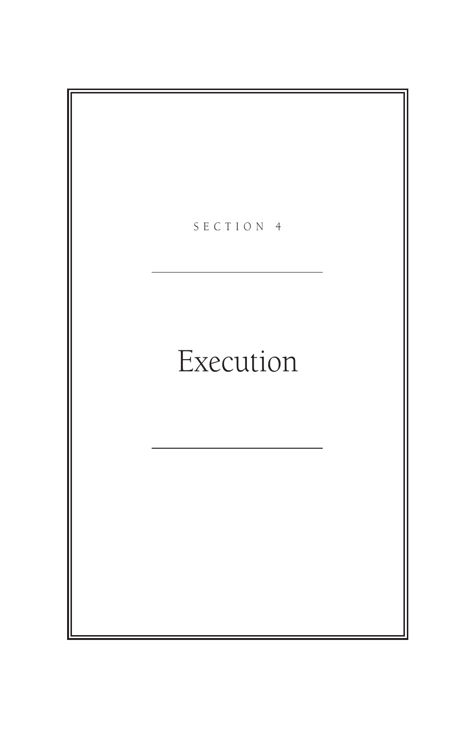SECTION 4

# Execution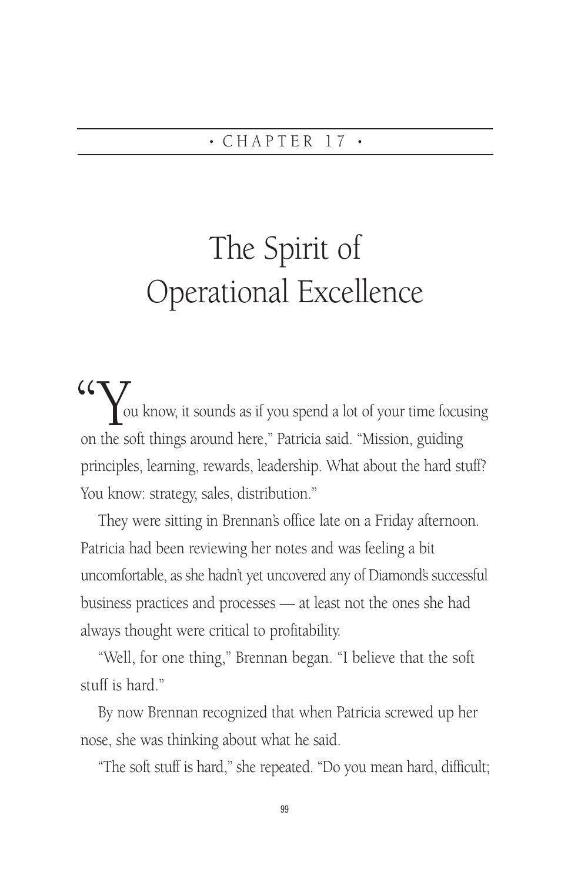• CHAPTER 17 •

# The Spirit of Operational Excellence

"You know, it sounds as if you spend a lot of your time focusing on the soft things around here," Patricia said. "Mission, guiding principles, learning, rewards, leadership. What about the hard stuff? You know: strategy, sales, distribution."

They were sitting in Brennan's office late on a Friday afternoon. Patricia had been reviewing her notes and was feeling a bit uncomfortable, as she hadn't yet uncovered any of Diamond's successful business practices and processes — at least not the ones she had always thought were critical to profitability.

"Well, for one thing," Brennan began. "I believe that the soft stuff is hard."

By now Brennan recognized that when Patricia screwed up her nose, she was thinking about what he said.

"The soft stuff is hard," she repeated. "Do you mean hard, difficult;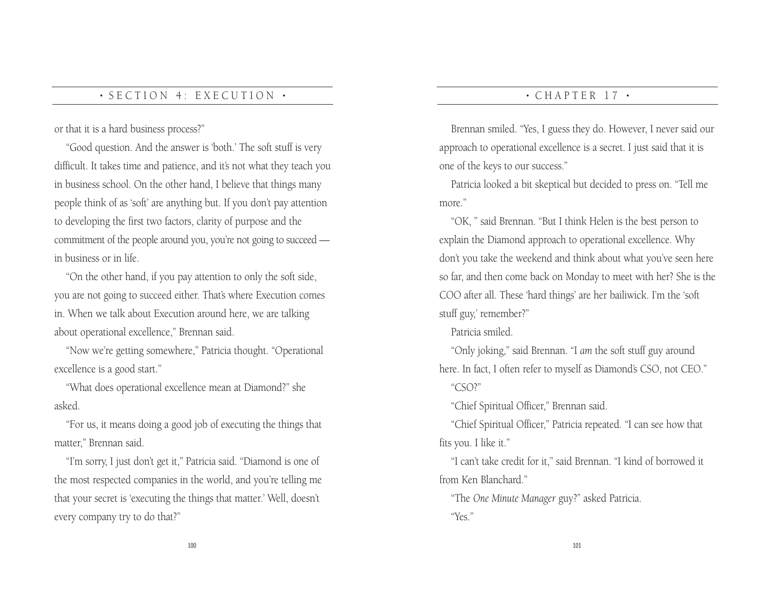or that it is a hard business process?"

"Good question. And the answer is 'both.' The soft stuff is very difficult. It takes time and patience, and it's not what they teach you in business school. On the other hand, I believe that things many people think of as 'soft' are anything but. If you don't pay attention to developing the first two factors, clarity of purpose and the commitment of the people around you, you're not going to succeed — in business or in life.

"On the other hand, if you pay attention to only the soft side, you are not going to succeed either. That's where Execution comes in. When we talk about Execution around here, we are talking about operational excellence," Brennan said.

"Now we're getting somewhere," Patricia thought. "Operational excellence is a good start."

"What does operational excellence mean at Diamond?" she asked.

"For us, it means doing a good job of executing the things that matter," Brennan said.

"I'm sorry, I just don't get it," Patricia said. "Diamond is one of the most respected companies in the world, and you're telling me that your secret is 'executing the things that matter.' Well, doesn't every company try to do that?"

Brennan smiled. "Yes, I guess they do. However, I never said our approach to operational excellence is a secret. I just said that it is one of the keys to our success."

Patricia looked a bit skeptical but decided to press on. "Tell me more."

"OK, " said Brennan. "But I think Helen is the best person to explain the Diamond approach to operational excellence. Why don't you take the weekend and think about what you've seen here so far, and then come back on Monday to meet with her? She is the COO after all. These 'hard things' are her bailiwick. I'm the 'soft stuff guy,' remember?"

Patricia smiled.

"Only joking," said Brennan. "I *am* the soft stuff guy around here. In fact, I often refer to myself as Diamond's CSO, not CEO."

"CSO?"

"Chief Spiritual Officer," Brennan said.

"Chief Spiritual Officer," Patricia repeated. "I can see how that fits you. I like it."

"I can't take credit for it," said Brennan. "I kind of borrowed it from Ken Blanchard."

"The *One Minute Manager* guy?" asked Patricia.

"Yes."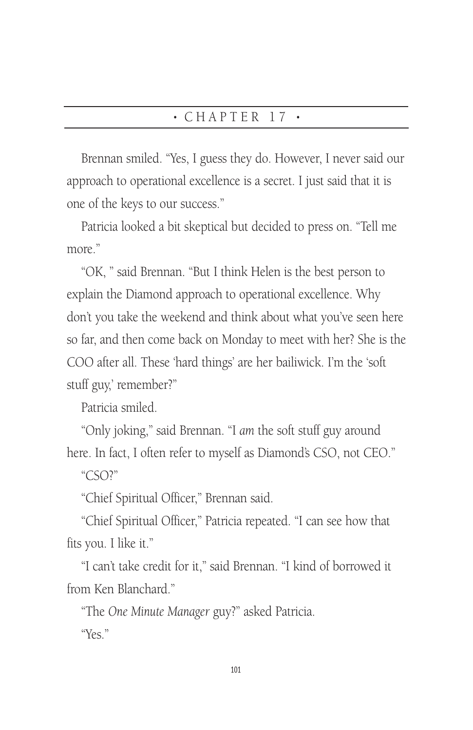# • CHAPTER 17 •

Brennan smiled. "Yes, I guess they do. However, I never said our approach to operational excellence is a secret. I just said that it is one of the keys to our success."

Patricia looked a bit skeptical but decided to press on. "Tell me more."

"OK, " said Brennan. "But I think Helen is the best person to explain the Diamond approach to operational excellence. Why don't you take the weekend and think about what you've seen here so far, and then come back on Monday to meet with her? She is the COO after all. These 'hard things' are her bailiwick. I'm the 'soft stuff guy,' remember?"

Patricia smiled.

"Only joking," said Brennan. "I *am* the soft stuff guy around here. In fact, I often refer to myself as Diamond's CSO, not CEO."

"CSO?"

"Chief Spiritual Officer," Brennan said.

"Chief Spiritual Officer," Patricia repeated. "I can see how that fits you. I like it."

"I can't take credit for it," said Brennan. "I kind of borrowed it from Ken Blanchard."

"The *One Minute Manager* guy?" asked Patricia.

"Yes."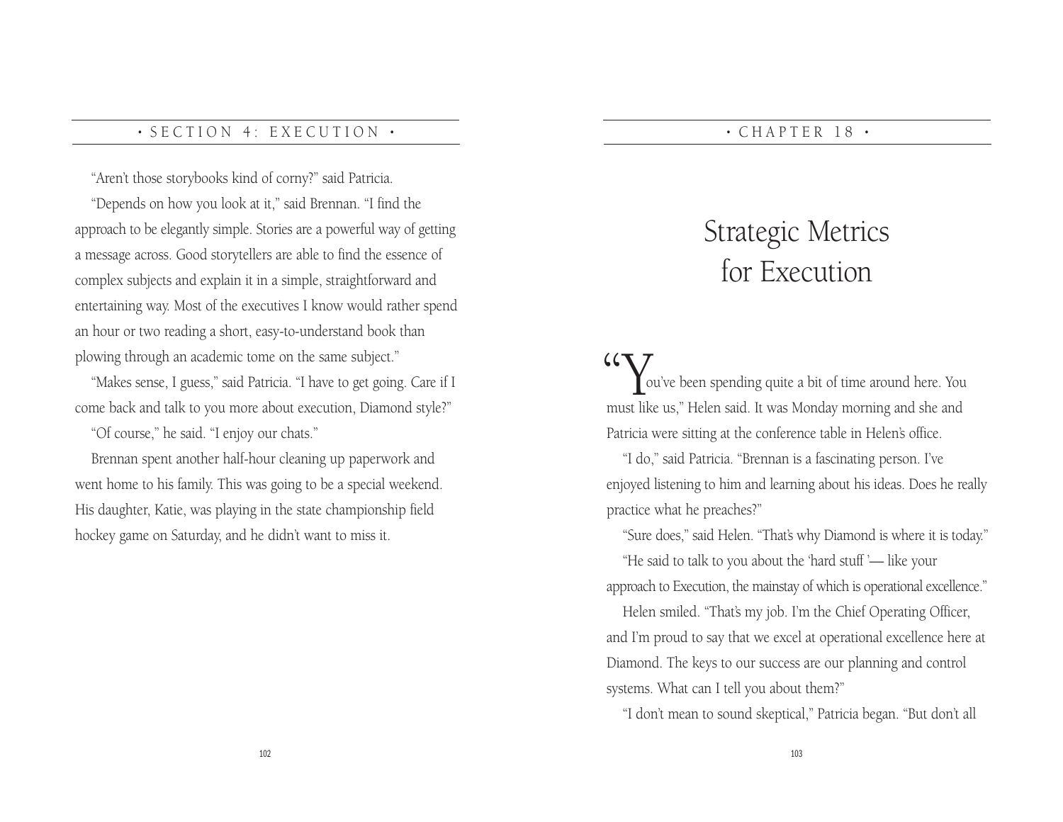"Aren't those storybooks kind of corny?" said Patricia.

"Depends on how you look at it," said Brennan. "I find the approach to be elegantly simple. Stories are a powerful way of getting a message across. Good storytellers are able to find the essence of complex subjects and explain it in a simple, straightforward and entertaining way. Most of the executives I know would rather spend an hour or two reading a short, easy-to-understand book than plowing through an academic tome on the same subject."

"Makes sense, I guess," said Patricia. "I have to get going. Care if I come back and talk to you more about execution, Diamond style?"

"Of course," he said. "I enjoy our chats."

Brennan spent another half-hour cleaning up paperwork and went home to his family. This was going to be a special weekend. His daughter, Katie, was playing in the state championship field hockey game on Saturday, and he didn't want to miss it.

# Strategic Metrics for Execution

"You've been spending quite a bit of time around here. You must like us," Helen said. It was Monday morning and she and Patricia were sitting at the conference table in Helen's office.

"I do," said Patricia. "Brennan is a fascinating person. I've enjoyed listening to him and learning about his ideas. Does he really practice what he preaches?"

"Sure does," said Helen. "That's why Diamond is where it is today."

"He said to talk to you about the 'hard stuff'— like your approach to Execution, the mainstay of which is operational excellence."

Helen smiled. "That's my job. I'm the Chief Operating Officer, and I'm proud to say that we excel at operational excellence here at Diamond. The keys to our success are our planning and control systems. What can I tell you about them?"

"I don't mean to sound skeptical," Patricia began. "But don't all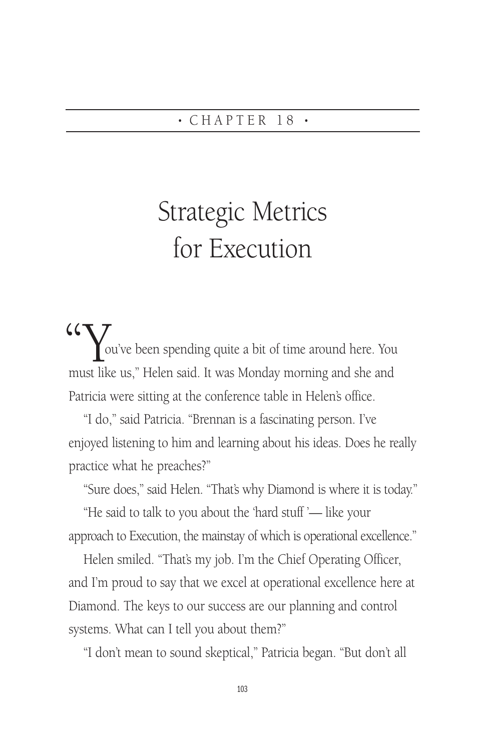• CHAPTER 18 •

# Strategic Metrics for Execution

"You've been spending quite a bit of time around here. You must like us," Helen said. It was Monday morning and she and Patricia were sitting at the conference table in Helen's office.

"I do," said Patricia. "Brennan is a fascinating person. I've enjoyed listening to him and learning about his ideas. Does he really practice what he preaches?"

"Sure does," said Helen. "That's why Diamond is where it is today."

"He said to talk to you about the 'hard stuff '— like your approach to Execution, the mainstay of which is operational excellence."

Helen smiled. "That's my job. I'm the Chief Operating Officer, and I'm proud to say that we excel at operational excellence here at Diamond. The keys to our success are our planning and control systems. What can I tell you about them?"

"I don't mean to sound skeptical," Patricia began. "But don't all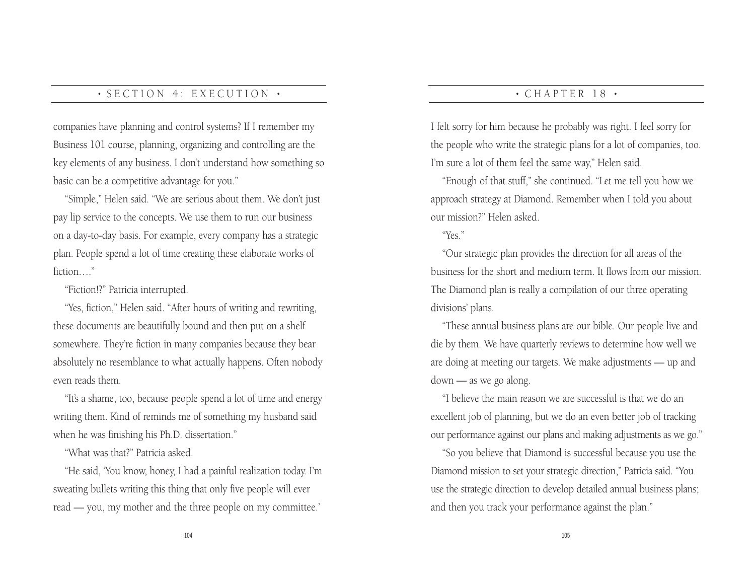companies have planning and control systems? If I remember my Business 101 course, planning, organizing and controlling are the key elements of any business. I don't understand how something so basic can be a competitive advantage for you."

"Simple," Helen said. "We are serious about them. We don't just pay lip service to the concepts. We use them to run our business on a day-to-day basis. For example, every company has a strategic plan. People spend a lot of time creating these elaborate works of fiction…."

"Fiction!?" Patricia interrupted.

"Yes, fiction," Helen said. "After hours of writing and rewriting, these documents are beautifully bound and then put on a shelf somewhere. They're fiction in many companies because they bear absolutely no resemblance to what actually happens. Often nobody even reads them.

"It's a shame, too, because people spend a lot of time and energy writing them. Kind of reminds me of something my husband said when he was finishing his Ph.D. dissertation."

"What was that?" Patricia asked.

"He said, 'You know, honey, I had a painful realization today. I'm sweating bullets writing this thing that only five people will ever read — you, my mother and the three people on my committee.' I felt sorry for him because he probably was right. I feel sorry for the people who write the strategic plans for a lot of companies, too. I'm sure a lot of them feel the same way," Helen said.

"Enough of that stuff," she continued. "Let me tell you how we approach strategy at Diamond. Remember when I told you about our mission?" Helen asked.

"Yes."

"Our strategic plan provides the direction for all areas of the business for the short and medium term. It flows from our mission. The Diamond plan is really a compilation of our three operating divisions' plans.

"These annual business plans are our bible. Our people live and die by them. We have quarterly reviews to determine how well we are doing at meeting our targets. We make adjustments — up and down — as we go along.

"I believe the main reason we are successful is that we do an excellent job of planning, but we do an even better job of tracking our performance against our plans and making adjustments as we go."

"So you believe that Diamond is successful because you use the Diamond mission to set your strategic direction," Patricia said. "You use the strategic direction to develop detailed annual business plans; and then you track your performance against the plan."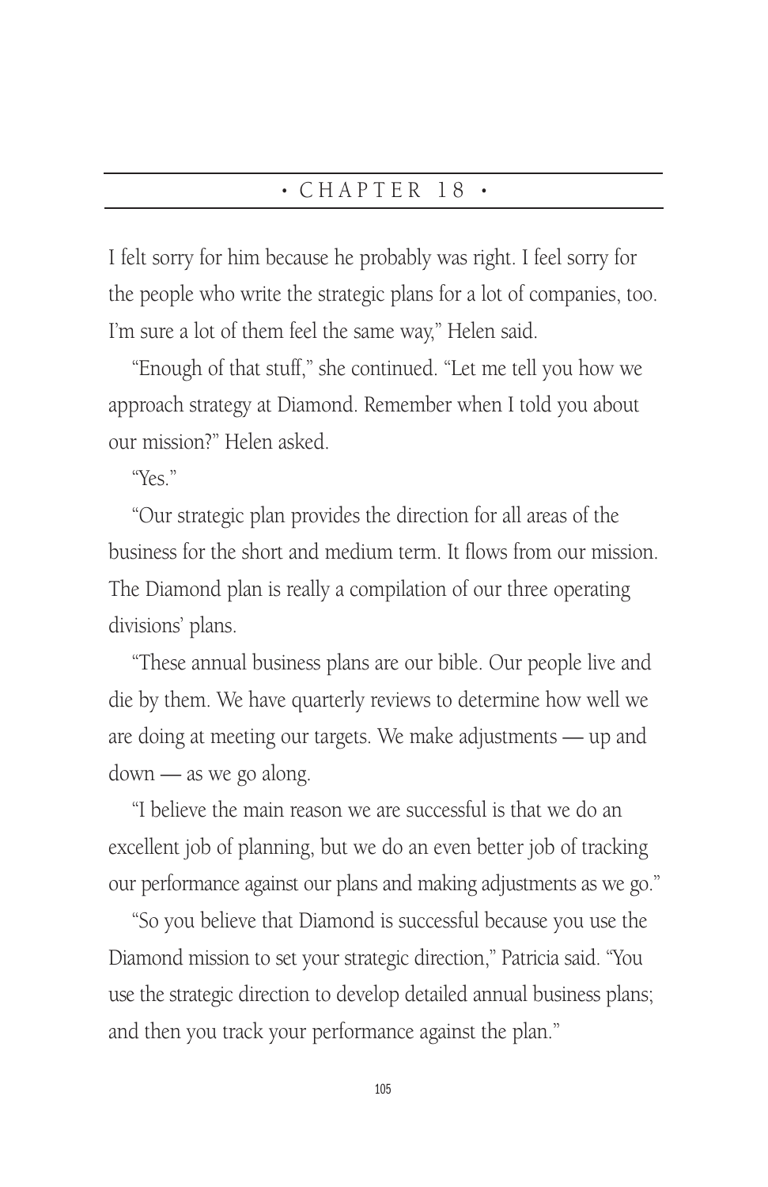# • CHAPTER 18 •

I felt sorry for him because he probably was right. I feel sorry for the people who write the strategic plans for a lot of companies, too. I'm sure a lot of them feel the same way," Helen said.

"Enough of that stuff," she continued. "Let me tell you how we approach strategy at Diamond. Remember when I told you about our mission?" Helen asked.

"Yes."

"Our strategic plan provides the direction for all areas of the business for the short and medium term. It flows from our mission. The Diamond plan is really a compilation of our three operating divisions' plans.

"These annual business plans are our bible. Our people live and die by them. We have quarterly reviews to determine how well we are doing at meeting our targets. We make adjustments — up and down — as we go along.

"I believe the main reason we are successful is that we do an excellent job of planning, but we do an even better job of tracking our performance against our plans and making adjustments as we go."

"So you believe that Diamond is successful because you use the Diamond mission to set your strategic direction," Patricia said. "You use the strategic direction to develop detailed annual business plans; and then you track your performance against the plan."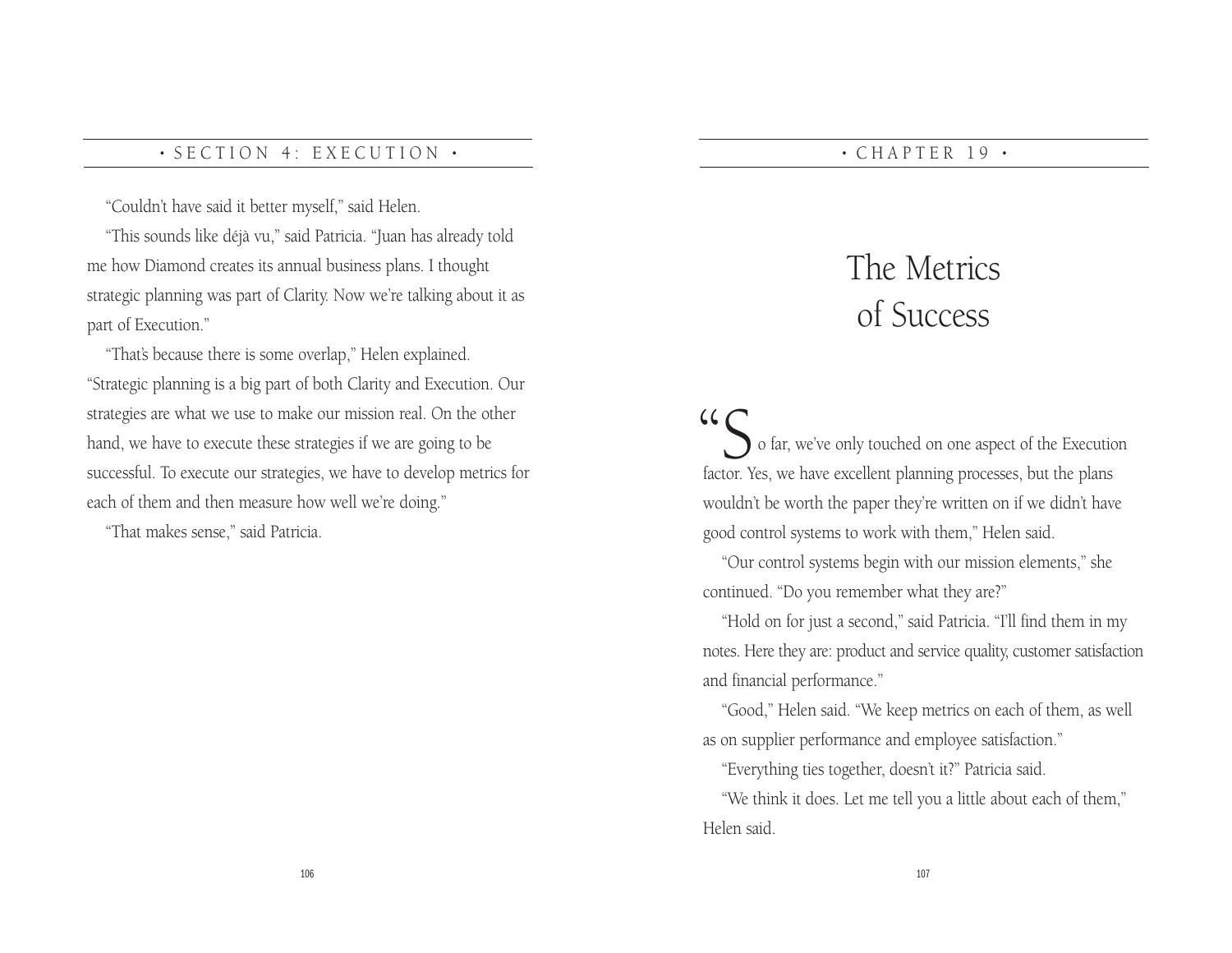"Couldn't have said it better myself," said Helen.

"This sounds like déjà vu," said Patricia. "Juan has already told me how Diamond creates its annual business plans. I thought strategic planning was part of Clarity. Now we're talking about it as part of Execution."

"That's because there is some overlap," Helen explained. "Strategic planning is a big part of both Clarity and Execution. Our strategies are what we use to make our mission real. On the other hand, we have to execute these strategies if we are going to be successful. To execute our strategies, we have to develop metrics for each of them and then measure how well we're doing."

"That makes sense," said Patricia.

# The Metrics of Success

"So far, we've only touched on one aspect of the Execution factor. Yes, we have excellent planning processes, but the plans wouldn't be worth the paper they're written on if we didn't have good control systems to work with them," Helen said.

"Our control systems begin with our mission elements," she continued. "Do you remember what they are?"

"Hold on for just a second," said Patricia. "I'll find them in my notes. Here they are: product and service quality, customer satisfaction and financial performance."

"Good," Helen said. "We keep metrics on each of them, as well as on supplier performance and employee satisfaction."

"Everything ties together, doesn't it?" Patricia said.

"We think it does. Let me tell you a little about each of them," Helen said.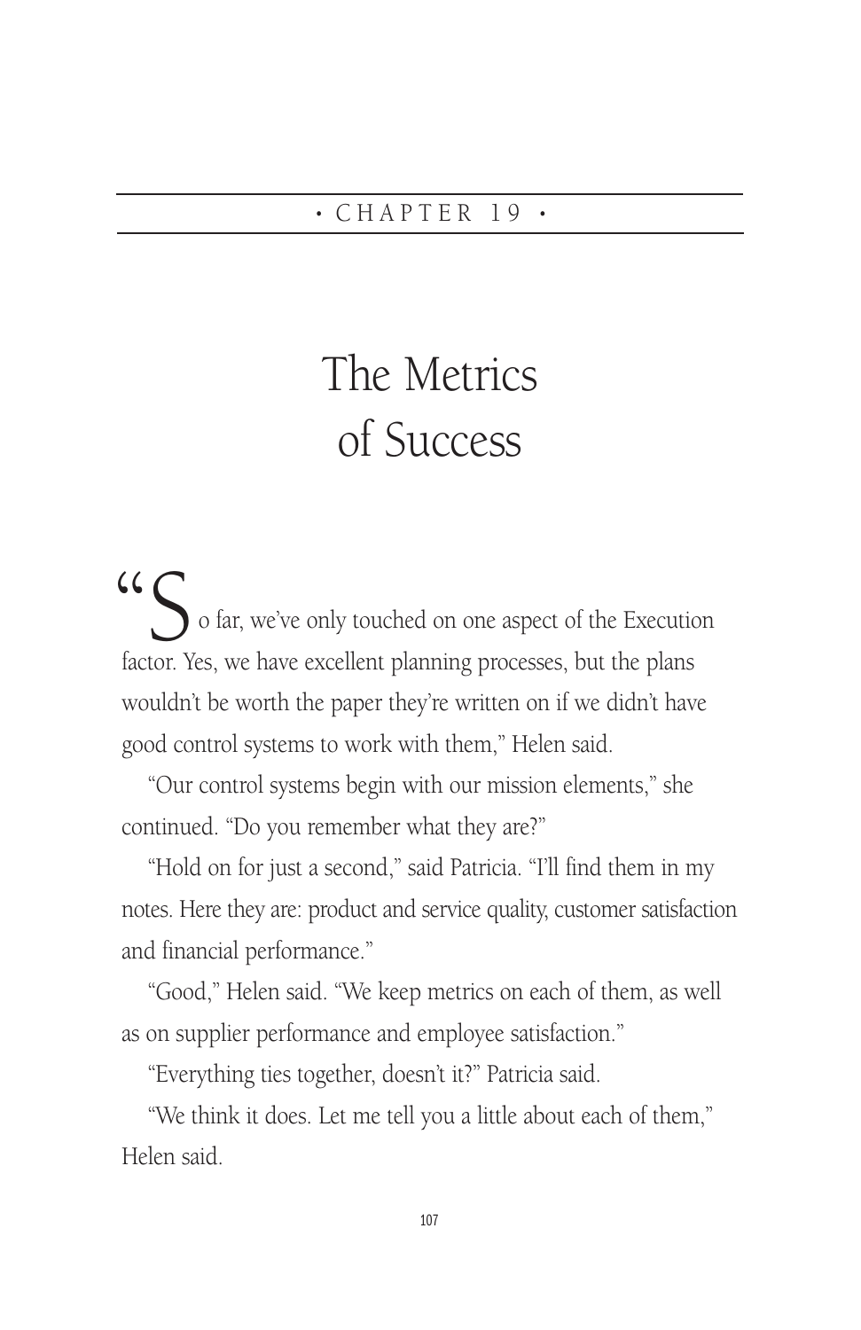• CHAPTER 19 •

# The Metrics of Success

"So far, we've only touched on one aspect of the Execution factor. Yes, we have excellent planning processes, but the plans wouldn't be worth the paper they're written on if we didn't have good control systems to work with them," Helen said.

"Our control systems begin with our mission elements," she continued. "Do you remember what they are?"

"Hold on for just a second," said Patricia. "I'll find them in my notes. Here they are: product and service quality, customer satisfaction and financial performance."

"Good," Helen said. "We keep metrics on each of them, as well as on supplier performance and employee satisfaction."

"Everything ties together, doesn't it?" Patricia said.

"We think it does. Let me tell you a little about each of them," Helen said.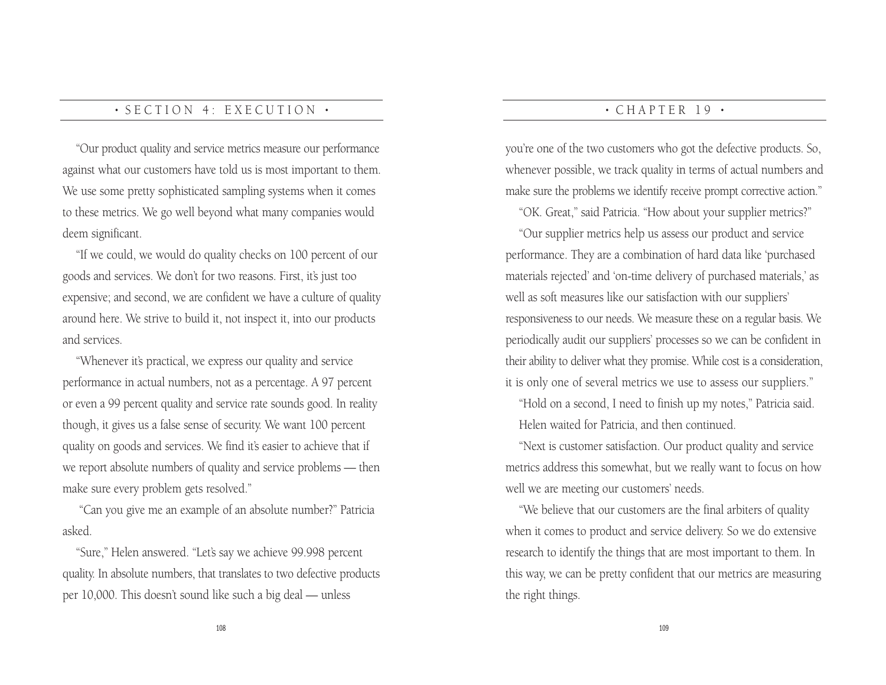"Our product quality and service metrics measure our performance against what our customers have told us is most important to them. We use some pretty sophisticated sampling systems when it comes to these metrics. We go well beyond what many companies would deem significant.

"If we could, we would do quality checks on 100 percent of our goods and services. We don't for two reasons. First, it's just too expensive; and second, we are confident we have a culture of quality around here. We strive to build it, not inspect it, into our products and services.

"Whenever it's practical, we express our quality and service performance in actual numbers, not as a percentage. A 97 percent or even a 99 percent quality and service rate sounds good. In reality though, it gives us a false sense of security. We want 100 percent quality on goods and services. We find it's easier to achieve that if we report absolute numbers of quality and service problems — then make sure every problem gets resolved."

"Can you give me an example of an absolute number?" Patricia asked.

"Sure," Helen answered. "Let's say we achieve 99.998 percent quality. In absolute numbers, that translates to two defective products per 10,000. This doesn't sound like such a big deal — unless you're one of the two customers who got the defective products. So, whenever possible, we track quality in terms of actual numbers and make sure the problems we identify receive prompt corrective action."

"OK. Great," said Patricia. "How about your supplier metrics?"

"Our supplier metrics help us assess our product and service performance. They are a combination of hard data like 'purchased materials rejected' and 'on-time delivery of purchased materials,' as well as soft measures like our satisfaction with our suppliers' responsiveness to our needs. We measure these on a regular basis. We periodically audit our suppliers' processes so we can be confident in their ability to deliver what they promise. While cost is a consideration, it is only one of several metrics we use to assess our suppliers."

"Hold on a second, I need to finish up my notes," Patricia said.

Helen waited for Patricia, and then continued.

"Next is customer satisfaction. Our product quality and service metrics address this somewhat, but we really want to focus on how well we are meeting our customers' needs.

"We believe that our customers are the final arbiters of quality when it comes to product and service delivery. So we do extensive research to identify the things that are most important to them. In this way, we can be pretty confident that our metrics are measuring the right things.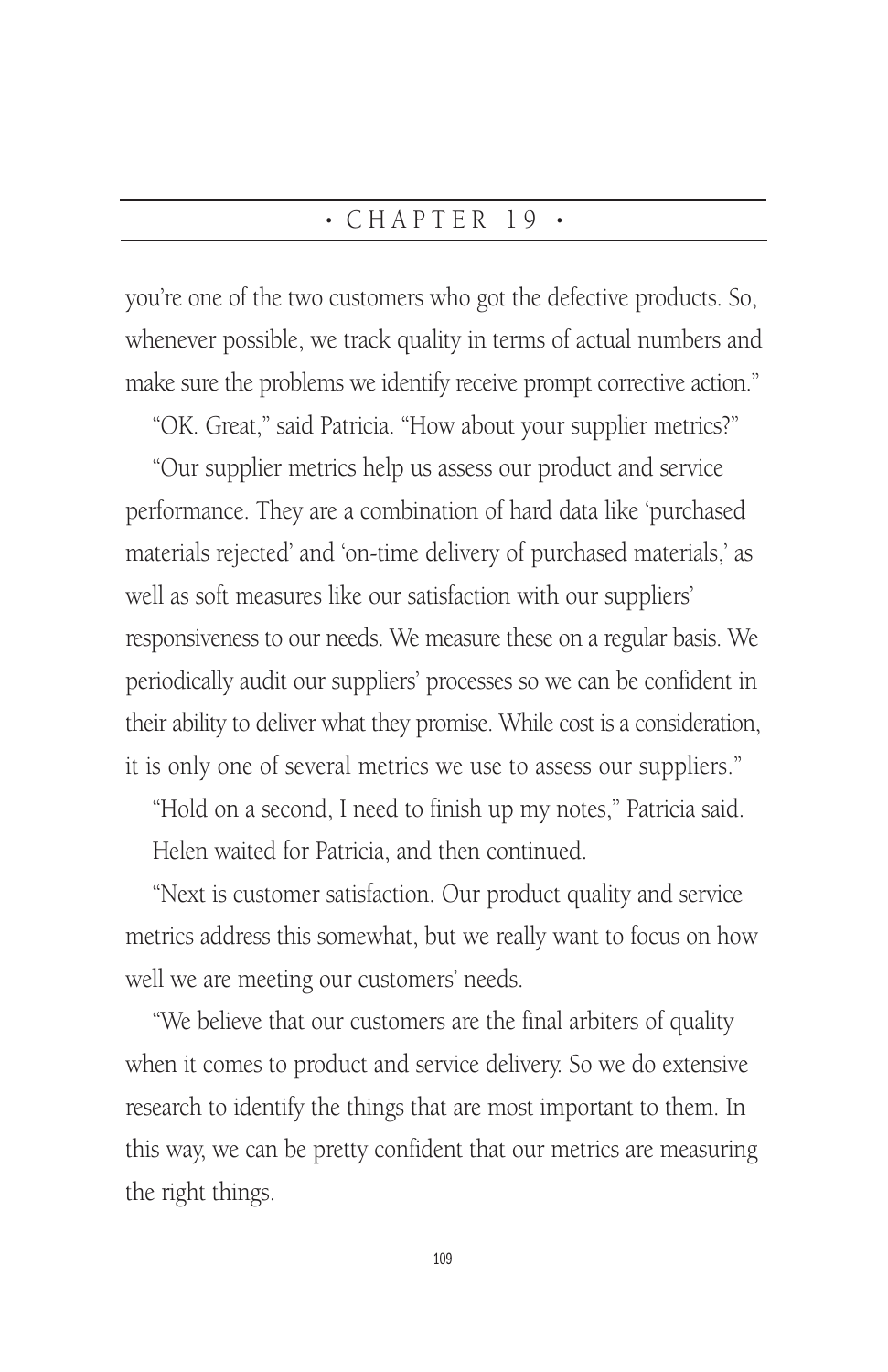you're one of the two customers who got the defective products. So, whenever possible, we track quality in terms of actual numbers and make sure the problems we identify receive prompt corrective action."

"OK. Great," said Patricia. "How about your supplier metrics?"

"Our supplier metrics help us assess our product and service performance. They are a combination of hard data like 'purchased materials rejected' and 'on-time delivery of purchased materials,' as well as soft measures like our satisfaction with our suppliers' responsiveness to our needs. We measure these on a regular basis. We periodically audit our suppliers' processes so we can be confident in their ability to deliver what they promise. While cost is a consideration, it is only one of several metrics we use to assess our suppliers."

"Hold on a second, I need to finish up my notes," Patricia said.

Helen waited for Patricia, and then continued.

"Next is customer satisfaction. Our product quality and service metrics address this somewhat, but we really want to focus on how well we are meeting our customers' needs.

"We believe that our customers are the final arbiters of quality when it comes to product and service delivery. So we do extensive research to identify the things that are most important to them. In this way, we can be pretty confident that our metrics are measuring the right things.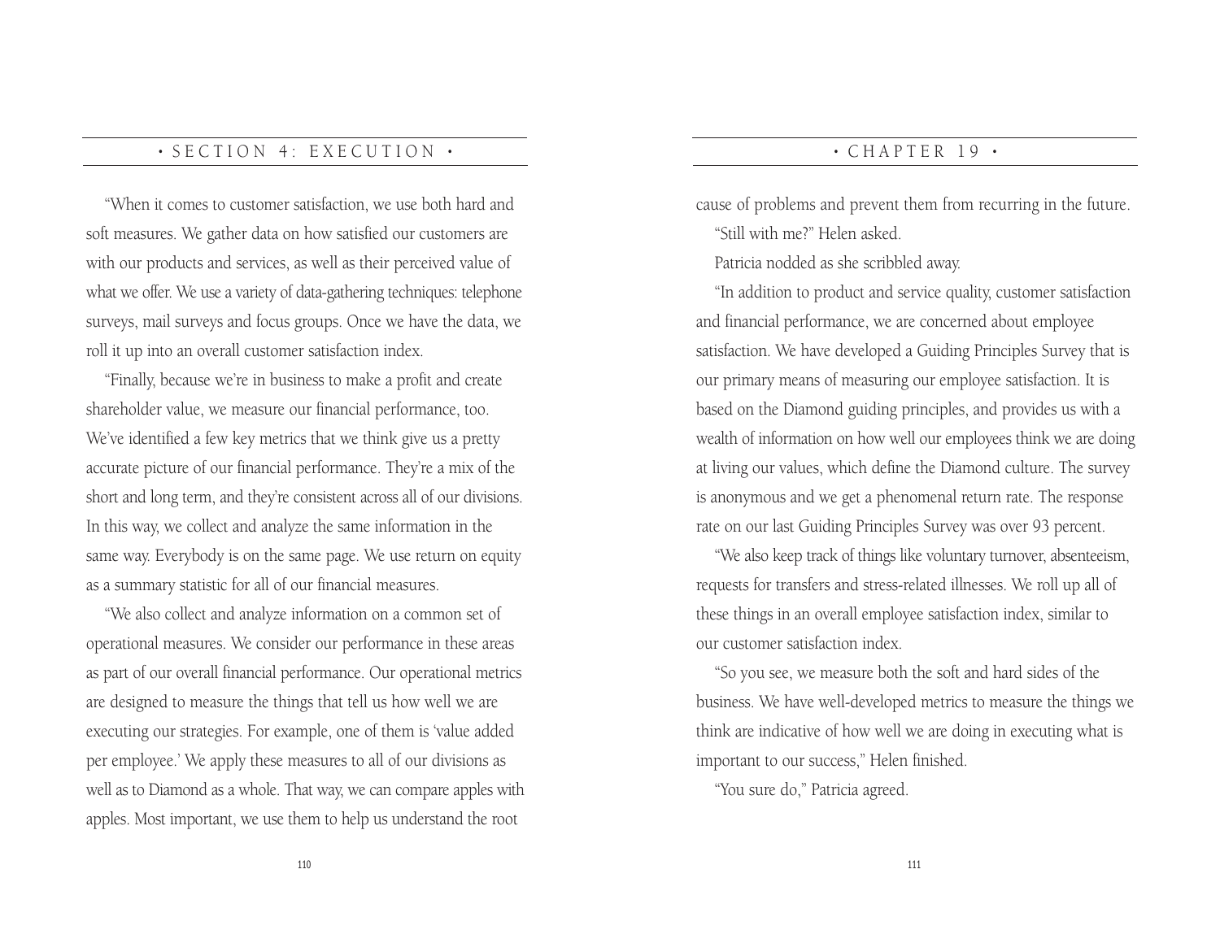"When it comes to customer satisfaction, we use both hard and soft measures. We gather data on how satisfied our customers are with our products and services, as well as their perceived value of what we offer. We use a variety of data-gathering techniques: telephone surveys, mail surveys and focus groups. Once we have the data, we roll it up into an overall customer satisfaction index.

"Finally, because we're in business to make a profit and create shareholder value, we measure our financial performance, too. We've identified a few key metrics that we think give us a pretty accurate picture of our financial performance. They're a mix of the short and long term, and they're consistent across all of our divisions. In this way, we collect and analyze the same information in the same way. Everybody is on the same page. We use return on equity as a summary statistic for all of our financial measures.

"We also collect and analyze information on a common set of operational measures. We consider our performance in these areas as part of our overall financial performance. Our operational metrics are designed to measure the things that tell us how well we are executing our strategies. For example, one of them is 'value added per employee.' We apply these measures to all of our divisions as well as to Diamond as a whole. That way, we can compare apples with apples. Most important, we use them to help us understand the root cause of problems and prevent them from recurring in the future.

"Still with me?" Helen asked.

Patricia nodded as she scribbled away.

"In addition to product and service quality, customer satisfaction and financial performance, we are concerned about employee satisfaction. We have developed a Guiding Principles Survey that is our primary means of measuring our employee satisfaction. It is based on the Diamond guiding principles, and provides us with a wealth of information on how well our employees think we are doing at living our values, which define the Diamond culture. The survey is anonymous and we get a phenomenal return rate. The response rate on our last Guiding Principles Survey was over 93 percent.

"We also keep track of things like voluntary turnover, absenteeism, requests for transfers and stress-related illnesses. We roll up all of these things in an overall employee satisfaction index, similar to our customer satisfaction index.

"So you see, we measure both the soft and hard sides of the business. We have well-developed metrics to measure the things we think are indicative of how well we are doing in executing what is important to our success," Helen finished.

"You sure do," Patricia agreed.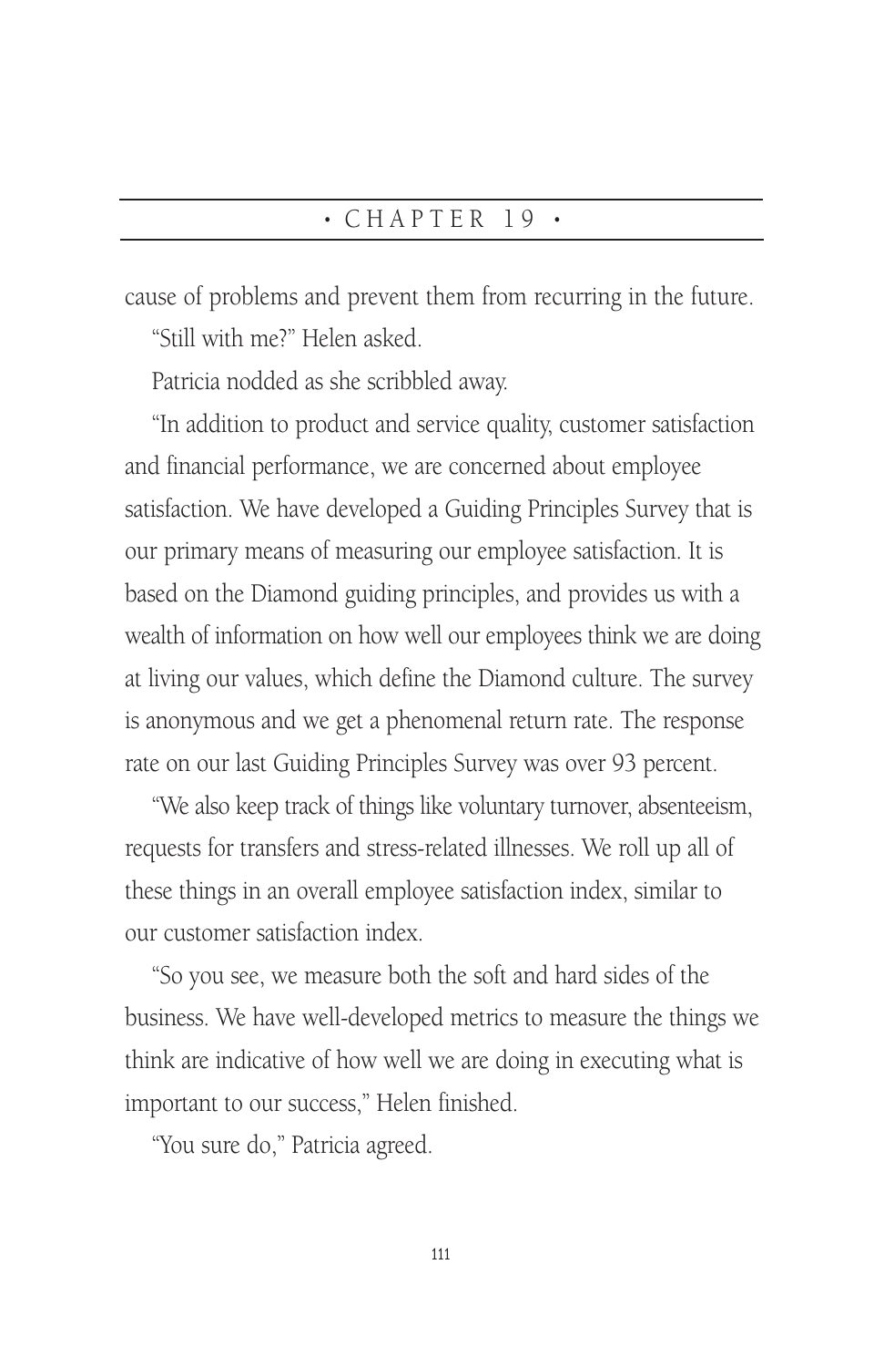cause of problems and prevent them from recurring in the future.

"Still with me?" Helen asked.

Patricia nodded as she scribbled away.

"In addition to product and service quality, customer satisfaction and financial performance, we are concerned about employee satisfaction. We have developed a Guiding Principles Survey that is our primary means of measuring our employee satisfaction. It is based on the Diamond guiding principles, and provides us with a wealth of information on how well our employees think we are doing at living our values, which define the Diamond culture. The survey is anonymous and we get a phenomenal return rate. The response rate on our last Guiding Principles Survey was over 93 percent.

"We also keep track of things like voluntary turnover, absenteeism, requests for transfers and stress-related illnesses. We roll up all of these things in an overall employee satisfaction index, similar to our customer satisfaction index.

"So you see, we measure both the soft and hard sides of the business. We have well-developed metrics to measure the things we think are indicative of how well we are doing in executing what is important to our success," Helen finished.

"You sure do," Patricia agreed.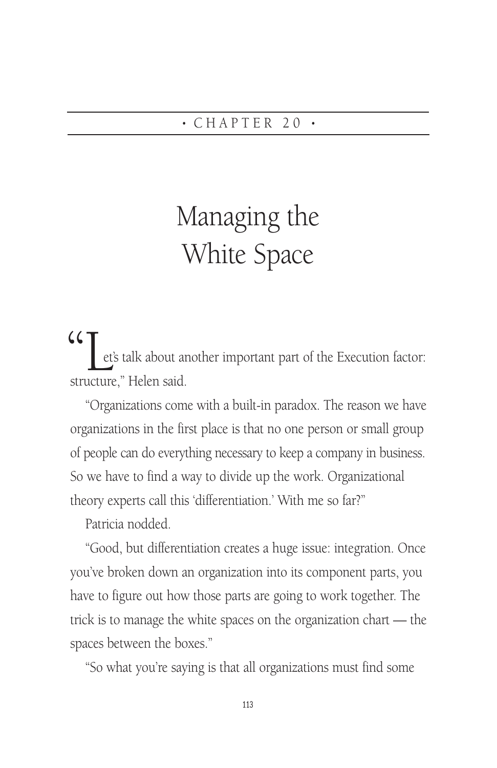• CHAPTER 20 •

# Managing the White Space

"Let's talk about another important part of the Execution factor: structure," Helen said.

"Organizations come with a built-in paradox. The reason we have organizations in the first place is that no one person or small group of people can do everything necessary to keep a company in business. So we have to find a way to divide up the work. Organizational theory experts call this 'differentiation.' With me so far?"

Patricia nodded.

"Good, but differentiation creates a huge issue: integration. Once you've broken down an organization into its component parts, you have to figure out how those parts are going to work together. The trick is to manage the white spaces on the organization chart — the spaces between the boxes."

"So what you're saying is that all organizations must find some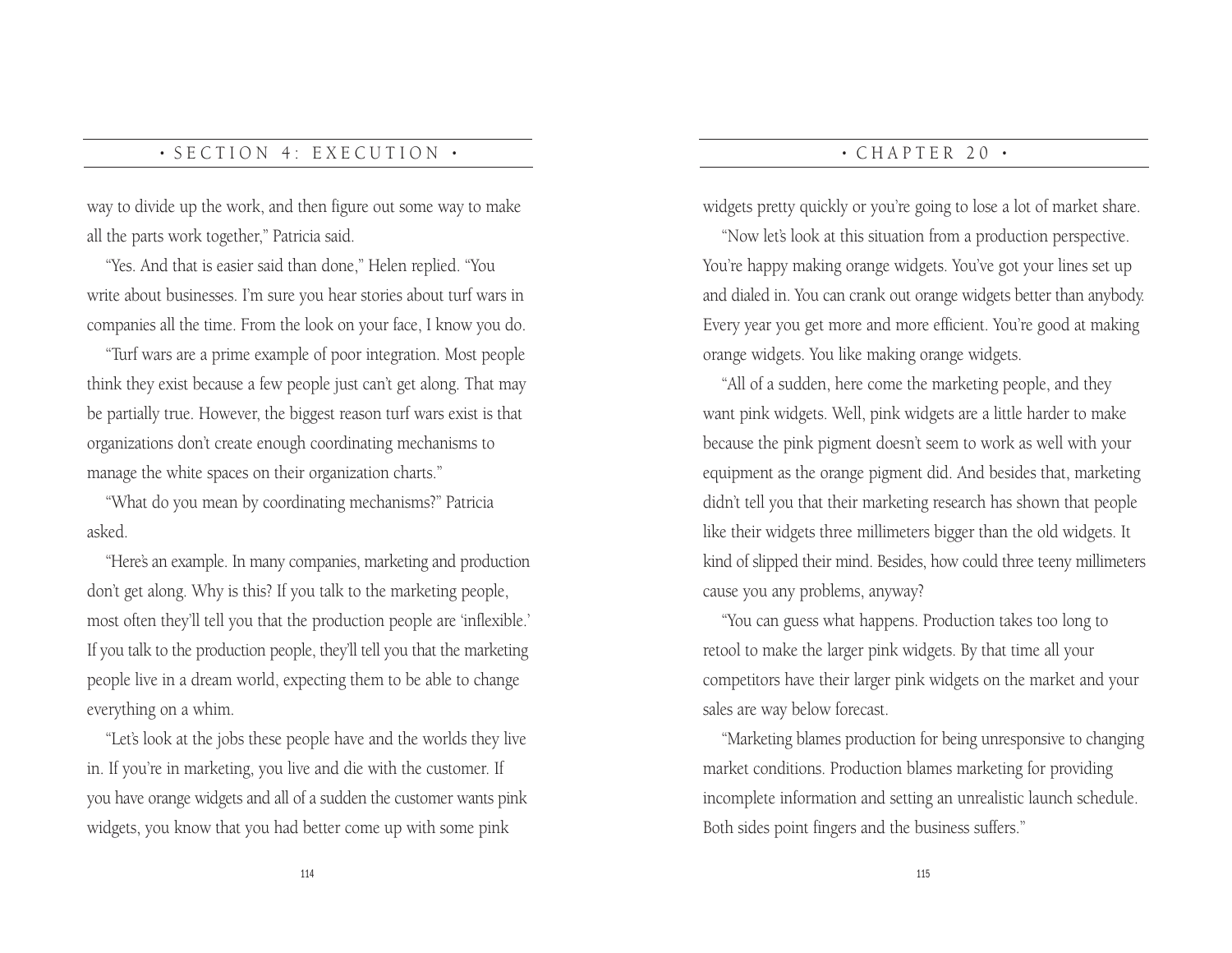way to divide up the work, and then figure out some way to make all the parts work together," Patricia said.

"Yes. And that is easier said than done," Helen replied. "You write about businesses. I'm sure you hear stories about turf wars in companies all the time. From the look on your face, I know you do.

"Turf wars are a prime example of poor integration. Most people think they exist because a few people just can't get along. That may be partially true. However, the biggest reason turf wars exist is that organizations don't create enough coordinating mechanisms to manage the white spaces on their organization charts."

"What do you mean by coordinating mechanisms?" Patricia asked.

"Here's an example. In many companies, marketing and production don't get along. Why is this? If you talk to the marketing people, most often they'll tell you that the production people are 'inflexible.' If you talk to the production people, they'll tell you that the marketing people live in a dream world, expecting them to be able to change everything on a whim.

"Let's look at the jobs these people have and the worlds they live in. If you're in marketing, you live and die with the customer. If you have orange widgets and all of a sudden the customer wants pink widgets, you know that you had better come up with some pink widgets pretty quickly or you're going to lose a lot of market share.

"Now let's look at this situation from a production perspective. You're happy making orange widgets. You've got your lines set up and dialed in. You can crank out orange widgets better than anybody. Every year you get more and more efficient. You're good at making orange widgets. You like making orange widgets.

"All of a sudden, here come the marketing people, and they want pink widgets. Well, pink widgets are a little harder to make because the pink pigment doesn't seem to work as well with your equipment as the orange pigment did. And besides that, marketing didn't tell you that their marketing research has shown that people like their widgets three millimeters bigger than the old widgets. It kind of slipped their mind. Besides, how could three teeny millimeters cause you any problems, anyway?

"You can guess what happens. Production takes too long to retool to make the larger pink widgets. By that time all your competitors have their larger pink widgets on the market and your sales are way below forecast.

"Marketing blames production for being unresponsive to changing market conditions. Production blames marketing for providing incomplete information and setting an unrealistic launch schedule. Both sides point fingers and the business suffers."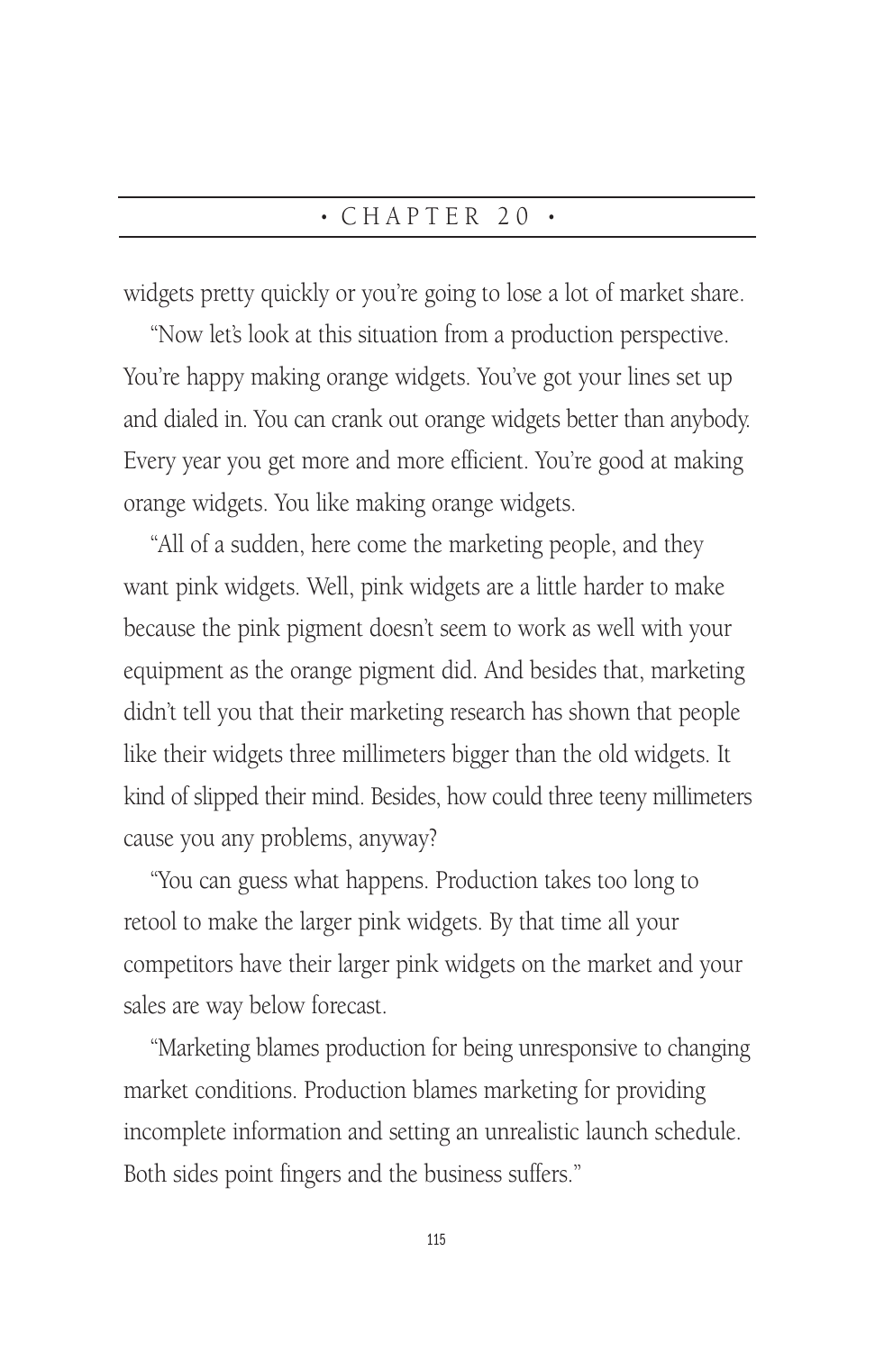widgets pretty quickly or you're going to lose a lot of market share.

"Now let's look at this situation from a production perspective. You're happy making orange widgets. You've got your lines set up and dialed in. You can crank out orange widgets better than anybody. Every year you get more and more efficient. You're good at making orange widgets. You like making orange widgets.

"All of a sudden, here come the marketing people, and they want pink widgets. Well, pink widgets are a little harder to make because the pink pigment doesn't seem to work as well with your equipment as the orange pigment did. And besides that, marketing didn't tell you that their marketing research has shown that people like their widgets three millimeters bigger than the old widgets. It kind of slipped their mind. Besides, how could three teeny millimeters cause you any problems, anyway?

"You can guess what happens. Production takes too long to retool to make the larger pink widgets. By that time all your competitors have their larger pink widgets on the market and your sales are way below forecast.

"Marketing blames production for being unresponsive to changing market conditions. Production blames marketing for providing incomplete information and setting an unrealistic launch schedule. Both sides point fingers and the business suffers."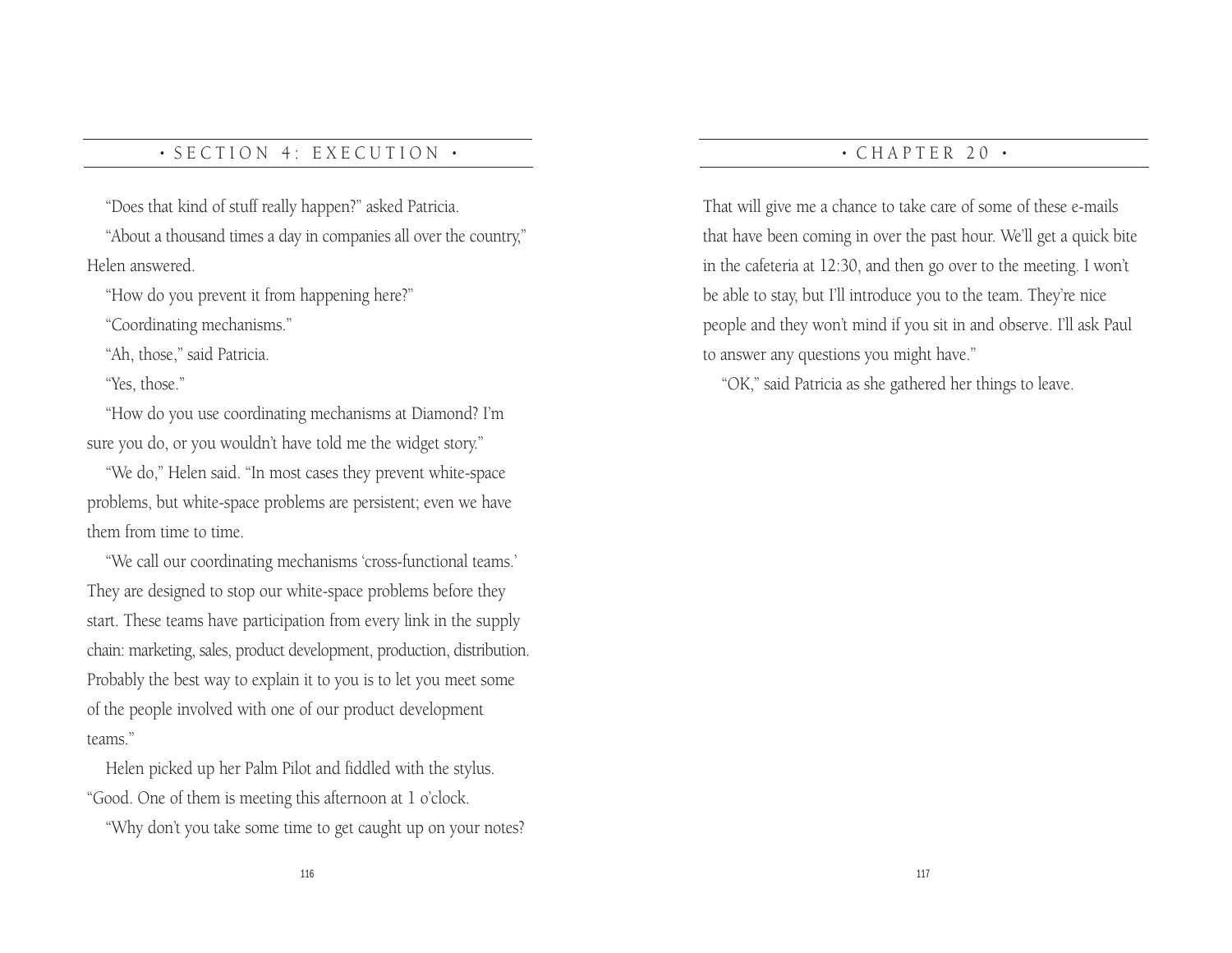"Does that kind of stuff really happen?" asked Patricia.

"About a thousand times a day in companies all over the country," Helen answered.

"How do you prevent it from happening here?"

"Coordinating mechanisms."

"Ah, those," said Patricia.

"Yes, those."

"How do you use coordinating mechanisms at Diamond? I'm sure you do, or you wouldn't have told me the widget story."

"We do," Helen said. "In most cases they prevent white-space problems, but white-space problems are persistent; even we have them from time to time.

"We call our coordinating mechanisms 'cross-functional teams.' They are designed to stop our white-space problems before they start. These teams have participation from every link in the supply chain: marketing, sales, product development, production, distribution. Probably the best way to explain it to you is to let you meet some of the people involved with one of our product development teams."

Helen picked up her Palm Pilot and fiddled with the stylus. "Good. One of them is meeting this afternoon at 1 o'clock.

"Why don't you take some time to get caught up on your notes? That will give me a chance to take care of some of these e-mails that have been coming in over the past hour. We'll get a quick bite in the cafeteria at 12:30, and then go over to the meeting. I won't be able to stay, but I'll introduce you to the team. They're nice people and they won't mind if you sit in and observe. I'll ask Paul to answer any questions you might have."

"OK," said Patricia as she gathered her things to leave.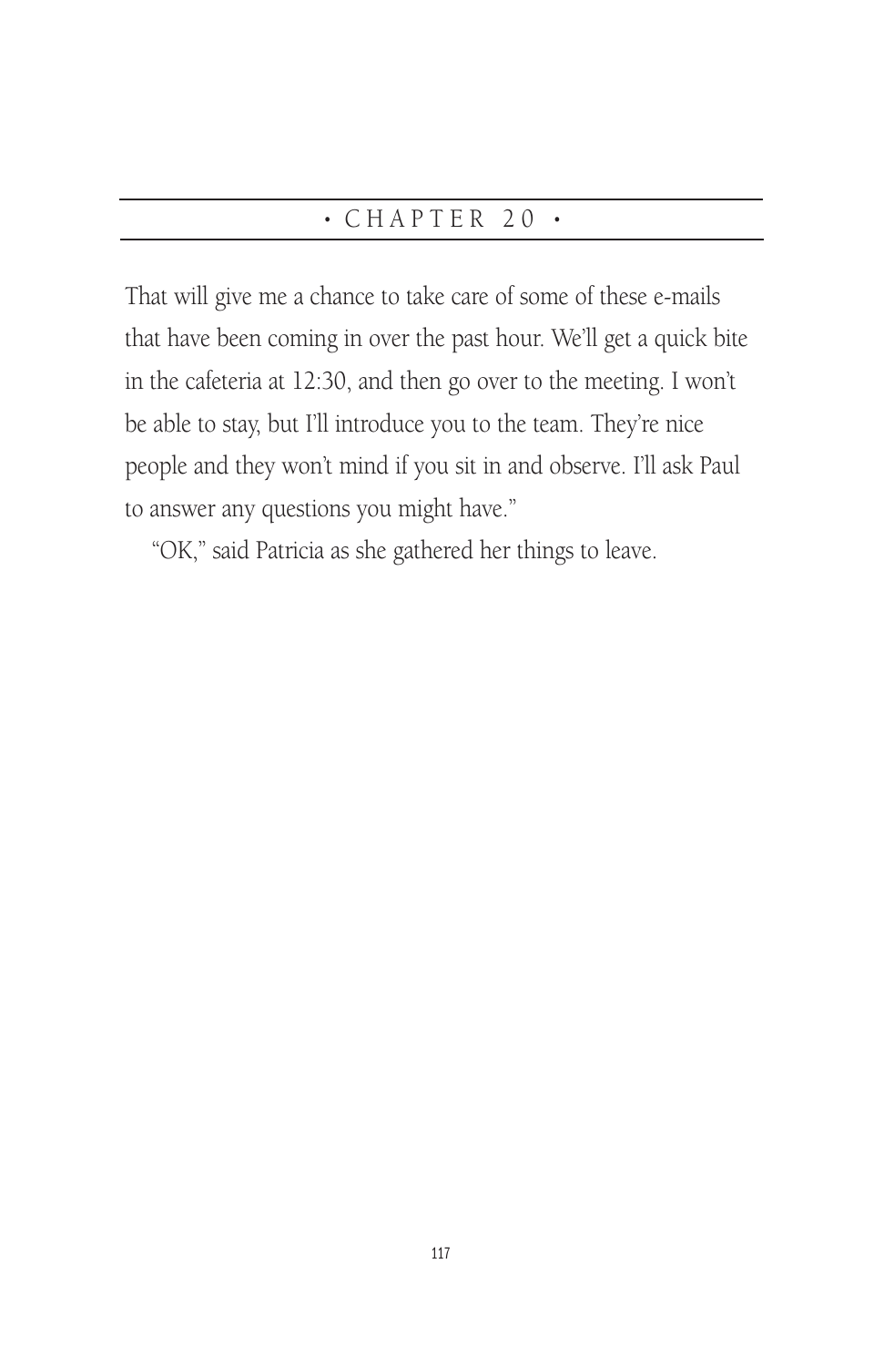# • CHAPTER 20 •

That will give me a chance to take care of some of these e-mails that have been coming in over the past hour. We'll get a quick bite in the cafeteria at 12:30, and then go over to the meeting. I won't be able to stay, but I'll introduce you to the team. They're nice people and they won't mind if you sit in and observe. I'll ask Paul to answer any questions you might have."

"OK," said Patricia as she gathered her things to leave.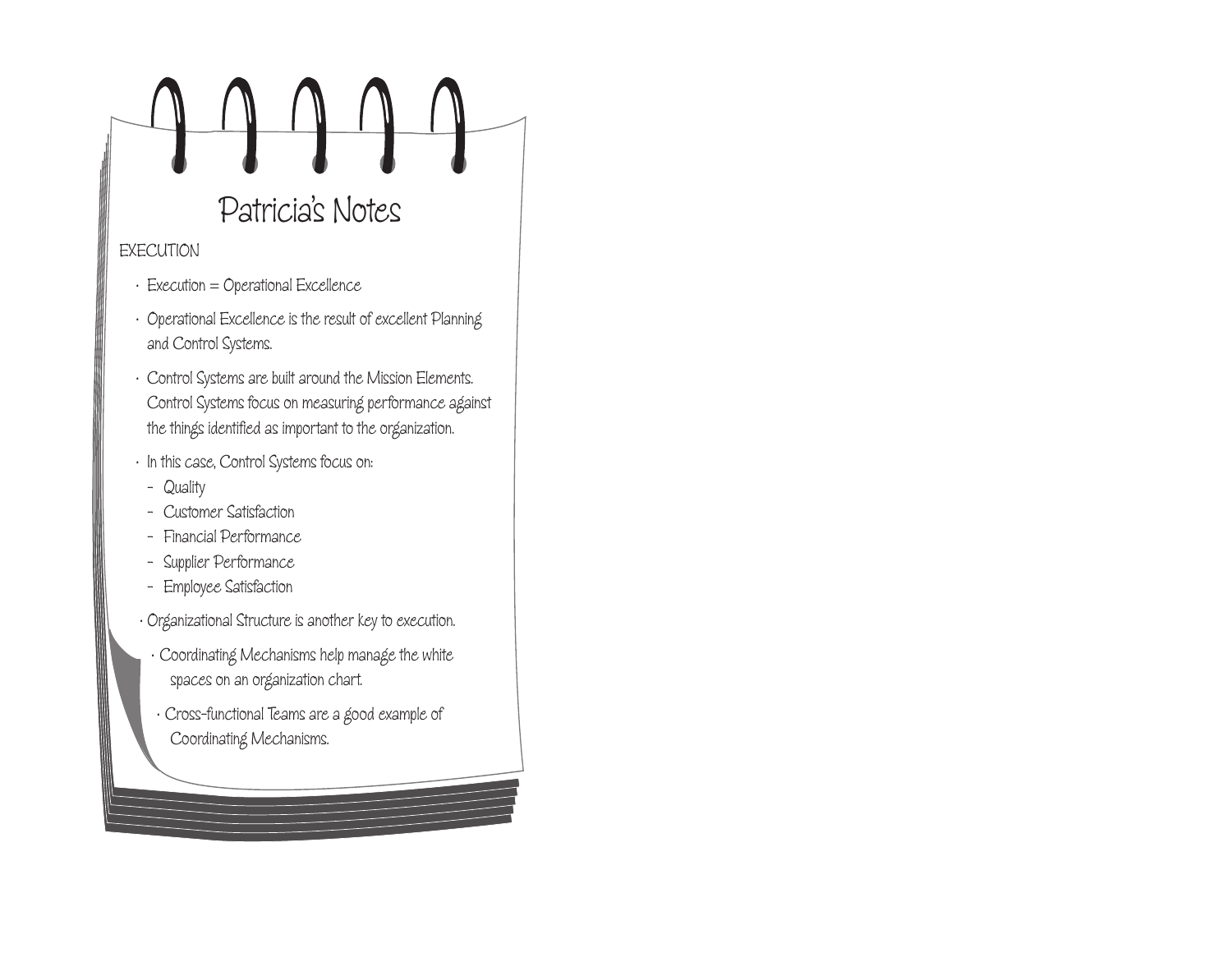## Patricia's Notes

EXECUTION

- Execution = Operational Excellence
- Operational Excellence is the result of excellent Planning and Control Systems.
- Control Systems are built around the Mission Elements. Control Systems focus on measuring performance against the things identified as important to the organization.
- In this case, Control Systems focus on:
  - Quality
  - Customer Satisfaction
  - Financial Performance
  - Supplier Performance
  - Employee Satisfaction
- Organizational Structure is another key to execution.
  - Coordinating Mechanisms help manage the white spaces on an organization chart.
    - Cross-functional Teams are a good example of Coordinating Mechanisms.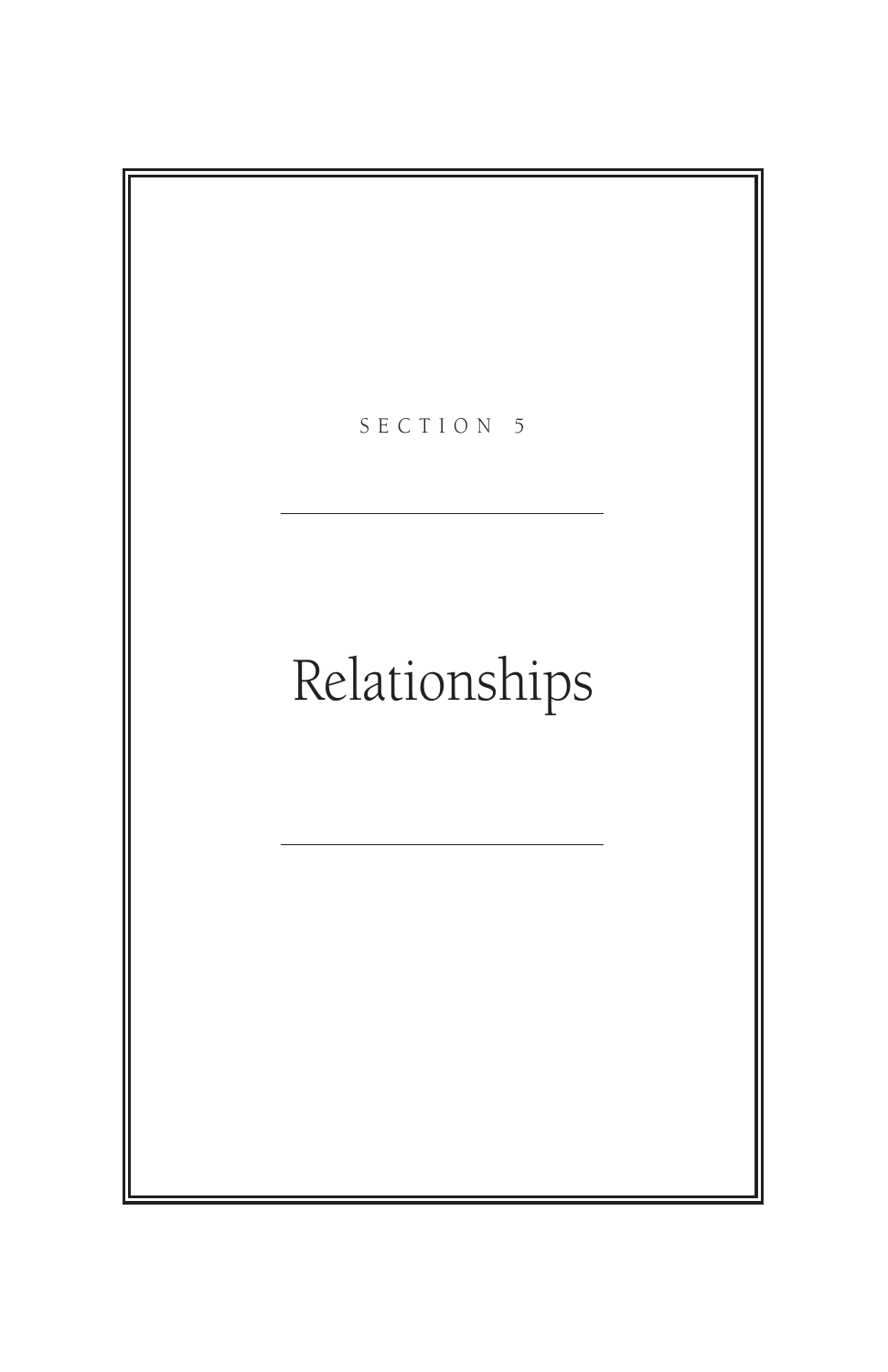SECTION 5

# Relationships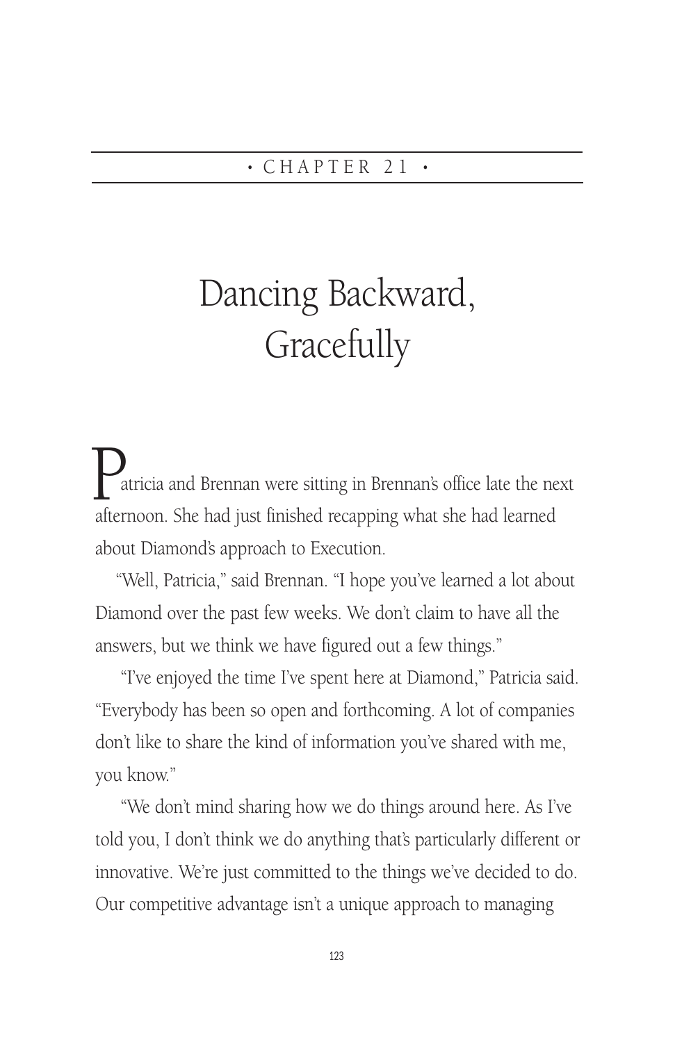• CHAPTER 21 •

# Dancing Backward, Gracefully

Patricia and Brennan were sitting in Brennan's office late the next afternoon. She had just finished recapping what she had learned about Diamond's approach to Execution.

"Well, Patricia," said Brennan. "I hope you've learned a lot about Diamond over the past few weeks. We don't claim to have all the answers, but we think we have figured out a few things."

"I've enjoyed the time I've spent here at Diamond," Patricia said. "Everybody has been so open and forthcoming. A lot of companies don't like to share the kind of information you've shared with me, you know."

"We don't mind sharing how we do things around here. As I've told you, I don't think we do anything that's particularly different or innovative. We're just committed to the things we've decided to do. Our competitive advantage isn't a unique approach to managing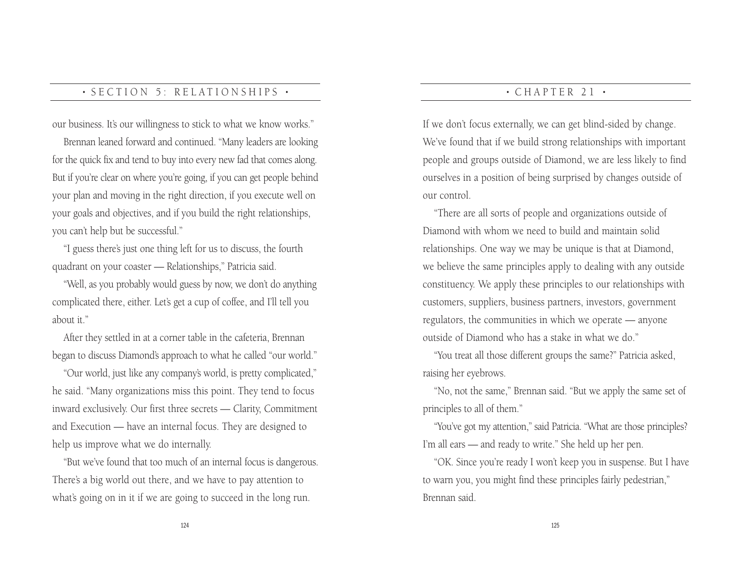our business. It's our willingness to stick to what we know works."

Brennan leaned forward and continued. "Many leaders are looking for the quick fix and tend to buy into every new fad that comes along. But if you're clear on where you're going, if you can get people behind your plan and moving in the right direction, if you execute well on your goals and objectives, and if you build the right relationships, you can't help but be successful."

"I guess there's just one thing left for us to discuss, the fourth quadrant on your coaster — Relationships," Patricia said.

"Well, as you probably would guess by now, we don't do anything complicated there, either. Let's get a cup of coffee, and I'll tell you about it."

After they settled in at a corner table in the cafeteria, Brennan began to discuss Diamond's approach to what he called "our world."

"Our world, just like any company's world, is pretty complicated," he said. "Many organizations miss this point. They tend to focus inward exclusively. Our first three secrets — Clarity, Commitment and Execution — have an internal focus. They are designed to help us improve what we do internally.

"But we've found that too much of an internal focus is dangerous. There's a big world out there, and we have to pay attention to what's going on in it if we are going to succeed in the long run. If we don't focus externally, we can get blind-sided by change. We've found that if we build strong relationships with important people and groups outside of Diamond, we are less likely to find ourselves in a position of being surprised by changes outside of our control.

"There are all sorts of people and organizations outside of Diamond with whom we need to build and maintain solid relationships. One way we may be unique is that at Diamond, we believe the same principles apply to dealing with any outside constituency. We apply these principles to our relationships with customers, suppliers, business partners, investors, government regulators, the communities in which we operate — anyone outside of Diamond who has a stake in what we do."

"You treat all those different groups the same?" Patricia asked, raising her eyebrows.

"No, not the same," Brennan said. "But we apply the same set of principles to all of them."

"You've got my attention," said Patricia. "What are those principles? I'm all ears — and ready to write." She held up her pen.

"OK. Since you're ready I won't keep you in suspense. But I have to warn you, you might find these principles fairly pedestrian," Brennan said.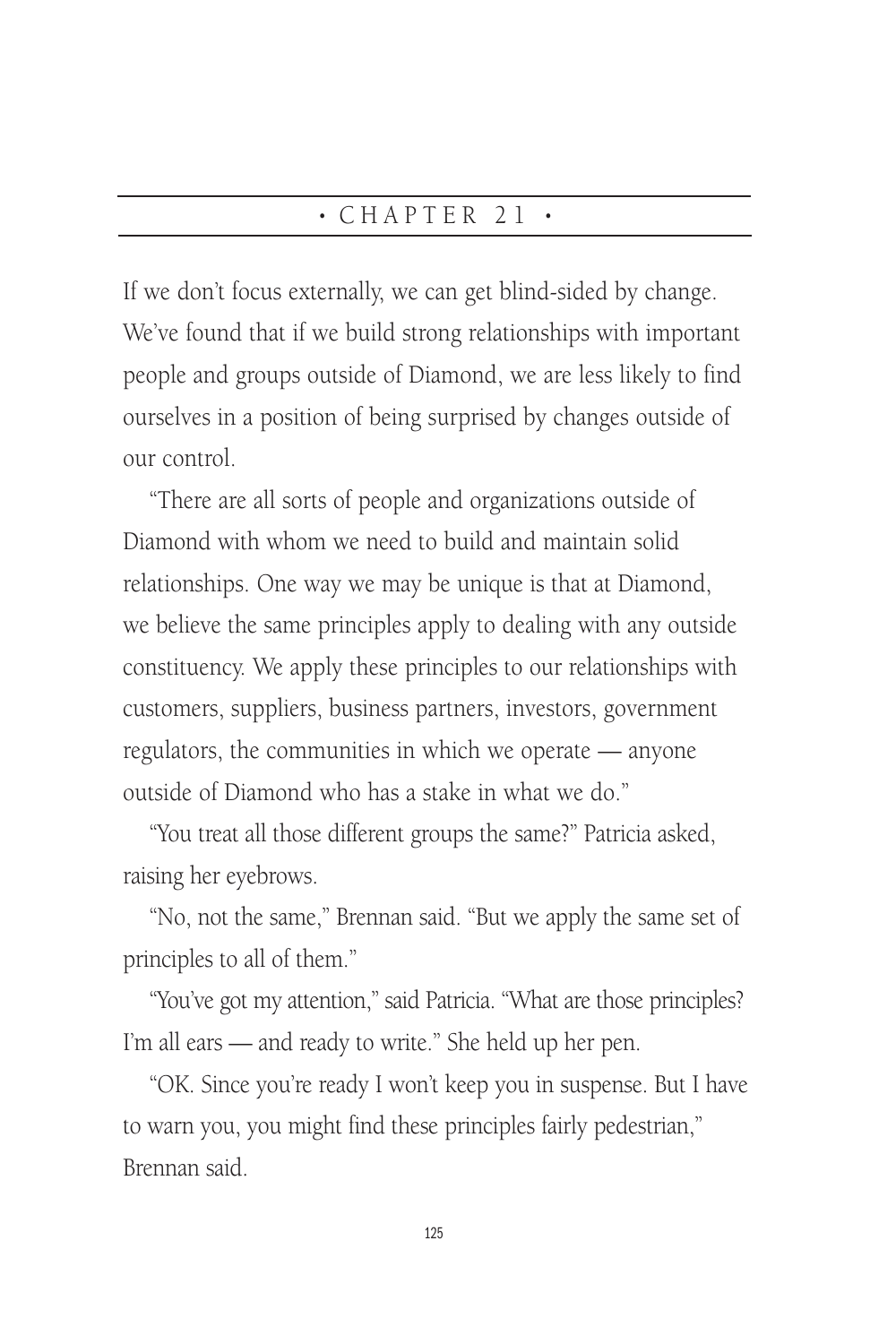# • CHAPTER 21 •

If we don't focus externally, we can get blind-sided by change. We've found that if we build strong relationships with important people and groups outside of Diamond, we are less likely to find ourselves in a position of being surprised by changes outside of our control.

"There are all sorts of people and organizations outside of Diamond with whom we need to build and maintain solid relationships. One way we may be unique is that at Diamond, we believe the same principles apply to dealing with any outside constituency. We apply these principles to our relationships with customers, suppliers, business partners, investors, government regulators, the communities in which we operate — anyone outside of Diamond who has a stake in what we do."

"You treat all those different groups the same?" Patricia asked, raising her eyebrows.

"No, not the same," Brennan said. "But we apply the same set of principles to all of them."

"You've got my attention," said Patricia. "What are those principles? I'm all ears — and ready to write." She held up her pen.

"OK. Since you're ready I won't keep you in suspense. But I have to warn you, you might find these principles fairly pedestrian," Brennan said.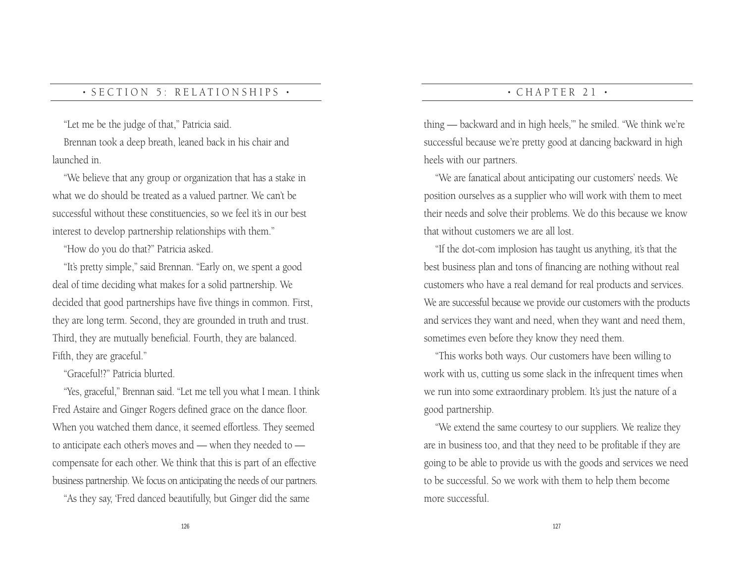"Let me be the judge of that," Patricia said.

Brennan took a deep breath, leaned back in his chair and launched in.

"We believe that any group or organization that has a stake in what we do should be treated as a valued partner. We can't be successful without these constituencies, so we feel it's in our best interest to develop partnership relationships with them."

"How do you do that?" Patricia asked.

"It's pretty simple," said Brennan. "Early on, we spent a good deal of time deciding what makes for a solid partnership. We decided that good partnerships have five things in common. First, they are long term. Second, they are grounded in truth and trust. Third, they are mutually beneficial. Fourth, they are balanced. Fifth, they are graceful."

"Graceful!?" Patricia blurted.

"Yes, graceful," Brennan said. "Let me tell you what I mean. I think Fred Astaire and Ginger Rogers defined grace on the dance floor. When you watched them dance, it seemed effortless. They seemed to anticipate each other's moves and — when they needed to — compensate for each other. We think that this is part of an effective business partnership. We focus on anticipating the needs of our partners.

"As they say, 'Fred danced beautifully, but Ginger did the same thing — backward and in high heels,'" he smiled. "We think we're successful because we're pretty good at dancing backward in high heels with our partners.

"We are fanatical about anticipating our customers' needs. We position ourselves as a supplier who will work with them to meet their needs and solve their problems. We do this because we know that without customers we are all lost.

"If the dot-com implosion has taught us anything, it's that the best business plan and tons of financing are nothing without real customers who have a real demand for real products and services. We are successful because we provide our customers with the products and services they want and need, when they want and need them, sometimes even before they know they need them.

"This works both ways. Our customers have been willing to work with us, cutting us some slack in the infrequent times when we run into some extraordinary problem. It's just the nature of a good partnership.

"We extend the same courtesy to our suppliers. We realize they are in business too, and that they need to be profitable if they are going to be able to provide us with the goods and services we need to be successful. So we work with them to help them become more successful.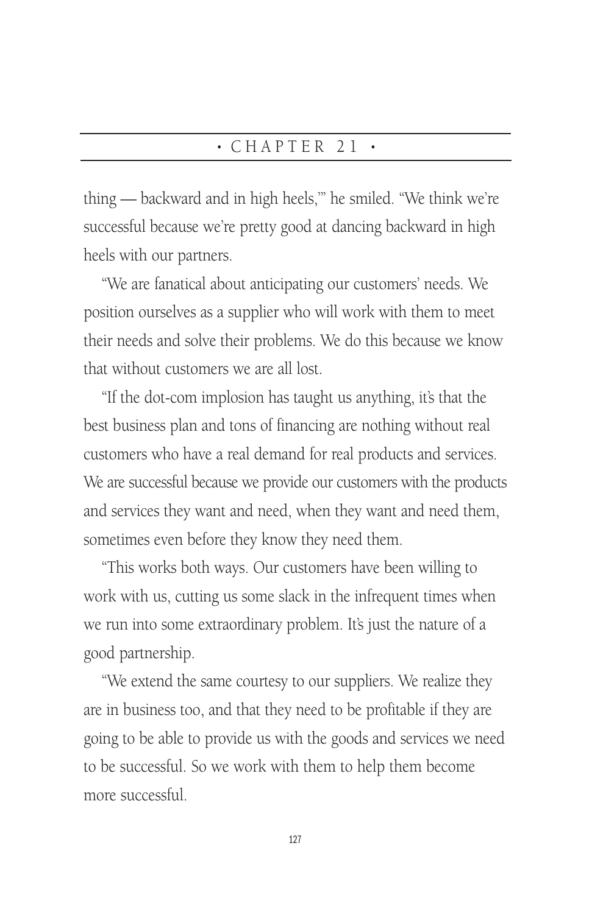thing — backward and in high heels,'" he smiled. "We think we're successful because we're pretty good at dancing backward in high heels with our partners.

"We are fanatical about anticipating our customers' needs. We position ourselves as a supplier who will work with them to meet their needs and solve their problems. We do this because we know that without customers we are all lost.

"If the dot-com implosion has taught us anything, it's that the best business plan and tons of financing are nothing without real customers who have a real demand for real products and services. We are successful because we provide our customers with the products and services they want and need, when they want and need them, sometimes even before they know they need them.

"This works both ways. Our customers have been willing to work with us, cutting us some slack in the infrequent times when we run into some extraordinary problem. It's just the nature of a good partnership.

"We extend the same courtesy to our suppliers. We realize they are in business too, and that they need to be profitable if they are going to be able to provide us with the goods and services we need to be successful. So we work with them to help them become more successful.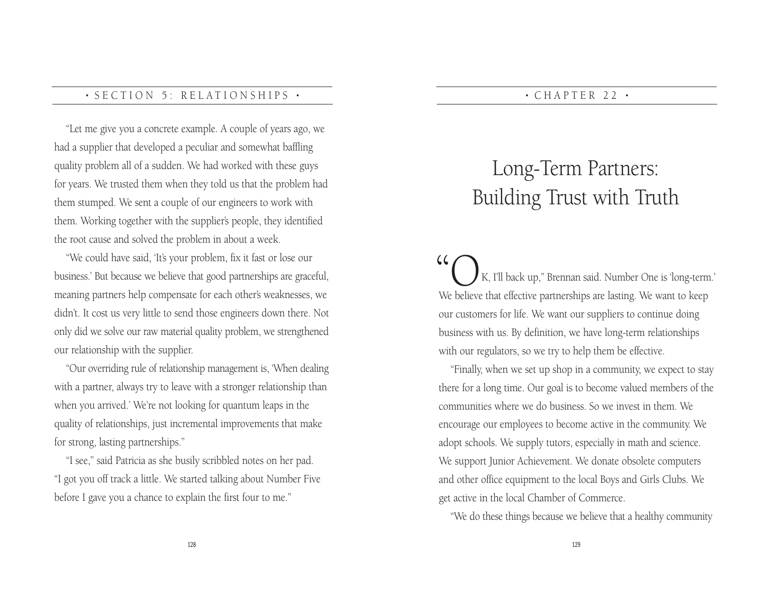"Let me give you a concrete example. A couple of years ago, we had a supplier that developed a peculiar and somewhat baffling quality problem all of a sudden. We had worked with these guys for years. We trusted them when they told us that the problem had them stumped. We sent a couple of our engineers to work with them. Working together with the supplier's people, they identified the root cause and solved the problem in about a week.

"We could have said, 'It's your problem, fix it fast or lose our business.' But because we believe that good partnerships are graceful, meaning partners help compensate for each other's weaknesses, we didn't. It cost us very little to send those engineers down there. Not only did we solve our raw material quality problem, we strengthened our relationship with the supplier.

"Our overriding rule of relationship management is, 'When dealing with a partner, always try to leave with a stronger relationship than when you arrived.' We're not looking for quantum leaps in the quality of relationships, just incremental improvements that make for strong, lasting partnerships."

"I see," said Patricia as she busily scribbled notes on her pad. "I got you off track a little. We started talking about Number Five before I gave you a chance to explain the first four to me."

# Long-Term Partners: Building Trust with Truth

"OK, I'll back up," Brennan said. Number One is 'long-term.' We believe that effective partnerships are lasting. We want to keep our customers for life. We want our suppliers to continue doing business with us. By definition, we have long-term relationships with our regulators, so we try to help them be effective.

"Finally, when we set up shop in a community, we expect to stay there for a long time. Our goal is to become valued members of the communities where we do business. So we invest in them. We encourage our employees to become active in the community. We adopt schools. We supply tutors, especially in math and science. We support Junior Achievement. We donate obsolete computers and other office equipment to the local Boys and Girls Clubs. We get active in the local Chamber of Commerce.

"We do these things because we believe that a healthy community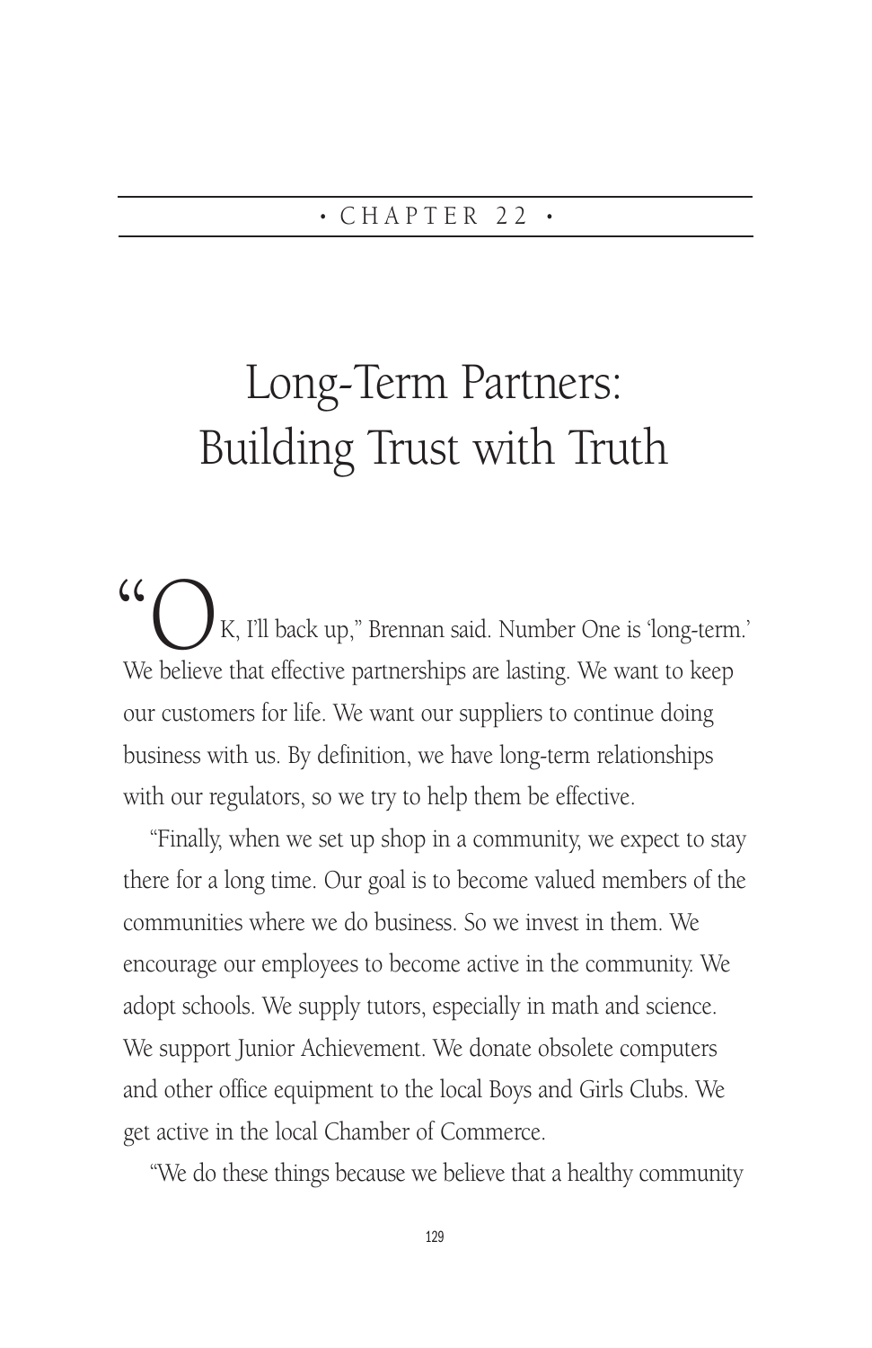## • CHAPTER 22 •

# Long-Term Partners: Building Trust with Truth

"OK, I'll back up," Brennan said. Number One is 'long-term.' We believe that effective partnerships are lasting. We want to keep our customers for life. We want our suppliers to continue doing business with us. By definition, we have long-term relationships with our regulators, so we try to help them be effective.

"Finally, when we set up shop in a community, we expect to stay there for a long time. Our goal is to become valued members of the communities where we do business. So we invest in them. We encourage our employees to become active in the community. We adopt schools. We supply tutors, especially in math and science. We support Junior Achievement. We donate obsolete computers and other office equipment to the local Boys and Girls Clubs. We get active in the local Chamber of Commerce.

"We do these things because we believe that a healthy community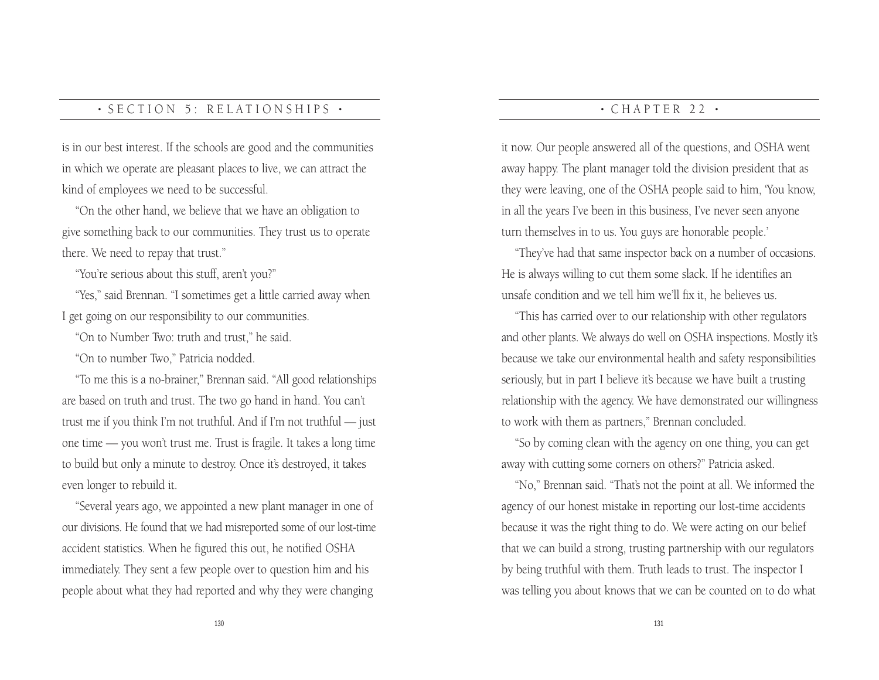is in our best interest. If the schools are good and the communities in which we operate are pleasant places to live, we can attract the kind of employees we need to be successful.

"On the other hand, we believe that we have an obligation to give something back to our communities. They trust us to operate there. We need to repay that trust."

"You're serious about this stuff, aren't you?"

"Yes," said Brennan. "I sometimes get a little carried away when I get going on our responsibility to our communities.

"On to Number Two: truth and trust," he said.

"On to number Two," Patricia nodded.

"To me this is a no-brainer," Brennan said. "All good relationships are based on truth and trust. The two go hand in hand. You can't trust me if you think I'm not truthful. And if I'm not truthful — just one time — you won't trust me. Trust is fragile. It takes a long time to build but only a minute to destroy. Once it's destroyed, it takes even longer to rebuild it.

"Several years ago, we appointed a new plant manager in one of our divisions. He found that we had misreported some of our lost-time accident statistics. When he figured this out, he notified OSHA immediately. They sent a few people over to question him and his people about what they had reported and why they were changing it now. Our people answered all of the questions, and OSHA went away happy. The plant manager told the division president that as they were leaving, one of the OSHA people said to him, 'You know, in all the years I've been in this business, I've never seen anyone turn themselves in to us. You guys are honorable people.'

"They've had that same inspector back on a number of occasions. He is always willing to cut them some slack. If he identifies an unsafe condition and we tell him we'll fix it, he believes us.

"This has carried over to our relationship with other regulators and other plants. We always do well on OSHA inspections. Mostly it's because we take our environmental health and safety responsibilities seriously, but in part I believe it's because we have built a trusting relationship with the agency. We have demonstrated our willingness to work with them as partners," Brennan concluded.

"So by coming clean with the agency on one thing, you can get away with cutting some corners on others?" Patricia asked.

"No," Brennan said. "That's not the point at all. We informed the agency of our honest mistake in reporting our lost-time accidents because it was the right thing to do. We were acting on our belief that we can build a strong, trusting partnership with our regulators by being truthful with them. Truth leads to trust. The inspector I was telling you about knows that we can be counted on to do what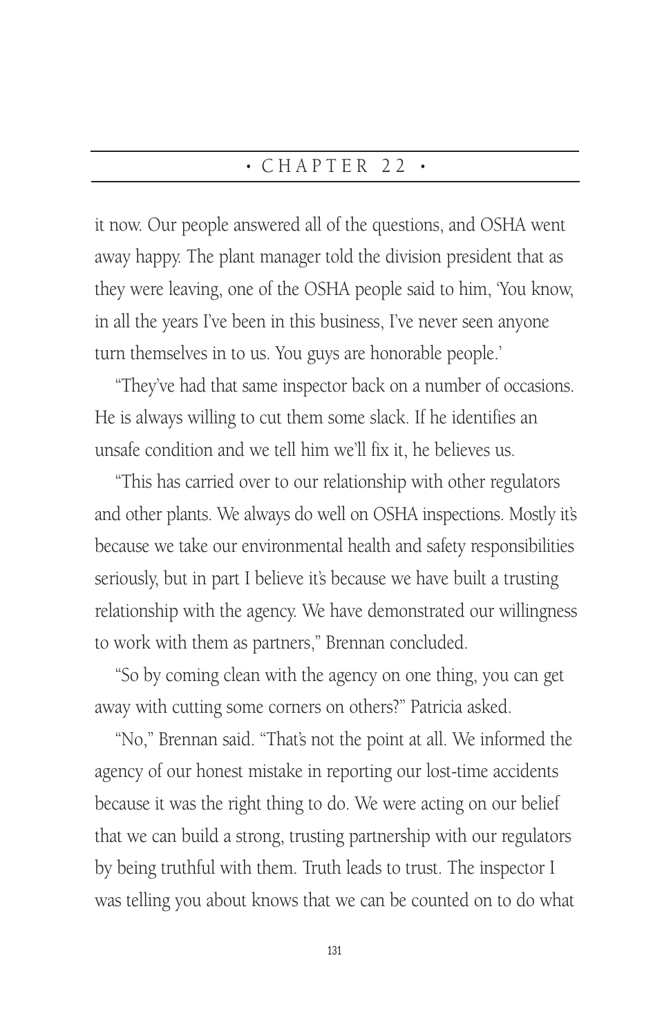it now. Our people answered all of the questions, and OSHA went away happy. The plant manager told the division president that as they were leaving, one of the OSHA people said to him, 'You know, in all the years I've been in this business, I've never seen anyone turn themselves in to us. You guys are honorable people.'

"They've had that same inspector back on a number of occasions. He is always willing to cut them some slack. If he identifies an unsafe condition and we tell him we'll fix it, he believes us.

"This has carried over to our relationship with other regulators and other plants. We always do well on OSHA inspections. Mostly it's because we take our environmental health and safety responsibilities seriously, but in part I believe it's because we have built a trusting relationship with the agency. We have demonstrated our willingness to work with them as partners," Brennan concluded.

"So by coming clean with the agency on one thing, you can get away with cutting some corners on others?" Patricia asked.

"No," Brennan said. "That's not the point at all. We informed the agency of our honest mistake in reporting our lost-time accidents because it was the right thing to do. We were acting on our belief that we can build a strong, trusting partnership with our regulators by being truthful with them. Truth leads to trust. The inspector I was telling you about knows that we can be counted on to do what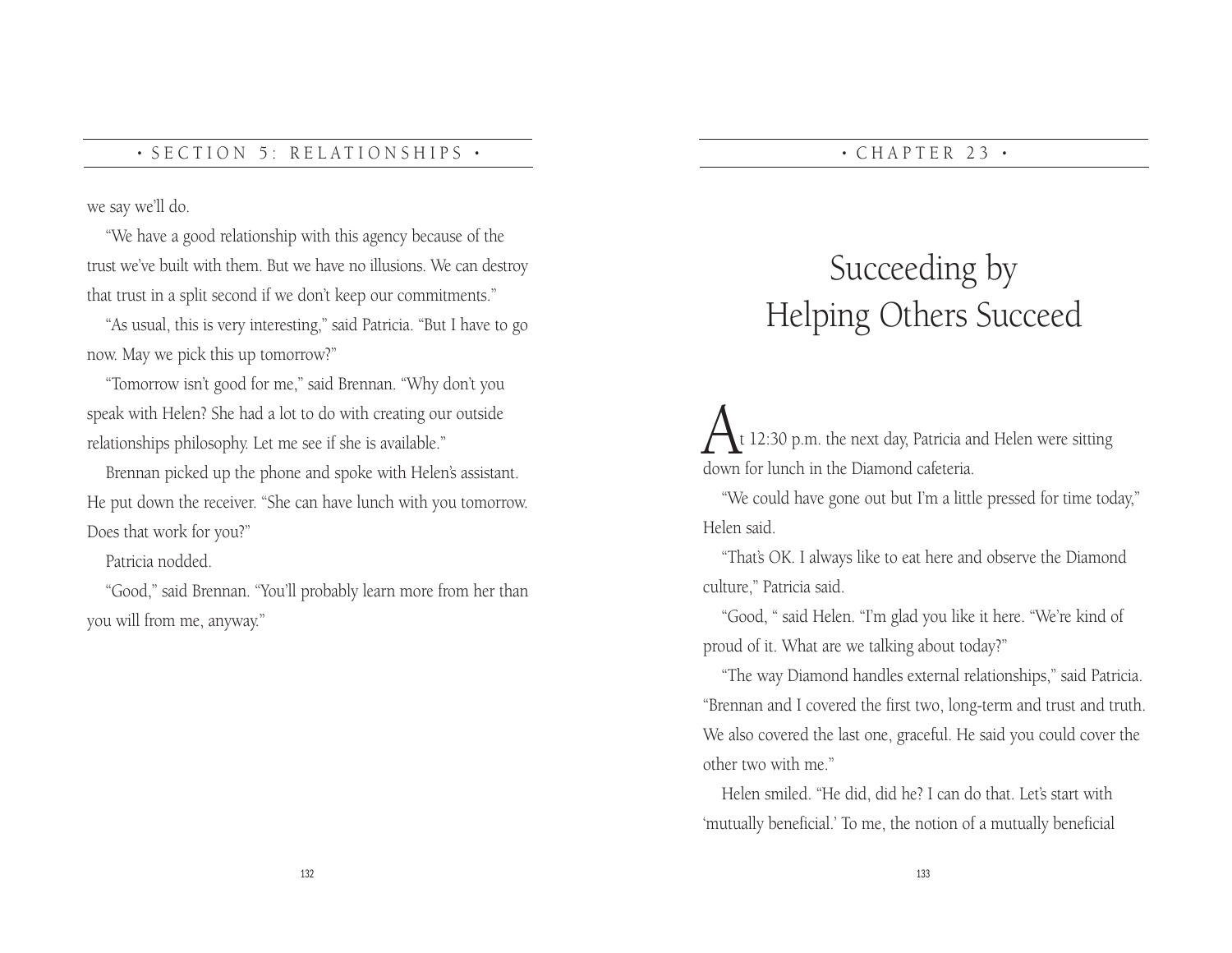we say we'll do.

"We have a good relationship with this agency because of the trust we've built with them. But we have no illusions. We can destroy that trust in a split second if we don't keep our commitments."

"As usual, this is very interesting," said Patricia. "But I have to go now. May we pick this up tomorrow?"

"Tomorrow isn't good for me," said Brennan. "Why don't you speak with Helen? She had a lot to do with creating our outside relationships philosophy. Let me see if she is available."

Brennan picked up the phone and spoke with Helen's assistant. He put down the receiver. "She can have lunch with you tomorrow. Does that work for you?"

Patricia nodded.

"Good," said Brennan. "You'll probably learn more from her than you will from me, anyway."

# Succeeding by Helping Others Succeed

At 12:30 p.m. the next day, Patricia and Helen were sitting down for lunch in the Diamond cafeteria.

"We could have gone out but I'm a little pressed for time today," Helen said.

"That's OK. I always like to eat here and observe the Diamond culture," Patricia said.

"Good, " said Helen. "I'm glad you like it here. "We're kind of proud of it. What are we talking about today?"

"The way Diamond handles external relationships," said Patricia. "Brennan and I covered the first two, long-term and trust and truth. We also covered the last one, graceful. He said you could cover the other two with me."

Helen smiled. "He did, did he? I can do that. Let's start with 'mutually beneficial.' To me, the notion of a mutually beneficial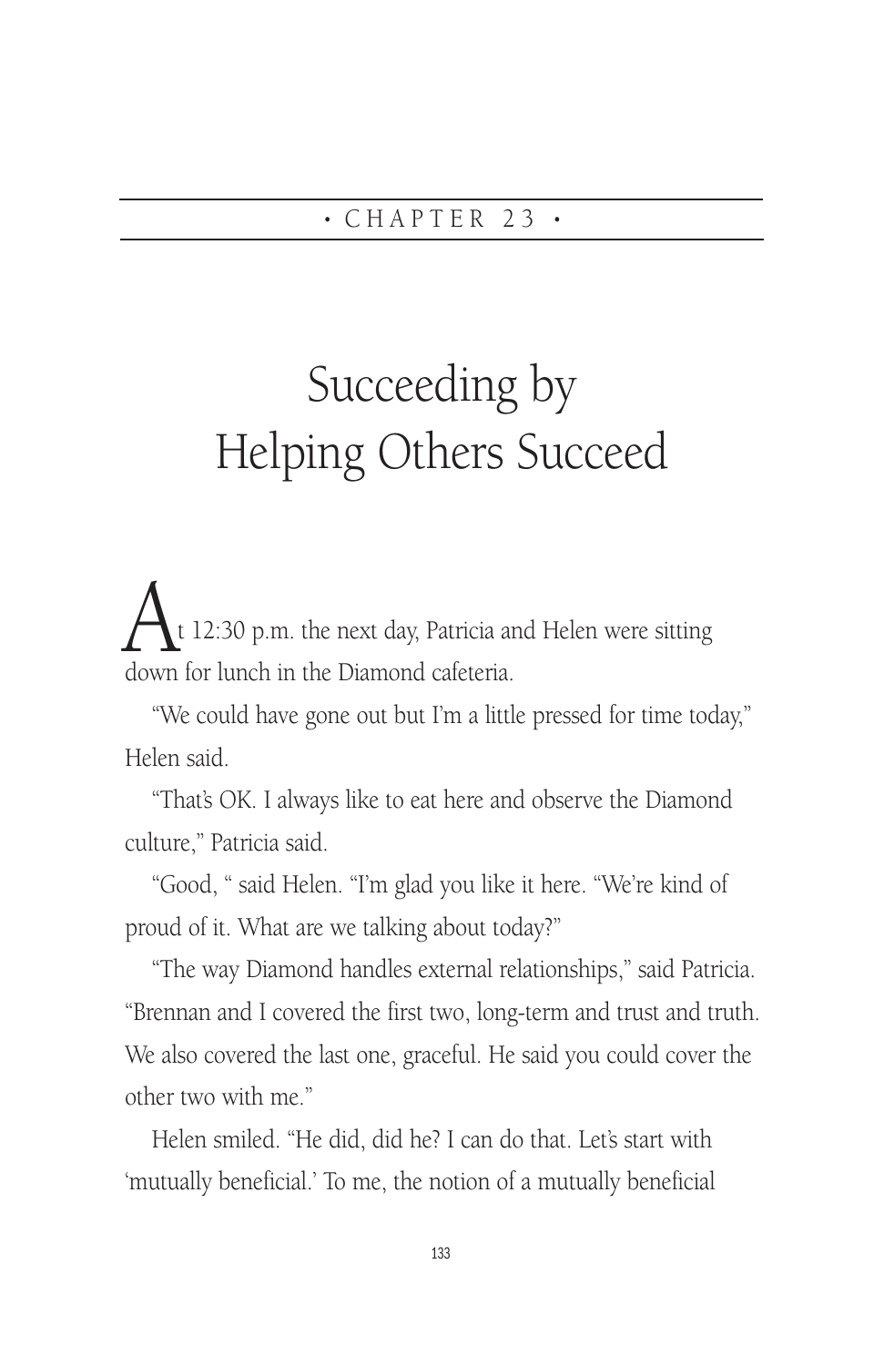• CHAPTER 23 •

# Succeeding by Helping Others Succeed

At 12:30 p.m. the next day, Patricia and Helen were sitting down for lunch in the Diamond cafeteria.

"We could have gone out but I'm a little pressed for time today," Helen said.

"That's OK. I always like to eat here and observe the Diamond culture," Patricia said.

"Good, " said Helen. "I'm glad you like it here. "We're kind of proud of it. What are we talking about today?"

"The way Diamond handles external relationships," said Patricia. "Brennan and I covered the first two, long-term and trust and truth. We also covered the last one, graceful. He said you could cover the other two with me."

Helen smiled. "He did, did he? I can do that. Let's start with 'mutually beneficial.' To me, the notion of a mutually beneficial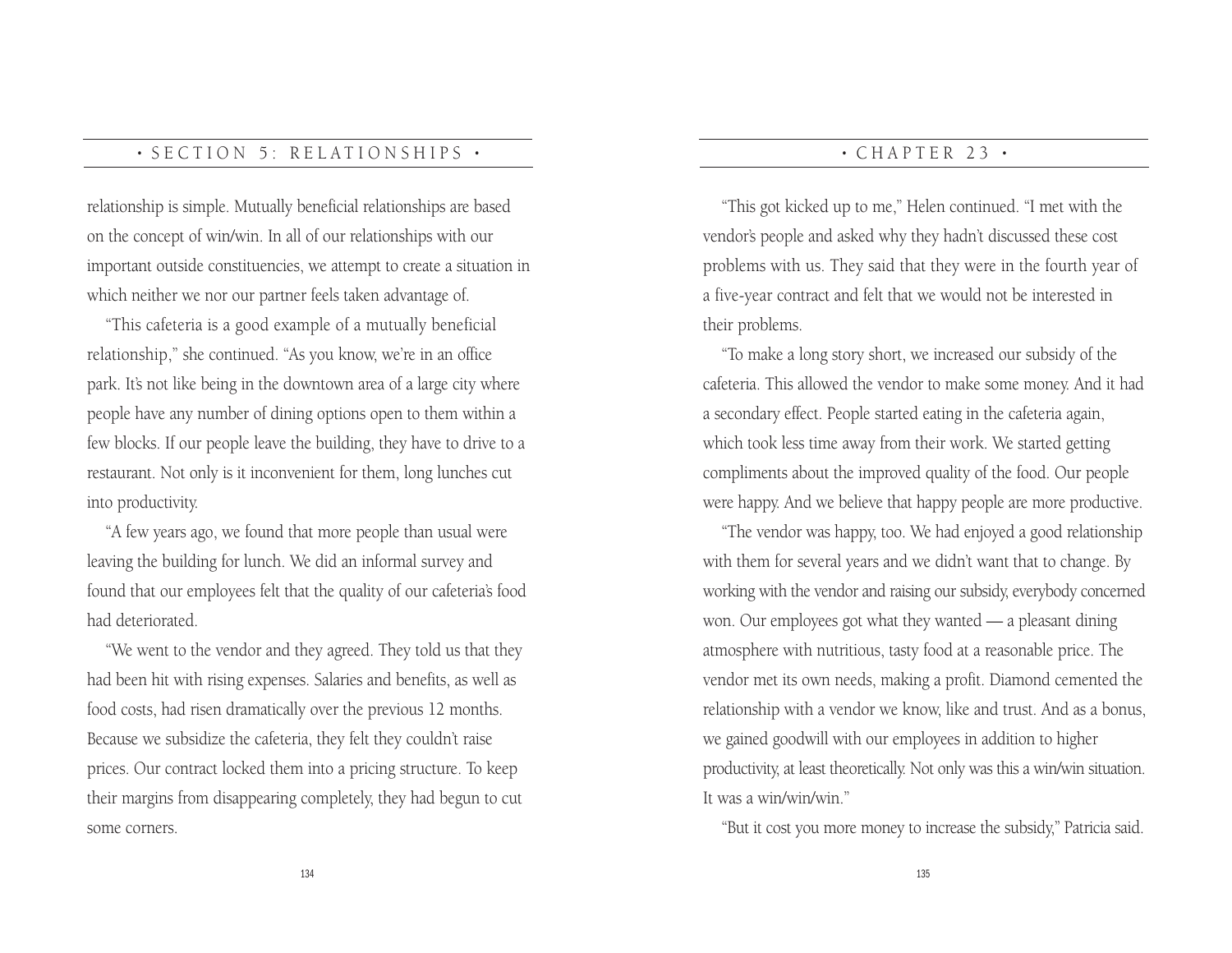relationship is simple. Mutually beneficial relationships are based on the concept of win/win. In all of our relationships with our important outside constituencies, we attempt to create a situation in which neither we nor our partner feels taken advantage of.

"This cafeteria is a good example of a mutually beneficial relationship," she continued. "As you know, we're in an office park. It's not like being in the downtown area of a large city where people have any number of dining options open to them within a few blocks. If our people leave the building, they have to drive to a restaurant. Not only is it inconvenient for them, long lunches cut into productivity.

"A few years ago, we found that more people than usual were leaving the building for lunch. We did an informal survey and found that our employees felt that the quality of our cafeteria's food had deteriorated.

"We went to the vendor and they agreed. They told us that they had been hit with rising expenses. Salaries and benefits, as well as food costs, had risen dramatically over the previous 12 months. Because we subsidize the cafeteria, they felt they couldn't raise prices. Our contract locked them into a pricing structure. To keep their margins from disappearing completely, they had begun to cut some corners.

"This got kicked up to me," Helen continued. "I met with the vendor's people and asked why they hadn't discussed these cost problems with us. They said that they were in the fourth year of a five-year contract and felt that we would not be interested in their problems.

"To make a long story short, we increased our subsidy of the cafeteria. This allowed the vendor to make some money. And it had a secondary effect. People started eating in the cafeteria again, which took less time away from their work. We started getting compliments about the improved quality of the food. Our people were happy. And we believe that happy people are more productive.

"The vendor was happy, too. We had enjoyed a good relationship with them for several years and we didn't want that to change. By working with the vendor and raising our subsidy, everybody concerned won. Our employees got what they wanted — a pleasant dining atmosphere with nutritious, tasty food at a reasonable price. The vendor met its own needs, making a profit. Diamond cemented the relationship with a vendor we know, like and trust. And as a bonus, we gained goodwill with our employees in addition to higher productivity, at least theoretically. Not only was this a win/win situation. It was a win/win/win."

"But it cost you more money to increase the subsidy," Patricia said.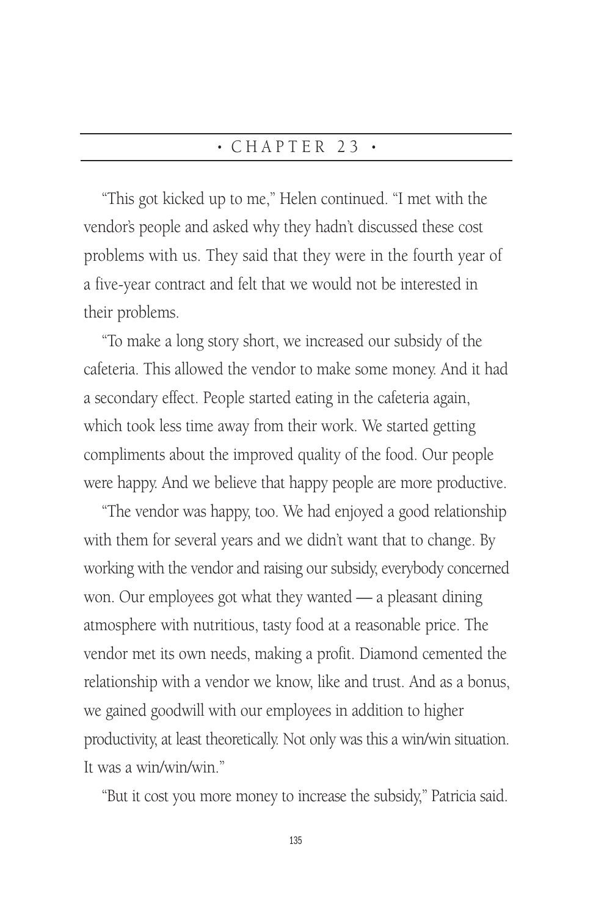# • CHAPTER 23 •

"This got kicked up to me," Helen continued. "I met with the vendor's people and asked why they hadn't discussed these cost problems with us. They said that they were in the fourth year of a five-year contract and felt that we would not be interested in their problems.

"To make a long story short, we increased our subsidy of the cafeteria. This allowed the vendor to make some money. And it had a secondary effect. People started eating in the cafeteria again, which took less time away from their work. We started getting compliments about the improved quality of the food. Our people were happy. And we believe that happy people are more productive.

"The vendor was happy, too. We had enjoyed a good relationship with them for several years and we didn't want that to change. By working with the vendor and raising our subsidy, everybody concerned won. Our employees got what they wanted — a pleasant dining atmosphere with nutritious, tasty food at a reasonable price. The vendor met its own needs, making a profit. Diamond cemented the relationship with a vendor we know, like and trust. And as a bonus, we gained goodwill with our employees in addition to higher productivity, at least theoretically. Not only was this a win/win situation. It was a win/win/win."

"But it cost you more money to increase the subsidy," Patricia said.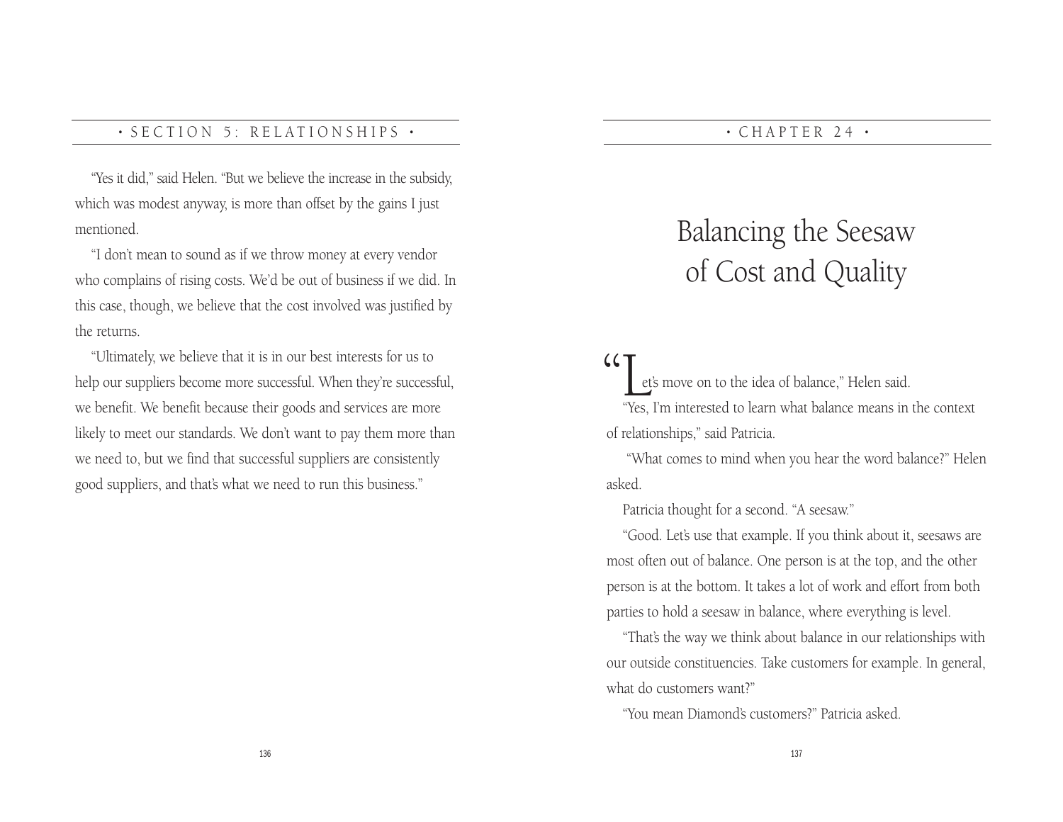"Yes it did," said Helen. "But we believe the increase in the subsidy, which was modest anyway, is more than offset by the gains I just mentioned.

"I don't mean to sound as if we throw money at every vendor who complains of rising costs. We'd be out of business if we did. In this case, though, we believe that the cost involved was justified by the returns.

"Ultimately, we believe that it is in our best interests for us to help our suppliers become more successful. When they're successful, we benefit. We benefit because their goods and services are more likely to meet our standards. We don't want to pay them more than we need to, but we find that successful suppliers are consistently good suppliers, and that's what we need to run this business."

# Balancing the Seesaw of Cost and Quality

"Let's move on to the idea of balance," Helen said.

"Yes, I'm interested to learn what balance means in the context of relationships," said Patricia.

"What comes to mind when you hear the word balance?" Helen asked.

Patricia thought for a second. "A seesaw."

"Good. Let's use that example. If you think about it, seesaws are most often out of balance. One person is at the top, and the other person is at the bottom. It takes a lot of work and effort from both parties to hold a seesaw in balance, where everything is level.

"That's the way we think about balance in our relationships with our outside constituencies. Take customers for example. In general, what do customers want?"

"You mean Diamond's customers?" Patricia asked.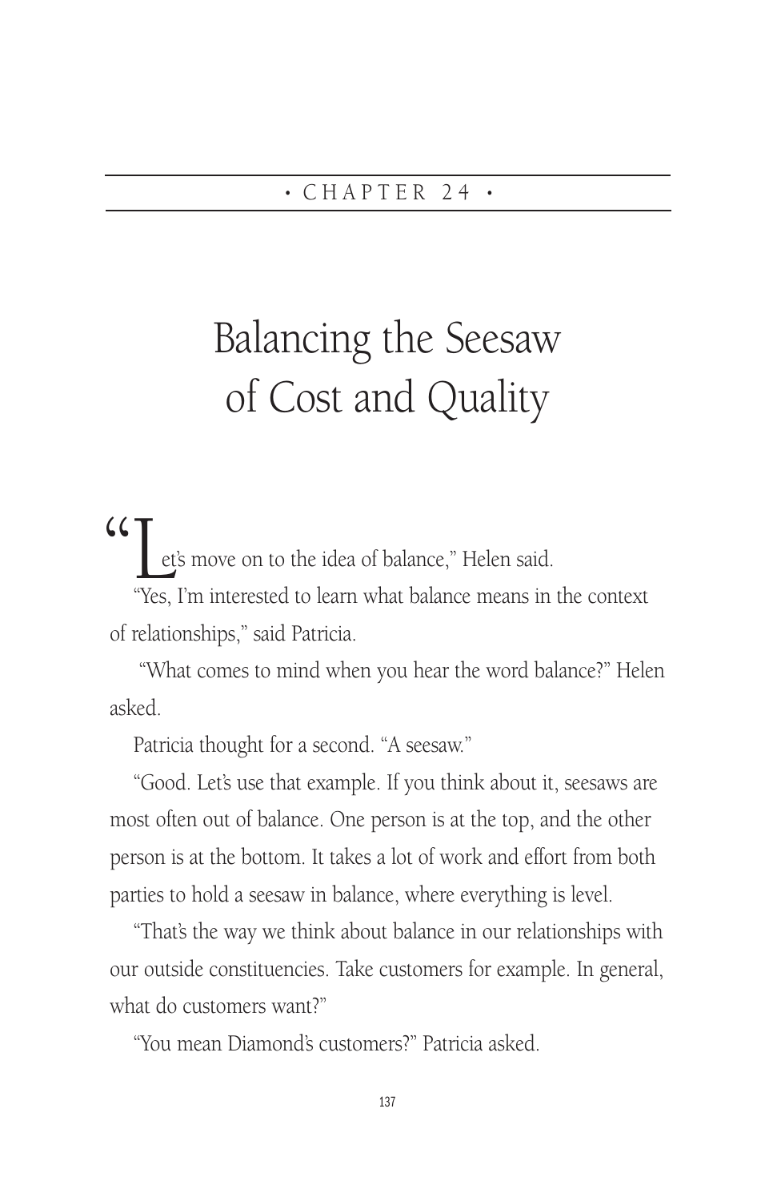## • CHAPTER 24 •

# Balancing the Seesaw of Cost and Quality

"Let's move on to the idea of balance," Helen said.

"Yes, I'm interested to learn what balance means in the context of relationships," said Patricia.

"What comes to mind when you hear the word balance?" Helen asked.

Patricia thought for a second. "A seesaw."

"Good. Let's use that example. If you think about it, seesaws are most often out of balance. One person is at the top, and the other person is at the bottom. It takes a lot of work and effort from both parties to hold a seesaw in balance, where everything is level.

"That's the way we think about balance in our relationships with our outside constituencies. Take customers for example. In general, what do customers want?"

"You mean Diamond's customers?" Patricia asked.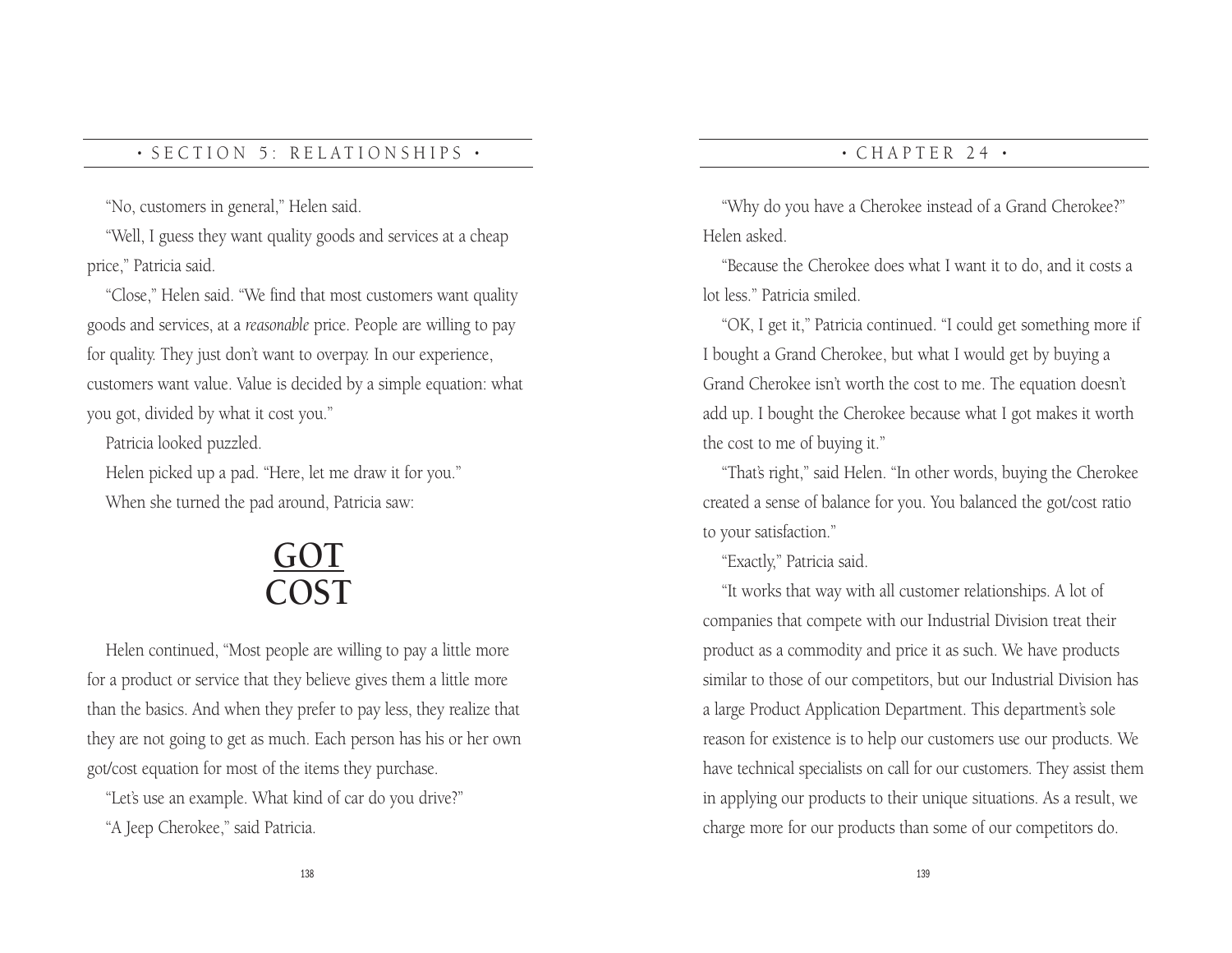"No, customers in general," Helen said.

"Well, I guess they want quality goods and services at a cheap price," Patricia said.

"Close," Helen said. "We find that most customers want quality goods and services, at a *reasonable* price. People are willing to pay for quality. They just don't want to overpay. In our experience, customers want value. Value is decided by a simple equation: what you got, divided by what it cost you."

Patricia looked puzzled.

Helen picked up a pad. "Here, let me draw it for you."

When she turned the pad around, Patricia saw:

$$\frac{\text{GOT}}{\text{COST}}$$

Helen continued, "Most people are willing to pay a little more for a product or service that they believe gives them a little more than the basics. And when they prefer to pay less, they realize that they are not going to get as much. Each person has his or her own got/cost equation for most of the items they purchase.

"Let's use an example. What kind of car do you drive?"

"A Jeep Cherokee," said Patricia.

"Why do you have a Cherokee instead of a Grand Cherokee?" Helen asked.

"Because the Cherokee does what I want it to do, and it costs a lot less." Patricia smiled.

"OK, I get it," Patricia continued. "I could get something more if I bought a Grand Cherokee, but what I would get by buying a Grand Cherokee isn't worth the cost to me. The equation doesn't add up. I bought the Cherokee because what I got makes it worth the cost to me of buying it."

"That's right," said Helen. "In other words, buying the Cherokee created a sense of balance for you. You balanced the got/cost ratio to your satisfaction."

"Exactly," Patricia said.

"It works that way with all customer relationships. A lot of companies that compete with our Industrial Division treat their product as a commodity and price it as such. We have products similar to those of our competitors, but our Industrial Division has a large Product Application Department. This department's sole reason for existence is to help our customers use our products. We have technical specialists on call for our customers. They assist them in applying our products to their unique situations. As a result, we charge more for our products than some of our competitors do.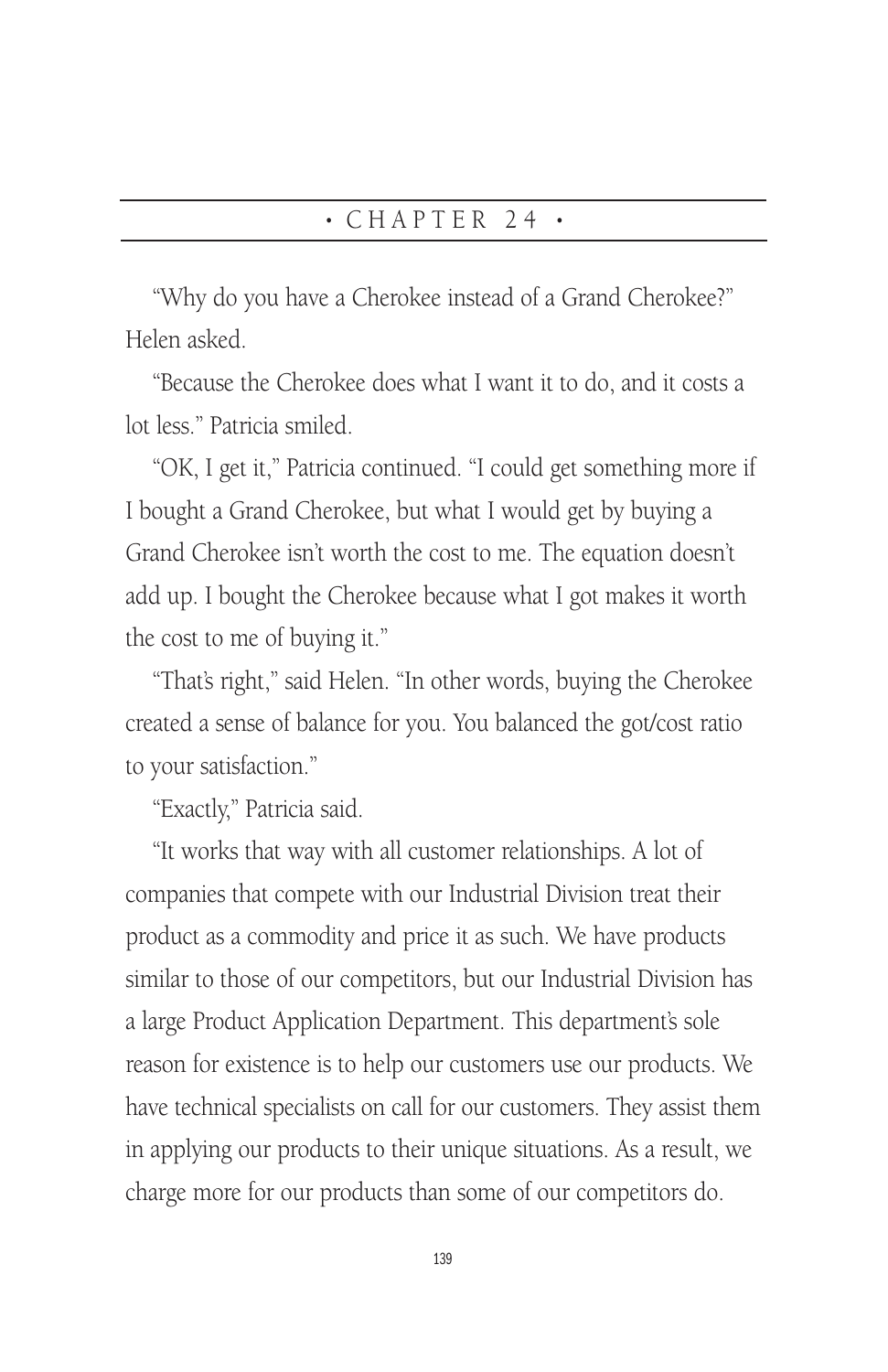# • CHAPTER 24 •

"Why do you have a Cherokee instead of a Grand Cherokee?" Helen asked.

"Because the Cherokee does what I want it to do, and it costs a lot less." Patricia smiled.

"OK, I get it," Patricia continued. "I could get something more if I bought a Grand Cherokee, but what I would get by buying a Grand Cherokee isn't worth the cost to me. The equation doesn't add up. I bought the Cherokee because what I got makes it worth the cost to me of buying it."

"That's right," said Helen. "In other words, buying the Cherokee created a sense of balance for you. You balanced the got/cost ratio to your satisfaction."

"Exactly," Patricia said.

"It works that way with all customer relationships. A lot of companies that compete with our Industrial Division treat their product as a commodity and price it as such. We have products similar to those of our competitors, but our Industrial Division has a large Product Application Department. This department's sole reason for existence is to help our customers use our products. We have technical specialists on call for our customers. They assist them in applying our products to their unique situations. As a result, we charge more for our products than some of our competitors do.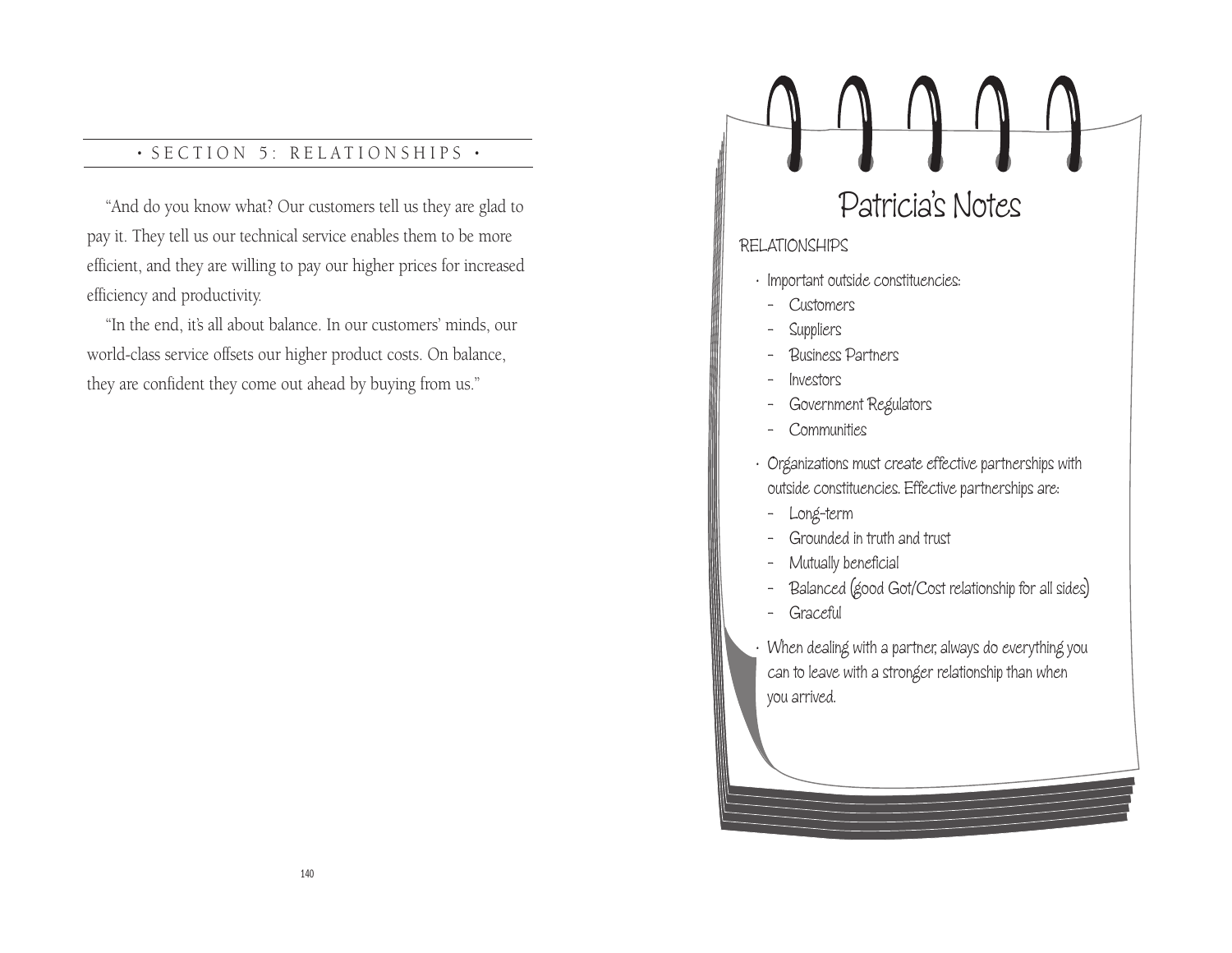"And do you know what? Our customers tell us they are glad to pay it. They tell us our technical service enables them to be more efficient, and they are willing to pay our higher prices for increased efficiency and productivity.

"In the end, it's all about balance. In our customers' minds, our world-class service offsets our higher product costs. On balance, they are confident they come out ahead by buying from us."

## Patricia's Notes

RELATIONSHIPS

- Important outside constituencies:
  - Customers
  - Suppliers
  - Business Partners
  - Investors
  - Government Regulators
  - Communities
- Organizations must create effective partnerships with outside constituencies. Effective partnerships are:
  - Long-term
  - Grounded in truth and trust
  - Mutually beneficial
  - Balanced (good Got/Cost relationship for all sides)
  - Graceful
- When dealing with a partner, always do everything you can to leave with a stronger relationship than when you arrived.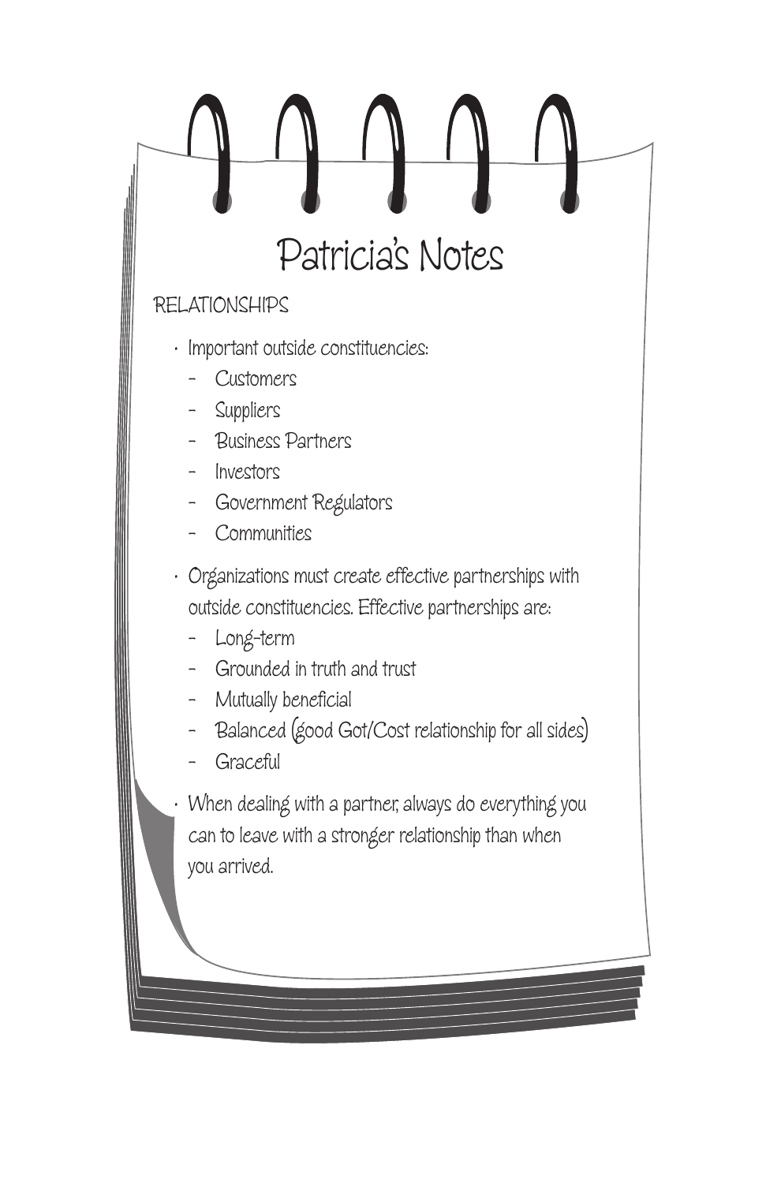# Patricia's Notes

RELATIONSHIPS

- Important outside constituencies:
  - Customers
  - Suppliers
  - Business Partners
  - Investors
  - Government Regulators
  - Communities
- Organizations must create effective partnerships with outside constituencies. Effective partnerships are:
  - Long-term
  - Grounded in truth and trust
  - Mutually beneficial
  - Balanced (good Got/Cost relationship for all sides)
  - Graceful
- When dealing with a partner, always do everything you can to leave with a stronger relationship than when you arrived.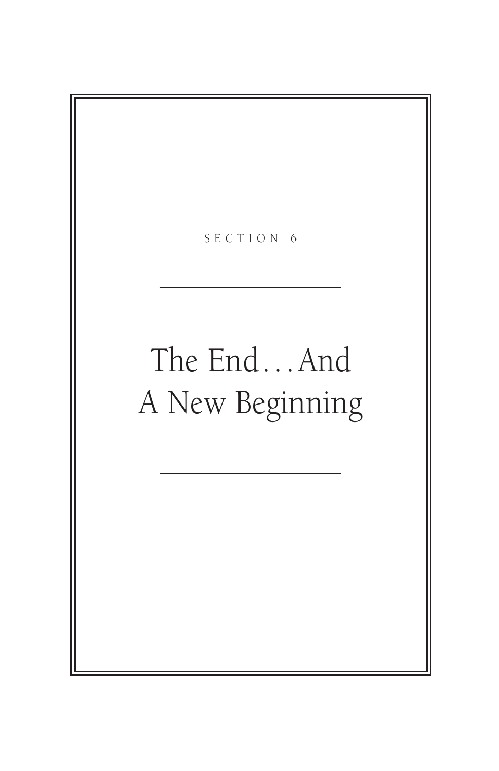SECTION 6

# The End…And A New Beginning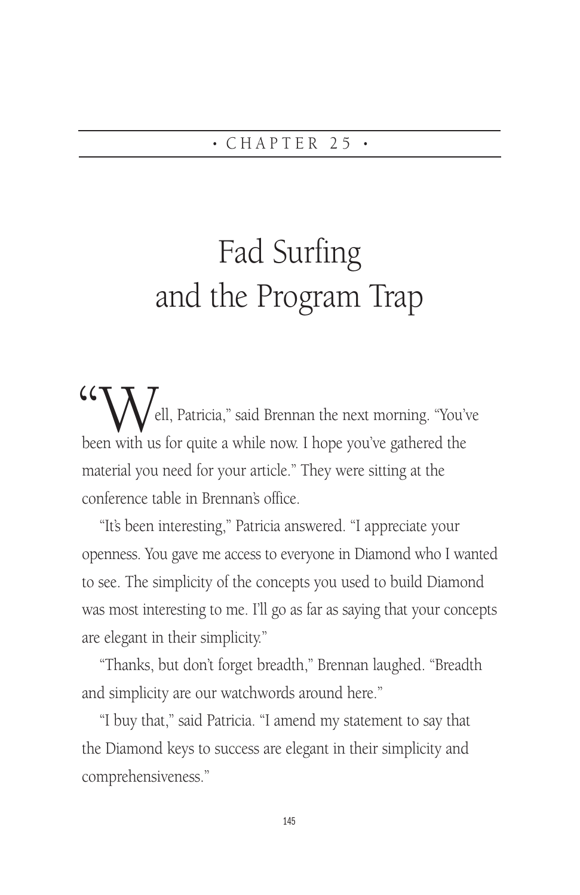• CHAPTER 25 •

# Fad Surfing and the Program Trap

"Well, Patricia," said Brennan the next morning. "You've been with us for quite a while now. I hope you've gathered the material you need for your article." They were sitting at the conference table in Brennan's office.

"It's been interesting," Patricia answered. "I appreciate your openness. You gave me access to everyone in Diamond who I wanted to see. The simplicity of the concepts you used to build Diamond was most interesting to me. I'll go as far as saying that your concepts are elegant in their simplicity."

"Thanks, but don't forget breadth," Brennan laughed. "Breadth and simplicity are our watchwords around here."

"I buy that," said Patricia. "I amend my statement to say that the Diamond keys to success are elegant in their simplicity and comprehensiveness."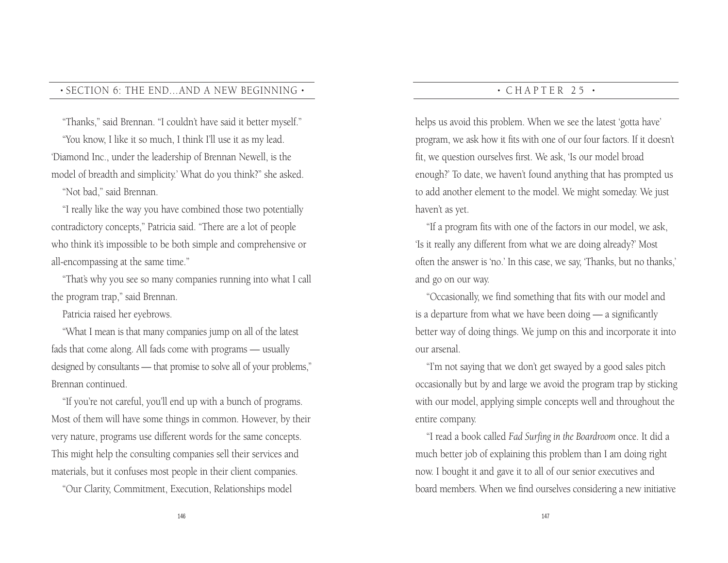"Thanks," said Brennan. "I couldn't have said it better myself."

"You know, I like it so much, I think I'll use it as my lead. 'Diamond Inc., under the leadership of Brennan Newell, is the model of breadth and simplicity.' What do you think?" she asked.

"Not bad," said Brennan.

"I really like the way you have combined those two potentially contradictory concepts," Patricia said. "There are a lot of people who think it's impossible to be both simple and comprehensive or all-encompassing at the same time."

"That's why you see so many companies running into what I call the program trap," said Brennan.

Patricia raised her eyebrows.

"What I mean is that many companies jump on all of the latest fads that come along. All fads come with programs — usually designed by consultants — that promise to solve all of your problems," Brennan continued.

"If you're not careful, you'll end up with a bunch of programs. Most of them will have some things in common. However, by their very nature, programs use different words for the same concepts. This might help the consulting companies sell their services and materials, but it confuses most people in their client companies.

"Our Clarity, Commitment, Execution, Relationships model helps us avoid this problem. When we see the latest 'gotta have' program, we ask how it fits with one of our four factors. If it doesn't fit, we question ourselves first. We ask, 'Is our model broad enough?' To date, we haven't found anything that has prompted us to add another element to the model. We might someday. We just haven't as yet.

"If a program fits with one of the factors in our model, we ask, 'Is it really any different from what we are doing already?' Most often the answer is 'no.' In this case, we say, 'Thanks, but no thanks,' and go on our way.

"Occasionally, we find something that fits with our model and is a departure from what we have been doing — a significantly better way of doing things. We jump on this and incorporate it into our arsenal.

"I'm not saying that we don't get swayed by a good sales pitch occasionally but by and large we avoid the program trap by sticking with our model, applying simple concepts well and throughout the entire company.

"I read a book called *Fad Surfing in the Boardroom* once. It did a much better job of explaining this problem than I am doing right now. I bought it and gave it to all of our senior executives and board members. When we find ourselves considering a new initiative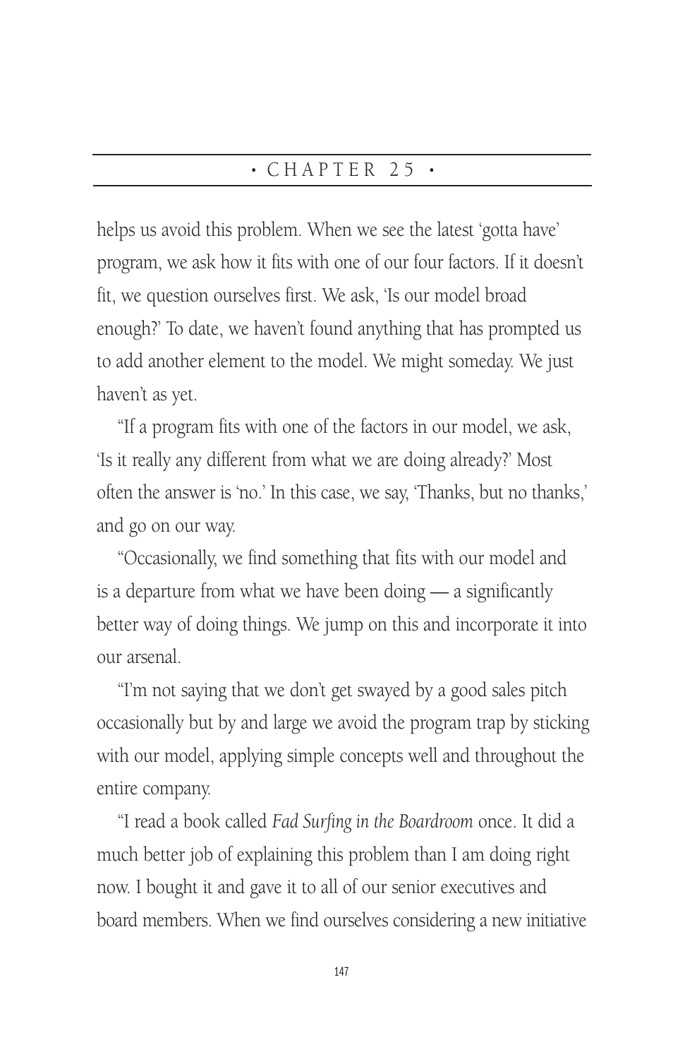helps us avoid this problem. When we see the latest 'gotta have' program, we ask how it fits with one of our four factors. If it doesn't fit, we question ourselves first. We ask, 'Is our model broad enough?' To date, we haven't found anything that has prompted us to add another element to the model. We might someday. We just haven't as yet.

"If a program fits with one of the factors in our model, we ask, 'Is it really any different from what we are doing already?' Most often the answer is 'no.' In this case, we say, 'Thanks, but no thanks,' and go on our way.

"Occasionally, we find something that fits with our model and is a departure from what we have been doing — a significantly better way of doing things. We jump on this and incorporate it into our arsenal.

"I'm not saying that we don't get swayed by a good sales pitch occasionally but by and large we avoid the program trap by sticking with our model, applying simple concepts well and throughout the entire company.

"I read a book called *Fad Surfing in the Boardroom* once. It did a much better job of explaining this problem than I am doing right now. I bought it and gave it to all of our senior executives and board members. When we find ourselves considering a new initiative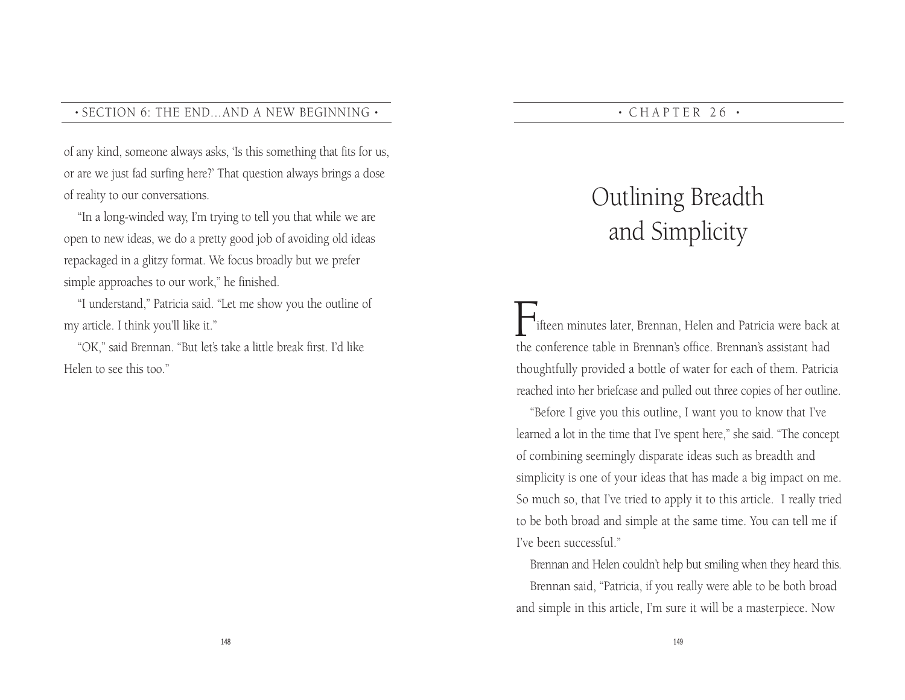of any kind, someone always asks, 'Is this something that fits for us, or are we just fad surfing here?' That question always brings a dose of reality to our conversations.

"In a long-winded way, I'm trying to tell you that while we are open to new ideas, we do a pretty good job of avoiding old ideas repackaged in a glitzy format. We focus broadly but we prefer simple approaches to our work," he finished.

"I understand," Patricia said. "Let me show you the outline of my article. I think you'll like it."

"OK," said Brennan. "But let's take a little break first. I'd like Helen to see this too."

# Outlining Breadth and Simplicity

Fifteen minutes later, Brennan, Helen and Patricia were back at the conference table in Brennan's office. Brennan's assistant had thoughtfully provided a bottle of water for each of them. Patricia reached into her briefcase and pulled out three copies of her outline.

"Before I give you this outline, I want you to know that I've learned a lot in the time that I've spent here," she said. "The concept of combining seemingly disparate ideas such as breadth and simplicity is one of your ideas that has made a big impact on me. So much so, that I've tried to apply it to this article. I really tried to be both broad and simple at the same time. You can tell me if I've been successful."

Brennan and Helen couldn't help but smiling when they heard this.

Brennan said, "Patricia, if you really were able to be both broad and simple in this article, I'm sure it will be a masterpiece. Now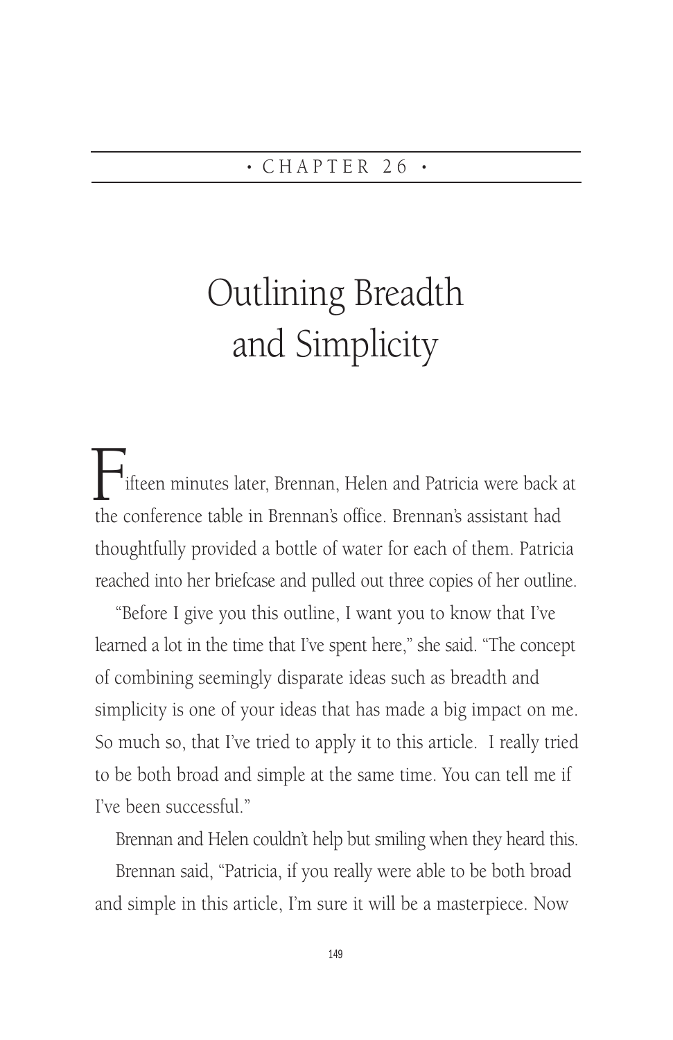## • CHAPTER 26 •

# Outlining Breadth and Simplicity

Fifteen minutes later, Brennan, Helen and Patricia were back at the conference table in Brennan's office. Brennan's assistant had thoughtfully provided a bottle of water for each of them. Patricia reached into her briefcase and pulled out three copies of her outline.

"Before I give you this outline, I want you to know that I've learned a lot in the time that I've spent here," she said. "The concept of combining seemingly disparate ideas such as breadth and simplicity is one of your ideas that has made a big impact on me. So much so, that I've tried to apply it to this article. I really tried to be both broad and simple at the same time. You can tell me if I've been successful."

Brennan and Helen couldn't help but smiling when they heard this.

Brennan said, "Patricia, if you really were able to be both broad and simple in this article, I'm sure it will be a masterpiece. Now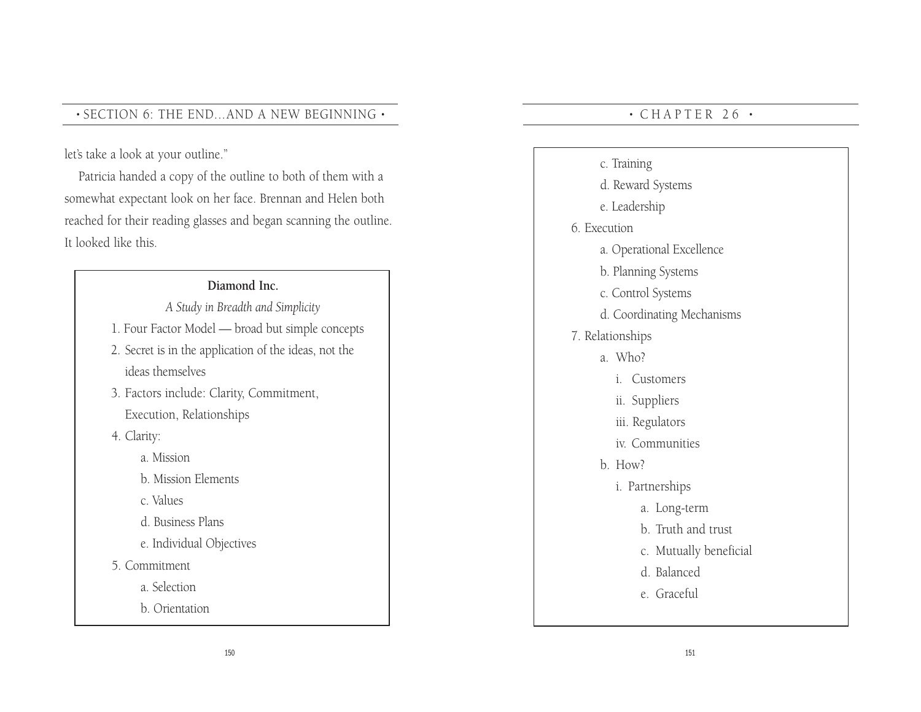let's take a look at your outline."

Patricia handed a copy of the outline to both of them with a somewhat expectant look on her face. Brennan and Helen both reached for their reading glasses and began scanning the outline. It looked like this.

**Diamond Inc.**

*A Study in Breadth and Simplicity*

1. Four Factor Model — broad but simple concepts
2. Secret is in the application of the ideas, not the ideas themselves
3. Factors include: Clarity, Commitment, Execution, Relationships
4. Clarity:
    - a. Mission
    - b. Mission Elements
    - c. Values
    - d. Business Plans
    - e. Individual Objectives
5. Commitment
    - a. Selection
    - b. Orientation
    - c. Training
    - d. Reward Systems
    - e. Leadership
6. Execution
    - a. Operational Excellence
    - b. Planning Systems
    - c. Control Systems
    - d. Coordinating Mechanisms
7. Relationships
    - a. Who?
        - i. Customers
        - ii. Suppliers
        - iii. Regulators
        - iv. Communities
    - b. How?
        - i. Partnerships
            - a. Long-term
            - b. Truth and trust
            - c. Mutually beneficial
            - d. Balanced
            - e. Graceful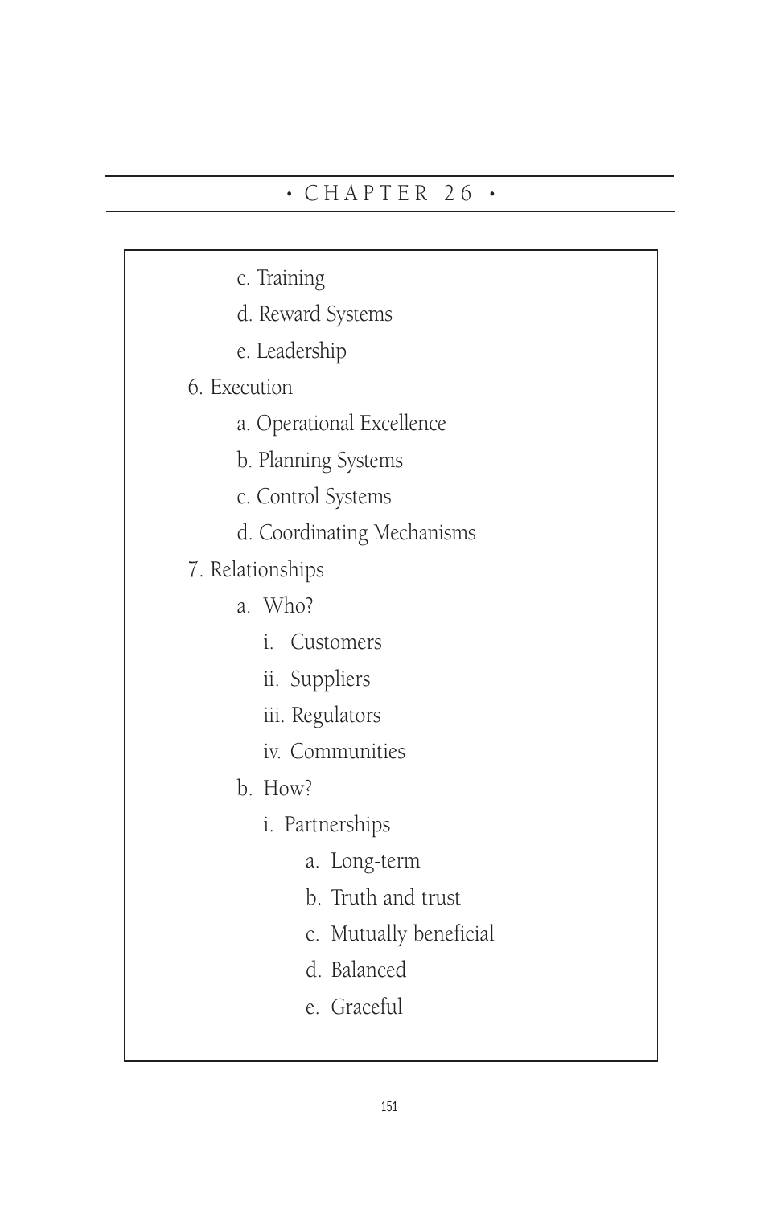# • CHAPTER 26 •

- c. Training
- d. Reward Systems
- e. Leadership

6. Execution
    - a. Operational Excellence
    - b. Planning Systems
    - c. Control Systems
    - d. Coordinating Mechanisms

7. Relationships
    - a. Who?
        - i. Customers
        - ii. Suppliers
        - iii. Regulators
        - iv. Communities
    - b. How?
        - i. Partnerships
            - a. Long-term
            - b. Truth and trust
            - c. Mutually beneficial
            - d. Balanced
            - e. Graceful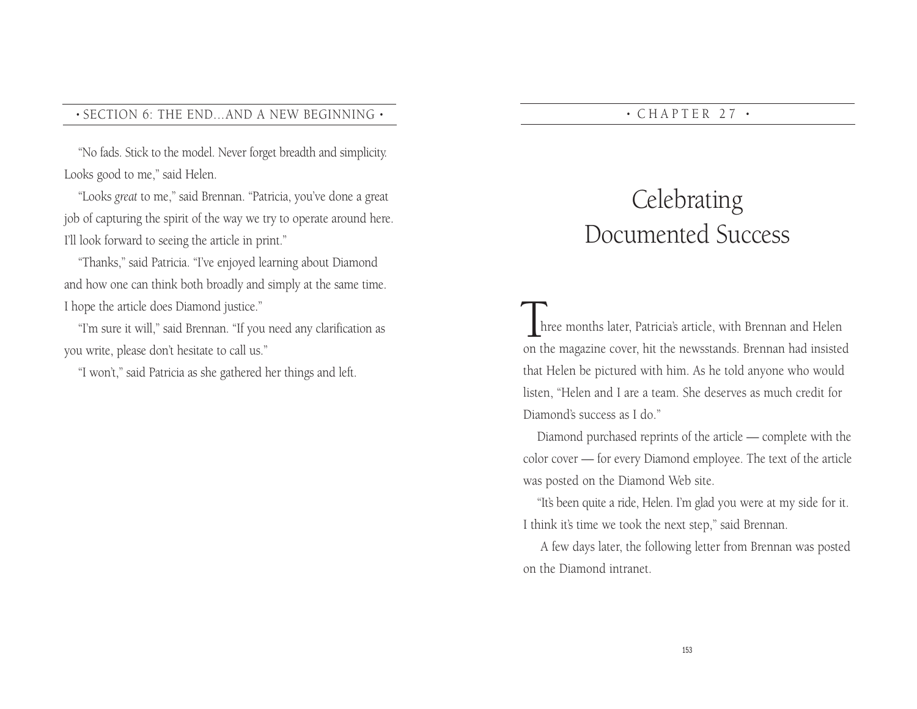"No fads. Stick to the model. Never forget breadth and simplicity. Looks good to me," said Helen.

"Looks *great* to me," said Brennan. "Patricia, you've done a great job of capturing the spirit of the way we try to operate around here. I'll look forward to seeing the article in print."

"Thanks," said Patricia. "I've enjoyed learning about Diamond and how one can think both broadly and simply at the same time. I hope the article does Diamond justice."

"I'm sure it will," said Brennan. "If you need any clarification as you write, please don't hesitate to call us."

"I won't," said Patricia as she gathered her things and left.

CHAPTER 27

# Celebrating Documented Success

Three months later, Patricia's article, with Brennan and Helen on the magazine cover, hit the newsstands. Brennan had insisted that Helen be pictured with him. As he told anyone who would listen, "Helen and I are a team. She deserves as much credit for Diamond's success as I do."

Diamond purchased reprints of the article — complete with the color cover — for every Diamond employee. The text of the article was posted on the Diamond Web site.

"It's been quite a ride, Helen. I'm glad you were at my side for it. I think it's time we took the next step," said Brennan.

A few days later, the following letter from Brennan was posted on the Diamond intranet.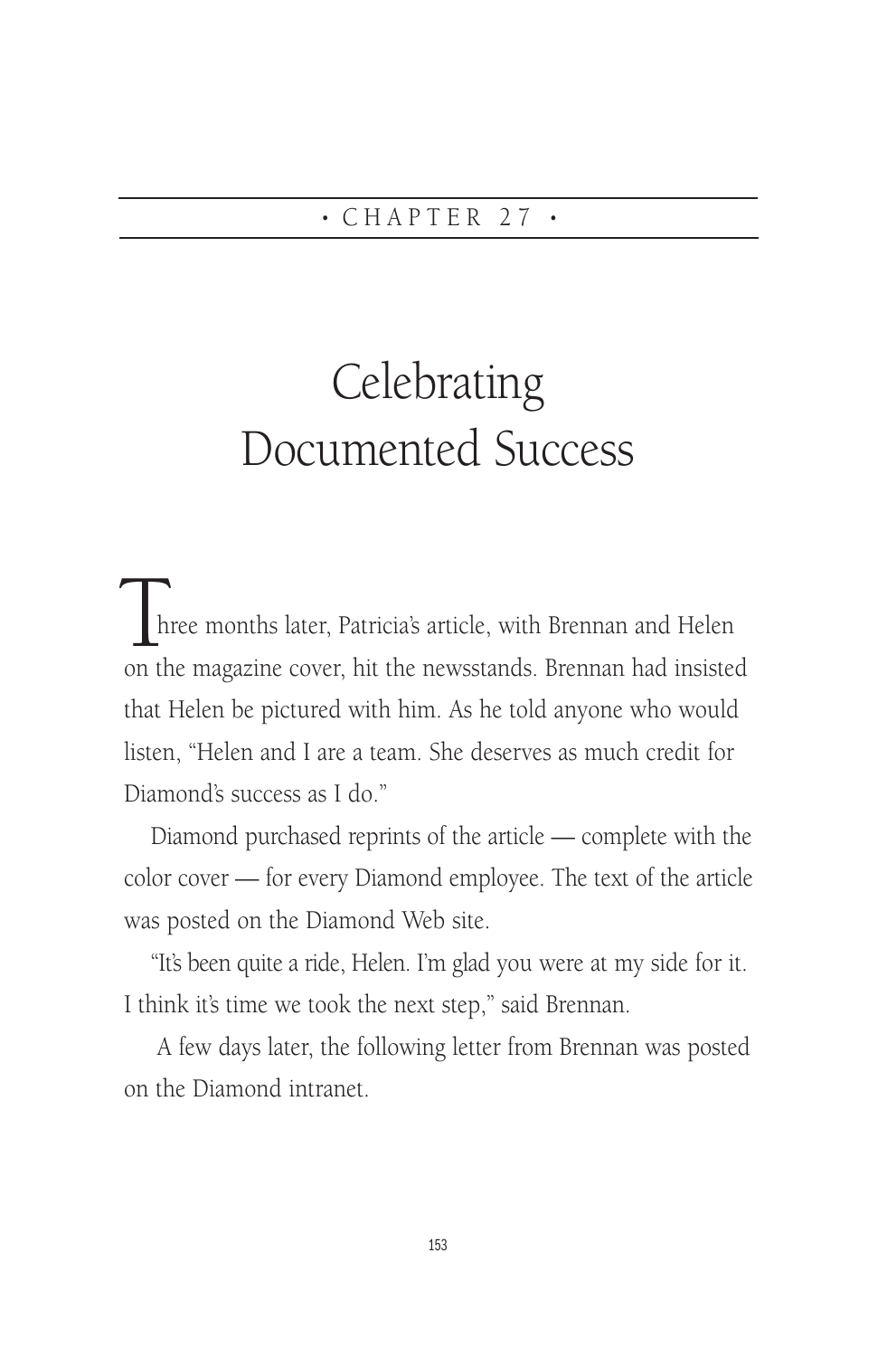• CHAPTER 27 •

# Celebrating Documented Success

Three months later, Patricia's article, with Brennan and Helen on the magazine cover, hit the newsstands. Brennan had insisted that Helen be pictured with him. As he told anyone who would listen, "Helen and I are a team. She deserves as much credit for Diamond's success as I do."

Diamond purchased reprints of the article — complete with the color cover — for every Diamond employee. The text of the article was posted on the Diamond Web site.

"It's been quite a ride, Helen. I'm glad you were at my side for it. I think it's time we took the next step," said Brennan.

A few days later, the following letter from Brennan was posted on the Diamond intranet.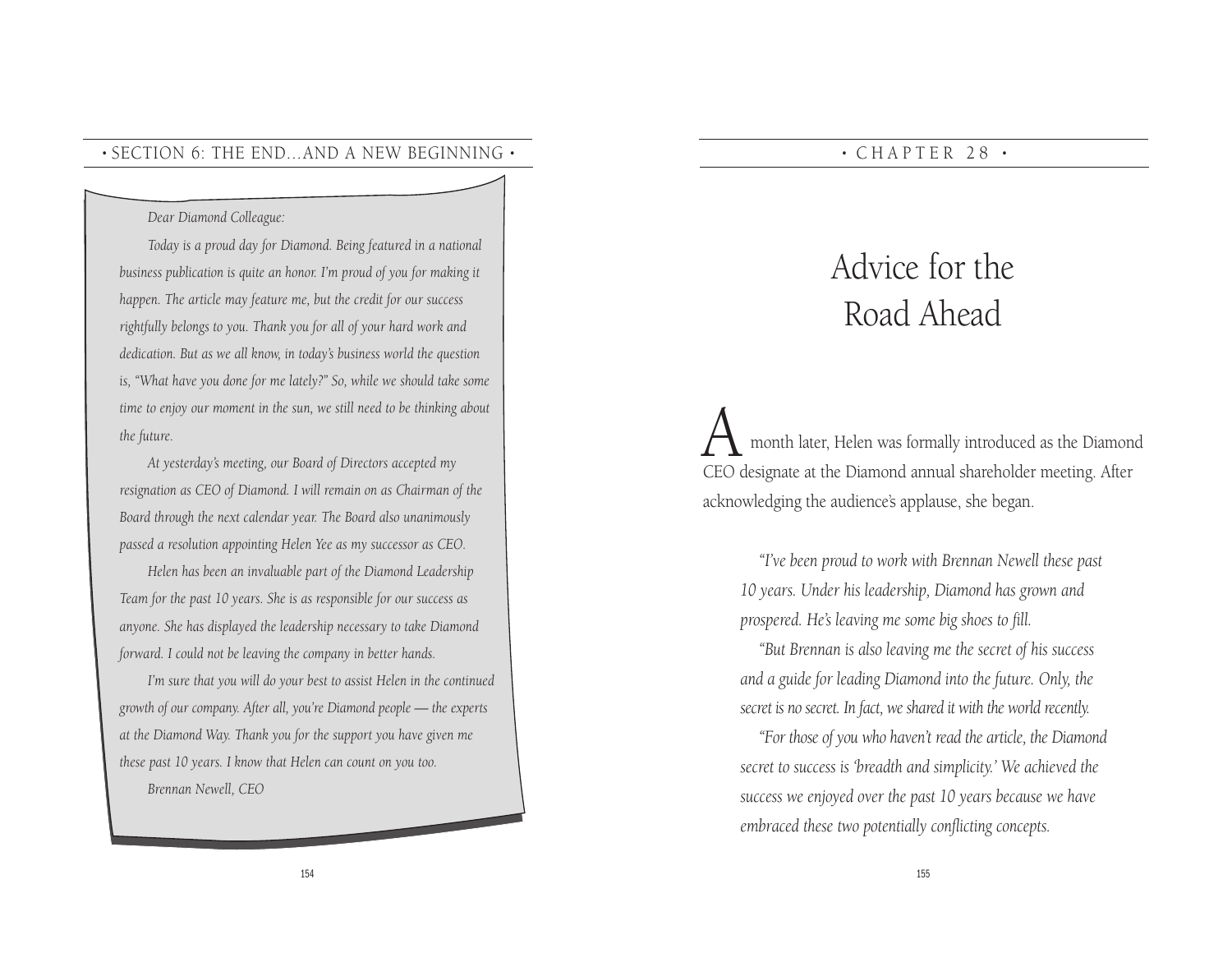*Dear Diamond Colleague:*

*Today is a proud day for Diamond. Being featured in a national business publication is quite an honor. I'm proud of you for making it happen. The article may feature me, but the credit for our success rightfully belongs to you. Thank you for all of your hard work and dedication. But as we all know, in today's business world the question is, "What have you done for me lately?" So, while we should take some time to enjoy our moment in the sun, we still need to be thinking about the future.*

*At yesterday's meeting, our Board of Directors accepted my resignation as CEO of Diamond. I will remain on as Chairman of the Board through the next calendar year. The Board also unanimously passed a resolution appointing Helen Yee as my successor as CEO.*

*Helen has been an invaluable part of the Diamond Leadership Team for the past 10 years. She is as responsible for our success as anyone. She has displayed the leadership necessary to take Diamond forward. I could not be leaving the company in better hands.*

*I'm sure that you will do your best to assist Helen in the continued growth of our company. After all, you're Diamond people — the experts at the Diamond Way. Thank you for the support you have given me these past 10 years. I know that Helen can count on you too.*

*Brennan Newell, CEO*

# Advice for the Road Ahead

A month later, Helen was formally introduced as the Diamond CEO designate at the Diamond annual shareholder meeting. After acknowledging the audience's applause, she began.

*"I've been proud to work with Brennan Newell these past 10 years. Under his leadership, Diamond has grown and prospered. He's leaving me some big shoes to fill.*

*"But Brennan is also leaving me the secret of his success and a guide for leading Diamond into the future. Only, the secret is no secret. In fact, we shared it with the world recently.*

*"For those of you who haven't read the article, the Diamond secret to success is 'breadth and simplicity.' We achieved the success we enjoyed over the past 10 years because we have embraced these two potentially conflicting concepts.*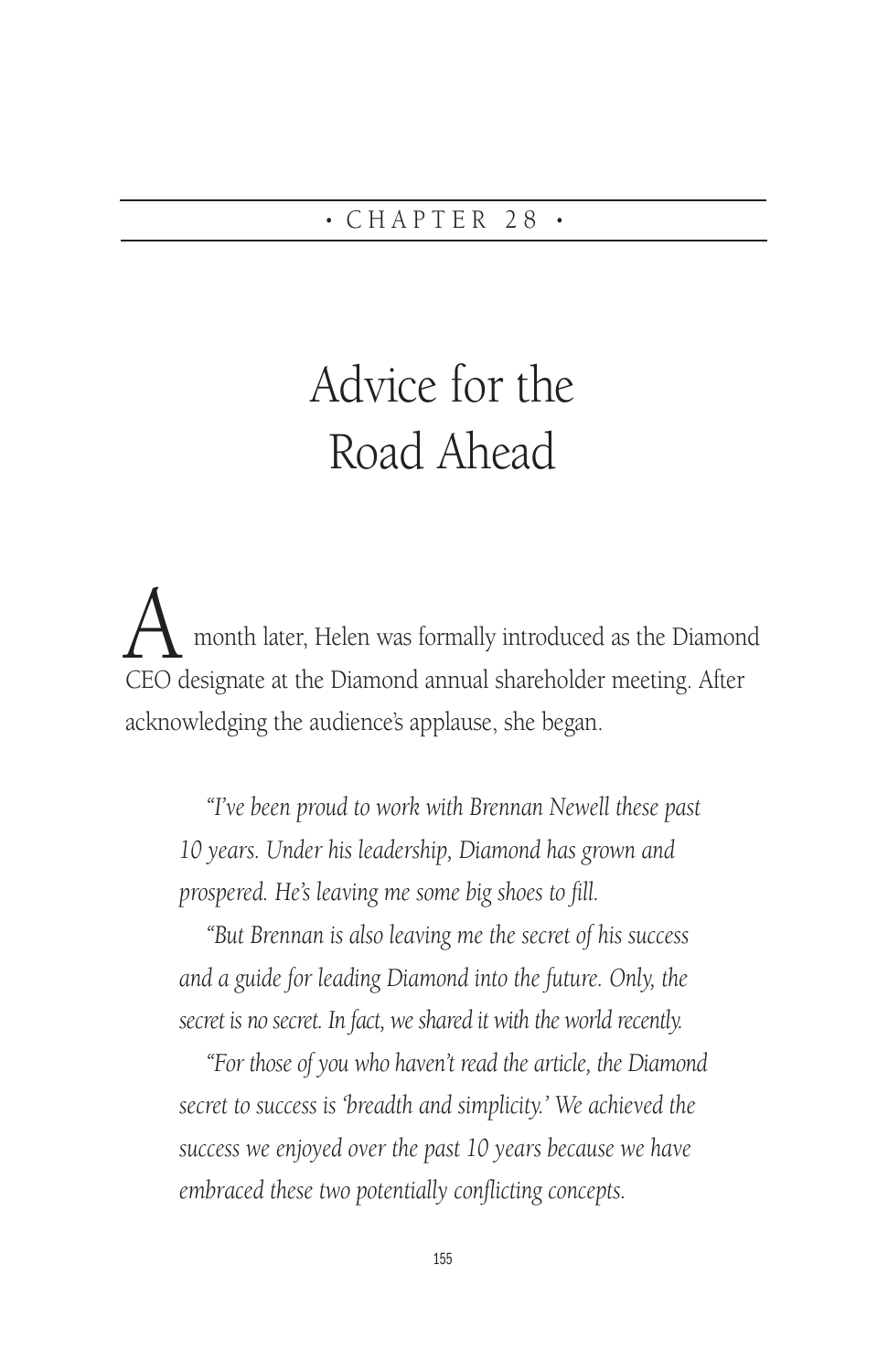• CHAPTER 28 •

# Advice for the Road Ahead

A month later, Helen was formally introduced as the Diamond CEO designate at the Diamond annual shareholder meeting. After acknowledging the audience's applause, she began.

> *"I've been proud to work with Brennan Newell these past 10 years. Under his leadership, Diamond has grown and prospered. He's leaving me some big shoes to fill.*
>
> *"But Brennan is also leaving me the secret of his success and a guide for leading Diamond into the future. Only, the secret is no secret. In fact, we shared it with the world recently.*
>
> *"For those of you who haven't read the article, the Diamond secret to success is 'breadth and simplicity.' We achieved the success we enjoyed over the past 10 years because we have embraced these two potentially conflicting concepts.*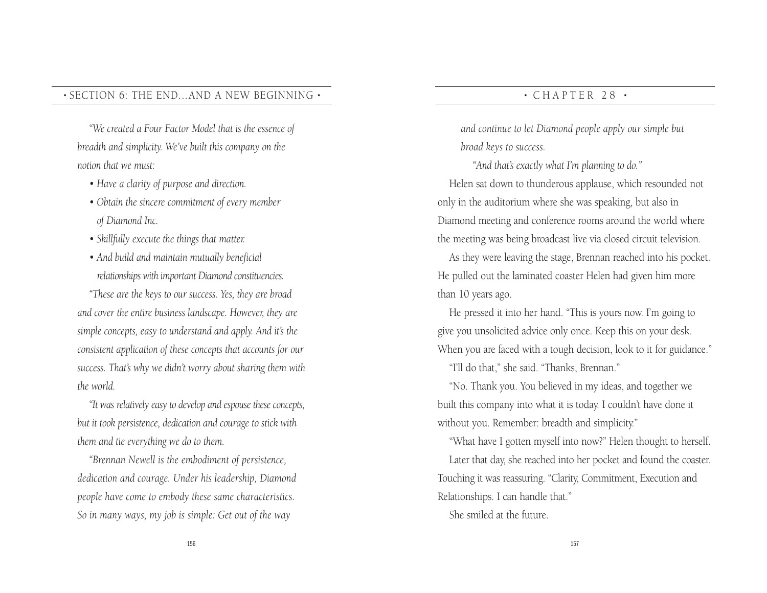*"We created a Four Factor Model that is the essence of breadth and simplicity. We've built this company on the notion that we must:*

- *Have a clarity of purpose and direction.*
- *Obtain the sincere commitment of every member of Diamond Inc.*
- *Skillfully execute the things that matter.*
- *And build and maintain mutually beneficial relationships with important Diamond constituencies.*

*"These are the keys to our success. Yes, they are broad and cover the entire business landscape. However, they are simple concepts, easy to understand and apply. And it's the consistent application of these concepts that accounts for our success. That's why we didn't worry about sharing them with the world.*

*"It was relatively easy to develop and espouse these concepts, but it took persistence, dedication and courage to stick with them and tie everything we do to them.*

*"Brennan Newell is the embodiment of persistence, dedication and courage. Under his leadership, Diamond people have come to embody these same characteristics. So in many ways, my job is simple: Get out of the way and continue to let Diamond people apply our simple but broad keys to success.*

*"And that's exactly what I'm planning to do."*

Helen sat down to thunderous applause, which resounded not only in the auditorium where she was speaking, but also in Diamond meeting and conference rooms around the world where the meeting was being broadcast live via closed circuit television.

As they were leaving the stage, Brennan reached into his pocket. He pulled out the laminated coaster Helen had given him more than 10 years ago.

He pressed it into her hand. "This is yours now. I'm going to give you unsolicited advice only once. Keep this on your desk. When you are faced with a tough decision, look to it for guidance."

"I'll do that," she said. "Thanks, Brennan."

"No. Thank you. You believed in my ideas, and together we built this company into what it is today. I couldn't have done it without you. Remember: breadth and simplicity."

"What have I gotten myself into now?" Helen thought to herself.

Later that day, she reached into her pocket and found the coaster. Touching it was reassuring. "Clarity, Commitment, Execution and Relationships. I can handle that."

She smiled at the future.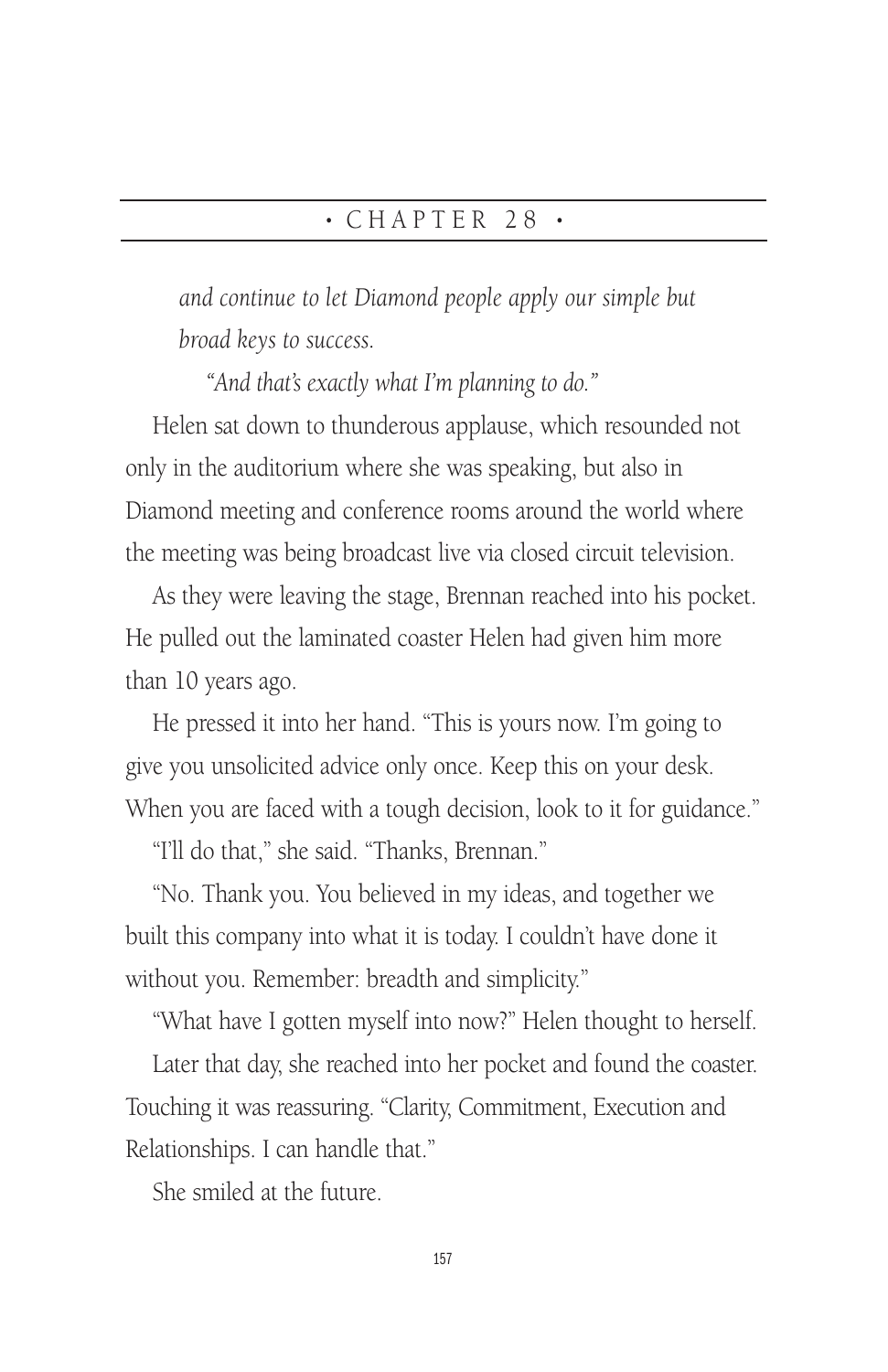## • CHAPTER 28 •

*and continue to let Diamond people apply our simple but broad keys to success.*

*"And that's exactly what I'm planning to do."*

Helen sat down to thunderous applause, which resounded not only in the auditorium where she was speaking, but also in Diamond meeting and conference rooms around the world where the meeting was being broadcast live via closed circuit television.

As they were leaving the stage, Brennan reached into his pocket. He pulled out the laminated coaster Helen had given him more than 10 years ago.

He pressed it into her hand. "This is yours now. I'm going to give you unsolicited advice only once. Keep this on your desk. When you are faced with a tough decision, look to it for guidance."

"I'll do that," she said. "Thanks, Brennan."

"No. Thank you. You believed in my ideas, and together we built this company into what it is today. I couldn't have done it without you. Remember: breadth and simplicity."

"What have I gotten myself into now?" Helen thought to herself.

Later that day, she reached into her pocket and found the coaster. Touching it was reassuring. "Clarity, Commitment, Execution and Relationships. I can handle that."

She smiled at the future.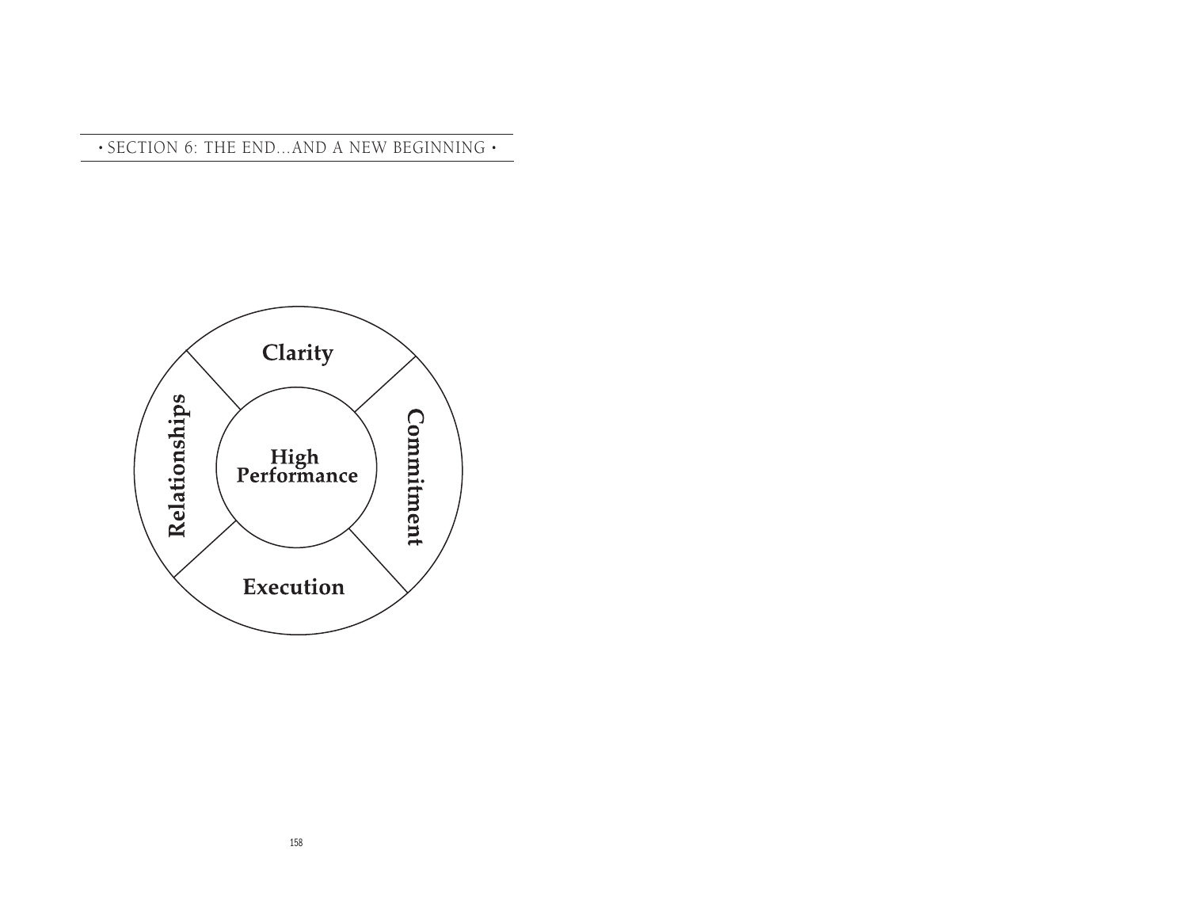Clarity

Relationships

High Performance

Commitment

Execution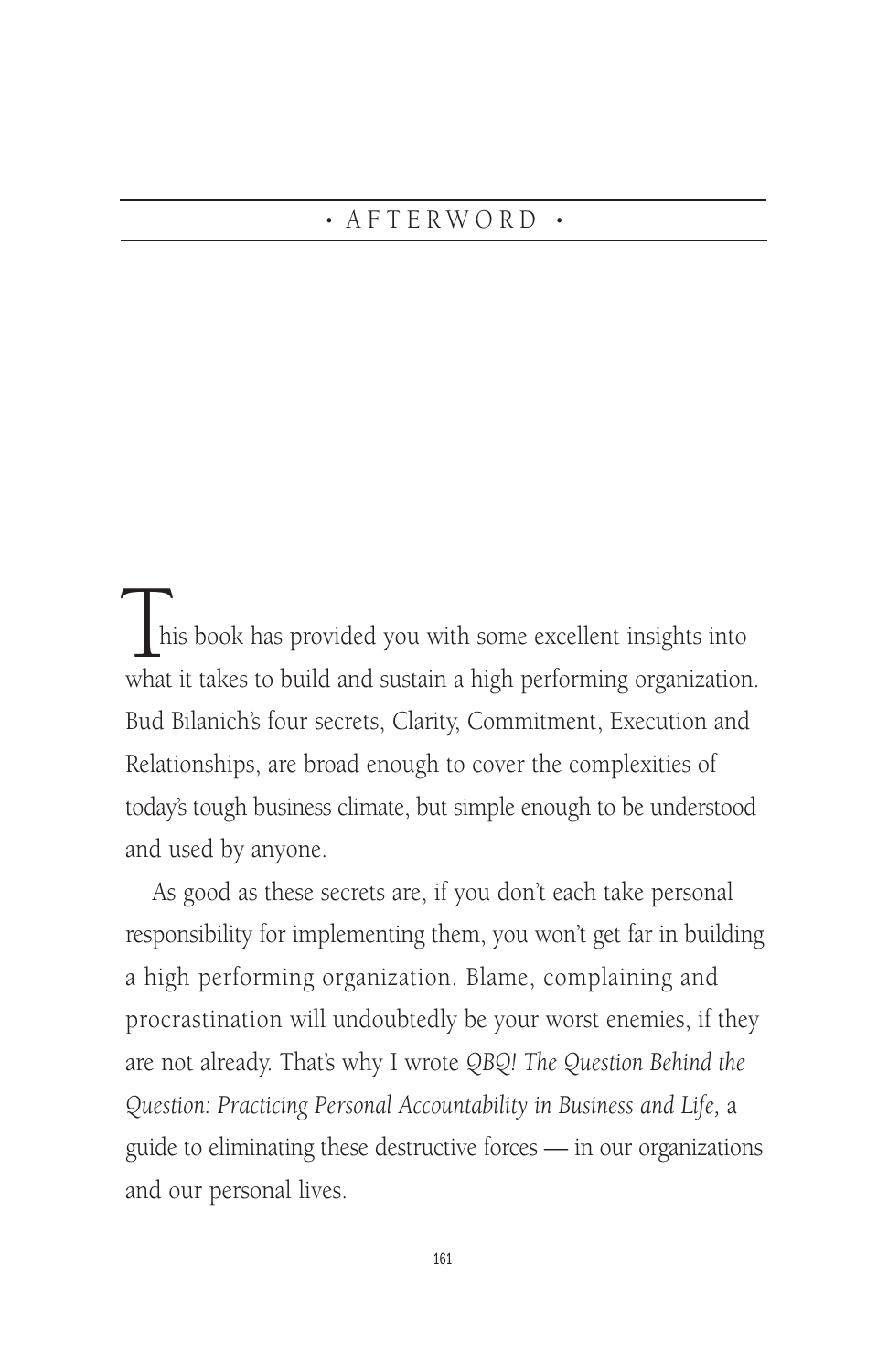# • AFTERWORD •

This book has provided you with some excellent insights into what it takes to build and sustain a high performing organization. Bud Bilanich's four secrets, Clarity, Commitment, Execution and Relationships, are broad enough to cover the complexities of today's tough business climate, but simple enough to be understood and used by anyone.

As good as these secrets are, if you don't each take personal responsibility for implementing them, you won't get far in building a high performing organization. Blame, complaining and procrastination will undoubtedly be your worst enemies, if they are not already. That's why I wrote *QBQ! The Question Behind the Question: Practicing Personal Accountability in Business and Life,* a guide to eliminating these destructive forces — in our organizations and our personal lives.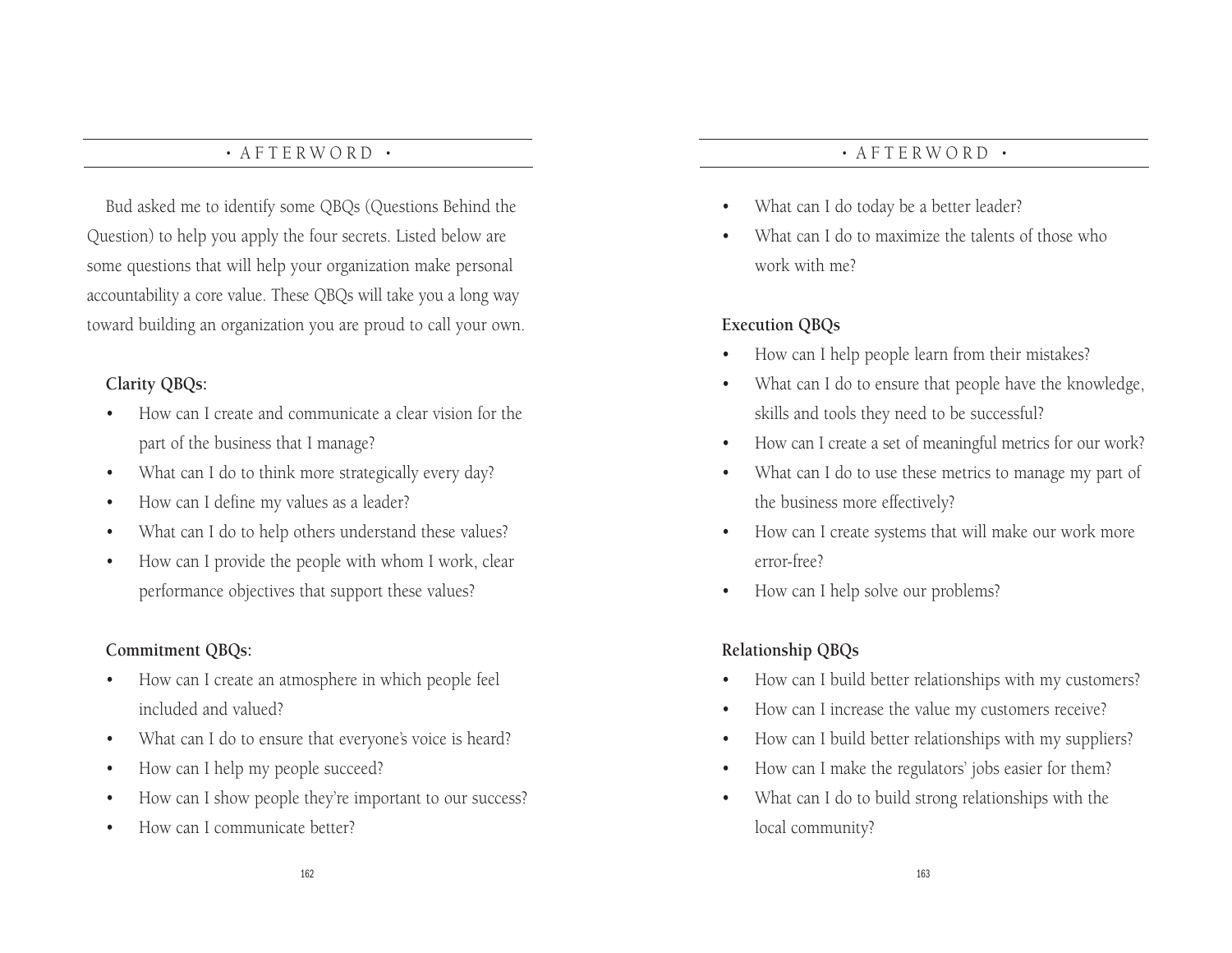Bud asked me to identify some QBQs (Questions Behind the Question) to help you apply the four secrets. Listed below are some questions that will help your organization make personal accountability a core value. These QBQs will take you a long way toward building an organization you are proud to call your own.

**Clarity QBQs:**

- How can I create and communicate a clear vision for the part of the business that I manage?
- What can I do to think more strategically every day?
- How can I define my values as a leader?
- What can I do to help others understand these values?
- How can I provide the people with whom I work, clear performance objectives that support these values?

**Commitment QBQs:**

- How can I create an atmosphere in which people feel included and valued?
- What can I do to ensure that everyone's voice is heard?
- How can I help my people succeed?
- How can I show people they're important to our success?
- How can I communicate better?
- What can I do today be a better leader?
- What can I do to maximize the talents of those who work with me?

**Execution QBQs**

- How can I help people learn from their mistakes?
- What can I do to ensure that people have the knowledge, skills and tools they need to be successful?
- How can I create a set of meaningful metrics for our work?
- What can I do to use these metrics to manage my part of the business more effectively?
- How can I create systems that will make our work more error-free?
- How can I help solve our problems?

**Relationship QBQs**

- How can I build better relationships with my customers?
- How can I increase the value my customers receive?
- How can I build better relationships with my suppliers?
- How can I make the regulators' jobs easier for them?
- What can I do to build strong relationships with the local community?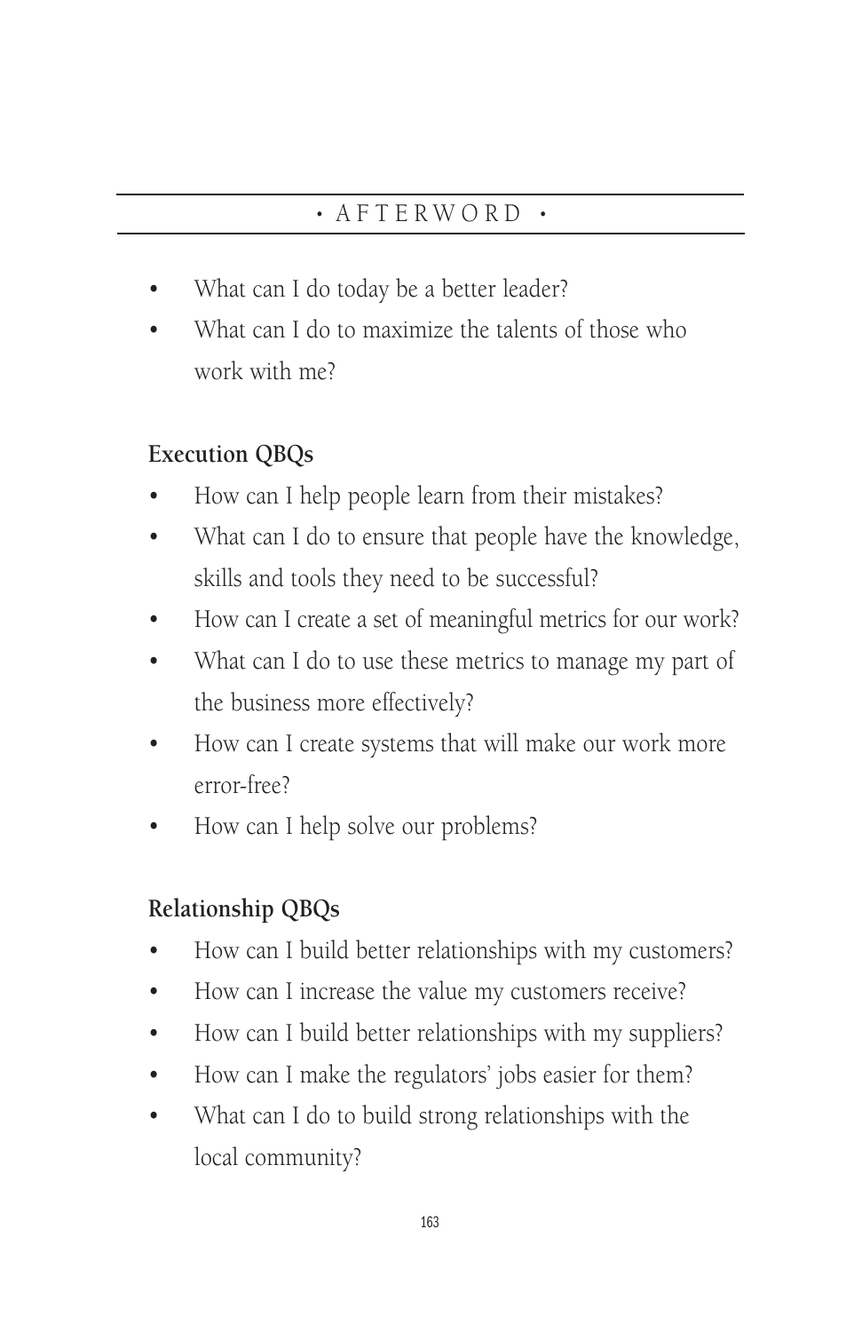- What can I do today be a better leader?
- What can I do to maximize the talents of those who work with me?

**Execution QBQs**

- How can I help people learn from their mistakes?
- What can I do to ensure that people have the knowledge, skills and tools they need to be successful?
- How can I create a set of meaningful metrics for our work?
- What can I do to use these metrics to manage my part of the business more effectively?
- How can I create systems that will make our work more error-free?
- How can I help solve our problems?

**Relationship QBQs**

- How can I build better relationships with my customers?
- How can I increase the value my customers receive?
- How can I build better relationships with my suppliers?
- How can I make the regulators' jobs easier for them?
- What can I do to build strong relationships with the local community?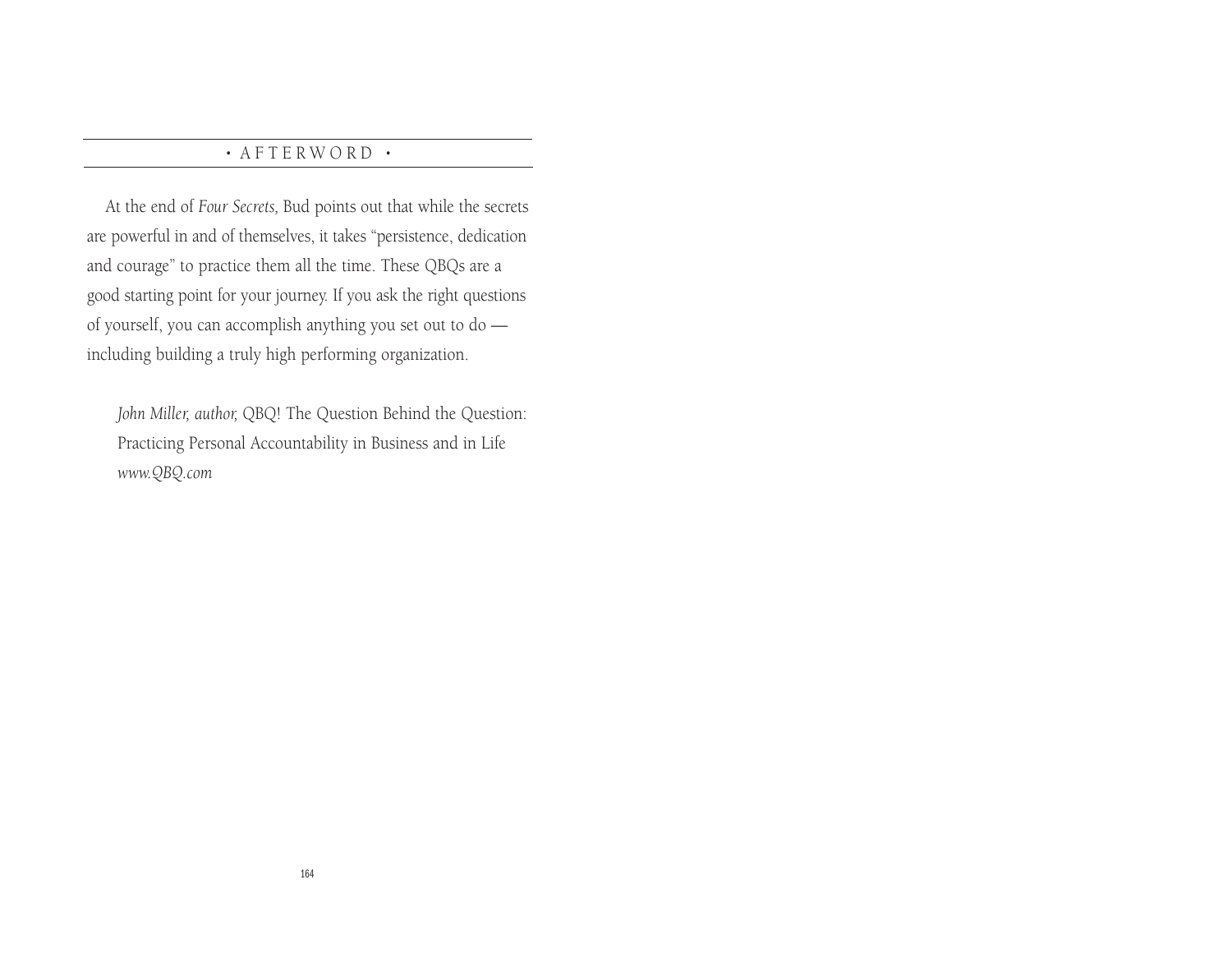## • AFTERWORD •

At the end of *Four Secrets,* Bud points out that while the secrets are powerful in and of themselves, it takes "persistence, dedication and courage" to practice them all the time. These QBQs are a good starting point for your journey. If you ask the right questions of yourself, you can accomplish anything you set out to do — including building a truly high performing organization.

> *John Miller, author,* QBQ! The Question Behind the Question: Practicing Personal Accountability in Business and in Life
> *www.QBQ.com*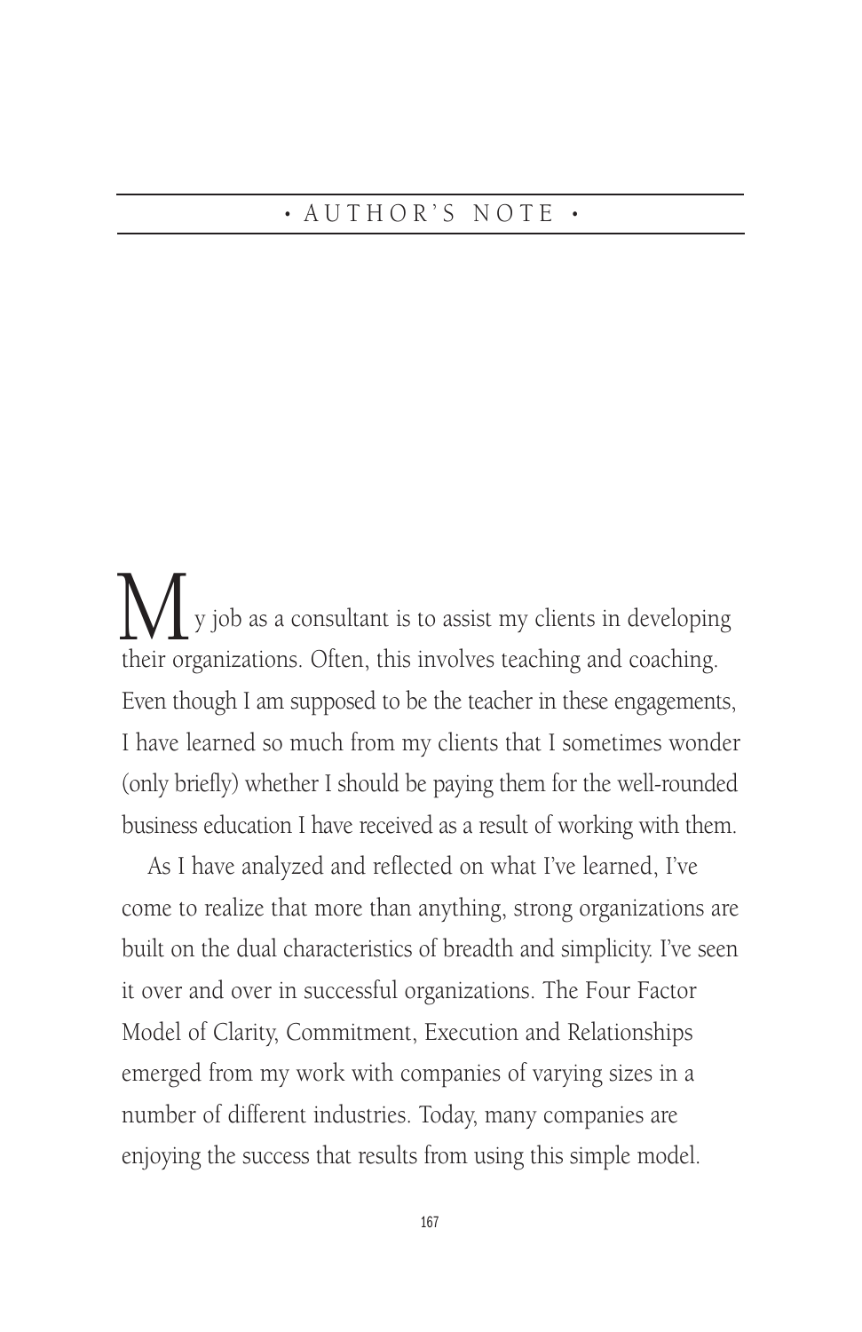# • AUTHOR'S NOTE •

My job as a consultant is to assist my clients in developing their organizations. Often, this involves teaching and coaching. Even though I am supposed to be the teacher in these engagements, I have learned so much from my clients that I sometimes wonder (only briefly) whether I should be paying them for the well-rounded business education I have received as a result of working with them.

As I have analyzed and reflected on what I've learned, I've come to realize that more than anything, strong organizations are built on the dual characteristics of breadth and simplicity. I've seen it over and over in successful organizations. The Four Factor Model of Clarity, Commitment, Execution and Relationships emerged from my work with companies of varying sizes in a number of different industries. Today, many companies are enjoying the success that results from using this simple model.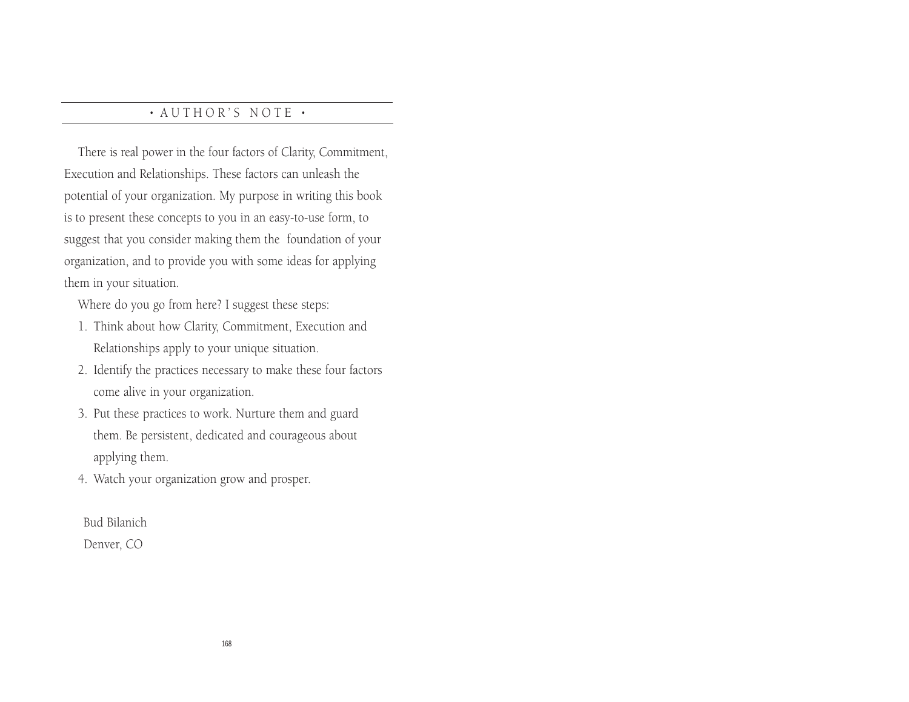## • AUTHOR'S NOTE •

There is real power in the four factors of Clarity, Commitment, Execution and Relationships. These factors can unleash the potential of your organization. My purpose in writing this book is to present these concepts to you in an easy-to-use form, to suggest that you consider making them the foundation of your organization, and to provide you with some ideas for applying them in your situation.

Where do you go from here? I suggest these steps:

1. Think about how Clarity, Commitment, Execution and Relationships apply to your unique situation.
2. Identify the practices necessary to make these four factors come alive in your organization.
3. Put these practices to work. Nurture them and guard them. Be persistent, dedicated and courageous about applying them.
4. Watch your organization grow and prosper.

Bud Bilanich
Denver, CO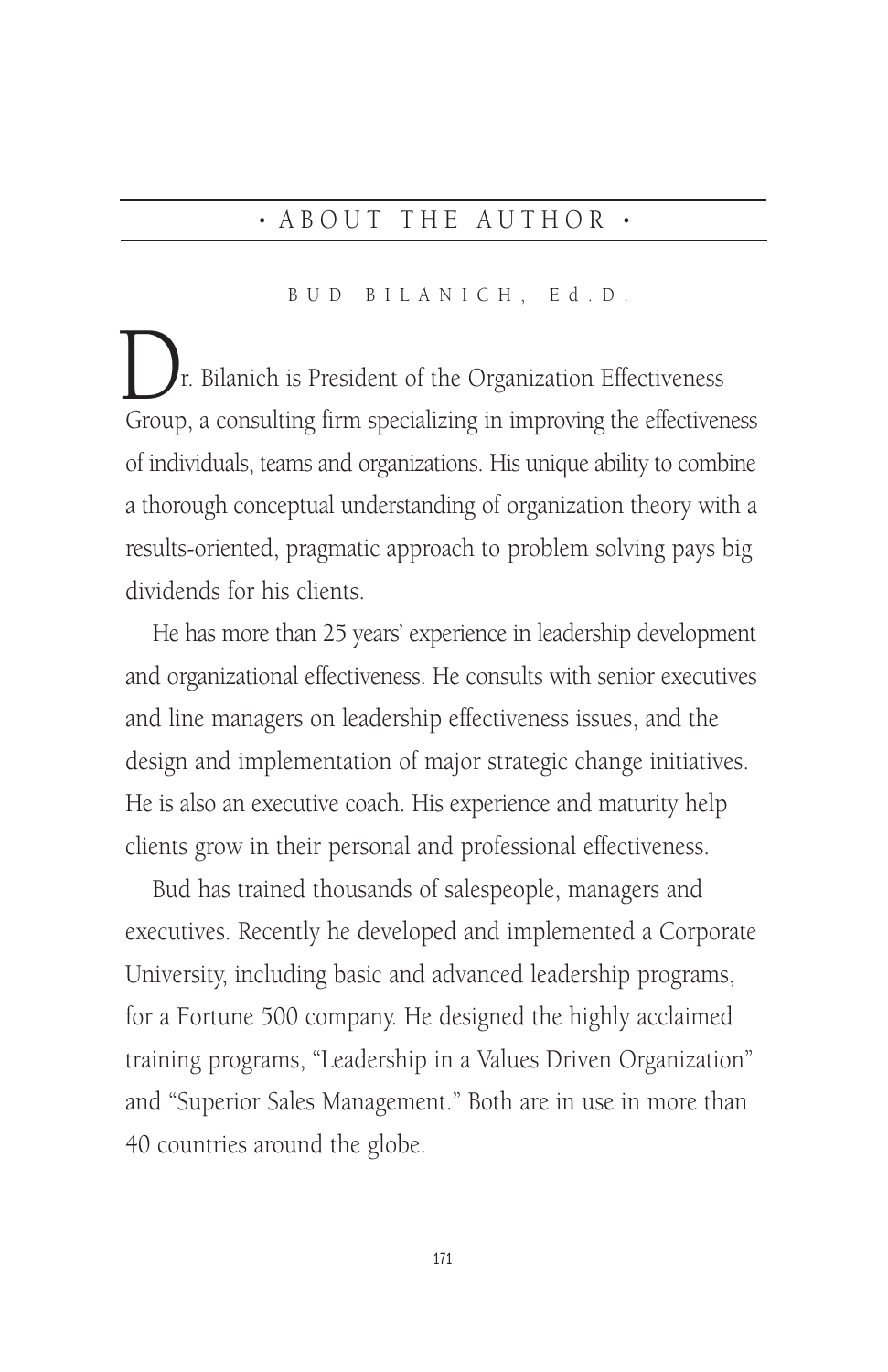# • ABOUT THE AUTHOR •

## BUD BILANICH, Ed.D.

Dr. Bilanich is President of the Organization Effectiveness Group, a consulting firm specializing in improving the effectiveness of individuals, teams and organizations. His unique ability to combine a thorough conceptual understanding of organization theory with a results-oriented, pragmatic approach to problem solving pays big dividends for his clients.

He has more than 25 years' experience in leadership development and organizational effectiveness. He consults with senior executives and line managers on leadership effectiveness issues, and the design and implementation of major strategic change initiatives. He is also an executive coach. His experience and maturity help clients grow in their personal and professional effectiveness.

Bud has trained thousands of salespeople, managers and executives. Recently he developed and implemented a Corporate University, including basic and advanced leadership programs, for a Fortune 500 company. He designed the highly acclaimed training programs, "Leadership in a Values Driven Organization" and "Superior Sales Management." Both are in use in more than 40 countries around the globe.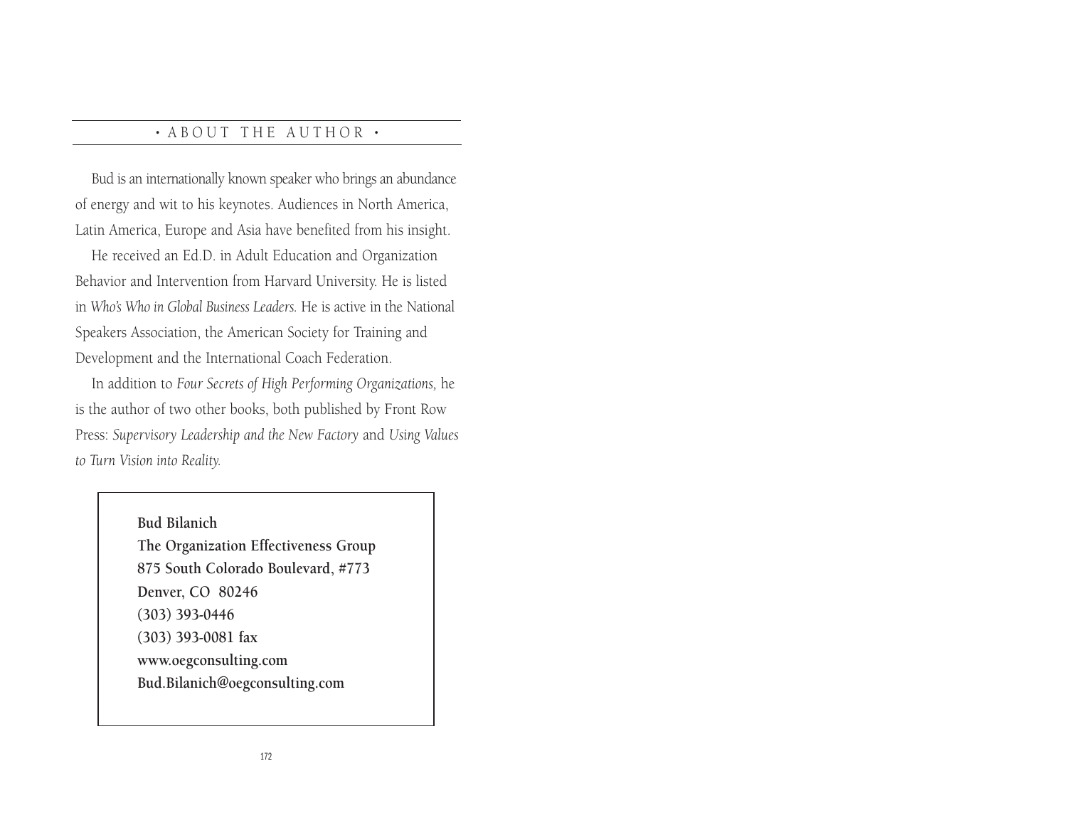## • ABOUT THE AUTHOR •

Bud is an internationally known speaker who brings an abundance of energy and wit to his keynotes. Audiences in North America, Latin America, Europe and Asia have benefited from his insight.

He received an Ed.D. in Adult Education and Organization Behavior and Intervention from Harvard University. He is listed in *Who's Who in Global Business Leaders.* He is active in the National Speakers Association, the American Society for Training and Development and the International Coach Federation.

In addition to *Four Secrets of High Performing Organizations,* he is the author of two other books, both published by Front Row Press: *Supervisory Leadership and the New Factory* and *Using Values to Turn Vision into Reality.*

**Bud Bilanich**
**The Organization Effectiveness Group**
**875 South Colorado Boulevard, #773**
**Denver, CO 80246**
**(303) 393-0446**
**(303) 393-0081 fax**
**www.oegconsulting.com**
**Bud.Bilanich@oegconsulting.com**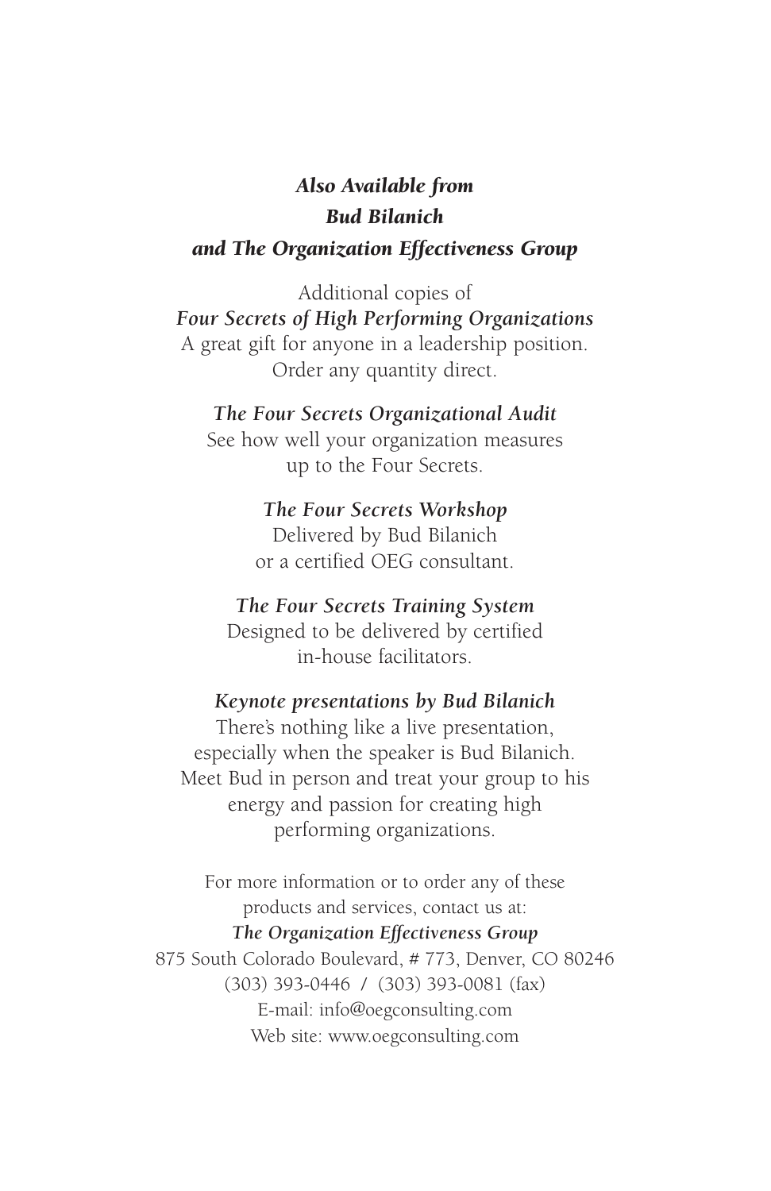## *Also Available from Bud Bilanich and The Organization Effectiveness Group*

Additional copies of
***Four Secrets of High Performing Organizations***
A great gift for anyone in a leadership position.
Order any quantity direct.

***The Four Secrets Organizational Audit***
See how well your organization measures up to the Four Secrets.

***The Four Secrets Workshop***
Delivered by Bud Bilanich or a certified OEG consultant.

***The Four Secrets Training System***
Designed to be delivered by certified in-house facilitators.

***Keynote presentations by Bud Bilanich***
There's nothing like a live presentation, especially when the speaker is Bud Bilanich. Meet Bud in person and treat your group to his energy and passion for creating high performing organizations.

For more information or to order any of these products and services, contact us at:
***The Organization Effectiveness Group***
875 South Colorado Boulevard, # 773, Denver, CO 80246
(303) 393-0446 / (303) 393-0081 (fax)
E-mail: info@oegconsulting.com
Web site: www.oegconsulting.com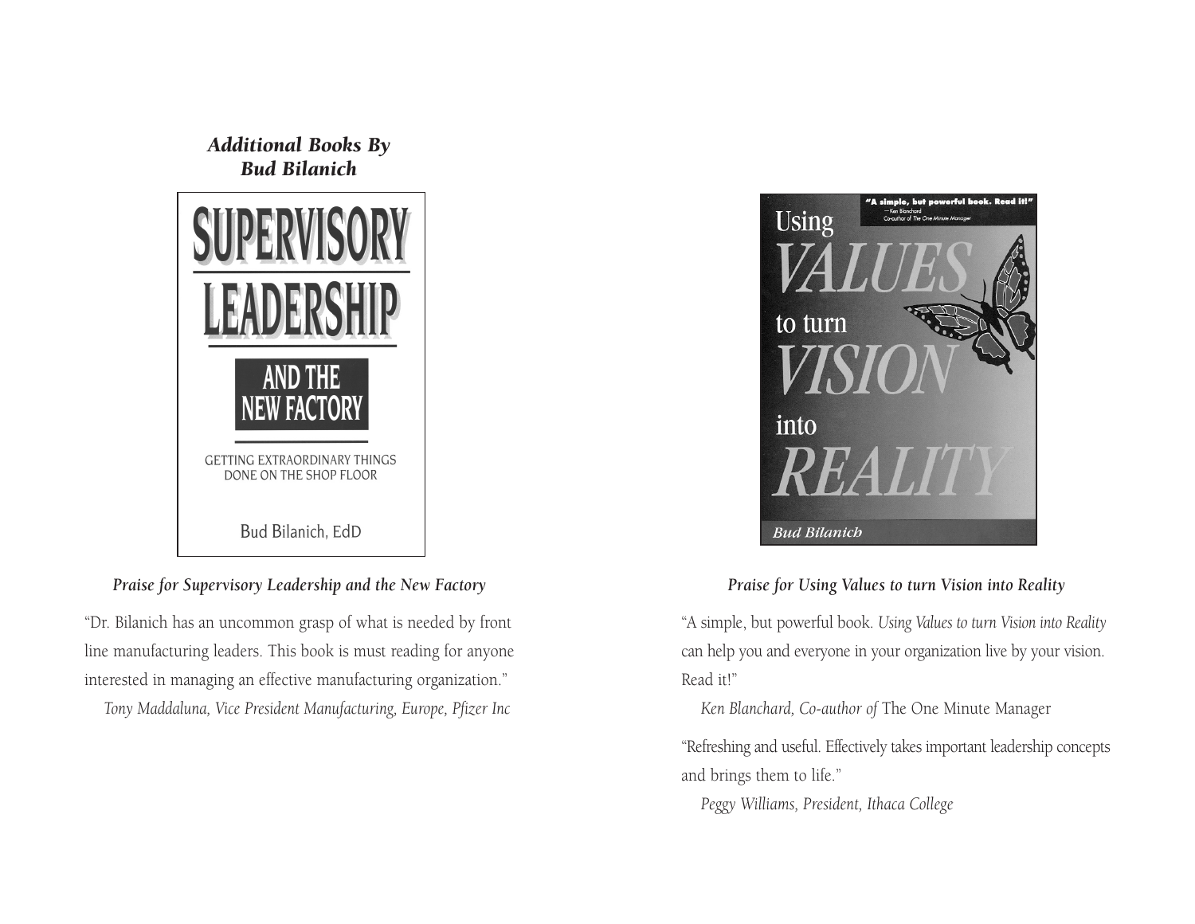## *Additional Books By Bud Bilanich*

SUPERVISORY LEADERSHIP AND THE NEW FACTORY

GETTING EXTRAORDINARY THINGS DONE ON THE SHOP FLOOR

Bud Bilanich, EdD

***Praise for Supervisory Leadership and the New Factory***

"Dr. Bilanich has an uncommon grasp of what is needed by front line manufacturing leaders. This book is must reading for anyone interested in managing an effective manufacturing organization."

*Tony Maddaluna, Vice President Manufacturing, Europe, Pfizer Inc*

"A simple, but powerful book. Read it!" — Ken Blanchard, Co-author of The One Minute Manager

Using VALUES to turn VISION into REALITY

Bud Bilanich

***Praise for Using Values to turn Vision into Reality***

"A simple, but powerful book. *Using Values to turn Vision into Reality* can help you and everyone in your organization live by your vision. Read it!"

*Ken Blanchard, Co-author of* The One Minute Manager

"Refreshing and useful. Effectively takes important leadership concepts and brings them to life."

*Peggy Williams, President, Ithaca College*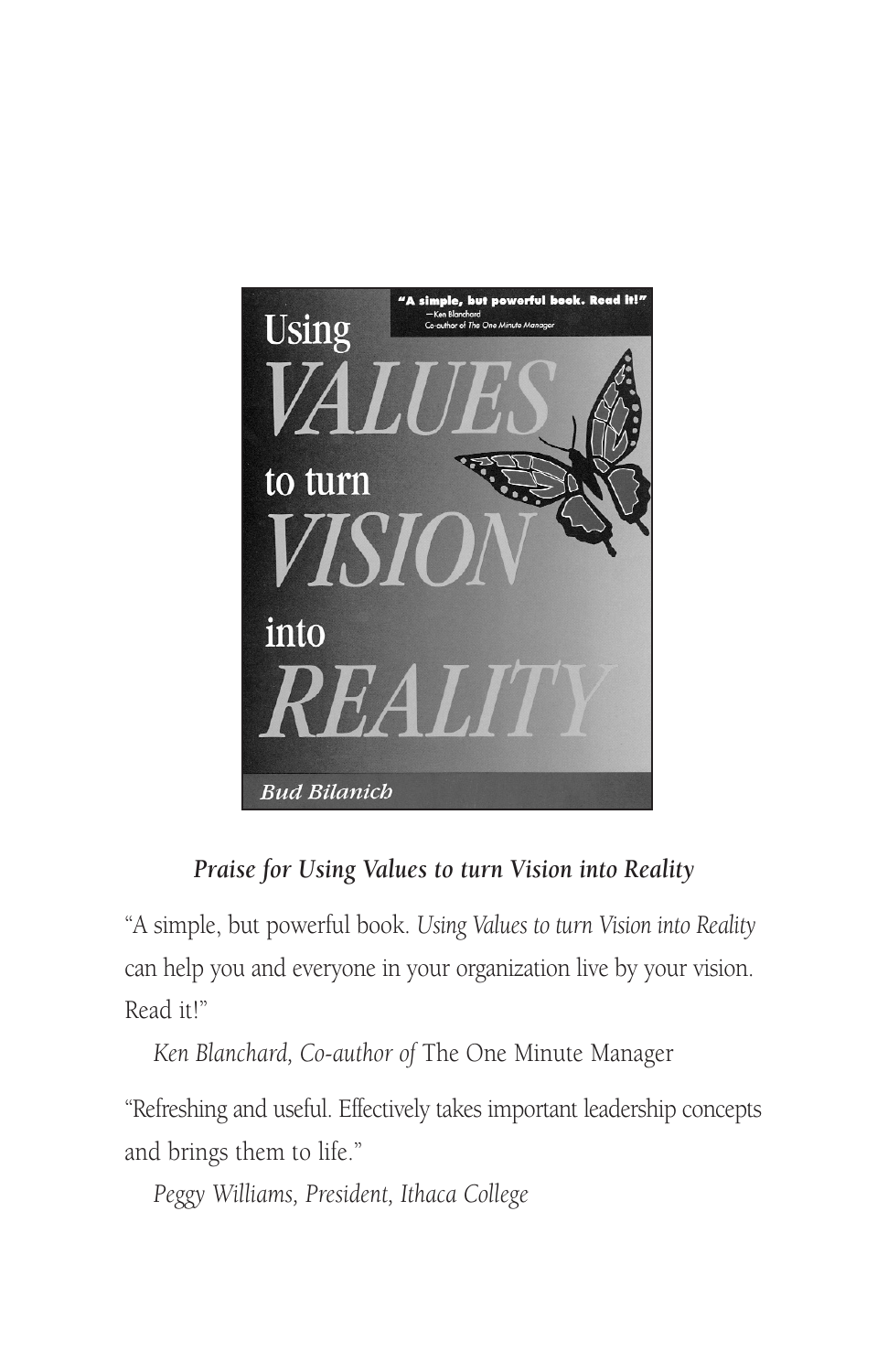### *Praise for Using Values to turn Vision into Reality*

"A simple, but powerful book. *Using Values to turn Vision into Reality* can help you and everyone in your organization live by your vision. Read it!"

*Ken Blanchard, Co-author of* The One Minute Manager

"Refreshing and useful. Effectively takes important leadership concepts and brings them to life."

*Peggy Williams, President, Ithaca College*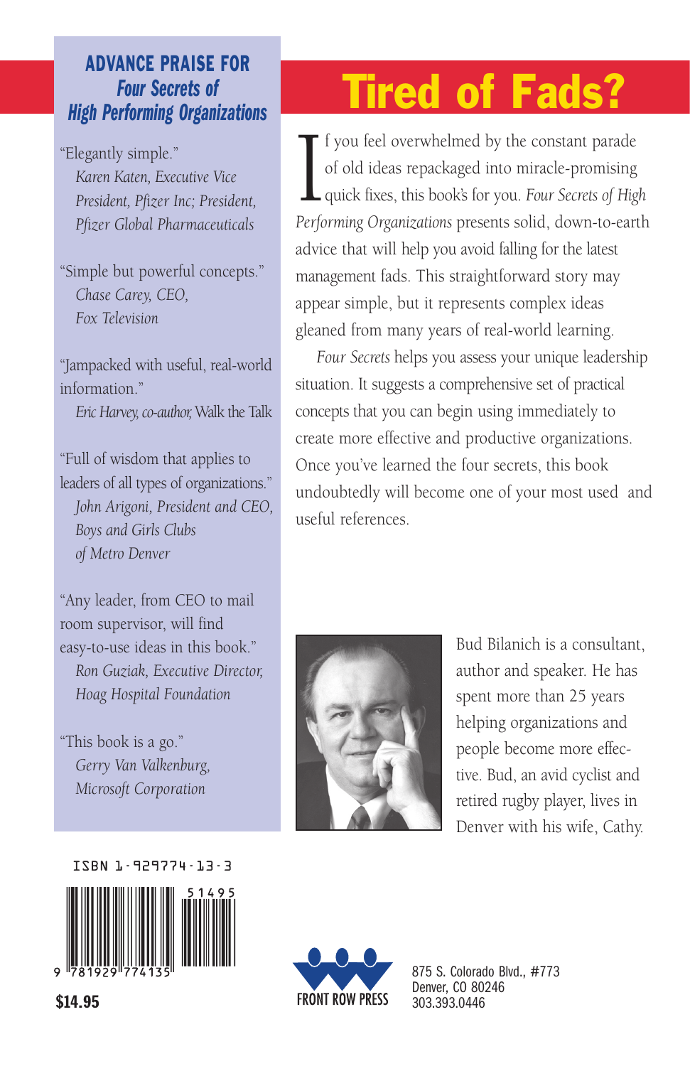## ADVANCE PRAISE FOR *Four Secrets of High Performing Organizations*

"Elegantly simple."
*Karen Katen, Executive Vice President, Pfizer Inc; President, Pfizer Global Pharmaceuticals*

"Simple but powerful concepts."
*Chase Carey, CEO, Fox Television*

"Jampacked with useful, real-world information."
*Eric Harvey, co-author,* Walk the Talk

"Full of wisdom that applies to leaders of all types of organizations."
*John Arigoni, President and CEO, Boys and Girls Clubs of Metro Denver*

"Any leader, from CEO to mail room supervisor, will find easy-to-use ideas in this book."
*Ron Guziak, Executive Director, Hoag Hospital Foundation*

"This book is a go."
*Gerry Van Valkenburg, Microsoft Corporation*

# Tired of Fads?

If you feel overwhelmed by the constant parade of old ideas repackaged into miracle-promising quick fixes, this book's for you. *Four Secrets of High Performing Organizations* presents solid, down-to-earth advice that will help you avoid falling for the latest management fads. This straightforward story may appear simple, but it represents complex ideas gleaned from many years of real-world learning.

*Four Secrets* helps you assess your unique leadership situation. It suggests a comprehensive set of practical concepts that you can begin using immediately to create more effective and productive organizations. Once you've learned the four secrets, this book undoubtedly will become one of your most used and useful references.

Bud Bilanich is a consultant, author and speaker. He has spent more than 25 years helping organizations and people become more effective. Bud, an avid cyclist and retired rugby player, lives in Denver with his wife, Cathy.

ISBN 1-929774-13-3

9 781929 774135 51495

**$14.95**

FRONT ROW PRESS

875 S. Colorado Blvd., #773
Denver, CO 80246
303.393.0446